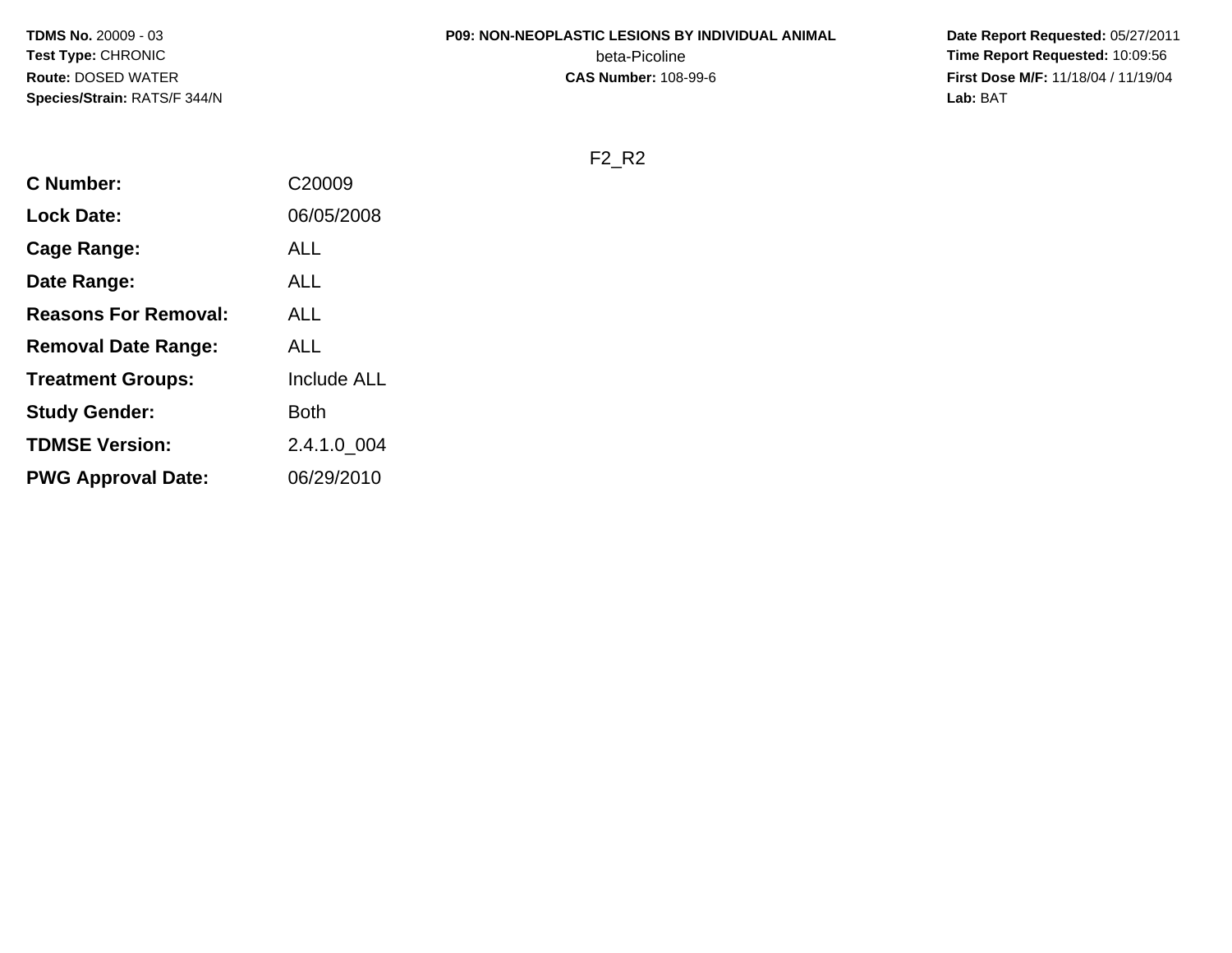**TDMS No.** 20009 - 03
**Test Type:** CHRONIC
**Route:** DOSED WATER
**Species/Strain:** RATS/F 344/N

**P09: NON-NEOPLASTIC LESIONS BY INDIVIDUAL ANIMAL**
beta-Picoline
**CAS Number:** 108-99-6

**Date Report Requested:** 05/27/2011
**Time Report Requested:** 10:09:56
**First Dose M/F:** 11/18/04 / 11/19/04
**Lab:** BAT

F2_R2

| | |
|---|---|
| **C Number:** | C20009 |
| **Lock Date:** | 06/05/2008 |
| **Cage Range:** | ALL |
| **Date Range:** | ALL |
| **Reasons For Removal:** | ALL |
| **Removal Date Range:** | ALL |
| **Treatment Groups:** | Include ALL |
| **Study Gender:** | Both |
| **TDMSE Version:** | 2.4.1.0_004 |
| **PWG Approval Date:** | 06/29/2010 |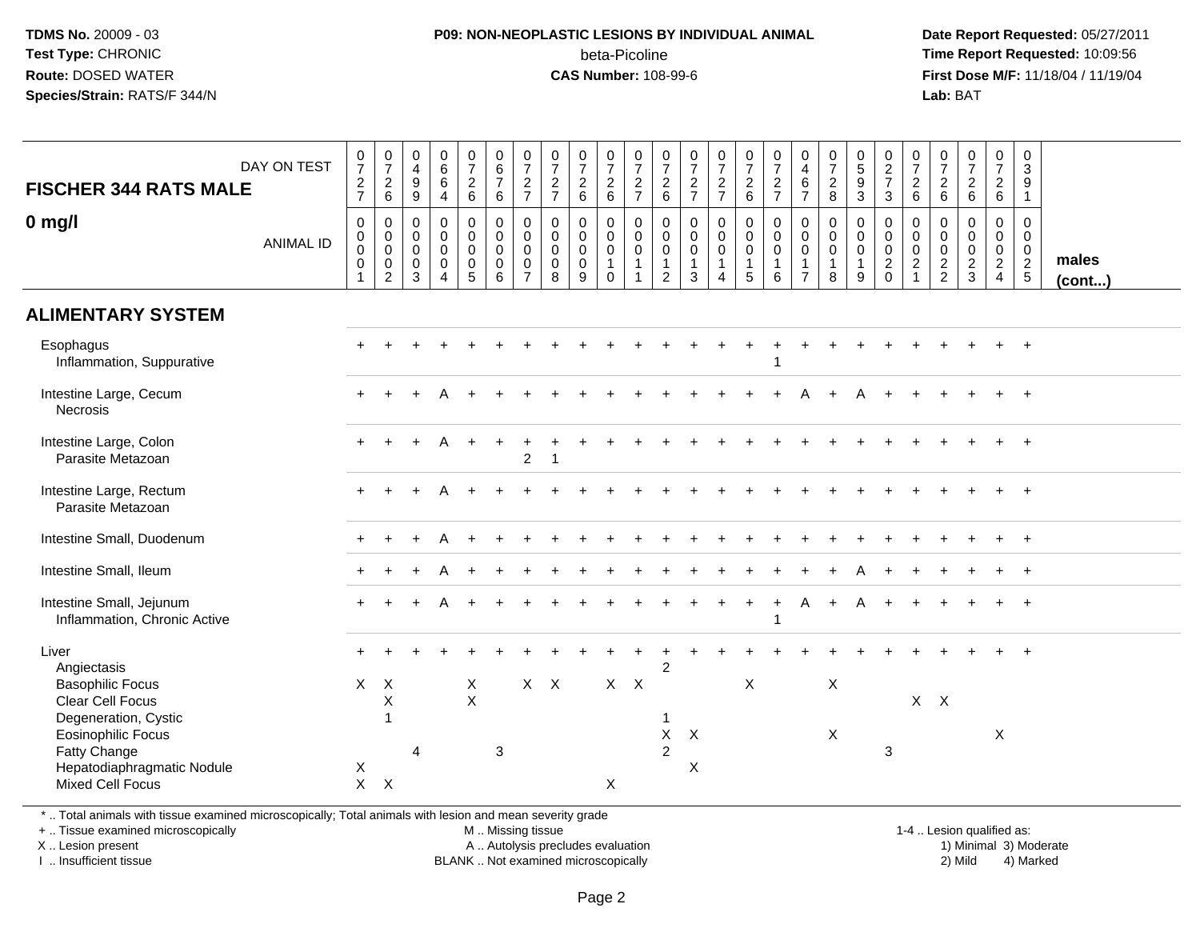**TDMS No.** 20009 - 03
**Test Type:** CHRONIC
**Route:** DOSED WATER
**Species/Strain:** RATS/F 344/N

**P09: NON-NEOPLASTIC LESIONS BY INDIVIDUAL ANIMAL**
beta-Picoline
**CAS Number:** 108-99-6

**Date Report Requested:** 05/27/2011
**Time Report Requested:** 10:09:56
**First Dose M/F:** 11/18/04 / 11/19/04
**Lab:** BAT

| FISCHER 344 RATS MALE — DAY ON TEST | 0727 | 0726 | 0499 | 0664 | 0726 | 0676 | 0727 | 0727 | 0726 | 0726 | 0727 | 0726 | 0727 | 0727 | 0726 | 0727 | 0467 | 0728 | 0593 | 0273 | 0726 | 0726 | 0726 | 0726 | 0391 | |
|---|---|---|---|---|---|---|---|---|---|---|---|---|---|---|---|---|---|---|---|---|---|---|---|---|---|---|
| **0 mg/l** — ANIMAL ID | 0001 | 0002 | 0003 | 0004 | 0005 | 0006 | 0007 | 0008 | 0009 | 0010 | 0011 | 0012 | 0013 | 0014 | 0015 | 0016 | 0017 | 0018 | 0019 | 0020 | 0021 | 0022 | 0023 | 0024 | 0025 | **males (cont...)** |
| **ALIMENTARY SYSTEM** | | | | | | | | | | | | | | | | | | | | | | | | | | |
| Esophagus | + | + | + | + | + | + | + | + | + | + | + | + | + | + | + | + | + | + | + | + | + | + | + | + | + | |
| Inflammation, Suppurative | | | | | | | | | | | | | | | | 1 | | | | | | | | | | |
| Intestine Large, Cecum | + | + | + | A | + | + | + | + | + | + | + | + | + | + | + | + | A | + | A | + | + | + | + | + | + | |
| Necrosis | | | | | | | | | | | | | | | | | | | | | | | | | | |
| Intestine Large, Colon | + | + | + | A | + | + | + | + | + | + | + | + | + | + | + | + | + | + | + | + | + | + | + | + | + | |
| Parasite Metazoan | | | | | | | 2 | 1 | | | | | | | | | | | | | | | | | | |
| Intestine Large, Rectum | + | + | + | A | + | + | + | + | + | + | + | + | + | + | + | + | + | + | + | + | + | + | + | + | + | |
| Parasite Metazoan | | | | | | | | | | | | | | | | | | | | | | | | | | |
| Intestine Small, Duodenum | + | + | + | A | + | + | + | + | + | + | + | + | + | + | + | + | + | + | + | + | + | + | + | + | + | |
| Intestine Small, Ileum | + | + | + | A | + | + | + | + | + | + | + | + | + | + | + | + | + | + | A | + | + | + | + | + | + | |
| Intestine Small, Jejunum | + | + | + | A | + | + | + | + | + | + | + | + | + | + | + | + | A | + | A | + | + | + | + | + | + | |
| Inflammation, Chronic Active | | | | | | | | | | | | | | | | 1 | | | | | | | | | | |
| Liver | + | + | + | + | + | + | + | + | + | + | + | + | + | + | + | + | + | + | + | + | + | + | + | + | + | |
| Angiectasis | | | | | | | | | | | | 2 | | | | | | | | | | | | | | |
| Basophilic Focus | X | X | | | X | | X | X | | X | X | | | | X | | | X | | | | | | | | |
| Clear Cell Focus | | X | | | X | | | | | | | | | | | | | | | | X | X | | | | |
| Degeneration, Cystic | | 1 | | | | | | | | | | 1 | | | | | | | | | | | | | | |
| Eosinophilic Focus | | | | | | | | | | | | X | X | | | | | X | | | | | | X | | |
| Fatty Change | | | 4 | | | 3 | | | | | | 2 | | | | | | | | 3 | | | | | | |
| Hepatodiaphragmatic Nodule | X | | | | | | | | | | | | X | | | | | | | | | | | | | |
| Mixed Cell Focus | X | X | | | | | | | | X | | | | | | | | | | | | | | | | |

\* .. Total animals with tissue examined microscopically; Total animals with lesion and mean severity grade
\+ .. Tissue examined microscopically
X .. Lesion present
I .. Insufficient tissue

M .. Missing tissue
A .. Autolysis precludes evaluation
BLANK .. Not examined microscopically

1-4 .. Lesion qualified as:
1) Minimal 3) Moderate
2) Mild 4) Marked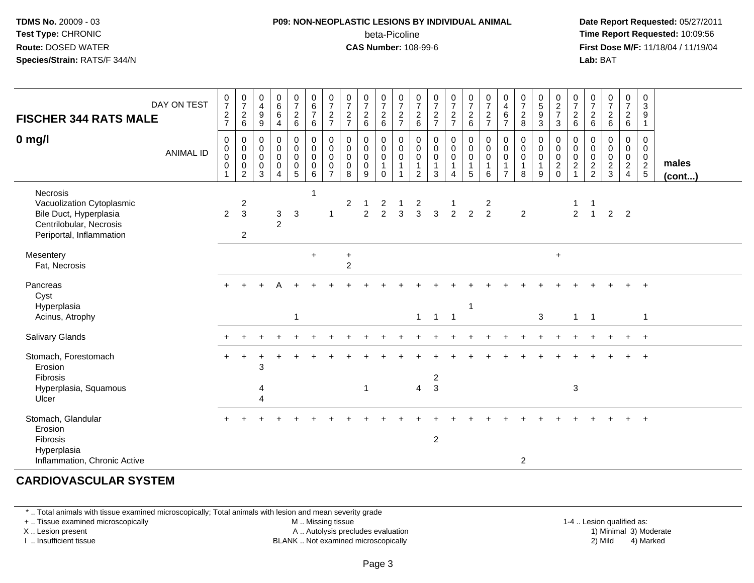**TDMS No.** 20009 - 03
**Test Type:** CHRONIC
**Route:** DOSED WATER
**Species/Strain:** RATS/F 344/N

**P09: NON-NEOPLASTIC LESIONS BY INDIVIDUAL ANIMAL**
beta-Picoline
**CAS Number:** 108-99-6

**Date Report Requested:** 05/27/2011
**Time Report Requested:** 10:09:56
**First Dose M/F:** 11/18/04 / 11/19/04
**Lab:** BAT

| FISCHER 344 RATS MALE — DAY ON TEST | 0727 | 0726 | 0499 | 0664 | 0726 | 0676 | 0727 | 0727 | 0726 | 0726 | 0727 | 0726 | 0727 | 0727 | 0726 | 0727 | 0467 | 0728 | 0593 | 0273 | 0726 | 0726 | 0726 | 0726 | 0391 | |
|---|---|---|---|---|---|---|---|---|---|---|---|---|---|---|---|---|---|---|---|---|---|---|---|---|---|---|
| **0 mg/l** — ANIMAL ID | 0001 | 0002 | 0003 | 0004 | 0005 | 0006 | 0007 | 0008 | 0009 | 0010 | 0011 | 0012 | 0013 | 0014 | 0015 | 0016 | 0017 | 0018 | 0019 | 0020 | 0021 | 0022 | 0023 | 0024 | 0025 | **males (cont...)** |
| Necrosis | | | | | | 1 | | | | | | | | | | | | | | | | | | | | |
| Vacuolization Cytoplasmic | | 2 | | | | | | 2 | 1 | 2 | 1 | 2 | | 1 | | 2 | | | | | 1 | 1 | | | | |
| Bile Duct, Hyperplasia | 2 | 3 | | 3 | 3 | | 1 | | 2 | 2 | 3 | 3 | 3 | 2 | 2 | 2 | | 2 | | | 2 | 1 | 2 | 2 | | |
| Centrilobular, Necrosis | | | | 2 | | | | | | | | | | | | | | | | | | | | | | |
| Periportal, Inflammation | | 2 | | | | | | | | | | | | | | | | | | | | | | | | |
| Mesentery | | | | | | + | | + | | | | | | | | | | | | + | | | | | | |
| Fat, Necrosis | | | | | | | | 2 | | | | | | | | | | | | | | | | | | |
| Pancreas | + | + | + | A | + | + | + | + | + | + | + | + | + | + | + | + | + | + | + | + | + | + | + | + | + | |
| Cyst | | | | | | | | | | | | | | | | | | | | | | | | | | |
| Hyperplasia | | | | | | | | | | | | | | | 1 | | | | | | | | | | | |
| Acinus, Atrophy | | | | | 1 | | | | | | | 1 | 1 | 1 | | | | | 3 | | 1 | 1 | | | 1 | |
| Salivary Glands | + | + | + | + | + | + | + | + | + | + | + | + | + | + | + | + | + | + | + | + | + | + | + | + | + | |
| Stomach, Forestomach | + | + | + | + | + | + | + | + | + | + | + | + | + | + | + | + | + | + | + | + | + | + | + | + | + | |
| Erosion | | | 3 | | | | | | | | | | | | | | | | | | | | | | | |
| Fibrosis | | | | | | | | | | | | | 2 | | | | | | | | | | | | | |
| Hyperplasia, Squamous | | | 4 | | | | | | 1 | | | 4 | 3 | | | | | | | | 3 | | | | | |
| Ulcer | | | 4 | | | | | | | | | | | | | | | | | | | | | | | |
| Stomach, Glandular | + | + | + | + | + | + | + | + | + | + | + | + | + | + | + | + | + | + | + | + | + | + | + | + | + | |
| Erosion | | | | | | | | | | | | | | | | | | | | | | | | | | |
| Fibrosis | | | | | | | | | | | | | 2 | | | | | | | | | | | | | |
| Hyperplasia | | | | | | | | | | | | | | | | | | | | | | | | | | |
| Inflammation, Chronic Active | | | | | | | | | | | | | | | | | | 2 | | | | | | | | |

## CARDIOVASCULAR SYSTEM

\* .. Total animals with tissue examined microscopically; Total animals with lesion and mean severity grade
\+ .. Tissue examined microscopically
X .. Lesion present
I .. Insufficient tissue

M .. Missing tissue
A .. Autolysis precludes evaluation
BLANK .. Not examined microscopically

1-4 .. Lesion qualified as:
1) Minimal 3) Moderate
2) Mild 4) Marked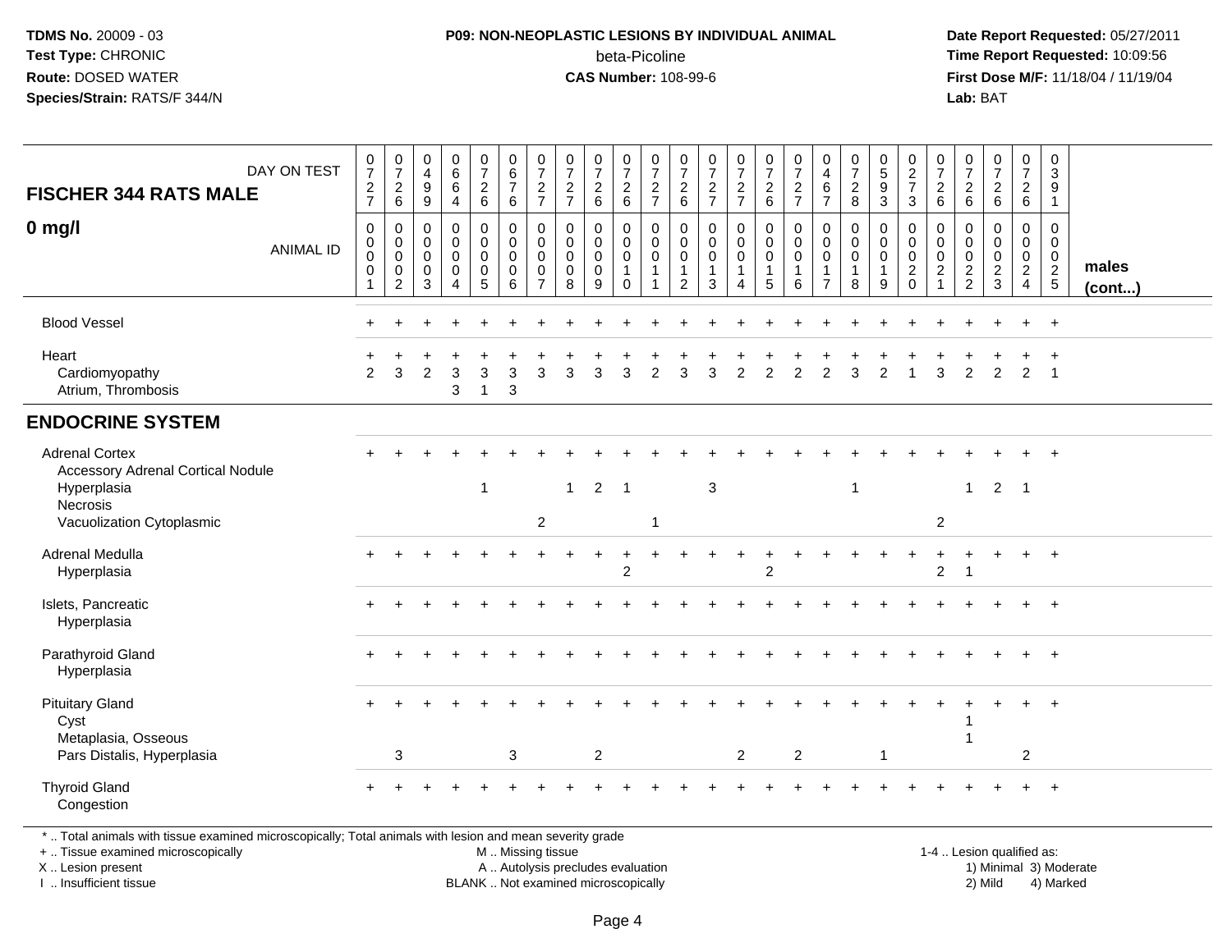**TDMS No.** 20009 - 03
**Test Type:** CHRONIC
**Route:** DOSED WATER
**Species/Strain:** RATS/F 344/N

**P09: NON-NEOPLASTIC LESIONS BY INDIVIDUAL ANIMAL**
beta-Picoline
**CAS Number:** 108-99-6

**Date Report Requested:** 05/27/2011
**Time Report Requested:** 10:09:56
**First Dose M/F:** 11/18/04 / 11/19/04
**Lab:** BAT

| FISCHER 344 RATS MALE — DAY ON TEST | 0727 | 0726 | 0499 | 0664 | 0726 | 0676 | 0727 | 0727 | 0726 | 0726 | 0727 | 0726 | 0727 | 0727 | 0726 | 0727 | 0467 | 0728 | 0593 | 0273 | 0726 | 0726 | 0726 | 0726 | 0391 | |
|---|---|---|---|---|---|---|---|---|---|---|---|---|---|---|---|---|---|---|---|---|---|---|---|---|---|---|
| **0 mg/l** — ANIMAL ID | 0001 | 0002 | 0003 | 0004 | 0005 | 0006 | 0007 | 0008 | 0009 | 0010 | 0011 | 0012 | 0013 | 0014 | 0015 | 0016 | 0017 | 0018 | 0019 | 0020 | 0021 | 0022 | 0023 | 0024 | 0025 | **males (cont...)** |
| Blood Vessel | + | + | + | + | + | + | + | + | + | + | + | + | + | + | + | + | + | + | + | + | + | + | + | + | + | |
| Heart | + | + | + | + | + | + | + | + | + | + | + | + | + | + | + | + | + | + | + | + | + | + | + | + | + | |
| Cardiomyopathy | 2 | 3 | 2 | 3 | 3 | 3 | 3 | 3 | 3 | 3 | 2 | 3 | 3 | 2 | 2 | 2 | 2 | 3 | 2 | 1 | 3 | 2 | 2 | 2 | 1 | |
| Atrium, Thrombosis | | | | 3 | 1 | 3 | | | | | | | | | | | | | | | | | | | | |
| **ENDOCRINE SYSTEM** | | | | | | | | | | | | | | | | | | | | | | | | | | |
| Adrenal Cortex | + | + | + | + | + | + | + | + | + | + | + | + | + | + | + | + | + | + | + | + | + | + | + | + | + | |
| Accessory Adrenal Cortical Nodule | | | | | | | | | | | | | | | | | | | | | | | | | | |
| Hyperplasia | | | | | 1 | | | 1 | 2 | 1 | | | 3 | | | | | 1 | | | | 1 | 2 | 1 | | |
| Necrosis | | | | | | | | | | | | | | | | | | | | | | | | | | |
| Vacuolization Cytoplasmic | | | | | | | 2 | | | | 1 | | | | | | | | | | 2 | | | | | |
| Adrenal Medulla | + | + | + | + | + | + | + | + | + | + | + | + | + | + | + | + | + | + | + | + | + | + | + | + | + | |
| Hyperplasia | | | | | | | | | | 2 | | | | | 2 | | | | | | 2 | 1 | | | | |
| Islets, Pancreatic | + | + | + | + | + | + | + | + | + | + | + | + | + | + | + | + | + | + | + | + | + | + | + | + | + | |
| Hyperplasia | | | | | | | | | | | | | | | | | | | | | | | | | | |
| Parathyroid Gland | + | + | + | + | + | + | + | + | + | + | + | + | + | + | + | + | + | + | + | + | + | + | + | + | + | |
| Hyperplasia | | | | | | | | | | | | | | | | | | | | | | | | | | |
| Pituitary Gland | + | + | + | + | + | + | + | + | + | + | + | + | + | + | + | + | + | + | + | + | + | + | + | + | + | |
| Cyst | | | | | | | | | | | | | | | | | | | | | | 1 | | | | |
| Metaplasia, Osseous | | | | | | | | | | | | | | | | | | | | | | 1 | | | | |
| Pars Distalis, Hyperplasia | | 3 | | | | 3 | | | 2 | | | | | 2 | | 2 | | | 1 | | | | | 2 | | |
| Thyroid Gland | + | + | + | + | + | + | + | + | + | + | + | + | + | + | + | + | + | + | + | + | + | + | + | + | + | |
| Congestion | | | | | | | | | | | | | | | | | | | | | | | | | | |

\* .. Total animals with tissue examined microscopically; Total animals with lesion and mean severity grade
+ .. Tissue examined microscopically
X .. Lesion present
I .. Insufficient tissue

M .. Missing tissue
A .. Autolysis precludes evaluation
BLANK .. Not examined microscopically

1-4 .. Lesion qualified as:
1) Minimal 3) Moderate
2) Mild 4) Marked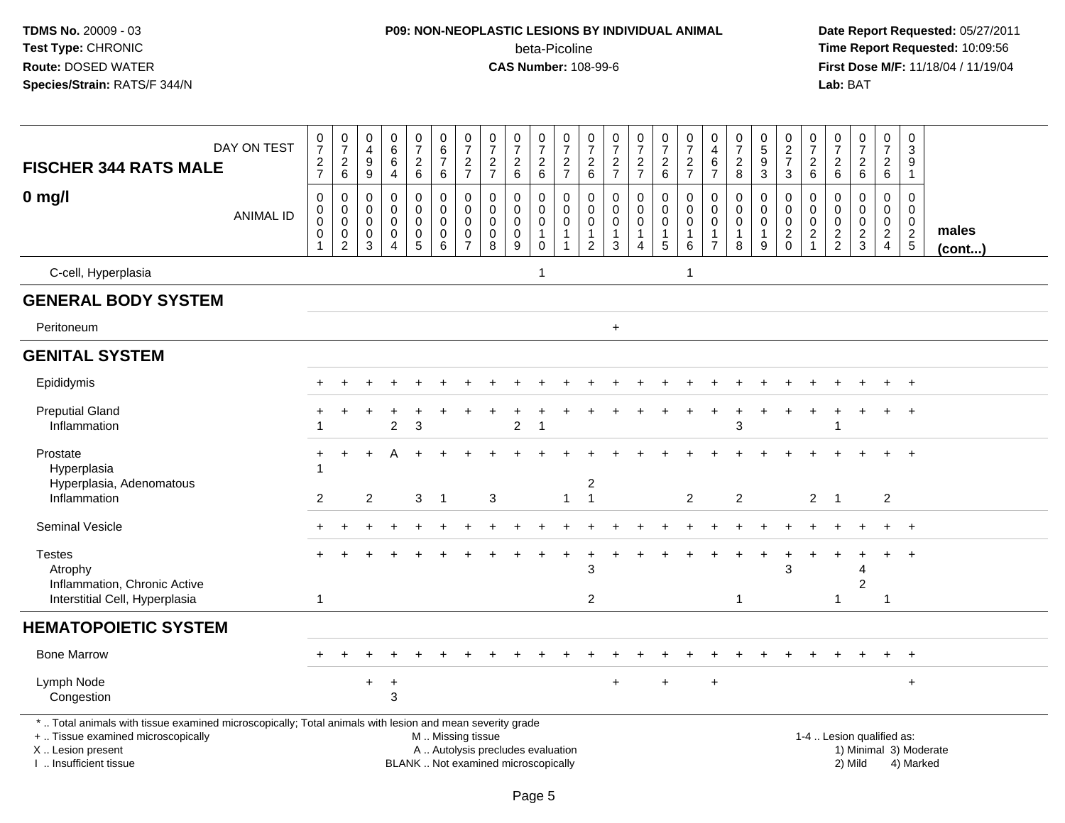**TDMS No.** 20009 - 03
**Test Type:** CHRONIC
**Route:** DOSED WATER
**Species/Strain:** RATS/F 344/N

**P09: NON-NEOPLASTIC LESIONS BY INDIVIDUAL ANIMAL**
beta-Picoline
**CAS Number:** 108-99-6

**Date Report Requested:** 05/27/2011
**Time Report Requested:** 10:09:56
**First Dose M/F:** 11/18/04 / 11/19/04
**Lab:** BAT

| FISCHER 344 RATS MALE — DAY ON TEST | 0727 | 0726 | 0499 | 0664 | 0726 | 0676 | 0727 | 0727 | 0726 | 0726 | 0727 | 0726 | 0727 | 0727 | 0726 | 0727 | 0467 | 0728 | 0593 | 0273 | 0726 | 0726 | 0726 | 0726 | 0391 | |
|---|---|---|---|---|---|---|---|---|---|---|---|---|---|---|---|---|---|---|---|---|---|---|---|---|---|---|
| **0 mg/l** — ANIMAL ID | 0001 | 0002 | 0003 | 0004 | 0005 | 0006 | 0007 | 0008 | 0009 | 0010 | 0011 | 0012 | 0013 | 0014 | 0015 | 0016 | 0017 | 0018 | 0019 | 0020 | 0021 | 0022 | 0023 | 0024 | 0025 | **males (cont...)** |
| C-cell, Hyperplasia | | | | | | | | | | 1 | | | | | | 1 | | | | | | | | | | |
| **GENERAL BODY SYSTEM** | | | | | | | | | | | | | | | | | | | | | | | | | | |
| Peritoneum | | | | | | | | | | | | | + | | | | | | | | | | | | | |
| **GENITAL SYSTEM** | | | | | | | | | | | | | | | | | | | | | | | | | | |
| Epididymis | + | + | + | + | + | + | + | + | + | + | + | + | + | + | + | + | + | + | + | + | + | + | + | + | + | |
| Preputial Gland | + | + | + | + | + | + | + | + | + | + | + | + | + | + | + | + | + | + | + | + | + | + | + | + | + | |
| Inflammation | 1 | | | 2 | 3 | | | | 2 | 1 | | | | | | | | 3 | | | | 1 | | | | |
| Prostate | + | + | + | A | + | + | + | + | + | + | + | + | + | + | + | + | + | + | + | + | + | + | + | + | + | |
| Hyperplasia | 1 | | | | | | | | | | | | | | | | | | | | | | | | | |
| Hyperplasia, Adenomatous | | | | | | | | | | | | 2 | | | | | | | | | | | | | | |
| Inflammation | 2 | | 2 | | 3 | 1 | | 3 | | | 1 | 1 | | | | 2 | | 2 | | | 2 | 1 | | 2 | | |
| Seminal Vesicle | + | + | + | + | + | + | + | + | + | + | + | + | + | + | + | + | + | + | + | + | + | + | + | + | + | |
| Testes | + | + | + | + | + | + | + | + | + | + | + | + | + | + | + | + | + | + | + | + | + | + | + | + | + | |
| Atrophy | | | | | | | | | | | | 3 | | | | | | | | 3 | | | 4 | | | |
| Inflammation, Chronic Active | | | | | | | | | | | | | | | | | | | | | | | 2 | | | |
| Interstitial Cell, Hyperplasia | 1 | | | | | | | | | | | 2 | | | | | | 1 | | | | 1 | | 1 | | |
| **HEMATOPOIETIC SYSTEM** | | | | | | | | | | | | | | | | | | | | | | | | | | |
| Bone Marrow | + | + | + | + | + | + | + | + | + | + | + | + | + | + | + | + | + | + | + | + | + | + | + | + | + | |
| Lymph Node | | | + | + | | | | | | | | | + | | + | | + | | | | | | | | + | |
| Congestion | | | | 3 | | | | | | | | | | | | | | | | | | | | | | |

\* .. Total animals with tissue examined microscopically; Total animals with lesion and mean severity grade
+ .. Tissue examined microscopically
X .. Lesion present
I .. Insufficient tissue

M .. Missing tissue
A .. Autolysis precludes evaluation
BLANK .. Not examined microscopically

1-4 .. Lesion qualified as:
1) Minimal 3) Moderate
2) Mild 4) Marked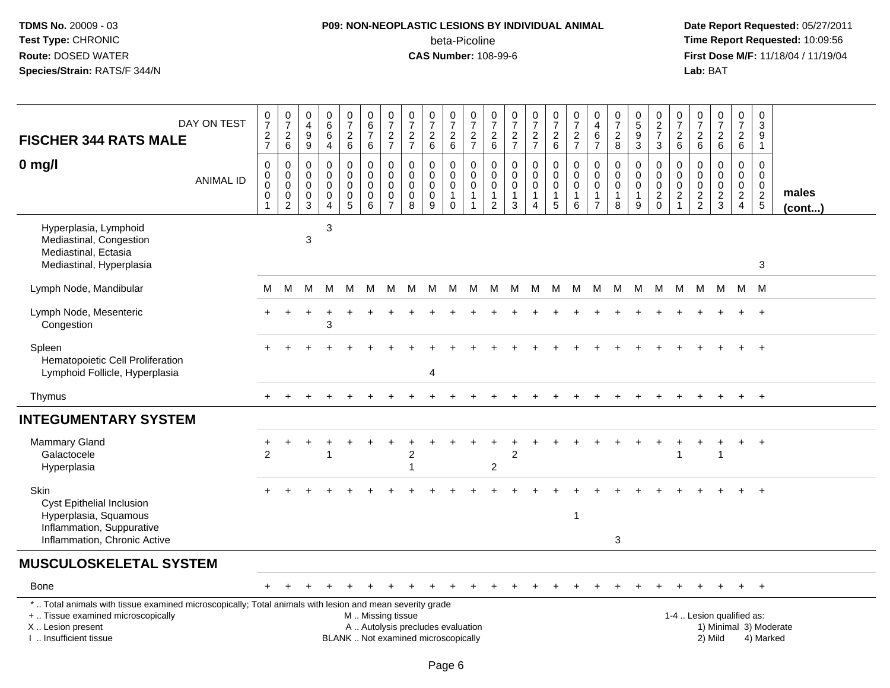**TDMS No.** 20009 - 03
**Test Type:** CHRONIC
**Route:** DOSED WATER
**Species/Strain:** RATS/F 344/N

**P09: NON-NEOPLASTIC LESIONS BY INDIVIDUAL ANIMAL**
beta-Picoline
**CAS Number:** 108-99-6

**Date Report Requested:** 05/27/2011
**Time Report Requested:** 10:09:56
**First Dose M/F:** 11/18/04 / 11/19/04
**Lab:** BAT

| FISCHER 344 RATS MALE — DAY ON TEST | 0727 | 0726 | 0499 | 0664 | 0726 | 0676 | 0727 | 0727 | 0726 | 0726 | 0727 | 0726 | 0727 | 0727 | 0726 | 0727 | 0467 | 0728 | 0593 | 0273 | 0726 | 0726 | 0726 | 0726 | 0391 | |
|---|---|---|---|---|---|---|---|---|---|---|---|---|---|---|---|---|---|---|---|---|---|---|---|---|---|---|
| **0 mg/l** — ANIMAL ID | 0001 | 0002 | 0003 | 0004 | 0005 | 0006 | 0007 | 0008 | 0009 | 0010 | 0011 | 0012 | 0013 | 0014 | 0015 | 0016 | 0017 | 0018 | 0019 | 0020 | 0021 | 0022 | 0023 | 0024 | 0025 | **males (cont...)** |
| Hyperplasia, Lymphoid | | | | 3 | | | | | | | | | | | | | | | | | | | | | | |
| Mediastinal, Congestion | | | 3 | | | | | | | | | | | | | | | | | | | | | | | |
| Mediastinal, Ectasia | | | | | | | | | | | | | | | | | | | | | | | | | | |
| Mediastinal, Hyperplasia | | | | | | | | | | | | | | | | | | | | | | | | | 3 | |
| Lymph Node, Mandibular | M | M | M | M | M | M | M | M | M | M | M | M | M | M | M | M | M | M | M | M | M | M | M | M | M | |
| Lymph Node, Mesenteric | + | + | + | + | + | + | + | + | + | + | + | + | + | + | + | + | + | + | + | + | + | + | + | + | + | |
| Congestion | | | | 3 | | | | | | | | | | | | | | | | | | | | | | |
| Spleen | + | + | + | + | + | + | + | + | + | + | + | + | + | + | + | + | + | + | + | + | + | + | + | + | + | |
| Hematopoietic Cell Proliferation | | | | | | | | | | | | | | | | | | | | | | | | | | |
| Lymphoid Follicle, Hyperplasia | | | | | | | | | 4 | | | | | | | | | | | | | | | | | |
| Thymus | + | + | + | + | + | + | + | + | + | + | + | + | + | + | + | + | + | + | + | + | + | + | + | + | + | |
| **INTEGUMENTARY SYSTEM** | | | | | | | | | | | | | | | | | | | | | | | | | | |
| Mammary Gland | + | + | + | + | + | + | + | + | + | + | + | + | + | + | + | + | + | + | + | + | + | + | + | + | + | |
| Galactocele | 2 | | | 1 | | | | 2 | | | | | 2 | | | | | | | | 1 | | 1 | | | |
| Hyperplasia | | | | | | | | 1 | | | | 2 | | | | | | | | | | | | | | |
| Skin | + | + | + | + | + | + | + | + | + | + | + | + | + | + | + | + | + | + | + | + | + | + | + | + | + | |
| Cyst Epithelial Inclusion | | | | | | | | | | | | | | | | | | | | | | | | | | |
| Hyperplasia, Squamous | | | | | | | | | | | | | | | | 1 | | | | | | | | | | |
| Inflammation, Suppurative | | | | | | | | | | | | | | | | | | | | | | | | | | |
| Inflammation, Chronic Active | | | | | | | | | | | | | | | | | | 3 | | | | | | | | |
| **MUSCULOSKELETAL SYSTEM** | | | | | | | | | | | | | | | | | | | | | | | | | | |
| Bone | + | + | + | + | + | + | + | + | + | + | + | + | + | + | + | + | + | + | + | + | + | + | + | + | + | |

\* .. Total animals with tissue examined microscopically; Total animals with lesion and mean severity grade
+ .. Tissue examined microscopically
X .. Lesion present
I .. Insufficient tissue

M .. Missing tissue
A .. Autolysis precludes evaluation
BLANK .. Not examined microscopically

1-4 .. Lesion qualified as:
1) Minimal 3) Moderate
2) Mild 4) Marked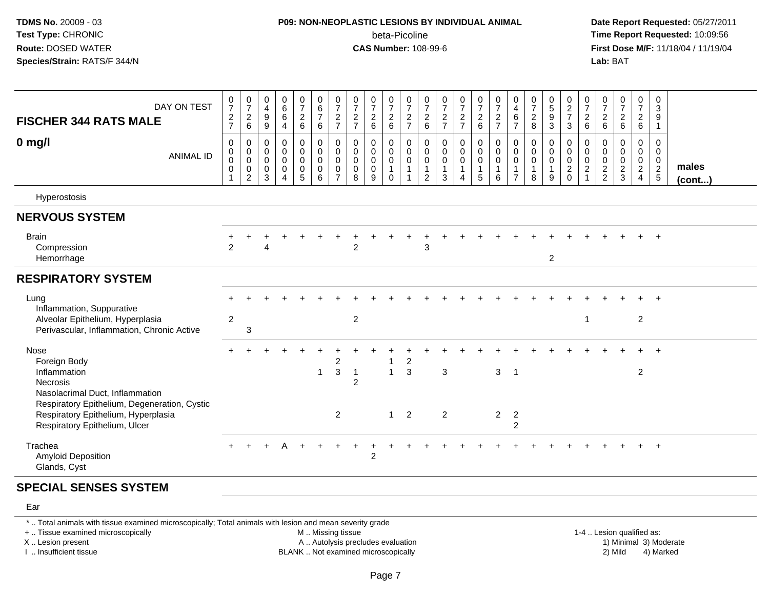**TDMS No.** 20009 - 03
**Test Type:** CHRONIC
**Route:** DOSED WATER
**Species/Strain:** RATS/F 344/N

**P09: NON-NEOPLASTIC LESIONS BY INDIVIDUAL ANIMAL**
beta-Picoline
**CAS Number:** 108-99-6

**Date Report Requested:** 05/27/2011
**Time Report Requested:** 10:09:56
**First Dose M/F:** 11/18/04 / 11/19/04
**Lab:** BAT

| FISCHER 344 RATS MALE — DAY ON TEST | 0727 | 0726 | 0499 | 0664 | 0726 | 0676 | 0727 | 0727 | 0726 | 0726 | 0727 | 0726 | 0727 | 0727 | 0726 | 0727 | 0467 | 0728 | 0593 | 0273 | 0726 | 0726 | 0726 | 0726 | 0391 | |
|---|---|---|---|---|---|---|---|---|---|---|---|---|---|---|---|---|---|---|---|---|---|---|---|---|---|---|
| **0 mg/l** — ANIMAL ID | 0001 | 0002 | 0003 | 0004 | 0005 | 0006 | 0007 | 0008 | 0009 | 0010 | 0011 | 0012 | 0013 | 0014 | 0015 | 0016 | 0017 | 0018 | 0019 | 0020 | 0021 | 0022 | 0023 | 0024 | 0025 | **males (cont...)** |
| Hyperostosis | | | | | | | | | | | | | | | | | | | | | | | | | | |
| **NERVOUS SYSTEM** | | | | | | | | | | | | | | | | | | | | | | | | | | |
| Brain | + | + | + | + | + | + | + | + | + | + | + | + | + | + | + | + | + | + | + | + | + | + | + | + | + | |
| Compression | 2 | | 4 | | | | | 2 | | | | 3 | | | | | | | | | | | | | | |
| Hemorrhage | | | | | | | | | | | | | | | | | | | 2 | | | | | | | |
| **RESPIRATORY SYSTEM** | | | | | | | | | | | | | | | | | | | | | | | | | | |
| Lung | + | + | + | + | + | + | + | + | + | + | + | + | + | + | + | + | + | + | + | + | + | + | + | + | + | |
| Inflammation, Suppurative | | | | | | | | | | | | | | | | | | | | | | | | | | |
| Alveolar Epithelium, Hyperplasia | 2 | | | | | | | 2 | | | | | | | | | | | | | 1 | | | 2 | | |
| Perivascular, Inflammation, Chronic Active | | 3 | | | | | | | | | | | | | | | | | | | | | | | | |
| Nose | + | + | + | + | + | + | + | + | + | + | + | + | + | + | + | + | + | + | + | + | + | + | + | + | + | |
| Foreign Body | | | | | | | 2 | | | 1 | 2 | | | | | | | | | | | | | | | |
| Inflammation | | | | | | 1 | 3 | 1 | | 1 | 3 | | 3 | | | 3 | 1 | | | | | | | 2 | | |
| Necrosis | | | | | | | | 2 | | | | | | | | | | | | | | | | | | |
| Nasolacrimal Duct, Inflammation | | | | | | | | | | | | | | | | | | | | | | | | | | |
| Respiratory Epithelium, Degeneration, Cystic | | | | | | | | | | | | | | | | | | | | | | | | | | |
| Respiratory Epithelium, Hyperplasia | | | | | | | 2 | | | 1 | 2 | | 2 | | | 2 | 2 | | | | | | | | | |
| Respiratory Epithelium, Ulcer | | | | | | | | | | | | | | | | | 2 | | | | | | | | | |
| Trachea | + | + | + | A | + | + | + | + | + | + | + | + | + | + | + | + | + | + | + | + | + | + | + | + | + | |
| Amyloid Deposition | | | | | | | | | 2 | | | | | | | | | | | | | | | | | |
| Glands, Cyst | | | | | | | | | | | | | | | | | | | | | | | | | | |
| **SPECIAL SENSES SYSTEM** | | | | | | | | | | | | | | | | | | | | | | | | | | |
| Ear | | | | | | | | | | | | | | | | | | | | | | | | | | |

\* .. Total animals with tissue examined microscopically; Total animals with lesion and mean severity grade
+ .. Tissue examined microscopically
X .. Lesion present
I .. Insufficient tissue

M .. Missing tissue
A .. Autolysis precludes evaluation
BLANK .. Not examined microscopically

1-4 .. Lesion qualified as:
1) Minimal 3) Moderate
2) Mild 4) Marked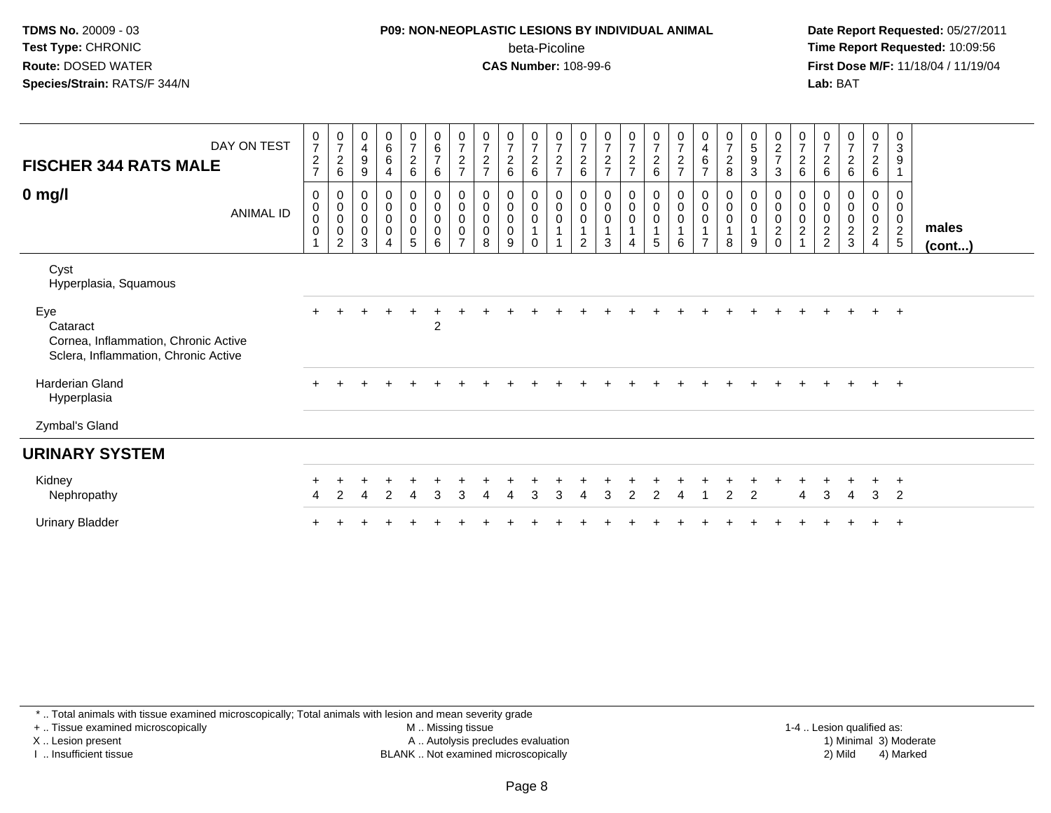**TDMS No.** 20009 - 03
**Test Type:** CHRONIC
**Route:** DOSED WATER
**Species/Strain:** RATS/F 344/N

**P09: NON-NEOPLASTIC LESIONS BY INDIVIDUAL ANIMAL**
beta-Picoline
**CAS Number:** 108-99-6

**Date Report Requested:** 05/27/2011
**Time Report Requested:** 10:09:56
**First Dose M/F:** 11/18/04 / 11/19/04
**Lab:** BAT

| **FISCHER 344 RATS MALE** DAY ON TEST | 0727 | 0726 | 0499 | 0664 | 0726 | 0676 | 0727 | 0727 | 0726 | 0726 | 0727 | 0726 | 0727 | 0727 | 0726 | 0727 | 0467 | 0728 | 0593 | 0273 | 0726 | 0726 | 0726 | 0726 | 0391 | |
|---|---|---|---|---|---|---|---|---|---|---|---|---|---|---|---|---|---|---|---|---|---|---|---|---|---|---|
| **0 mg/l** ANIMAL ID | 00001 | 00002 | 00003 | 00004 | 00005 | 00006 | 00007 | 00008 | 00009 | 00010 | 00011 | 00012 | 00013 | 00014 | 00015 | 00016 | 00017 | 00018 | 00019 | 00020 | 00021 | 00022 | 00023 | 00024 | 00025 | **males (cont...)** |
| Cyst | | | | | | | | | | | | | | | | | | | | | | | | | | |
| Hyperplasia, Squamous | | | | | | | | | | | | | | | | | | | | | | | | | | |
| Eye | + | + | + | + | + | + | + | + | + | + | + | + | + | + | + | + | + | + | + | + | + | + | + | + | + | |
| Cataract | | | | | | 2 | | | | | | | | | | | | | | | | | | | | |
| Cornea, Inflammation, Chronic Active | | | | | | | | | | | | | | | | | | | | | | | | | | |
| Sclera, Inflammation, Chronic Active | | | | | | | | | | | | | | | | | | | | | | | | | | |
| Harderian Gland | + | + | + | + | + | + | + | + | + | + | + | + | + | + | + | + | + | + | + | + | + | + | + | + | + | |
| Hyperplasia | | | | | | | | | | | | | | | | | | | | | | | | | | |
| Zymbal's Gland | | | | | | | | | | | | | | | | | | | | | | | | | | |
| **URINARY SYSTEM** | | | | | | | | | | | | | | | | | | | | | | | | | | |
| Kidney | + | + | + | + | + | + | + | + | + | + | + | + | + | + | + | + | + | + | + | + | + | + | + | + | + | |
| Nephropathy | 4 | 2 | 4 | 2 | 4 | 3 | 3 | 4 | 4 | 3 | 3 | 4 | 3 | 2 | 2 | 4 | 1 | 2 | 2 | | 4 | 3 | 4 | 3 | 2 | |
| Urinary Bladder | + | + | + | + | + | + | + | + | + | + | + | + | + | + | + | + | + | + | + | + | + | + | + | + | + | |

\* .. Total animals with tissue examined microscopically; Total animals with lesion and mean severity grade
+ .. Tissue examined microscopically
X .. Lesion present
I .. Insufficient tissue
M .. Missing tissue
A .. Autolysis precludes evaluation
BLANK .. Not examined microscopically
1-4 .. Lesion qualified as: 1) Minimal 2) Mild 3) Moderate 4) Marked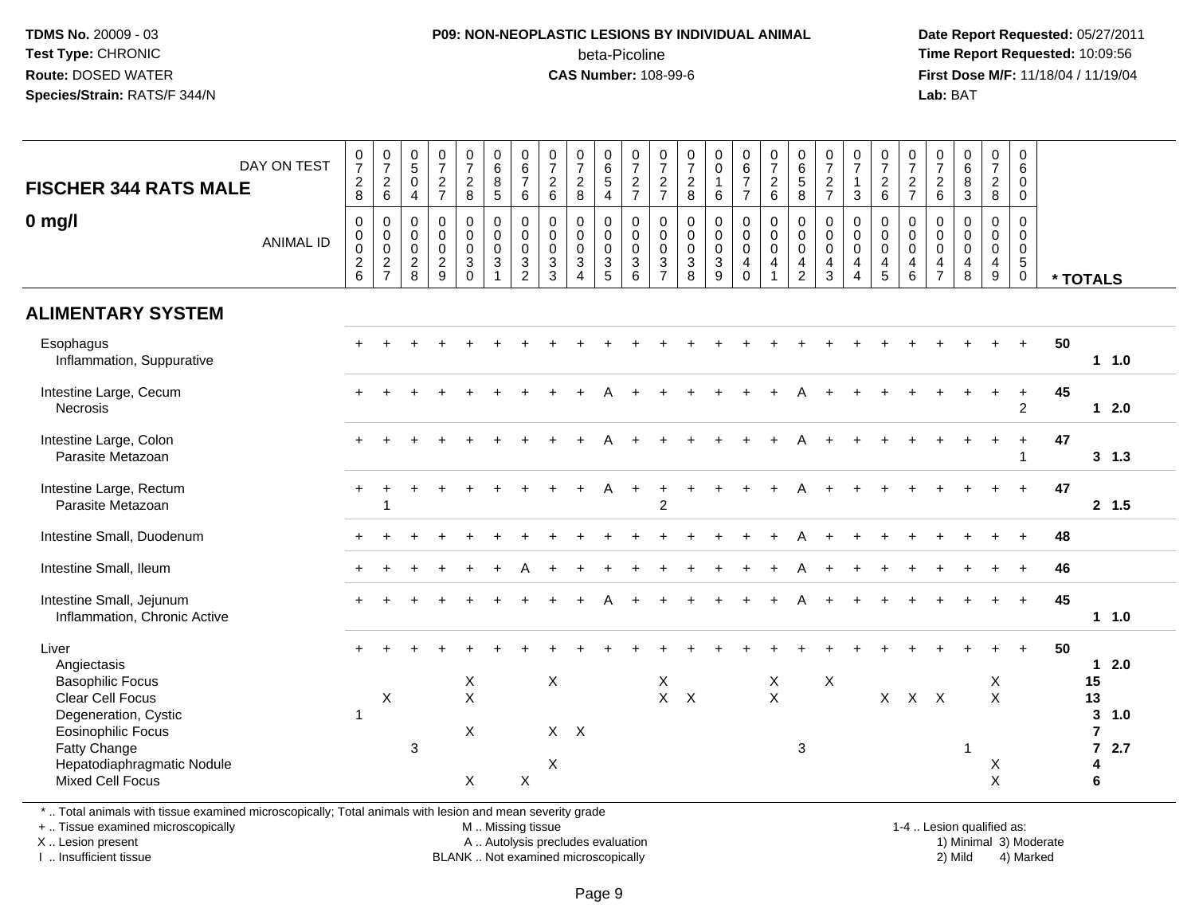**TDMS No.** 20009 - 03
**Test Type:** CHRONIC
**Route:** DOSED WATER
**Species/Strain:** RATS/F 344/N

**P09: NON-NEOPLASTIC LESIONS BY INDIVIDUAL ANIMAL**
beta-Picoline
**CAS Number:** 108-99-6

**Date Report Requested:** 05/27/2011
**Time Report Requested:** 10:09:56
**First Dose M/F:** 11/18/04 / 11/19/04
**Lab:** BAT

## FISCHER 344 RATS MALE

## 0 mg/l

| DAY ON TEST | 0728 | 0726 | 0504 | 0727 | 0728 | 0685 | 0676 | 0726 | 0728 | 0654 | 0727 | 0727 | 0728 | 0016 | 0677 | 0726 | 0658 | 0727 | 0713 | 0726 | 0727 | 0726 | 0683 | 0728 | 0600 | |
|---|---|---|---|---|---|---|---|---|---|---|---|---|---|---|---|---|---|---|---|---|---|---|---|---|---|---|
| **ANIMAL ID** | 0026 | 0027 | 0028 | 0029 | 0030 | 0031 | 0032 | 0033 | 0034 | 0035 | 0036 | 0037 | 0038 | 0039 | 0040 | 0041 | 0042 | 0043 | 0044 | 0045 | 0046 | 0047 | 0048 | 0049 | 0050 | *** TOTALS** |
| **ALIMENTARY SYSTEM** | | | | | | | | | | | | | | | | | | | | | | | | | | |
| Esophagus | + | + | + | + | + | + | + | + | + | + | + | + | + | + | + | + | + | + | + | + | + | + | + | + | + | 50 |
| Inflammation, Suppurative | | | | | | | | | | | | | | | | | | | | | | | | | | 1 1.0 |
| Intestine Large, Cecum | + | + | + | + | + | + | + | + | + | A | + | + | + | + | + | + | A | + | + | + | + | + | + | + | + | 45 |
| Necrosis | | | | | | | | | | | | | | | | | | | | | | | | | 2 | 1 2.0 |
| Intestine Large, Colon | + | + | + | + | + | + | + | + | + | A | + | + | + | + | + | + | A | + | + | + | + | + | + | + | + | 47 |
| Parasite Metazoan | | | | | | | | | | | | | | | | | | | | | | | | | 1 | 3 1.3 |
| Intestine Large, Rectum | + | + | + | + | + | + | + | + | + | A | + | + | + | + | + | + | A | + | + | + | + | + | + | + | + | 47 |
| Parasite Metazoan | | 1 | | | | | | | | | | 2 | | | | | | | | | | | | | | 2 1.5 |
| Intestine Small, Duodenum | + | + | + | + | + | + | + | + | + | + | + | + | + | + | + | + | A | + | + | + | + | + | + | + | + | 48 |
| Intestine Small, Ileum | + | + | + | + | + | + | A | + | + | + | + | + | + | + | + | + | A | + | + | + | + | + | + | + | + | 46 |
| Intestine Small, Jejunum | + | + | + | + | + | + | + | + | + | A | + | + | + | + | + | + | A | + | + | + | + | + | + | + | + | 45 |
| Inflammation, Chronic Active | | | | | | | | | | | | | | | | | | | | | | | | | | 1 1.0 |
| Liver | + | + | + | + | + | + | + | + | + | + | + | + | + | + | + | + | + | + | + | + | + | + | + | + | + | 50 |
| Angiectasis | | | | | | | | | | | | | | | | | | | | | | | | | | 1 2.0 |
| Basophilic Focus | | | | | X | | | X | | | | X | | | | X | | X | | | | | | X | | 15 |
| Clear Cell Focus | | X | | | X | | | | | | | X | X | | | X | | | | X | X | X | | X | | 13 |
| Degeneration, Cystic | 1 | | | | | | | | | | | | | | | | | | | | | | | | | 3 1.0 |
| Eosinophilic Focus | | | | | X | | | X | X | | | | | | | | | | | | | | | | | 7 |
| Fatty Change | | | 3 | | | | | | | | | | | | | | 3 | | | | | | 1 | | | 7 2.7 |
| Hepatodiaphragmatic Nodule | | | | | | | | X | | | | | | | | | | | | | | | | X | | 4 |
| Mixed Cell Focus | | | | | X | | X | | | | | | | | | | | | | | | | | X | | 6 |

\* .. Total animals with tissue examined microscopically; Total animals with lesion and mean severity grade
+ .. Tissue examined microscopically
X .. Lesion present
I .. Insufficient tissue

M .. Missing tissue
A .. Autolysis precludes evaluation
BLANK .. Not examined microscopically

1-4 .. Lesion qualified as:
1) Minimal 3) Moderate
2) Mild 4) Marked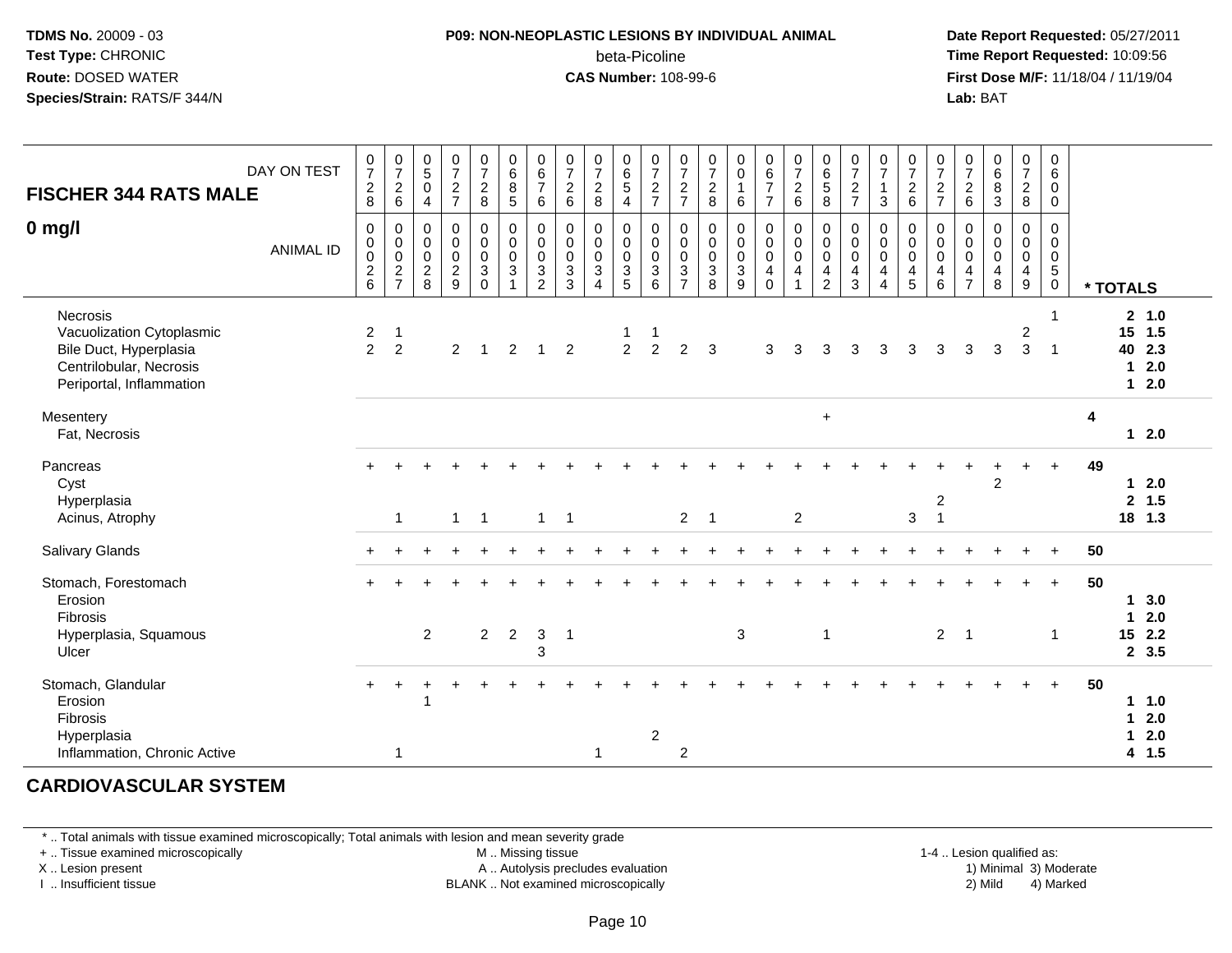**TDMS No.** 20009 - 03
**Test Type:** CHRONIC
**Route:** DOSED WATER
**Species/Strain:** RATS/F 344/N

**P09: NON-NEOPLASTIC LESIONS BY INDIVIDUAL ANIMAL**
beta-Picoline
**CAS Number:** 108-99-6

**Date Report Requested:** 05/27/2011
**Time Report Requested:** 10:09:56
**First Dose M/F:** 11/18/04 / 11/19/04
**Lab:** BAT

| **FISCHER 344 RATS MALE** DAY ON TEST | 0728 | 0726 | 0504 | 0727 | 0728 | 0685 | 0676 | 0726 | 0728 | 0654 | 0727 | 0727 | 0728 | 0016 | 0677 | 0726 | 0658 | 0727 | 0713 | 0726 | 0727 | 0726 | 0683 | 0728 | 0600 | |
|---|---|---|---|---|---|---|---|---|---|---|---|---|---|---|---|---|---|---|---|---|---|---|---|---|---|---|
| **0 mg/l** ANIMAL ID | 0026 | 0027 | 0028 | 0029 | 0030 | 0031 | 0032 | 0033 | 0034 | 0035 | 0036 | 0037 | 0038 | 0039 | 0040 | 0041 | 0042 | 0043 | 0044 | 0045 | 0046 | 0047 | 0048 | 0049 | 0050 | *** TOTALS** |
| Necrosis | | | | | | | | | | | | | | | | | | | | | | | | | 1 | 2 1.0 |
| Vacuolization Cytoplasmic | 2 | 1 | | | | | | | | 1 | 1 | | | | | | | | | | | | | 2 | | 15 1.5 |
| Bile Duct, Hyperplasia | 2 | 2 | | 2 | 1 | 2 | 1 | 2 | | 2 | 2 | 2 | 3 | | 3 | 3 | 3 | 3 | 3 | 3 | 3 | 3 | 3 | 3 | 1 | 40 2.3 |
| Centrilobular, Necrosis | | | | | | | | | | | | | | | | | | | | | | | | | | 1 2.0 |
| Periportal, Inflammation | | | | | | | | | | | | | | | | | | | | | | | | | | 1 2.0 |
| Mesentery | | | | | | | | | | | | | | | | | + | | | | | | | | | 4 |
| Fat, Necrosis | | | | | | | | | | | | | | | | | | | | | | | | | | 1 2.0 |
| Pancreas | + | + | + | + | + | + | + | + | + | + | + | + | + | + | + | + | + | + | + | + | + | + | + | + | + | 49 |
| Cyst | | | | | | | | | | | | | | | | | | | | | | | 2 | | | 1 2.0 |
| Hyperplasia | | | | | | | | | | | | | | | | | | | | | 2 | | | | | 2 1.5 |
| Acinus, Atrophy | | 1 | | 1 | 1 | | 1 | 1 | | | | 2 | 1 | | | 2 | | | | 3 | 1 | | | | | 18 1.3 |
| Salivary Glands | + | + | + | + | + | + | + | + | + | + | + | + | + | + | + | + | + | + | + | + | + | + | + | + | + | 50 |
| Stomach, Forestomach | + | + | + | + | + | + | + | + | + | + | + | + | + | + | + | + | + | + | + | + | + | + | + | + | + | 50 |
| Erosion | | | | | | | | | | | | | | | | | | | | | | | | | | 1 3.0 |
| Fibrosis | | | | | | | | | | | | | | | | | | | | | | | | | | 1 2.0 |
| Hyperplasia, Squamous | | | 2 | | 2 | 2 | 3 | 1 | | | | | | 3 | | | 1 | | | | 2 | 1 | | | 1 | 15 2.2 |
| Ulcer | | | | | | | 3 | | | | | | | | | | | | | | | | | | | 2 3.5 |
| Stomach, Glandular | + | + | + | + | + | + | + | + | + | + | + | + | + | + | + | + | + | + | + | + | + | + | + | + | + | 50 |
| Erosion | | | 1 | | | | | | | | | | | | | | | | | | | | | | | 1 1.0 |
| Fibrosis | | | | | | | | | | | | | | | | | | | | | | | | | | 1 2.0 |
| Hyperplasia | | | | | | | | | | | 2 | | | | | | | | | | | | | | | 1 2.0 |
| Inflammation, Chronic Active | | 1 | | | | | | | 1 | | | 2 | | | | | | | | | | | | | | 4 1.5 |

## CARDIOVASCULAR SYSTEM

\* .. Total animals with tissue examined microscopically; Total animals with lesion and mean severity grade
\+ .. Tissue examined microscopically
X .. Lesion present
I .. Insufficient tissue
M .. Missing tissue
A .. Autolysis precludes evaluation
BLANK .. Not examined microscopically
1-4 .. Lesion qualified as: 1) Minimal 2) Mild 3) Moderate 4) Marked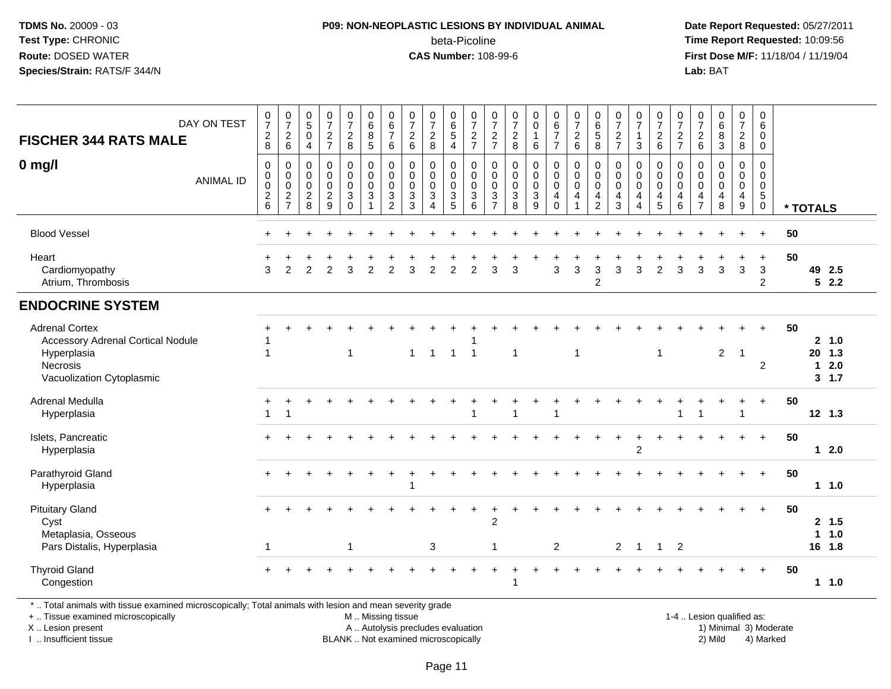TDMS No. 20009 - 03
Test Type: CHRONIC
Route: DOSED WATER
Species/Strain: RATS/F 344/N

**P09: NON-NEOPLASTIC LESIONS BY INDIVIDUAL ANIMAL**
beta-Picoline
**CAS Number:** 108-99-6

Date Report Requested: 05/27/2011
Time Report Requested: 10:09:56
First Dose M/F: 11/18/04 / 11/19/04
Lab: BAT

| FISCHER 344 RATS MALE — DAY ON TEST | 0728 | 0726 | 0504 | 0727 | 0728 | 0685 | 0676 | 0726 | 0728 | 0654 | 0727 | 0727 | 0728 | 0016 | 0677 | 0726 | 0658 | 0727 | 0713 | 0726 | 0727 | 0726 | 0683 | 0728 | 0600 | |
|---|---|---|---|---|---|---|---|---|---|---|---|---|---|---|---|---|---|---|---|---|---|---|---|---|---|---|
| **0 mg/l** — ANIMAL ID | 00026 | 00027 | 00028 | 00029 | 00030 | 00031 | 00032 | 00033 | 00034 | 00035 | 00036 | 00037 | 00038 | 00039 | 00040 | 00041 | 00042 | 00043 | 00044 | 00045 | 00046 | 00047 | 00048 | 00049 | 00050 | * TOTALS |
| Blood Vessel | + | + | + | + | + | + | + | + | + | + | + | + | + | + | + | + | + | + | + | + | + | + | + | + | + | 50 |
| Heart | + | + | + | + | + | + | + | + | + | + | + | + | + | + | + | + | + | + | + | + | + | + | + | + | + | 50 |
| Cardiomyopathy | 3 | 2 | 2 | 2 | 3 | 2 | 2 | 3 | 2 | 2 | 2 | 3 | 3 | | 3 | 3 | 3 | 3 | 3 | 2 | 3 | 3 | 3 | 3 | 3 | 49 2.5 |
| Atrium, Thrombosis | | | | | | | | | | | | | | | | | 2 | | | | | | | | 2 | 5 2.2 |
| **ENDOCRINE SYSTEM** | | | | | | | | | | | | | | | | | | | | | | | | | | |
| Adrenal Cortex | + | + | + | + | + | + | + | + | + | + | + | + | + | + | + | + | + | + | + | + | + | + | + | + | + | 50 |
| Accessory Adrenal Cortical Nodule | 1 | | | | | | | | | | 1 | | | | | | | | | | | | | | | 2 1.0 |
| Hyperplasia | 1 | | | | 1 | | | 1 | 1 | 1 | 1 | | 1 | | | 1 | | | | 1 | | | 2 | 1 | | 20 1.3 |
| Necrosis | | | | | | | | | | | | | | | | | | | | | | | | | 2 | 1 2.0 |
| Vacuolization Cytoplasmic | | | | | | | | | | | | | | | | | | | | | | | | | | 3 1.7 |
| Adrenal Medulla | + | + | + | + | + | + | + | + | + | + | + | + | + | + | + | + | + | + | + | + | + | + | + | + | + | 50 |
| Hyperplasia | 1 | 1 | | | | | | | | | 1 | | 1 | | 1 | | | | | | 1 | 1 | | 1 | | 12 1.3 |
| Islets, Pancreatic | + | + | + | + | + | + | + | + | + | + | + | + | + | + | + | + | + | + | + | + | + | + | + | + | + | 50 |
| Hyperplasia | | | | | | | | | | | | | | | | | | | 2 | | | | | | | 1 2.0 |
| Parathyroid Gland | + | + | + | + | + | + | + | + | + | + | + | + | + | + | + | + | + | + | + | + | + | + | + | + | + | 50 |
| Hyperplasia | | | | | | | | 1 | | | | | | | | | | | | | | | | | | 1 1.0 |
| Pituitary Gland | + | + | + | + | + | + | + | + | + | + | + | + | + | + | + | + | + | + | + | + | + | + | + | + | + | 50 |
| Cyst | | | | | | | | | | | | 2 | | | | | | | | | | | | | | 2 1.5 |
| Metaplasia, Osseous | | | | | | | | | | | | | | | | | | | | | | | | | | 1 1.0 |
| Pars Distalis, Hyperplasia | 1 | | | | 1 | | | | 3 | | | 1 | | | 2 | | | 2 | 1 | 1 | 2 | | | | | 16 1.8 |
| Thyroid Gland | + | + | + | + | + | + | + | + | + | + | + | + | + | + | + | + | + | + | + | + | + | + | + | + | + | 50 |
| Congestion | | | | | | | | | | | | | 1 | | | | | | | | | | | | | 1 1.0 |

\* .. Total animals with tissue examined microscopically; Total animals with lesion and mean severity grade
\+ .. Tissue examined microscopically
X .. Lesion present
I .. Insufficient tissue

M .. Missing tissue
A .. Autolysis precludes evaluation
BLANK .. Not examined microscopically

1-4 .. Lesion qualified as:
1) Minimal 3) Moderate
2) Mild 4) Marked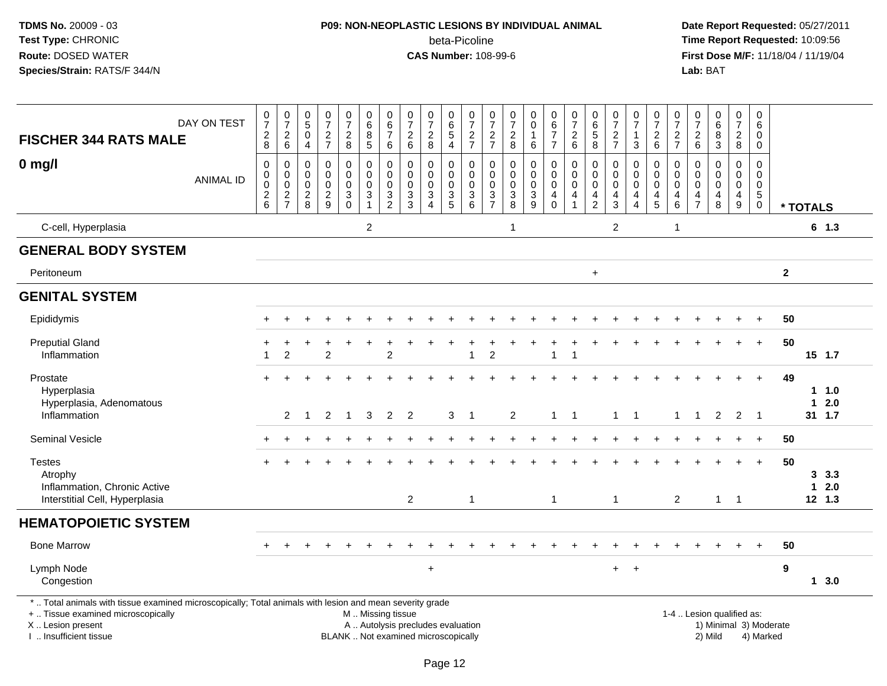# P09: NON-NEOPLASTIC LESIONS BY INDIVIDUAL ANIMAL

beta-Picoline

**CAS Number:** 108-99-6

## FISCHER 344 RATS MALE — 0 mg/l

| DAY ON TEST | 0728 | 0726 | 0504 | 0727 | 0728 | 0685 | 0676 | 0726 | 0728 | 0654 | 0727 | 0727 | 0728 | 0016 | 0677 | 0726 | 0658 | 0727 | 0713 | 0726 | 0727 | 0726 | 0683 | 0728 | 0600 | |
|---|---|---|---|---|---|---|---|---|---|---|---|---|---|---|---|---|---|---|---|---|---|---|---|---|---|---|
| **ANIMAL ID** | 0026 | 0027 | 0028 | 0029 | 0030 | 0031 | 0032 | 0033 | 0034 | 0035 | 0036 | 0037 | 0038 | 0039 | 0040 | 0041 | 0042 | 0043 | 0044 | 0045 | 0046 | 0047 | 0048 | 0049 | 0050 | *** TOTALS** |
| C-cell, Hyperplasia | | | | | | 2 | | | | | | | 1 | | | | | 2 | | | 1 | | | | | 6 1.3 |
| **GENERAL BODY SYSTEM** | | | | | | | | | | | | | | | | | | | | | | | | | | |
| Peritoneum | | | | | | | | | | | | | | | | | + | | | | | | | | | 2 |
| **GENITAL SYSTEM** | | | | | | | | | | | | | | | | | | | | | | | | | | |
| Epididymis | + | + | + | + | + | + | + | + | + | + | + | + | + | + | + | + | + | + | + | + | + | + | + | + | + | 50 |
| Preputial Gland | + | + | + | + | + | + | + | + | + | + | + | + | + | + | + | + | + | + | + | + | + | + | + | + | + | 50 |
| Inflammation | 1 | 2 | | 2 | | | 2 | | | | 1 | 2 | | | 1 | 1 | | | | | | | | | | 15 1.7 |
| Prostate | + | + | + | + | + | + | + | + | + | + | + | + | + | + | + | + | + | + | + | + | + | + | + | + | + | 49 |
| Hyperplasia | | | | | | | | | | | | | | | | | | | | | | | | | | 1 1.0 |
| Hyperplasia, Adenomatous | | | | | | | | | | | | | | | | | | | | | | | | | | 1 2.0 |
| Inflammation | | 2 | 1 | 2 | 1 | 3 | 2 | 2 | | 3 | 1 | | 2 | | 1 | 1 | | 1 | 1 | | 1 | 1 | 2 | 2 | 1 | 31 1.7 |
| Seminal Vesicle | + | + | + | + | + | + | + | + | + | + | + | + | + | + | + | + | + | + | + | + | + | + | + | + | + | 50 |
| Testes | + | + | + | + | + | + | + | + | + | + | + | + | + | + | + | + | + | + | + | + | + | + | + | + | + | 50 |
| Atrophy | | | | | | | | | | | | | | | | | | | | | | | | | | 3 3.3 |
| Inflammation, Chronic Active | | | | | | | | | | | | | | | | | | | | | | | | | | 1 2.0 |
| Interstitial Cell, Hyperplasia | | | | | | | | 2 | | | 1 | | | | 1 | | | 1 | | | 2 | | 1 | 1 | | 12 1.3 |
| **HEMATOPOIETIC SYSTEM** | | | | | | | | | | | | | | | | | | | | | | | | | | |
| Bone Marrow | + | + | + | + | + | + | + | + | + | + | + | + | + | + | + | + | + | + | + | + | + | + | + | + | + | 50 |
| Lymph Node | | | | | | | | | + | | | | | | | | | + | + | | | | | | | 9 |
| Congestion | | | | | | | | | | | | | | | | | | | | | | | | | | 1 3.0 |

* .. Total animals with tissue examined microscopically; Total animals with lesion and mean severity grade
+ .. Tissue examined microscopically
X .. Lesion present
I .. Insufficient tissue

M .. Missing tissue
A .. Autolysis precludes evaluation
BLANK .. Not examined microscopically

1-4 .. Lesion qualified as:
1) Minimal 3) Moderate
2) Mild 4) Marked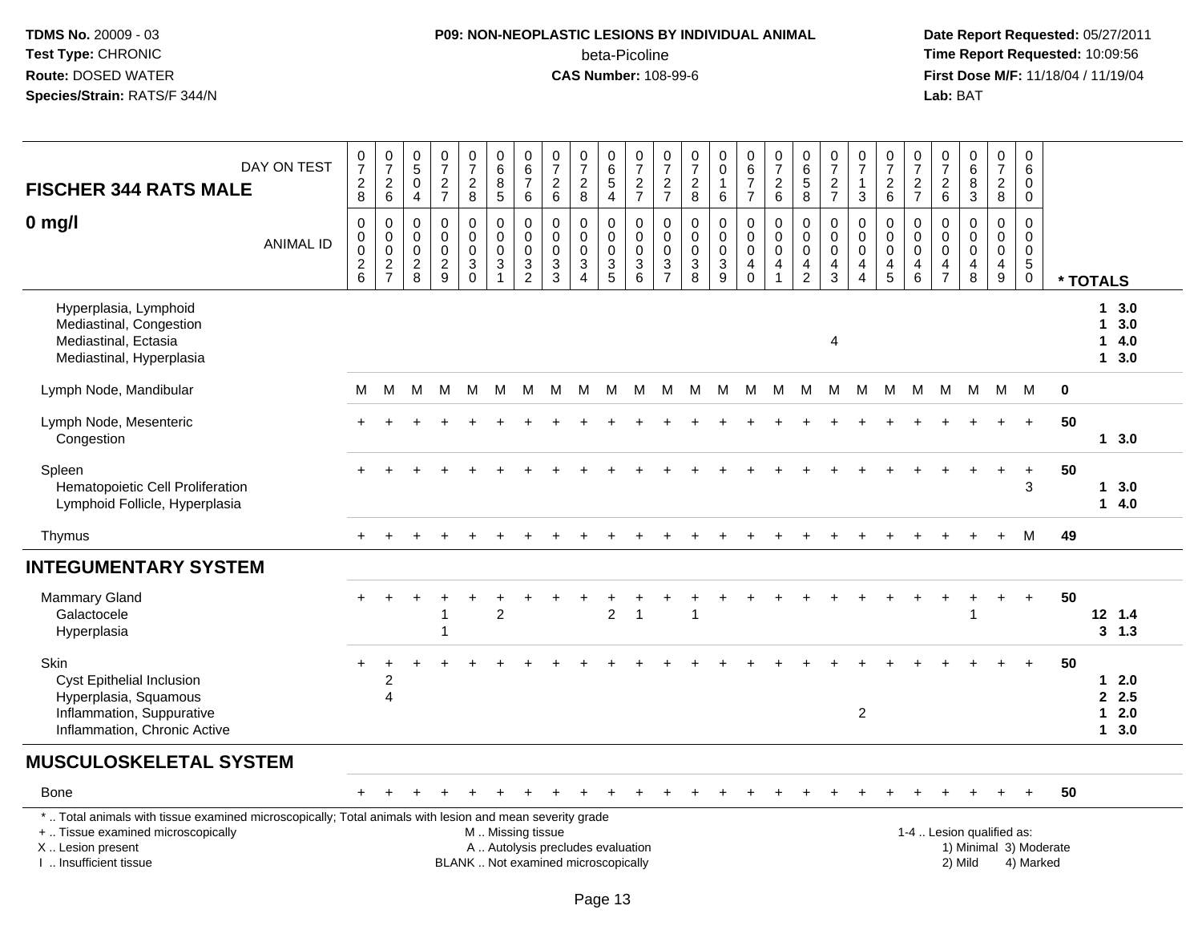**TDMS No.** 20009 - 03
**Test Type:** CHRONIC
**Route:** DOSED WATER
**Species/Strain:** RATS/F 344/N

**P09: NON-NEOPLASTIC LESIONS BY INDIVIDUAL ANIMAL**
beta-Picoline
**CAS Number:** 108-99-6

**Date Report Requested:** 05/27/2011
**Time Report Requested:** 10:09:56
**First Dose M/F:** 11/18/04 / 11/19/04
**Lab:** BAT

**FISCHER 344 RATS MALE**

**0 mg/l**

| DAY ON TEST | 0728 | 0726 | 0504 | 0727 | 0728 | 0685 | 0676 | 0726 | 0728 | 0654 | 0727 | 0727 | 0728 | 0016 | 0677 | 0726 | 0658 | 0727 | 0713 | 0726 | 0727 | 0726 | 0683 | 0728 | 0600 | |
|---|---|---|---|---|---|---|---|---|---|---|---|---|---|---|---|---|---|---|---|---|---|---|---|---|---|---|
| ANIMAL ID | 00026 | 00027 | 00028 | 00029 | 00030 | 00031 | 00032 | 00033 | 00034 | 00035 | 00036 | 00037 | 00038 | 00039 | 00040 | 00041 | 00042 | 00043 | 00044 | 00045 | 00046 | 00047 | 00048 | 00049 | 00050 | * TOTALS |
| Hyperplasia, Lymphoid | | | | | | | | | | | | | | | | | | | | | | | | | | 1 3.0 |
| Mediastinal, Congestion | | | | | | | | | | | | | | | | | | | | | | | | | | 1 3.0 |
| Mediastinal, Ectasia | | | | | | | | | | | | | | | | | | 4 | | | | | | | | 1 4.0 |
| Mediastinal, Hyperplasia | | | | | | | | | | | | | | | | | | | | | | | | | | 1 3.0 |
| Lymph Node, Mandibular | M | M | M | M | M | M | M | M | M | M | M | M | M | M | M | M | M | M | M | M | M | M | M | M | M | 0 |
| Lymph Node, Mesenteric | + | + | + | + | + | + | + | + | + | + | + | + | + | + | + | + | + | + | + | + | + | + | + | + | + | 50 |
| Congestion | | | | | | | | | | | | | | | | | | | | | | | | | | 1 3.0 |
| Spleen | + | + | + | + | + | + | + | + | + | + | + | + | + | + | + | + | + | + | + | + | + | + | + | + | + | 50 |
| Hematopoietic Cell Proliferation | | | | | | | | | | | | | | | | | | | | | | | | | 3 | 1 3.0 |
| Lymphoid Follicle, Hyperplasia | | | | | | | | | | | | | | | | | | | | | | | | | | 1 4.0 |
| Thymus | + | + | + | + | + | + | + | + | + | + | + | + | + | + | + | + | + | + | + | + | + | + | + | + | M | 49 |
| **INTEGUMENTARY SYSTEM** | | | | | | | | | | | | | | | | | | | | | | | | | | |
| Mammary Gland | + | + | + | + | + | + | + | + | + | + | + | + | + | + | + | + | + | + | + | + | + | + | + | + | + | 50 |
| Galactocele | | | | 1 | | 2 | | | | 2 | 1 | | 1 | | | | | | | | | | 1 | | | 12 1.4 |
| Hyperplasia | | | | 1 | | | | | | | | | | | | | | | | | | | | | | 3 1.3 |
| Skin | + | + | + | + | + | + | + | + | + | + | + | + | + | + | + | + | + | + | + | + | + | + | + | + | + | 50 |
| Cyst Epithelial Inclusion | | 2 | | | | | | | | | | | | | | | | | | | | | | | | 1 2.0 |
| Hyperplasia, Squamous | | 4 | | | | | | | | | | | | | | | | | | | | | | | | 2 2.5 |
| Inflammation, Suppurative | | | | | | | | | | | | | | | | | | | 2 | | | | | | | 1 2.0 |
| Inflammation, Chronic Active | | | | | | | | | | | | | | | | | | | | | | | | | | 1 3.0 |
| **MUSCULOSKELETAL SYSTEM** | | | | | | | | | | | | | | | | | | | | | | | | | | |
| Bone | + | + | + | + | + | + | + | + | + | + | + | + | + | + | + | + | + | + | + | + | + | + | + | + | + | 50 |

\* .. Total animals with tissue examined microscopically; Total animals with lesion and mean severity grade
\+ .. Tissue examined microscopically
X .. Lesion present
I .. Insufficient tissue

M .. Missing tissue
A .. Autolysis precludes evaluation
BLANK .. Not examined microscopically

1-4 .. Lesion qualified as:
1) Minimal 3) Moderate
2) Mild 4) Marked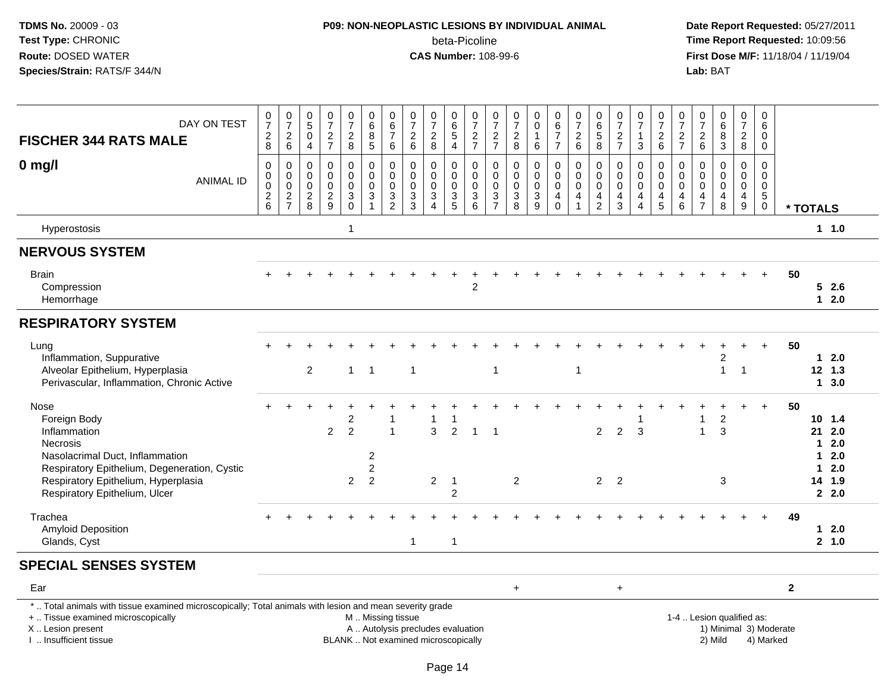**TDMS No.** 20009 - 03
**Test Type:** CHRONIC
**Route:** DOSED WATER
**Species/Strain:** RATS/F 344/N

**P09: NON-NEOPLASTIC LESIONS BY INDIVIDUAL ANIMAL**
beta-Picoline
**CAS Number:** 108-99-6

**Date Report Requested:** 05/27/2011
**Time Report Requested:** 10:09:56
**First Dose M/F:** 11/18/04 / 11/19/04
**Lab:** BAT

| FISCHER 344 RATS MALE — DAY ON TEST | 0728 | 0726 | 0504 | 0727 | 0728 | 0685 | 0676 | 0726 | 0728 | 0654 | 0727 | 0727 | 0728 | 0016 | 0677 | 0726 | 0658 | 0727 | 0713 | 0726 | 0727 | 0726 | 0683 | 0728 | 0600 | |
|---|---|---|---|---|---|---|---|---|---|---|---|---|---|---|---|---|---|---|---|---|---|---|---|---|---|---|
| **0 mg/l** — ANIMAL ID | 0026 | 0027 | 0028 | 0029 | 0030 | 0031 | 0032 | 0033 | 0034 | 0035 | 0036 | 0037 | 0038 | 0039 | 0040 | 0041 | 0042 | 0043 | 0044 | 0045 | 0046 | 0047 | 0048 | 0049 | 0050 | * TOTALS |
| Hyperostosis | | | | | 1 | | | | | | | | | | | | | | | | | | | | | 1 1.0 |
| **NERVOUS SYSTEM** | | | | | | | | | | | | | | | | | | | | | | | | | | |
| Brain | + | + | + | + | + | + | + | + | + | + | + | + | + | + | + | + | + | + | + | + | + | + | + | + | + | 50 |
| Compression | | | | | | | | | | | 2 | | | | | | | | | | | | | | | 5 2.6 |
| Hemorrhage | | | | | | | | | | | | | | | | | | | | | | | | | | 1 2.0 |
| **RESPIRATORY SYSTEM** | | | | | | | | | | | | | | | | | | | | | | | | | | |
| Lung | + | + | + | + | + | + | + | + | + | + | + | + | + | + | + | + | + | + | + | + | + | + | + | + | + | 50 |
| Inflammation, Suppurative | | | | | | | | | | | | | | | | | | | | | | | 2 | | | 1 2.0 |
| Alveolar Epithelium, Hyperplasia | | | 2 | | 1 | 1 | | 1 | | | | 1 | | | | 1 | | | | | | | 1 | 1 | | 12 1.3 |
| Perivascular, Inflammation, Chronic Active | | | | | | | | | | | | | | | | | | | | | | | | | | 1 3.0 |
| Nose | + | + | + | + | + | + | + | + | + | + | + | + | + | + | + | + | + | + | + | + | + | + | + | + | + | 50 |
| Foreign Body | | | | | 2 | | 1 | | 1 | 1 | | | | | | | | | 1 | | | 1 | 2 | | | 10 1.4 |
| Inflammation | | | | 2 | 2 | | 1 | | 3 | 2 | 1 | 1 | | | | | 2 | 2 | 3 | | | 1 | 3 | | | 21 2.0 |
| Necrosis | | | | | | | | | | | | | | | | | | | | | | | | | | 1 2.0 |
| Nasolacrimal Duct, Inflammation | | | | | | 2 | | | | | | | | | | | | | | | | | | | | 1 2.0 |
| Respiratory Epithelium, Degeneration, Cystic | | | | | | 2 | | | | | | | | | | | | | | | | | | | | 1 2.0 |
| Respiratory Epithelium, Hyperplasia | | | | | 2 | 2 | | | 2 | 1 | | | 2 | | | | 2 | 2 | | | | | 3 | | | 14 1.9 |
| Respiratory Epithelium, Ulcer | | | | | | | | | | 2 | | | | | | | | | | | | | | | | 2 2.0 |
| Trachea | + | + | + | + | + | + | + | + | + | + | + | + | + | + | + | + | + | + | + | + | + | + | + | + | + | 49 |
| Amyloid Deposition | | | | | | | | | | | | | | | | | | | | | | | | | | 1 2.0 |
| Glands, Cyst | | | | | | | | 1 | | 1 | | | | | | | | | | | | | | | | 2 1.0 |
| **SPECIAL SENSES SYSTEM** | | | | | | | | | | | | | | | | | | | | | | | | | | |
| Ear | | | | | | | | | | | | | + | | | | | + | | | | | | | | 2 |

\* .. Total animals with tissue examined microscopically; Total animals with lesion and mean severity grade
\+ .. Tissue examined microscopically
X .. Lesion present
I .. Insufficient tissue
M .. Missing tissue
A .. Autolysis precludes evaluation
BLANK .. Not examined microscopically
1-4 .. Lesion qualified as: 1) Minimal 2) Mild 3) Moderate 4) Marked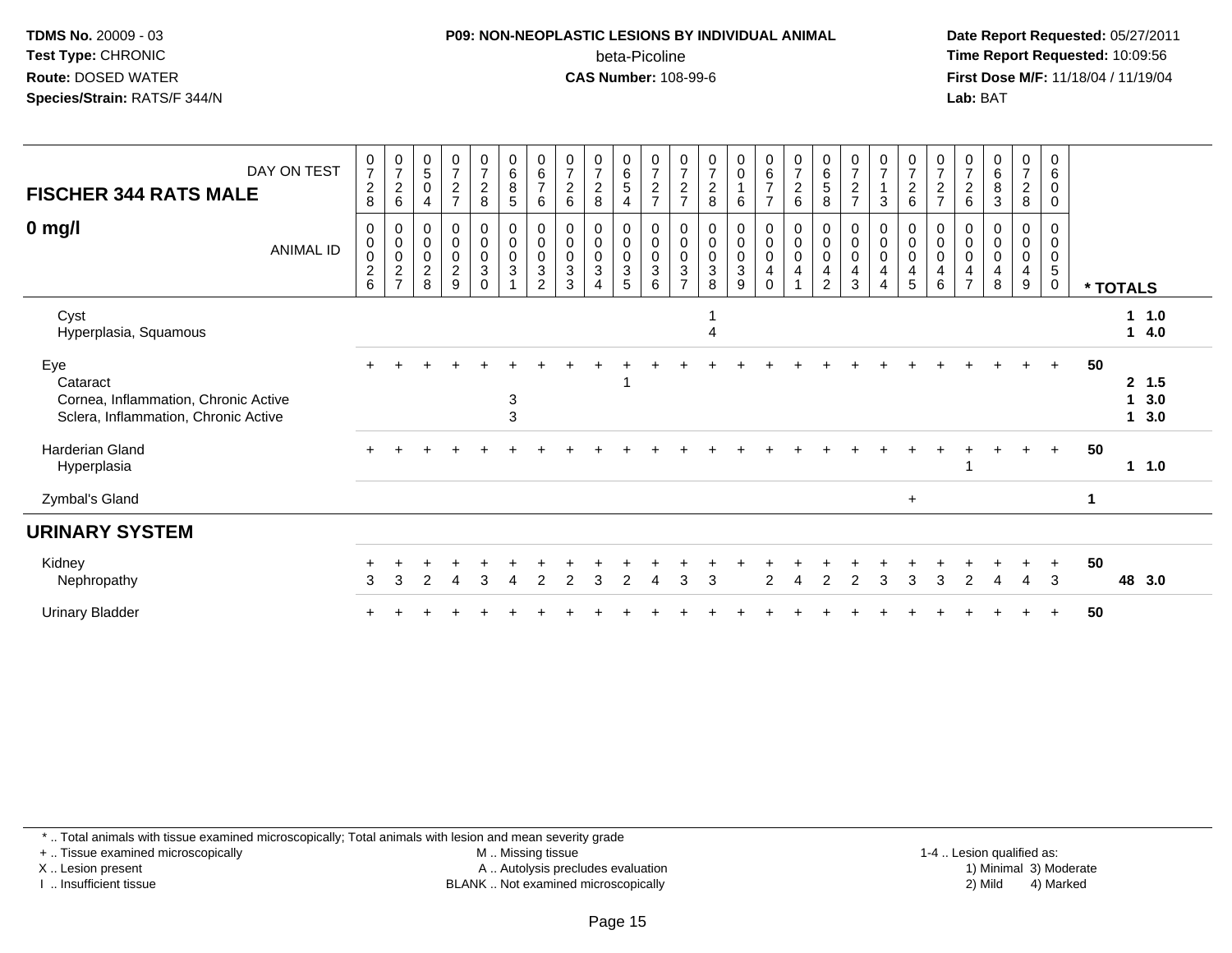TDMS No. 20009 - 03
Test Type: CHRONIC
Route: DOSED WATER
Species/Strain: RATS/F 344/N

**P09: NON-NEOPLASTIC LESIONS BY INDIVIDUAL ANIMAL**
beta-Picoline
**CAS Number:** 108-99-6

Date Report Requested: 05/27/2011
Time Report Requested: 10:09:56
First Dose M/F: 11/18/04 / 11/19/04
Lab: BAT

| FISCHER 344 RATS MALE — DAY ON TEST | 0728 | 0726 | 0504 | 0727 | 0728 | 0685 | 0676 | 0726 | 0728 | 0654 | 0727 | 0727 | 0728 | 0016 | 0677 | 0726 | 0658 | 0727 | 0713 | 0726 | 0727 | 0726 | 0683 | 0728 | 0600 | |
|---|---|---|---|---|---|---|---|---|---|---|---|---|---|---|---|---|---|---|---|---|---|---|---|---|---|---|
| **0 mg/l** — ANIMAL ID | 0026 | 0027 | 0028 | 0029 | 0030 | 0031 | 0032 | 0033 | 0034 | 0035 | 0036 | 0037 | 0038 | 0039 | 0040 | 0041 | 0042 | 0043 | 0044 | 0045 | 0046 | 0047 | 0048 | 0049 | 0050 | * TOTALS |
| Cyst | | | | | | | | | | | | | 1 | | | | | | | | | | | | | 1 1.0 |
| Hyperplasia, Squamous | | | | | | | | | | | | | 4 | | | | | | | | | | | | | 1 4.0 |
| Eye | + | + | + | + | + | + | + | + | + | + | + | + | + | + | + | + | + | + | + | + | + | + | + | + | + | 50 |
| Cataract | | | | | | | | | | 1 | | | | | | | | | | | | | | | | 2 1.5 |
| Cornea, Inflammation, Chronic Active | | | | | | 3 | | | | | | | | | | | | | | | | | | | | 1 3.0 |
| Sclera, Inflammation, Chronic Active | | | | | | 3 | | | | | | | | | | | | | | | | | | | | 1 3.0 |
| Harderian Gland | + | + | + | + | + | + | + | + | + | + | + | + | + | + | + | + | + | + | + | + | + | + | + | + | + | 50 |
| Hyperplasia | | | | | | | | | | | | | | | | | | | | | | 1 | | | | 1 1.0 |
| Zymbal's Gland | | | | | | | | | | | | | | | | | | | | + | | | | | | 1 |
| **URINARY SYSTEM** | | | | | | | | | | | | | | | | | | | | | | | | | | |
| Kidney | + | + | + | + | + | + | + | + | + | + | + | + | + | + | + | + | + | + | + | + | + | + | + | + | + | 50 |
| Nephropathy | 3 | 3 | 2 | 4 | 3 | 4 | 2 | 2 | 3 | 2 | 4 | 3 | 3 | | 2 | 4 | 2 | 2 | 3 | 3 | 3 | 2 | 4 | 4 | 3 | 48 3.0 |
| Urinary Bladder | + | + | + | + | + | + | + | + | + | + | + | + | + | + | + | + | + | + | + | + | + | + | + | + | + | 50 |

\* .. Total animals with tissue examined microscopically; Total animals with lesion and mean severity grade
\+ .. Tissue examined microscopically
X .. Lesion present
I .. Insufficient tissue
M .. Missing tissue
A .. Autolysis precludes evaluation
BLANK .. Not examined microscopically
1-4 .. Lesion qualified as: 1) Minimal 2) Mild 3) Moderate 4) Marked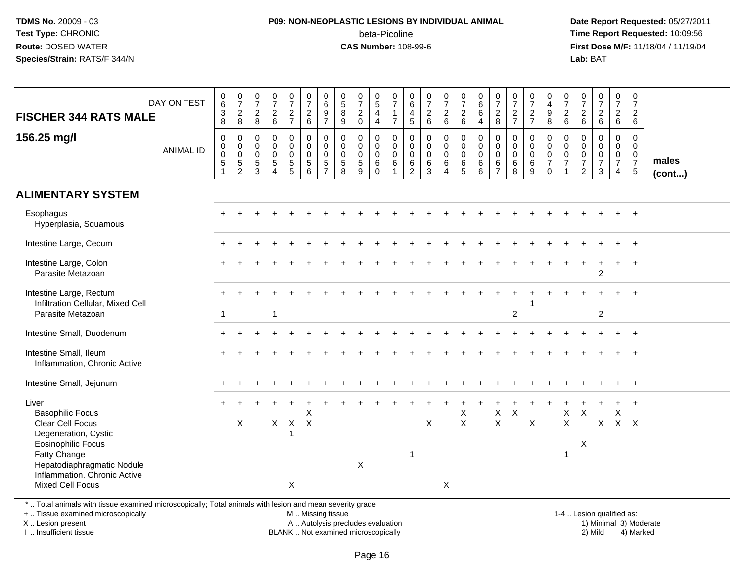**TDMS No.** 20009 - 03
**Test Type:** CHRONIC
**Route:** DOSED WATER
**Species/Strain:** RATS/F 344/N

**P09: NON-NEOPLASTIC LESIONS BY INDIVIDUAL ANIMAL**
beta-Picoline
**CAS Number:** 108-99-6

**Date Report Requested:** 05/27/2011
**Time Report Requested:** 10:09:56
**First Dose M/F:** 11/18/04 / 11/19/04
**Lab:** BAT

| FISCHER 344 RATS MALE — DAY ON TEST | 0638 | 0728 | 0728 | 0726 | 0727 | 0726 | 0697 | 0589 | 0720 | 0544 | 0717 | 0645 | 0726 | 0726 | 0726 | 0664 | 0728 | 0727 | 0727 | 0498 | 0726 | 0726 | 0726 | 0726 | 0726 | |
|---|---|---|---|---|---|---|---|---|---|---|---|---|---|---|---|---|---|---|---|---|---|---|---|---|---|---|
| **156.25 mg/l** — ANIMAL ID | 00051 | 00052 | 00053 | 00054 | 00055 | 00056 | 00057 | 00058 | 00059 | 00060 | 00061 | 00062 | 00063 | 00064 | 00065 | 00066 | 00067 | 00068 | 00069 | 00070 | 00071 | 00072 | 00073 | 00074 | 00075 | **males (cont...)** |
| **ALIMENTARY SYSTEM** | | | | | | | | | | | | | | | | | | | | | | | | | | |
| Esophagus | + | + | + | + | + | + | + | + | + | + | + | + | + | + | + | + | + | + | + | + | + | + | + | + | + | |
| Hyperplasia, Squamous | | | | | | | | | | | | | | | | | | | | | | | | | | |
| Intestine Large, Cecum | + | + | + | + | + | + | + | + | + | + | + | + | + | + | + | + | + | + | + | + | + | + | + | + | + | |
| Intestine Large, Colon | + | + | + | + | + | + | + | + | + | + | + | + | + | + | + | + | + | + | + | + | + | + | + | + | + | |
| Parasite Metazoan | | | | | | | | | | | | | | | | | | | | | | | 2 | | | |
| Intestine Large, Rectum | + | + | + | + | + | + | + | + | + | + | + | + | + | + | + | + | + | + | + | + | + | + | + | + | + | |
| Infiltration Cellular, Mixed Cell | | | | | | | | | | | | | | | | | | | 1 | | | | | | | |
| Parasite Metazoan | 1 | | | 1 | | | | | | | | | | | | | | 2 | | | | | 2 | | | |
| Intestine Small, Duodenum | + | + | + | + | + | + | + | + | + | + | + | + | + | + | + | + | + | + | + | + | + | + | + | + | + | |
| Intestine Small, Ileum | + | + | + | + | + | + | + | + | + | + | + | + | + | + | + | + | + | + | + | + | + | + | + | + | + | |
| Inflammation, Chronic Active | | | | | | | | | | | | | | | | | | | | | | | | | | |
| Intestine Small, Jejunum | + | + | + | + | + | + | + | + | + | + | + | + | + | + | + | + | + | + | + | + | + | + | + | + | + | |
| Liver | + | + | + | + | + | + | + | + | + | + | + | + | + | + | + | + | + | + | + | + | + | + | + | + | + | |
| Basophilic Focus | | | | | | X | | | | | | | | | X | | X | X | | | X | X | | X | | |
| Clear Cell Focus | | X | | X | X | X | | | | | | | X | | X | | X | | X | | X | | X | X | X | |
| Degeneration, Cystic | | | | | 1 | | | | | | | | | | | | | | | | | | | | | |
| Eosinophilic Focus | | | | | | | | | | | | | | | | | | | | | | X | | | | |
| Fatty Change | | | | | | | | | | | | 1 | | | | | | | | | 1 | | | | | |
| Hepatodiaphragmatic Nodule | | | | | | | | | X | | | | | | | | | | | | | | | | | |
| Inflammation, Chronic Active | | | | | | | | | | | | | | | | | | | | | | | | | | |
| Mixed Cell Focus | | | | | X | | | | | | | | | X | | | | | | | | | | | | |

\* .. Total animals with tissue examined microscopically; Total animals with lesion and mean severity grade
+ .. Tissue examined microscopically
X .. Lesion present
I .. Insufficient tissue
M .. Missing tissue
A .. Autolysis precludes evaluation
BLANK .. Not examined microscopically
1-4 .. Lesion qualified as: 1) Minimal 2) Mild 3) Moderate 4) Marked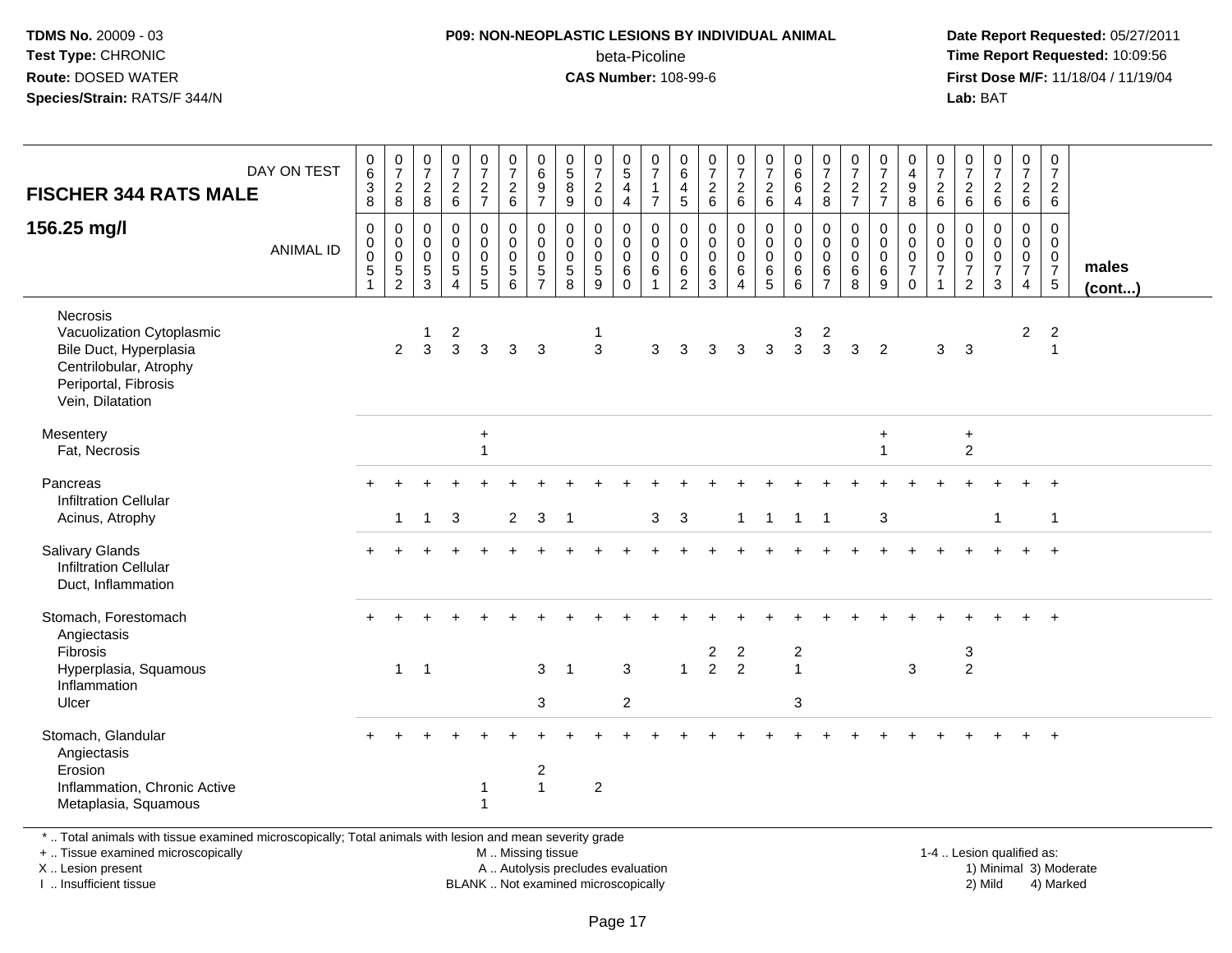**TDMS No.** 20009 - 03
**Test Type:** CHRONIC
**Route:** DOSED WATER
**Species/Strain:** RATS/F 344/N

**P09: NON-NEOPLASTIC LESIONS BY INDIVIDUAL ANIMAL**
beta-Picoline
**CAS Number:** 108-99-6

**Date Report Requested:** 05/27/2011
**Time Report Requested:** 10:09:56
**First Dose M/F:** 11/18/04 / 11/19/04
**Lab:** BAT

**FISCHER 344 RATS MALE**
**156.25 mg/l**

| DAY ON TEST | 0638 | 0728 | 0728 | 0726 | 0727 | 0726 | 0697 | 0589 | 0720 | 0544 | 0717 | 0645 | 0726 | 0726 | 0726 | 0664 | 0728 | 0727 | 0727 | 0498 | 0726 | 0726 | 0726 | 0726 | 0726 | |
|---|---|---|---|---|---|---|---|---|---|---|---|---|---|---|---|---|---|---|---|---|---|---|---|---|---|---|
| **ANIMAL ID** | 0051 | 0052 | 0053 | 0054 | 0055 | 0056 | 0057 | 0058 | 0059 | 0060 | 0061 | 0062 | 0063 | 0064 | 0065 | 0066 | 0067 | 0068 | 0069 | 0070 | 0071 | 0072 | 0073 | 0074 | 0075 | **males (cont...)** |
| Necrosis | | | | | | | | | | | | | | | | | | | | | | | | | | |
| Vacuolization Cytoplasmic | | | 1 | 2 | | | | | 1 | | | | | | | 3 | 2 | | | | | | | 2 | 2 | |
| Bile Duct, Hyperplasia | | 2 | 3 | 3 | 3 | 3 | 3 | | 3 | | 3 | 3 | 3 | 3 | 3 | 3 | 3 | 3 | 2 | | 3 | 3 | | | 1 | |
| Centrilobular, Atrophy | | | | | | | | | | | | | | | | | | | | | | | | | | |
| Periportal, Fibrosis | | | | | | | | | | | | | | | | | | | | | | | | | | |
| Vein, Dilatation | | | | | | | | | | | | | | | | | | | | | | | | | | |
| Mesentery | | | | | + | | | | | | | | | | | | | | + | | | + | | | | |
| Fat, Necrosis | | | | | 1 | | | | | | | | | | | | | | 1 | | | 2 | | | | |
| Pancreas | + | + | + | + | + | + | + | + | + | + | + | + | + | + | + | + | + | + | + | + | + | + | + | + | + | |
| Infiltration Cellular | | | | | | | | | | | | | | | | | | | | | | | | | | |
| Acinus, Atrophy | | 1 | 1 | 3 | | 2 | 3 | 1 | | | 3 | 3 | | 1 | 1 | 1 | 1 | | 3 | | | | 1 | | 1 | |
| Salivary Glands | + | + | + | + | + | + | + | + | + | + | + | + | + | + | + | + | + | + | + | + | + | + | + | + | + | |
| Infiltration Cellular | | | | | | | | | | | | | | | | | | | | | | | | | | |
| Duct, Inflammation | | | | | | | | | | | | | | | | | | | | | | | | | | |
| Stomach, Forestomach | + | + | + | + | + | + | + | + | + | + | + | + | + | + | + | + | + | + | + | + | + | + | + | + | + | |
| Angiectasis | | | | | | | | | | | | | | | | | | | | | | | | | | |
| Fibrosis | | | | | | | | | | | | | 2 | 2 | | 2 | | | | | | 3 | | | | |
| Hyperplasia, Squamous | | 1 | 1 | | | | 3 | 1 | | 3 | | 1 | 2 | 2 | | 1 | | | | 3 | | 2 | | | | |
| Inflammation | | | | | | | | | | | | | | | | | | | | | | | | | | |
| Ulcer | | | | | | | 3 | | | 2 | | | | | | 3 | | | | | | | | | | |
| Stomach, Glandular | + | + | + | + | + | + | + | + | + | + | + | + | + | + | + | + | + | + | + | + | + | + | + | + | + | |
| Angiectasis | | | | | | | | | | | | | | | | | | | | | | | | | | |
| Erosion | | | | | | | 2 | | | | | | | | | | | | | | | | | | | |
| Inflammation, Chronic Active | | | | | 1 | | 1 | | 2 | | | | | | | | | | | | | | | | | |
| Metaplasia, Squamous | | | | | 1 | | | | | | | | | | | | | | | | | | | | | |

* .. Total animals with tissue examined microscopically; Total animals with lesion and mean severity grade
+ .. Tissue examined microscopically
X .. Lesion present
I .. Insufficient tissue

M .. Missing tissue
A .. Autolysis precludes evaluation
BLANK .. Not examined microscopically

1-4 .. Lesion qualified as:
1) Minimal 3) Moderate
2) Mild 4) Marked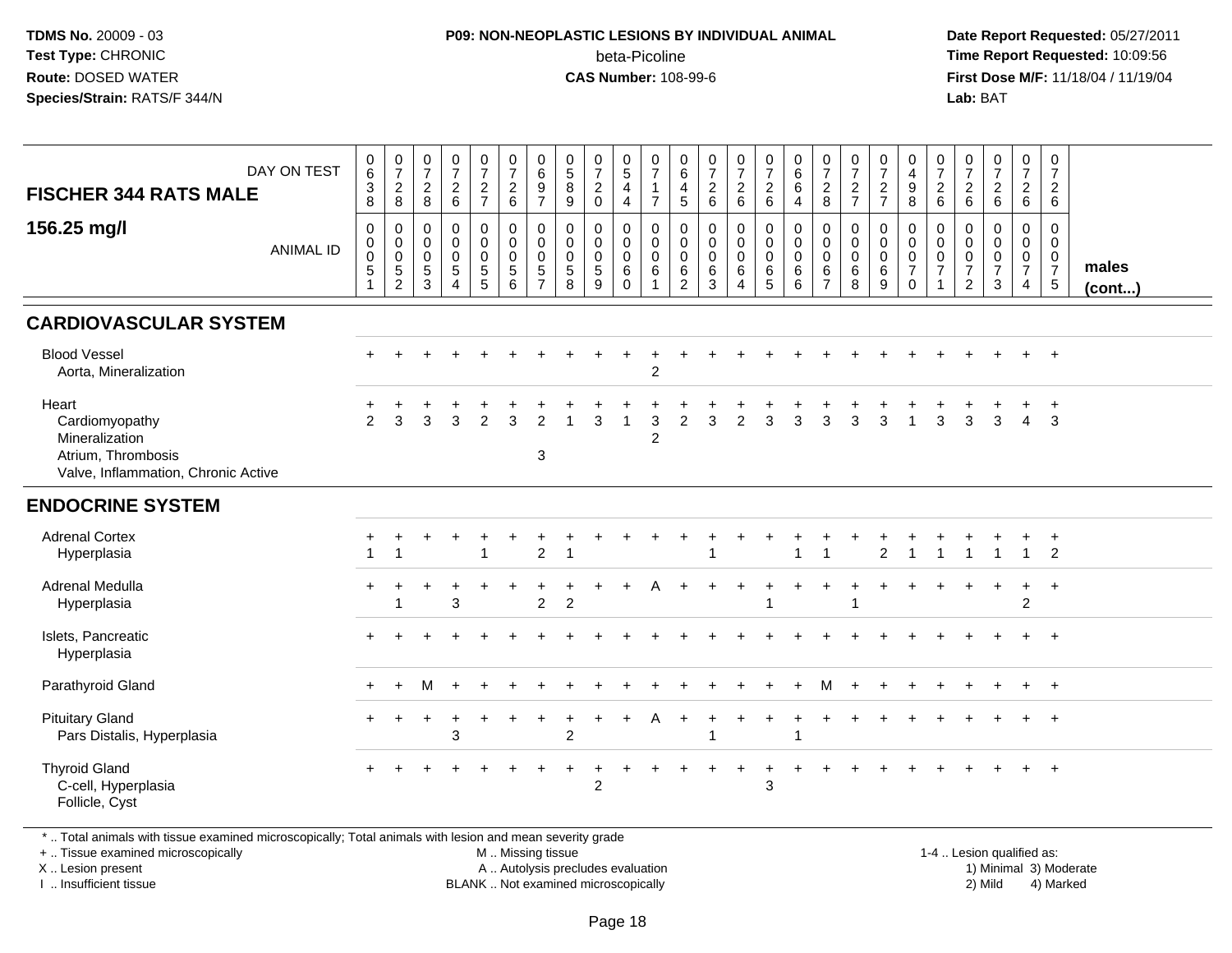TDMS No. 20009 - 03
Test Type: CHRONIC
Route: DOSED WATER
Species/Strain: RATS/F 344/N

**P09: NON-NEOPLASTIC LESIONS BY INDIVIDUAL ANIMAL**
beta-Picoline
**CAS Number:** 108-99-6

Date Report Requested: 05/27/2011
Time Report Requested: 10:09:56
First Dose M/F: 11/18/04 / 11/19/04
Lab: BAT

| FISCHER 344 RATS MALE 156.25 mg/l | | | | | | | | | | | | | | | | | | | | | | | | | | |
|---|---|---|---|---|---|---|---|---|---|---|---|---|---|---|---|---|---|---|---|---|---|---|---|---|---|---|
| DAY ON TEST | 0638 | 0728 | 0728 | 0726 | 0727 | 0726 | 0697 | 0589 | 0720 | 0544 | 0717 | 0645 | 0726 | 0726 | 0726 | 0664 | 0728 | 0727 | 0727 | 0498 | 0726 | 0726 | 0726 | 0726 | 0726 | |
| ANIMAL ID | 0000551 | 0000552 | 0000553 | 0000554 | 0000555 | 0000556 | 0000557 | 0000558 | 0000559 | 0000560 | 0000561 | 0000562 | 0000563 | 0000564 | 0000565 | 0000566 | 0000567 | 0000568 | 0000569 | 0000570 | 0000571 | 0000572 | 0000573 | 0000574 | 0000575 | males (cont...) |
| **CARDIOVASCULAR SYSTEM** | | | | | | | | | | | | | | | | | | | | | | | | | | |
| Blood Vessel | + | + | + | + | + | + | + | + | + | + | + | + | + | + | + | + | + | + | + | + | + | + | + | + | + | |
| Aorta, Mineralization | | | | | | | | | | | 2 | | | | | | | | | | | | | | | |
| Heart | + | + | + | + | + | + | + | + | + | + | + | + | + | + | + | + | + | + | + | + | + | + | + | + | + | |
| Cardiomyopathy | 2 | 3 | 3 | 3 | 2 | 3 | 2 | 1 | 3 | 1 | 3 | 2 | 3 | 2 | 3 | 3 | 3 | 3 | 3 | 1 | 3 | 3 | 3 | 4 | 3 | |
| Mineralization | | | | | | | | | | | 2 | | | | | | | | | | | | | | | |
| Atrium, Thrombosis | | | | | | | 3 | | | | | | | | | | | | | | | | | | | |
| Valve, Inflammation, Chronic Active | | | | | | | | | | | | | | | | | | | | | | | | | | |
| **ENDOCRINE SYSTEM** | | | | | | | | | | | | | | | | | | | | | | | | | | |
| Adrenal Cortex | + | + | + | + | + | + | + | + | + | + | + | + | + | + | + | + | + | + | + | + | + | + | + | + | + | |
| Hyperplasia | 1 | 1 | | | 1 | | 2 | 1 | | | | | 1 | | | 1 | 1 | | 2 | 1 | 1 | 1 | 1 | 1 | 2 | |
| Adrenal Medulla | + | + | + | + | + | + | + | + | + | + | A | + | + | + | + | + | + | + | + | + | + | + | + | + | + | |
| Hyperplasia | | 1 | | 3 | | | 2 | 2 | | | | | | | 1 | | | 1 | | | | | | 2 | | |
| Islets, Pancreatic | + | + | + | + | + | + | + | + | + | + | + | + | + | + | + | + | + | + | + | + | + | + | + | + | + | |
| Hyperplasia | | | | | | | | | | | | | | | | | | | | | | | | | | |
| Parathyroid Gland | + | + | M | + | + | + | + | + | + | + | + | + | + | + | + | + | M | + | + | + | + | + | + | + | + | |
| Pituitary Gland | + | + | + | + | + | + | + | + | + | + | A | + | + | + | + | + | + | + | + | + | + | + | + | + | + | |
| Pars Distalis, Hyperplasia | | | | 3 | | | | 2 | | | | | 1 | | | 1 | | | | | | | | | | |
| Thyroid Gland | + | + | + | + | + | + | + | + | + | + | + | + | + | + | + | + | + | + | + | + | + | + | + | + | + | |
| C-cell, Hyperplasia | | | | | | | | | 2 | | | | | | 3 | | | | | | | | | | | |
| Follicle, Cyst | | | | | | | | | | | | | | | | | | | | | | | | | | |

* .. Total animals with tissue examined microscopically; Total animals with lesion and mean severity grade
+ .. Tissue examined microscopically
X .. Lesion present
I .. Insufficient tissue

M .. Missing tissue
A .. Autolysis precludes evaluation
BLANK .. Not examined microscopically

1-4 .. Lesion qualified as:
1) Minimal 3) Moderate
2) Mild 4) Marked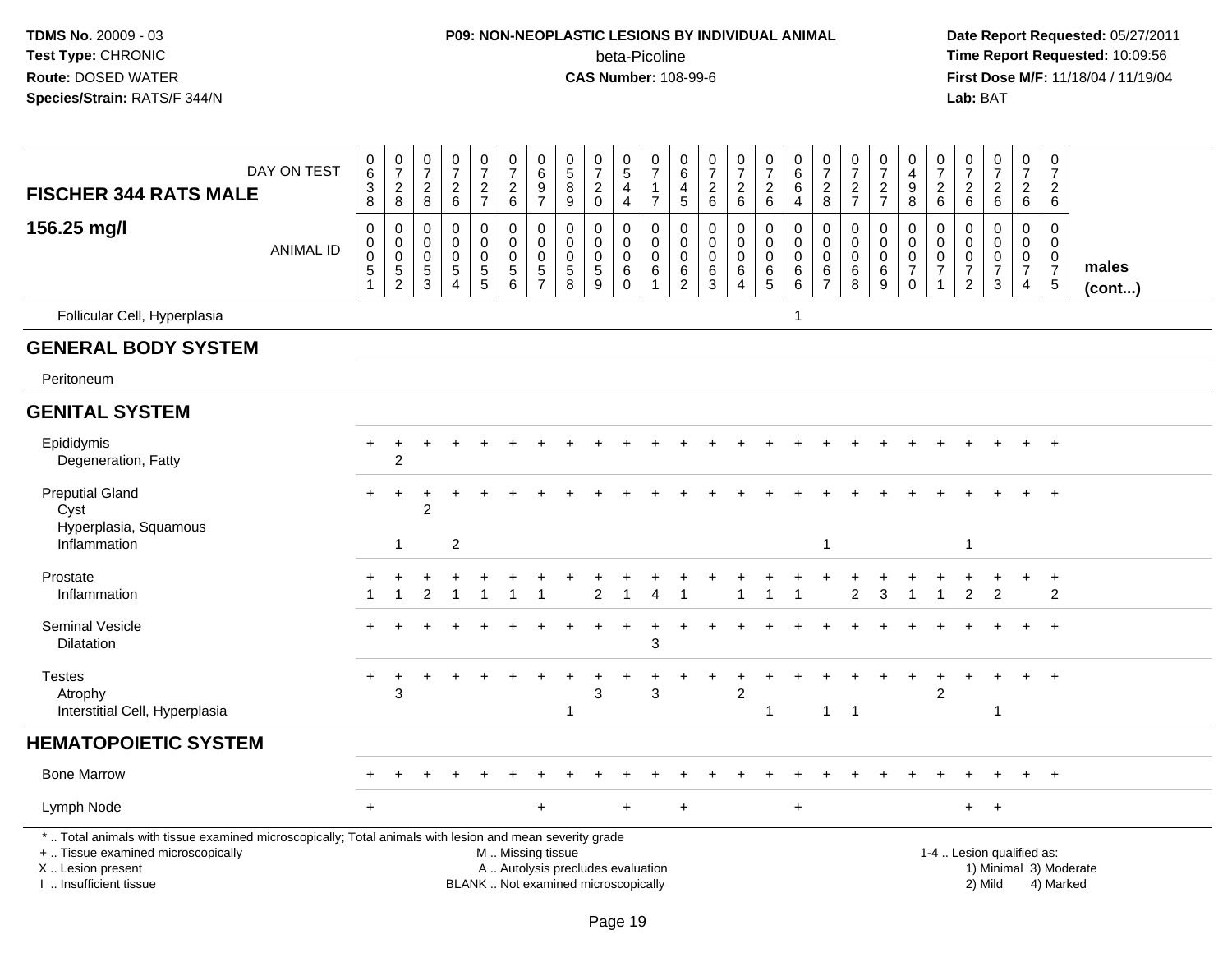**TDMS No.** 20009 - 03
**Test Type:** CHRONIC
**Route:** DOSED WATER
**Species/Strain:** RATS/F 344/N

**P09: NON-NEOPLASTIC LESIONS BY INDIVIDUAL ANIMAL**
beta-Picoline
**CAS Number:** 108-99-6

**Date Report Requested:** 05/27/2011
**Time Report Requested:** 10:09:56
**First Dose M/F:** 11/18/04 / 11/19/04
**Lab:** BAT

| FISCHER 344 RATS MALE — DAY ON TEST | 0638 | 0728 | 0728 | 0726 | 0727 | 0726 | 0697 | 0589 | 0720 | 0544 | 0717 | 0645 | 0726 | 0726 | 0726 | 0664 | 0728 | 0727 | 0727 | 0498 | 0726 | 0726 | 0726 | 0726 | 0726 | |
|---|---|---|---|---|---|---|---|---|---|---|---|---|---|---|---|---|---|---|---|---|---|---|---|---|---|---|
| **156.25 mg/l** — ANIMAL ID | 0051 | 0052 | 0053 | 0054 | 0055 | 0056 | 0057 | 0058 | 0059 | 0060 | 0061 | 0062 | 0063 | 0064 | 0065 | 0066 | 0067 | 0068 | 0069 | 0070 | 0071 | 0072 | 0073 | 0074 | 0075 | **males (cont...)** |
| Follicular Cell, Hyperplasia | | | | | | | | | | | | | | | | 1 | | | | | | | | | | |
| **GENERAL BODY SYSTEM** | | | | | | | | | | | | | | | | | | | | | | | | | | |
| Peritoneum | | | | | | | | | | | | | | | | | | | | | | | | | | |
| **GENITAL SYSTEM** | | | | | | | | | | | | | | | | | | | | | | | | | | |
| Epididymis | + | + | + | + | + | + | + | + | + | + | + | + | + | + | + | + | + | + | + | + | + | + | + | + | + | |
| Degeneration, Fatty | | 2 | | | | | | | | | | | | | | | | | | | | | | | | |
| Preputial Gland | + | + | + | + | + | + | + | + | + | + | + | + | + | + | + | + | + | + | + | + | + | + | + | + | + | |
| Cyst | | | 2 | | | | | | | | | | | | | | | | | | | | | | | |
| Hyperplasia, Squamous | | | | | | | | | | | | | | | | | | | | | | | | | | |
| Inflammation | | 1 | | 2 | | | | | | | | | | | | | 1 | | | | | 1 | | | | |
| Prostate | + | + | + | + | + | + | + | + | + | + | + | + | + | + | + | + | + | + | + | + | + | + | + | + | + | |
| Inflammation | 1 | 1 | 2 | 1 | 1 | 1 | 1 | | 2 | 1 | 4 | 1 | | 1 | 1 | 1 | | 2 | 3 | 1 | 1 | 2 | 2 | | 2 | |
| Seminal Vesicle | + | + | + | + | + | + | + | + | + | + | + | + | + | + | + | + | + | + | + | + | + | + | + | + | + | |
| Dilatation | | | | | | | | | | | 3 | | | | | | | | | | | | | | | |
| Testes | + | + | + | + | + | + | + | + | + | + | + | + | + | + | + | + | + | + | + | + | + | + | + | + | + | |
| Atrophy | | 3 | | | | | | | 3 | | 3 | | | 2 | | | | | | | 2 | | | | | |
| Interstitial Cell, Hyperplasia | | | | | | | | 1 | | | | | | | 1 | | 1 | 1 | | | | | 1 | | | |
| **HEMATOPOIETIC SYSTEM** | | | | | | | | | | | | | | | | | | | | | | | | | | |
| Bone Marrow | + | + | + | + | + | + | + | + | + | + | + | + | + | + | + | + | + | + | + | + | + | + | + | + | + | |
| Lymph Node | + | | | | | | + | | | + | | + | | | | + | | | | | | + | + | | | |

\* .. Total animals with tissue examined microscopically; Total animals with lesion and mean severity grade
+ .. Tissue examined microscopically
X .. Lesion present
I .. Insufficient tissue

M .. Missing tissue
A .. Autolysis precludes evaluation
BLANK .. Not examined microscopically

1-4 .. Lesion qualified as:
1) Minimal 3) Moderate
2) Mild 4) Marked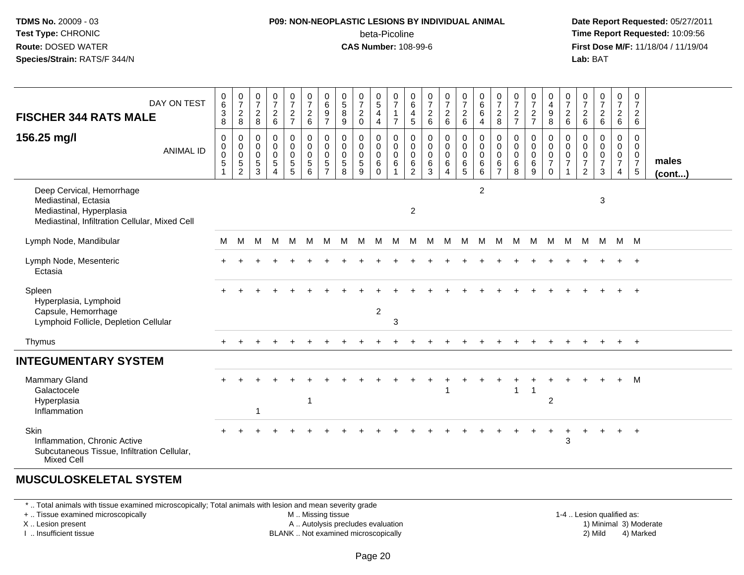**TDMS No.** 20009 - 03
**Test Type:** CHRONIC
**Route:** DOSED WATER
**Species/Strain:** RATS/F 344/N

**P09: NON-NEOPLASTIC LESIONS BY INDIVIDUAL ANIMAL**
beta-Picoline
**CAS Number:** 108-99-6

**Date Report Requested:** 05/27/2011
**Time Report Requested:** 10:09:56
**First Dose M/F:** 11/18/04 / 11/19/04
**Lab:** BAT

| FISCHER 344 RATS MALE — DAY ON TEST | 0638 | 0728 | 0728 | 0726 | 0727 | 0726 | 0697 | 0589 | 0720 | 0544 | 0717 | 0645 | 0726 | 0726 | 0726 | 0664 | 0728 | 0727 | 0727 | 0498 | 0726 | 0726 | 0726 | 0726 | 0726 | |
|---|---|---|---|---|---|---|---|---|---|---|---|---|---|---|---|---|---|---|---|---|---|---|---|---|---|---|
| **156.25 mg/l** — ANIMAL ID | 00051 | 00052 | 00053 | 00054 | 00055 | 00056 | 00057 | 00058 | 00059 | 00060 | 00061 | 00062 | 00063 | 00064 | 00065 | 00066 | 00067 | 00068 | 00069 | 00070 | 00071 | 00072 | 00073 | 00074 | 00075 | **males (cont...)** |
| Deep Cervical, Hemorrhage | | | | | | | | | | | | | | | | 2 | | | | | | | | | | |
| Mediastinal, Ectasia | | | | | | | | | | | | | | | | | | | | | | | 3 | | | |
| Mediastinal, Hyperplasia | | | | | | | | | | | | 2 | | | | | | | | | | | | | | |
| Mediastinal, Infiltration Cellular, Mixed Cell | | | | | | | | | | | | | | | | | | | | | | | | | | |
| Lymph Node, Mandibular | M | M | M | M | M | M | M | M | M | M | M | M | M | M | M | M | M | M | M | M | M | M | M | M | M | |
| Lymph Node, Mesenteric | + | + | + | + | + | + | + | + | + | + | + | + | + | + | + | + | + | + | + | + | + | + | + | + | + | |
| Ectasia | | | | | | | | | | | | | | | | | | | | | | | | | | |
| Spleen | + | + | + | + | + | + | + | + | + | + | + | + | + | + | + | + | + | + | + | + | + | + | + | + | + | |
| Hyperplasia, Lymphoid | | | | | | | | | | | | | | | | | | | | | | | | | | |
| Capsule, Hemorrhage | | | | | | | | | | 2 | | | | | | | | | | | | | | | | |
| Lymphoid Follicle, Depletion Cellular | | | | | | | | | | | 3 | | | | | | | | | | | | | | | |
| Thymus | + | + | + | + | + | + | + | + | + | + | + | + | + | + | + | + | + | + | + | + | + | + | + | + | + | |
| **INTEGUMENTARY SYSTEM** | | | | | | | | | | | | | | | | | | | | | | | | | | |
| Mammary Gland | + | + | + | + | + | + | + | + | + | + | + | + | + | + | + | + | + | + | + | + | + | + | + | + | M | |
| Galactocele | | | | | | | | | | | | | | 1 | | | | 1 | 1 | | | | | | | |
| Hyperplasia | | | | | | 1 | | | | | | | | | | | | | | 2 | | | | | | |
| Inflammation | | | 1 | | | | | | | | | | | | | | | | | | | | | | | |
| Skin | + | + | + | + | + | + | + | + | + | + | + | + | + | + | + | + | + | + | + | + | + | + | + | + | + | |
| Inflammation, Chronic Active | | | | | | | | | | | | | | | | | | | | | 3 | | | | | |
| Subcutaneous Tissue, Infiltration Cellular, Mixed Cell | | | | | | | | | | | | | | | | | | | | | | | | | | |
| **MUSCULOSKELETAL SYSTEM** | | | | | | | | | | | | | | | | | | | | | | | | | | |

\* .. Total animals with tissue examined microscopically; Total animals with lesion and mean severity grade
\+ .. Tissue examined microscopically
X .. Lesion present
I .. Insufficient tissue
M .. Missing tissue
A .. Autolysis precludes evaluation
BLANK .. Not examined microscopically
1-4 .. Lesion qualified as: 1) Minimal 2) Mild 3) Moderate 4) Marked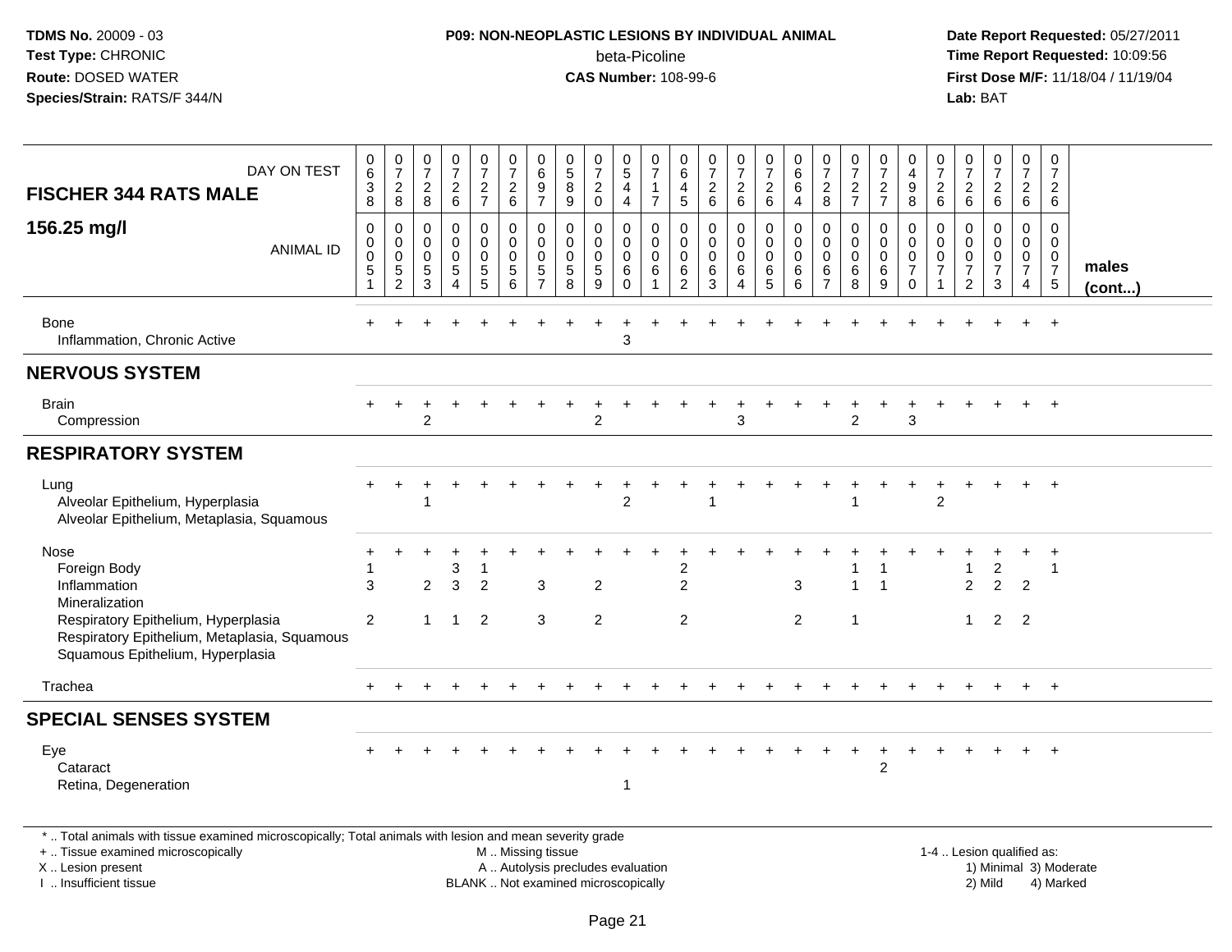**TDMS No.** 20009 - 03
**Test Type:** CHRONIC
**Route:** DOSED WATER
**Species/Strain:** RATS/F 344/N

**P09: NON-NEOPLASTIC LESIONS BY INDIVIDUAL ANIMAL**
beta-Picoline
**CAS Number:** 108-99-6

**Date Report Requested:** 05/27/2011
**Time Report Requested:** 10:09:56
**First Dose M/F:** 11/18/04 / 11/19/04
**Lab:** BAT

| FISCHER 344 RATS MALE — DAY ON TEST | 0638 | 0728 | 0728 | 0726 | 0727 | 0726 | 0697 | 0589 | 0720 | 0544 | 0717 | 0645 | 0726 | 0726 | 0726 | 0664 | 0728 | 0727 | 0727 | 0498 | 0726 | 0726 | 0726 | 0726 | 0726 | |
|---|---|---|---|---|---|---|---|---|---|---|---|---|---|---|---|---|---|---|---|---|---|---|---|---|---|---|
| **156.25 mg/l** — ANIMAL ID | 0051 | 0052 | 0053 | 0054 | 0055 | 0056 | 0057 | 0058 | 0059 | 0060 | 0061 | 0062 | 0063 | 0064 | 0065 | 0066 | 0067 | 0068 | 0069 | 0070 | 0071 | 0072 | 0073 | 0074 | 0075 | **males (cont...)** |
| Bone | + | + | + | + | + | + | + | + | + | + | + | + | + | + | + | + | + | + | + | + | + | + | + | + | + | |
| Inflammation, Chronic Active | | | | | | | | | | 3 | | | | | | | | | | | | | | | | |
| **NERVOUS SYSTEM** | | | | | | | | | | | | | | | | | | | | | | | | | | |
| Brain | + | + | + | + | + | + | + | + | + | + | + | + | + | + | + | + | + | + | + | + | + | + | + | + | + | |
| Compression | | | 2 | | | | | | 2 | | | | | 3 | | | | 2 | | 3 | | | | | | |
| **RESPIRATORY SYSTEM** | | | | | | | | | | | | | | | | | | | | | | | | | | |
| Lung | + | + | + | + | + | + | + | + | + | + | + | + | + | + | + | + | + | + | + | + | + | + | + | + | + | |
| Alveolar Epithelium, Hyperplasia | | | 1 | | | | | | | 2 | | | 1 | | | | | 1 | | | 2 | | | | | |
| Alveolar Epithelium, Metaplasia, Squamous | | | | | | | | | | | | | | | | | | | | | | | | | | |
| Nose | + | + | + | + | + | + | + | + | + | + | + | + | + | + | + | + | + | + | + | + | + | + | + | + | + | |
| Foreign Body | 1 | | | 3 | 1 | | | | | | | 2 | | | | | | 1 | 1 | | | 1 | 2 | | 1 | |
| Inflammation | 3 | | 2 | 3 | 2 | | 3 | | 2 | | | 2 | | | | 3 | | 1 | 1 | | | 2 | 2 | 2 | | |
| Mineralization | | | | | | | | | | | | | | | | | | | | | | | | | | |
| Respiratory Epithelium, Hyperplasia | 2 | | 1 | 1 | 2 | | 3 | | 2 | | | 2 | | | | 2 | | 1 | | | | 1 | 2 | 2 | | |
| Respiratory Epithelium, Metaplasia, Squamous | | | | | | | | | | | | | | | | | | | | | | | | | | |
| Squamous Epithelium, Hyperplasia | | | | | | | | | | | | | | | | | | | | | | | | | | |
| Trachea | + | + | + | + | + | + | + | + | + | + | + | + | + | + | + | + | + | + | + | + | + | + | + | + | + | |
| **SPECIAL SENSES SYSTEM** | | | | | | | | | | | | | | | | | | | | | | | | | | |
| Eye | + | + | + | + | + | + | + | + | + | + | + | + | + | + | + | + | + | + | + | + | + | + | + | + | + | |
| Cataract | | | | | | | | | | | | | | | | | | | 2 | | | | | | | |
| Retina, Degeneration | | | | | | | | | | 1 | | | | | | | | | | | | | | | | |

\* .. Total animals with tissue examined microscopically; Total animals with lesion and mean severity grade
+ .. Tissue examined microscopically
X .. Lesion present
I .. Insufficient tissue

M .. Missing tissue
A .. Autolysis precludes evaluation
BLANK .. Not examined microscopically

1-4 .. Lesion qualified as:
1) Minimal 3) Moderate
2) Mild 4) Marked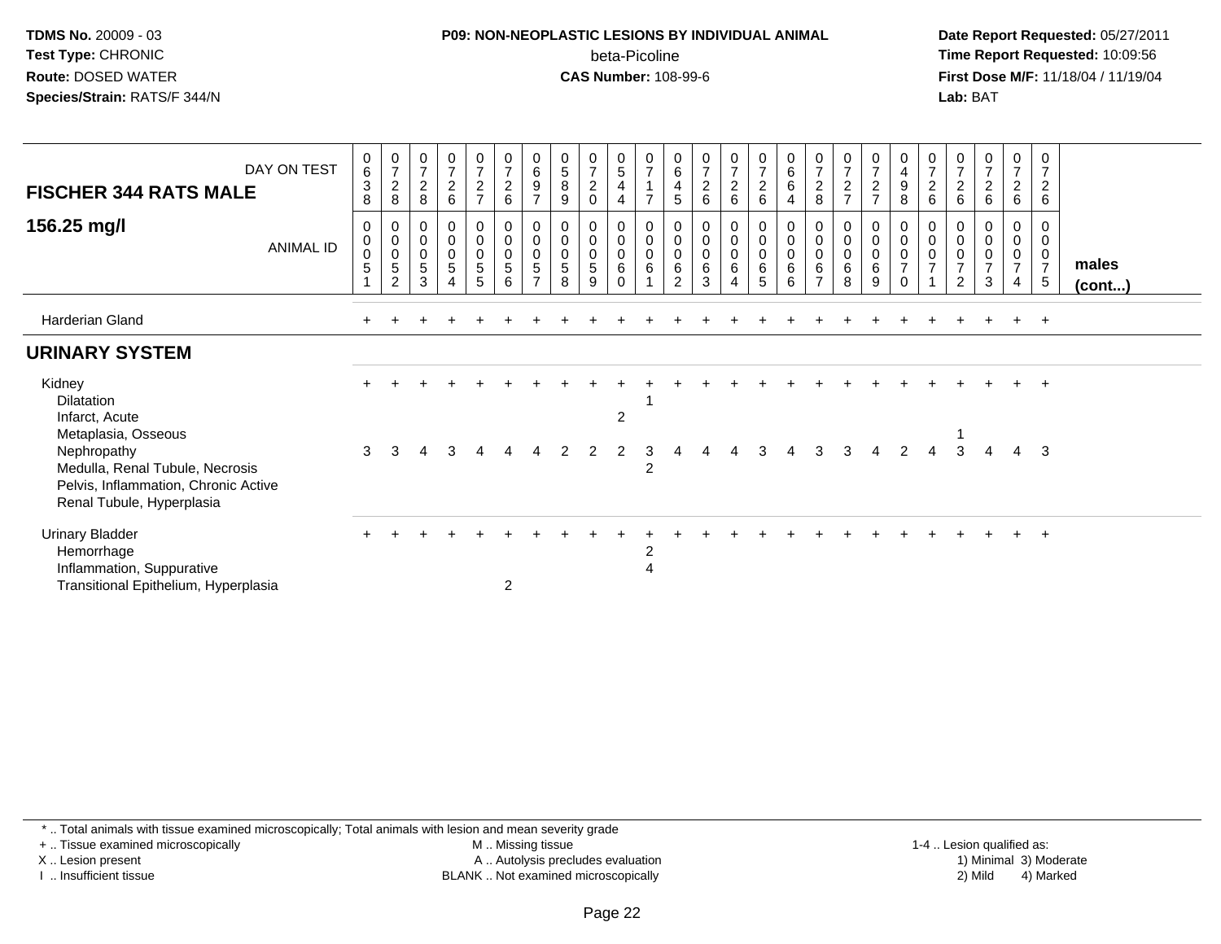**TDMS No.** 20009 - 03
**Test Type:** CHRONIC
**Route:** DOSED WATER
**Species/Strain:** RATS/F 344/N

**P09: NON-NEOPLASTIC LESIONS BY INDIVIDUAL ANIMAL**
beta-Picoline
**CAS Number:** 108-99-6

**Date Report Requested:** 05/27/2011
**Time Report Requested:** 10:09:56
**First Dose M/F:** 11/18/04 / 11/19/04
**Lab:** BAT

| FISCHER 344 RATS MALE — DAY ON TEST | 0638 | 0728 | 0728 | 0726 | 0727 | 0726 | 0697 | 0589 | 0720 | 0544 | 0717 | 0645 | 0726 | 0726 | 0726 | 0664 | 0728 | 0727 | 0727 | 0498 | 0726 | 0726 | 0726 | 0726 | 0726 | |
|---|---|---|---|---|---|---|---|---|---|---|---|---|---|---|---|---|---|---|---|---|---|---|---|---|---|---|
| **156.25 mg/l** — ANIMAL ID | 00051 | 00052 | 00053 | 00054 | 00055 | 00056 | 00057 | 00058 | 00059 | 00060 | 00061 | 00062 | 00063 | 00064 | 00065 | 00066 | 00067 | 00068 | 00069 | 00070 | 00071 | 00072 | 00073 | 00074 | 00075 | **males (cont...)** |
| Harderian Gland | + | + | + | + | + | + | + | + | + | + | + | + | + | + | + | + | + | + | + | + | + | + | + | + | + | |
| **URINARY SYSTEM** | | | | | | | | | | | | | | | | | | | | | | | | | | |
| Kidney | + | + | + | + | + | + | + | + | + | + | + | + | + | + | + | + | + | + | + | + | + | + | + | + | + | |
| Dilatation | | | | | | | | | | | 1 | | | | | | | | | | | | | | | |
| Infarct, Acute | | | | | | | | | | 2 | | | | | | | | | | | | | | | | |
| Metaplasia, Osseous | | | | | | | | | | | | | | | | | | | | | | 1 | | | | |
| Nephropathy | 3 | 3 | 4 | 3 | 4 | 4 | 4 | 2 | 2 | 2 | 3 | 4 | 4 | 4 | 3 | 4 | 3 | 3 | 4 | 2 | 4 | 3 | 4 | 4 | 3 | |
| Medulla, Renal Tubule, Necrosis | | | | | | | | | | | 2 | | | | | | | | | | | | | | | |
| Pelvis, Inflammation, Chronic Active | | | | | | | | | | | | | | | | | | | | | | | | | | |
| Renal Tubule, Hyperplasia | | | | | | | | | | | | | | | | | | | | | | | | | | |
| Urinary Bladder | + | + | + | + | + | + | + | + | + | + | + | + | + | + | + | + | + | + | + | + | + | + | + | + | + | |
| Hemorrhage | | | | | | | | | | | 2 | | | | | | | | | | | | | | | |
| Inflammation, Suppurative | | | | | | | | | | | 4 | | | | | | | | | | | | | | | |
| Transitional Epithelium, Hyperplasia | | | | | | 2 | | | | | | | | | | | | | | | | | | | | |

\* .. Total animals with tissue examined microscopically; Total animals with lesion and mean severity grade
+ .. Tissue examined microscopically
X .. Lesion present
I .. Insufficient tissue

M .. Missing tissue
A .. Autolysis precludes evaluation
BLANK .. Not examined microscopically

1-4 .. Lesion qualified as:
1) Minimal 3) Moderate
2) Mild 4) Marked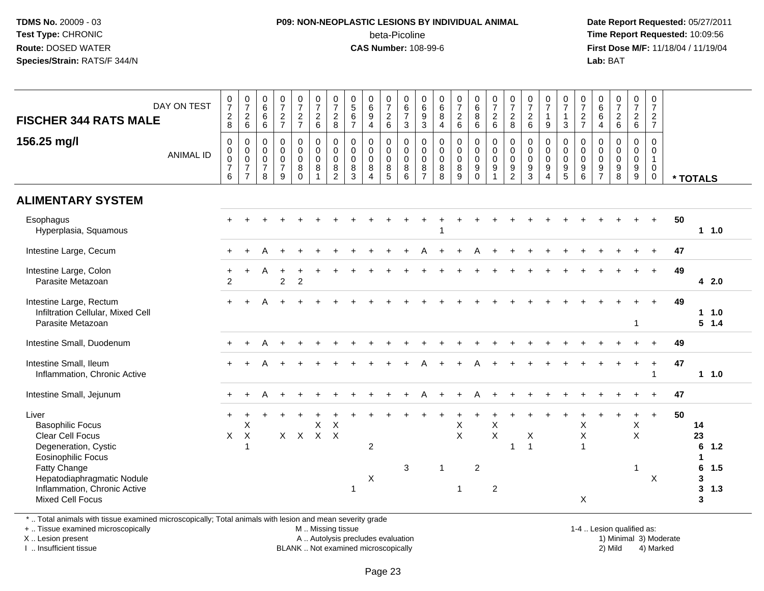**FISCHER 344 RATS MALE**

**156.25 mg/l**

| DAY ON TEST | 0728 | 0726 | 0666 | 0727 | 0727 | 0726 | 0728 | 0567 | 0694 | 0726 | 0673 | 0693 | 0684 | 0726 | 0686 | 0726 | 0728 | 0726 | 0719 | 0713 | 0727 | 0664 | 0726 | 0726 | 0727 | |
|---|---|---|---|---|---|---|---|---|---|---|---|---|---|---|---|---|---|---|---|---|---|---|---|---|---|---|
| **ANIMAL ID** | 0076 | 0077 | 0078 | 0079 | 0080 | 0081 | 0082 | 0083 | 0084 | 0085 | 0086 | 0087 | 0088 | 0089 | 0090 | 0091 | 0092 | 0093 | 0094 | 0095 | 0096 | 0097 | 0098 | 0099 | 0100 | *** TOTALS** |
| **ALIMENTARY SYSTEM** | | | | | | | | | | | | | | | | | | | | | | | | | | |
| Esophagus | + | + | + | + | + | + | + | + | + | + | + | + | + | + | + | + | + | + | + | + | + | + | + | + | + | 50 |
| Hyperplasia, Squamous | | | | | | | | | | | | | 1 | | | | | | | | | | | | | 1 1.0 |
| Intestine Large, Cecum | + | + | A | + | + | + | + | + | + | + | + | A | + | + | A | + | + | + | + | + | + | + | + | + | + | 47 |
| Intestine Large, Colon | + | + | A | + | + | + | + | + | + | + | + | + | + | + | + | + | + | + | + | + | + | + | + | + | + | 49 |
| Parasite Metazoan | 2 | | | 2 | 2 | | | | | | | | | | | | | | | | | | | | | 4 2.0 |
| Intestine Large, Rectum | + | + | A | + | + | + | + | + | + | + | + | + | + | + | + | + | + | + | + | + | + | + | + | + | + | 49 |
| Infiltration Cellular, Mixed Cell | | | | | | | | | | | | | | | | | | | | | | | | | | 1 1.0 |
| Parasite Metazoan | | | | | | | | | | | | | | | | | | | | | | | | 1 | | 5 1.4 |
| Intestine Small, Duodenum | + | + | A | + | + | + | + | + | + | + | + | + | + | + | + | + | + | + | + | + | + | + | + | + | + | 49 |
| Intestine Small, Ileum | + | + | A | + | + | + | + | + | + | + | + | A | + | + | A | + | + | + | + | + | + | + | + | + | + | 47 |
| Inflammation, Chronic Active | | | | | | | | | | | | | | | | | | | | | | | | | 1 | 1 1.0 |
| Intestine Small, Jejunum | + | + | A | + | + | + | + | + | + | + | + | A | + | + | A | + | + | + | + | + | + | + | + | + | + | 47 |
| Liver | + | + | + | + | + | + | + | + | + | + | + | + | + | + | + | + | + | + | + | + | + | + | + | + | + | 50 |
| Basophilic Focus | | X | | | | X | X | | | | | | | X | | X | | | | | X | | | X | | 14 |
| Clear Cell Focus | X | X | | X | X | X | X | | | | | | | X | | X | | X | | | X | | | X | | 23 |
| Degeneration, Cystic | | 1 | | | | | | | 2 | | | | | | | | 1 | 1 | | | 1 | | | | | 6 1.2 |
| Eosinophilic Focus | | | | | | | | | | | | | | | | | | | | | | | | | | 1 |
| Fatty Change | | | | | | | | | | | 3 | | 1 | | 2 | | | | | | | | | 1 | | 6 1.5 |
| Hepatodiaphragmatic Nodule | | | | | | | | | X | | | | | | | | | | | | | | | | X | 3 |
| Inflammation, Chronic Active | | | | | | | | 1 | | | | | | 1 | | 2 | | | | | | | | | | 3 1.3 |
| Mixed Cell Focus | | | | | | | | | | | | | | | | | | | | | X | | | | | 3 |

* .. Total animals with tissue examined microscopically; Total animals with lesion and mean severity grade

+ .. Tissue examined microscopically
X .. Lesion present
I .. Insufficient tissue

M .. Missing tissue
A .. Autolysis precludes evaluation
BLANK .. Not examined microscopically

1-4 .. Lesion qualified as:
1) Minimal 3) Moderate
2) Mild 4) Marked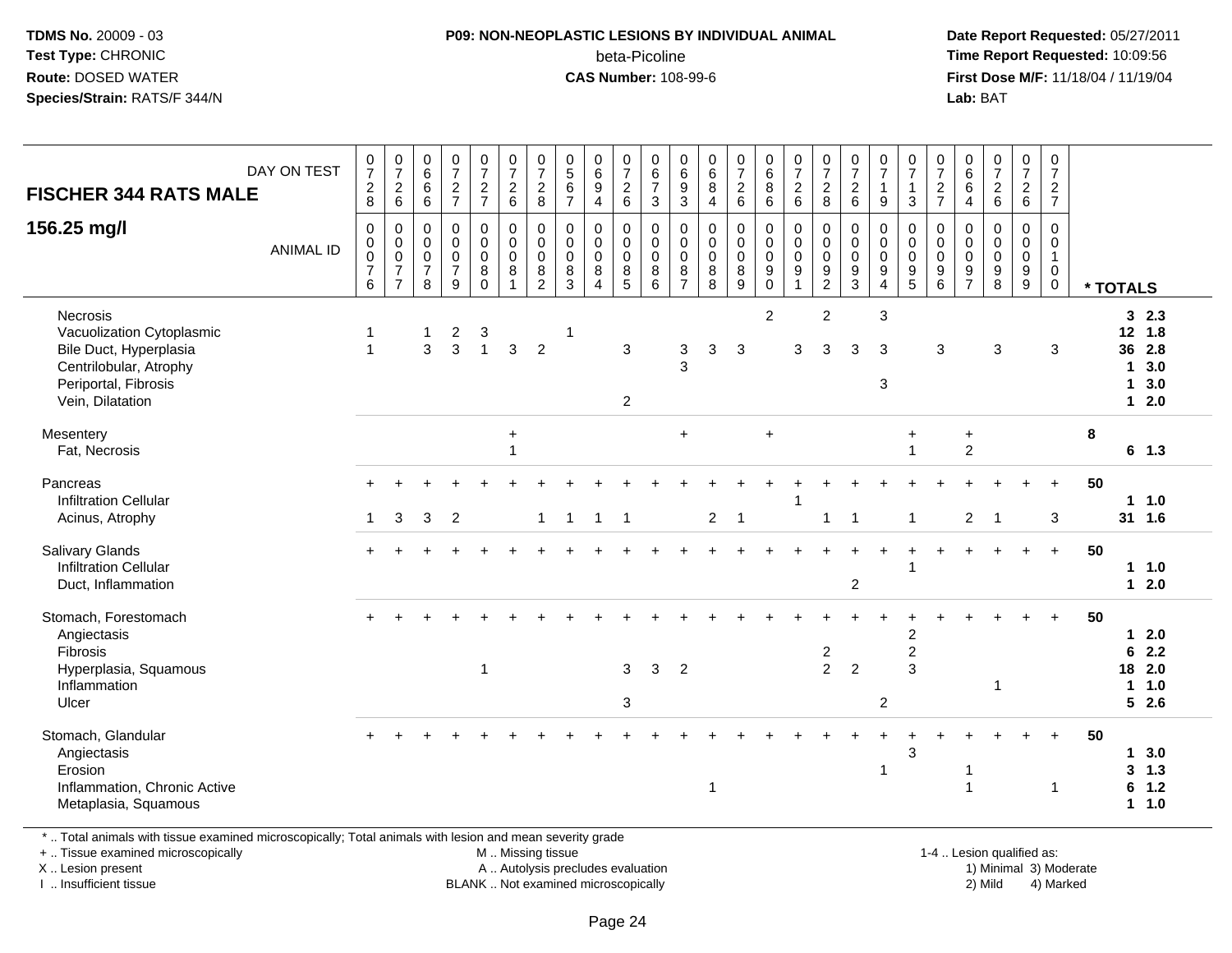**TDMS No.** 20009 - 03
**Test Type:** CHRONIC
**Route:** DOSED WATER
**Species/Strain:** RATS/F 344/N

**P09: NON-NEOPLASTIC LESIONS BY INDIVIDUAL ANIMAL**
beta-Picoline
**CAS Number:** 108-99-6

**Date Report Requested:** 05/27/2011
**Time Report Requested:** 10:09:56
**First Dose M/F:** 11/18/04 / 11/19/04
**Lab:** BAT

## FISCHER 344 RATS MALE
## 156.25 mg/l

| DAY ON TEST | 0728 | 0726 | 0666 | 0727 | 0727 | 0726 | 0728 | 0567 | 0694 | 0726 | 0673 | 0693 | 0684 | 0726 | 0686 | 0726 | 0728 | 0726 | 0719 | 0713 | 0727 | 0664 | 0726 | 0726 | 0727 | |
|---|---|---|---|---|---|---|---|---|---|---|---|---|---|---|---|---|---|---|---|---|---|---|---|---|---|---|
| **ANIMAL ID** | 0076 | 0077 | 0078 | 0079 | 0080 | 0081 | 0082 | 0083 | 0084 | 0085 | 0086 | 0087 | 0088 | 0089 | 0090 | 0091 | 0092 | 0093 | 0094 | 0095 | 0096 | 0097 | 0098 | 0099 | 0100 | *** TOTALS** |
| Necrosis | | | | | | | | | | | | | | | 2 | | 2 | | 3 | | | | | | | 3 2.3 |
| Vacuolization Cytoplasmic | 1 | | 1 | 2 | 3 | | | 1 | | | | | | | | | | | | | | | | | | 12 1.8 |
| Bile Duct, Hyperplasia | 1 | | 3 | 3 | 1 | 3 | 2 | | | 3 | | 3 | 3 | 3 | | 3 | 3 | 3 | 3 | | 3 | | 3 | | 3 | 36 2.8 |
| Centrilobular, Atrophy | | | | | | | | | | | | 3 | | | | | | | | | | | | | | 1 3.0 |
| Periportal, Fibrosis | | | | | | | | | | | | | | | | | | | 3 | | | | | | | 1 3.0 |
| Vein, Dilatation | | | | | | | | | | 2 | | | | | | | | | | | | | | | | 1 2.0 |
| Mesentery | | | | | | + | | | | | | + | | | + | | | | | + | | + | | | | 8 |
| Fat, Necrosis | | | | | | 1 | | | | | | | | | | | | | | 1 | | 2 | | | | 6 1.3 |
| Pancreas | + | + | + | + | + | + | + | + | + | + | + | + | + | + | + | + | + | + | + | + | + | + | + | + | + | 50 |
| Infiltration Cellular | | | | | | | | | | | | | | | | 1 | | | | | | | | | | 1 1.0 |
| Acinus, Atrophy | 1 | 3 | 3 | 2 | | | 1 | 1 | 1 | 1 | | | 2 | 1 | | | 1 | 1 | | 1 | | 2 | 1 | | 3 | 31 1.6 |
| Salivary Glands | + | + | + | + | + | + | + | + | + | + | + | + | + | + | + | + | + | + | + | + | + | + | + | + | + | 50 |
| Infiltration Cellular | | | | | | | | | | | | | | | | | | | | 1 | | | | | | 1 1.0 |
| Duct, Inflammation | | | | | | | | | | | | | | | | | | 2 | | | | | | | | 1 2.0 |
| Stomach, Forestomach | + | + | + | + | + | + | + | + | + | + | + | + | + | + | + | + | + | + | + | + | + | + | + | + | + | 50 |
| Angiectasis | | | | | | | | | | | | | | | | | | | | 2 | | | | | | 1 2.0 |
| Fibrosis | | | | | | | | | | | | | | | | | 2 | | | 2 | | | | | | 6 2.2 |
| Hyperplasia, Squamous | | | | | 1 | | | | | 3 | 3 | 2 | | | | | 2 | 2 | | 3 | | | | | | 18 2.0 |
| Inflammation | | | | | | | | | | | | | | | | | | | | | | | 1 | | | 1 1.0 |
| Ulcer | | | | | | | | | | 3 | | | | | | | | | 2 | | | | | | | 5 2.6 |
| Stomach, Glandular | + | + | + | + | + | + | + | + | + | + | + | + | + | + | + | + | + | + | + | + | + | + | + | + | + | 50 |
| Angiectasis | | | | | | | | | | | | | | | | | | | | 3 | | | | | | 1 3.0 |
| Erosion | | | | | | | | | | | | | | | | | | | 1 | | | 1 | | | | 3 1.3 |
| Inflammation, Chronic Active | | | | | | | | | | | | | 1 | | | | | | | | | 1 | | | 1 | 6 1.2 |
| Metaplasia, Squamous | | | | | | | | | | | | | | | | | | | | | | | | | | 1 1.0 |

\* .. Total animals with tissue examined microscopically; Total animals with lesion and mean severity grade
+ .. Tissue examined microscopically
X .. Lesion present
I .. Insufficient tissue

M .. Missing tissue
A .. Autolysis precludes evaluation
BLANK .. Not examined microscopically

1-4 .. Lesion qualified as:
1) Minimal 3) Moderate
2) Mild 4) Marked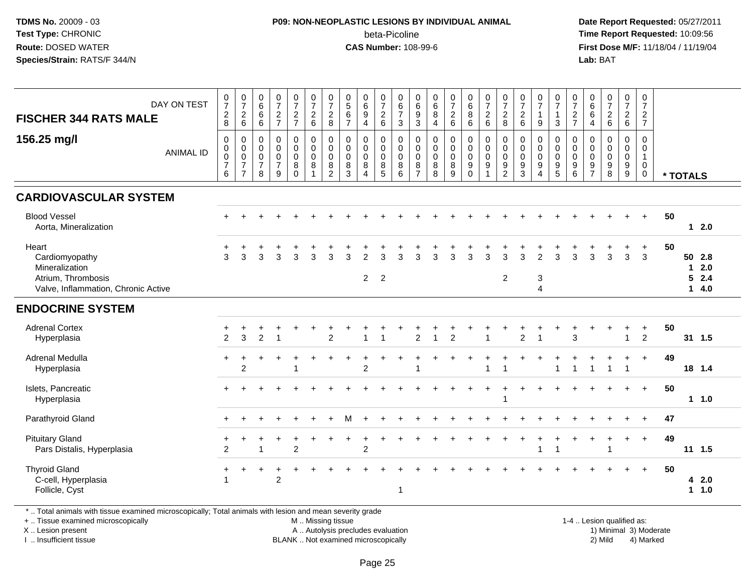**TDMS No.** 20009 - 03
**Test Type:** CHRONIC
**Route:** DOSED WATER
**Species/Strain:** RATS/F 344/N

**P09: NON-NEOPLASTIC LESIONS BY INDIVIDUAL ANIMAL**
beta-Picoline
**CAS Number:** 108-99-6

**Date Report Requested:** 05/27/2011
**Time Report Requested:** 10:09:56
**First Dose M/F:** 11/18/04 / 11/19/04
**Lab:** BAT

| FISCHER 344 RATS MALE — DAY ON TEST | 0728 | 0726 | 0666 | 0727 | 0727 | 0726 | 0728 | 0567 | 0694 | 0726 | 0673 | 0693 | 0684 | 0726 | 0686 | 0726 | 0728 | 0726 | 0719 | 0713 | 0727 | 0664 | 0726 | 0726 | 0727 | |
|---|---|---|---|---|---|---|---|---|---|---|---|---|---|---|---|---|---|---|---|---|---|---|---|---|---|---|
| **156.25 mg/l** — ANIMAL ID | 0076 | 0077 | 0078 | 0079 | 0080 | 0081 | 0082 | 0083 | 0084 | 0085 | 0086 | 0087 | 0088 | 0089 | 0090 | 0091 | 0092 | 0093 | 0094 | 0095 | 0096 | 0097 | 0098 | 0099 | 0100 | *** TOTALS** |
| **CARDIOVASCULAR SYSTEM** | | | | | | | | | | | | | | | | | | | | | | | | | | |
| Blood Vessel | + | + | + | + | + | + | + | + | + | + | + | + | + | + | + | + | + | + | + | + | + | + | + | + | + | 50 |
| Aorta, Mineralization | | | | | | | | | | | | | | | | | | | | | | | | | | 1 2.0 |
| Heart | + | + | + | + | + | + | + | + | + | + | + | + | + | + | + | + | + | + | + | + | + | + | + | + | + | 50 |
| Cardiomyopathy | 3 | 3 | 3 | 3 | 3 | 3 | 3 | 3 | 2 | 3 | 3 | 3 | 3 | 3 | 3 | 3 | 3 | 3 | 2 | 3 | 3 | 3 | 3 | 3 | 3 | 50 2.8 |
| Mineralization | | | | | | | | | | | | | | | | | | | | | | | | | | 1 2.0 |
| Atrium, Thrombosis | | | | | | | | | 2 | 2 | | | | | | | 2 | | 3 | | | | | | | 5 2.4 |
| Valve, Inflammation, Chronic Active | | | | | | | | | | | | | | | | | | | 4 | | | | | | | 1 4.0 |
| **ENDOCRINE SYSTEM** | | | | | | | | | | | | | | | | | | | | | | | | | | |
| Adrenal Cortex | + | + | + | + | + | + | + | + | + | + | + | + | + | + | + | + | + | + | + | + | + | + | + | + | + | 50 |
| Hyperplasia | 2 | 3 | 2 | 1 | | | 2 | | 1 | 1 | | 2 | 1 | 2 | | 1 | | 2 | 1 | | 3 | | | 1 | 2 | 31 1.5 |
| Adrenal Medulla | + | + | + | + | + | + | + | + | + | + | + | + | + | + | + | + | + | + | + | + | + | + | + | + | + | 49 |
| Hyperplasia | | 2 | | | 1 | | | | 2 | | | 1 | | | | 1 | 1 | | | 1 | 1 | 1 | 1 | 1 | | 18 1.4 |
| Islets, Pancreatic | + | + | + | + | + | + | + | + | + | + | + | + | + | + | + | + | + | + | + | + | + | + | + | + | + | 50 |
| Hyperplasia | | | | | | | | | | | | | | | | | 1 | | | | | | | | | 1 1.0 |
| Parathyroid Gland | + | + | + | + | + | + | + | M | + | + | + | + | + | + | + | + | + | + | + | + | + | + | + | + | + | 47 |
| Pituitary Gland | + | + | + | + | + | + | + | + | + | + | + | + | + | + | + | + | + | + | + | + | + | + | + | + | + | 49 |
| Pars Distalis, Hyperplasia | 2 | | 1 | | 2 | | | | 2 | | | | | | | | | | 1 | 1 | | | 1 | | | 11 1.5 |
| Thyroid Gland | + | + | + | + | + | + | + | + | + | + | + | + | + | + | + | + | + | + | + | + | + | + | + | + | + | 50 |
| C-cell, Hyperplasia | 1 | | | 2 | | | | | | | | | | | | | | | | | | | | | | 4 2.0 |
| Follicle, Cyst | | | | | | | | | | | 1 | | | | | | | | | | | | | | | 1 1.0 |

\* .. Total animals with tissue examined microscopically; Total animals with lesion and mean severity grade
\+ .. Tissue examined microscopically
X .. Lesion present
I .. Insufficient tissue
M .. Missing tissue
A .. Autolysis precludes evaluation
BLANK .. Not examined microscopically
1-4 .. Lesion qualified as: 1) Minimal 2) Mild 3) Moderate 4) Marked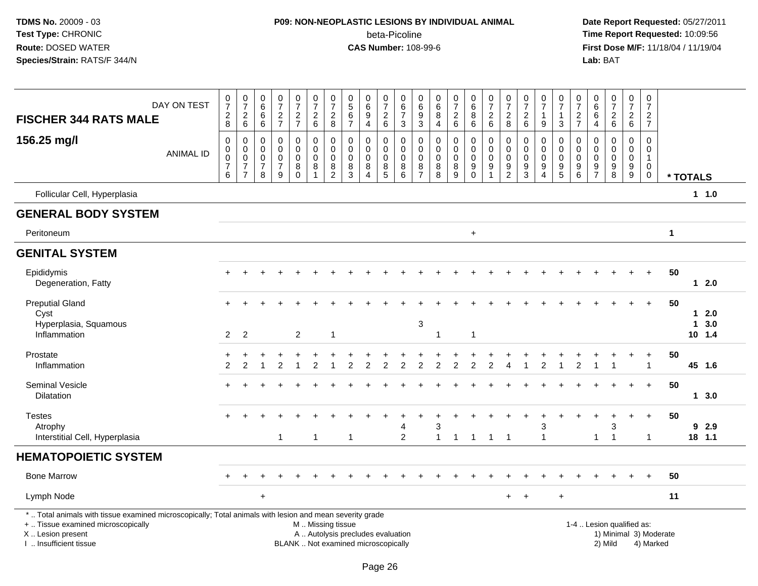**TDMS No.** 20009 - 03
**Test Type:** CHRONIC
**Route:** DOSED WATER
**Species/Strain:** RATS/F 344/N

**P09: NON-NEOPLASTIC LESIONS BY INDIVIDUAL ANIMAL**
beta-Picoline
**CAS Number:** 108-99-6

**Date Report Requested:** 05/27/2011
**Time Report Requested:** 10:09:56
**First Dose M/F:** 11/18/04 / 11/19/04
**Lab:** BAT

| FISCHER 344 RATS MALE — DAY ON TEST | 0728 | 0726 | 0666 | 0727 | 0727 | 0726 | 0728 | 0567 | 0694 | 0726 | 0673 | 0693 | 0684 | 0726 | 0686 | 0726 | 0728 | 0726 | 0719 | 0713 | 0727 | 0664 | 0726 | 0726 | 0727 | |
|---|---|---|---|---|---|---|---|---|---|---|---|---|---|---|---|---|---|---|---|---|---|---|---|---|---|---|
| **156.25 mg/l** — ANIMAL ID | 00076 | 00077 | 00078 | 00079 | 00080 | 00081 | 00082 | 00083 | 00084 | 00085 | 00086 | 00087 | 00088 | 00089 | 00090 | 00091 | 00092 | 00093 | 00094 | 00095 | 00096 | 00097 | 00098 | 00099 | 00100 | * TOTALS |
| Follicular Cell, Hyperplasia | | | | | | | | | | | | | | | | | | | | | | | | | | 1 1.0 |
| **GENERAL BODY SYSTEM** | | | | | | | | | | | | | | | | | | | | | | | | | | |
| Peritoneum | | | | | | | | | | | | | | | + | | | | | | | | | | | 1 |
| **GENITAL SYSTEM** | | | | | | | | | | | | | | | | | | | | | | | | | | |
| Epididymis | + | + | + | + | + | + | + | + | + | + | + | + | + | + | + | + | + | + | + | + | + | + | + | + | + | 50 |
| Degeneration, Fatty | | | | | | | | | | | | | | | | | | | | | | | | | | 1 2.0 |
| Preputial Gland | + | + | + | + | + | + | + | + | + | + | + | + | + | + | + | + | + | + | + | + | + | + | + | + | + | 50 |
| Cyst | | | | | | | | | | | | | | | | | | | | | | | | | | 1 2.0 |
| Hyperplasia, Squamous | | | | | | | | | | | | 3 | | | | | | | | | | | | | | 1 3.0 |
| Inflammation | 2 | 2 | | | 2 | | 1 | | | | | | 1 | | 1 | | | | | | | | | | | 10 1.4 |
| Prostate | + | + | + | + | + | + | + | + | + | + | + | + | + | + | + | + | + | + | + | + | + | + | + | + | + | 50 |
| Inflammation | 2 | 2 | 1 | 2 | 1 | 2 | 1 | 2 | 2 | 2 | 2 | 2 | 2 | 2 | 2 | 2 | 4 | 1 | 2 | 1 | 2 | 1 | 1 | | 1 | 45 1.6 |
| Seminal Vesicle | + | + | + | + | + | + | + | + | + | + | + | + | + | + | + | + | + | + | + | + | + | + | + | + | + | 50 |
| Dilatation | | | | | | | | | | | | | | | | | | | | | | | | | | 1 3.0 |
| Testes | + | + | + | + | + | + | + | + | + | + | + | + | + | + | + | + | + | + | + | + | + | + | + | + | + | 50 |
| Atrophy | | | | | | | | | | | 4 | | 3 | | | | | | 3 | | | | 3 | | | 9 2.9 |
| Interstitial Cell, Hyperplasia | | | | 1 | | 1 | | 1 | | | 2 | | 1 | 1 | 1 | 1 | 1 | | 1 | | | 1 | 1 | | 1 | 18 1.1 |
| **HEMATOPOIETIC SYSTEM** | | | | | | | | | | | | | | | | | | | | | | | | | | |
| Bone Marrow | + | + | + | + | + | + | + | + | + | + | + | + | + | + | + | + | + | + | + | + | + | + | + | + | + | 50 |
| Lymph Node | | | + | | | | | | | | | | | | | | + | + | | + | | | | | | 11 |

\* .. Total animals with tissue examined microscopically; Total animals with lesion and mean severity grade
+ .. Tissue examined microscopically
X .. Lesion present
I .. Insufficient tissue

M .. Missing tissue
A .. Autolysis precludes evaluation
BLANK .. Not examined microscopically

1-4 .. Lesion qualified as:
1) Minimal 3) Moderate
2) Mild 4) Marked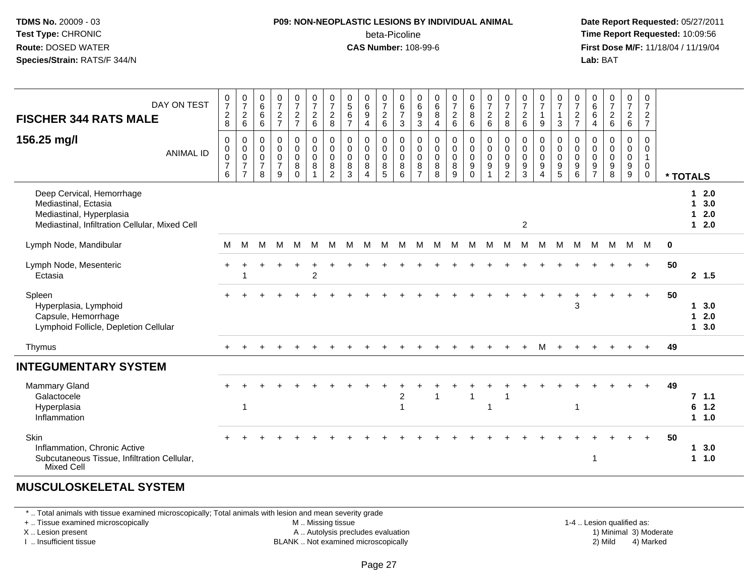**FISCHER 344 RATS MALE**

**156.25 mg/l**

| DAY ON TEST | 728 | 726 | 666 | 727 | 727 | 726 | 728 | 567 | 694 | 726 | 673 | 693 | 684 | 726 | 686 | 726 | 728 | 726 | 719 | 713 | 727 | 664 | 726 | 726 | 727 | |
|---|---|---|---|---|---|---|---|---|---|---|---|---|---|---|---|---|---|---|---|---|---|---|---|---|---|---|
| **ANIMAL ID** | 0076 | 0077 | 0078 | 0079 | 0080 | 0081 | 0082 | 0083 | 0084 | 0085 | 0086 | 0087 | 0088 | 0089 | 0090 | 0091 | 0092 | 0093 | 0094 | 0095 | 0096 | 0097 | 0098 | 0099 | 0100 | *** TOTALS** |
| Deep Cervical, Hemorrhage | | | | | | | | | | | | | | | | | | | | | | | | | | 1 2.0 |
| Mediastinal, Ectasia | | | | | | | | | | | | | | | | | | | | | | | | | | 1 3.0 |
| Mediastinal, Hyperplasia | | | | | | | | | | | | | | | | | | | | | | | | | | 1 2.0 |
| Mediastinal, Infiltration Cellular, Mixed Cell | | | | | | | | | | | | | | | | | | 2 | | | | | | | | 1 2.0 |
| Lymph Node, Mandibular | M | M | M | M | M | M | M | M | M | M | M | M | M | M | M | M | M | M | M | M | M | M | M | M | M | 0 |
| Lymph Node, Mesenteric | + | + | + | + | + | + | + | + | + | + | + | + | + | + | + | + | + | + | + | + | + | + | + | + | + | 50 |
| Ectasia | | 1 | | | | 2 | | | | | | | | | | | | | | | | | | | | 2 1.5 |
| Spleen | + | + | + | + | + | + | + | + | + | + | + | + | + | + | + | + | + | + | + | + | + | + | + | + | + | 50 |
| Hyperplasia, Lymphoid | | | | | | | | | | | | | | | | | | | | | 3 | | | | | 1 3.0 |
| Capsule, Hemorrhage | | | | | | | | | | | | | | | | | | | | | | | | | | 1 2.0 |
| Lymphoid Follicle, Depletion Cellular | | | | | | | | | | | | | | | | | | | | | | | | | | 1 3.0 |
| Thymus | + | + | + | + | + | + | + | + | + | + | + | + | + | + | + | + | + | + | M | + | + | + | + | + | + | 49 |
| **INTEGUMENTARY SYSTEM** | | | | | | | | | | | | | | | | | | | | | | | | | | |
| Mammary Gland | + | + | + | + | + | + | + | + | + | + | + | + | + | + | + | + | + | + | + | + | + | + | + | + | + | 49 |
| Galactocele | | | | | | | | | | | 2 | | 1 | | 1 | | 1 | | | | | | | | | 7 1.1 |
| Hyperplasia | | 1 | | | | | | | | | 1 | | | | | 1 | | | | | 1 | | | | | 6 1.2 |
| Inflammation | | | | | | | | | | | | | | | | | | | | | | | | | | 1 1.0 |
| Skin | + | + | + | + | + | + | + | + | + | + | + | + | + | + | + | + | + | + | + | + | + | + | + | + | + | 50 |
| Inflammation, Chronic Active | | | | | | | | | | | | | | | | | | | | | | | | | | 1 3.0 |
| Subcutaneous Tissue, Infiltration Cellular, Mixed Cell | | | | | | | | | | | | | | | | | | | | | | 1 | | | | 1 1.0 |

**MUSCULOSKELETAL SYSTEM**

* .. Total animals with tissue examined microscopically; Total animals with lesion and mean severity grade
+ .. Tissue examined microscopically
X .. Lesion present
I .. Insufficient tissue

M .. Missing tissue
A .. Autolysis precludes evaluation
BLANK .. Not examined microscopically

1-4 .. Lesion qualified as:
1) Minimal 3) Moderate
2) Mild 4) Marked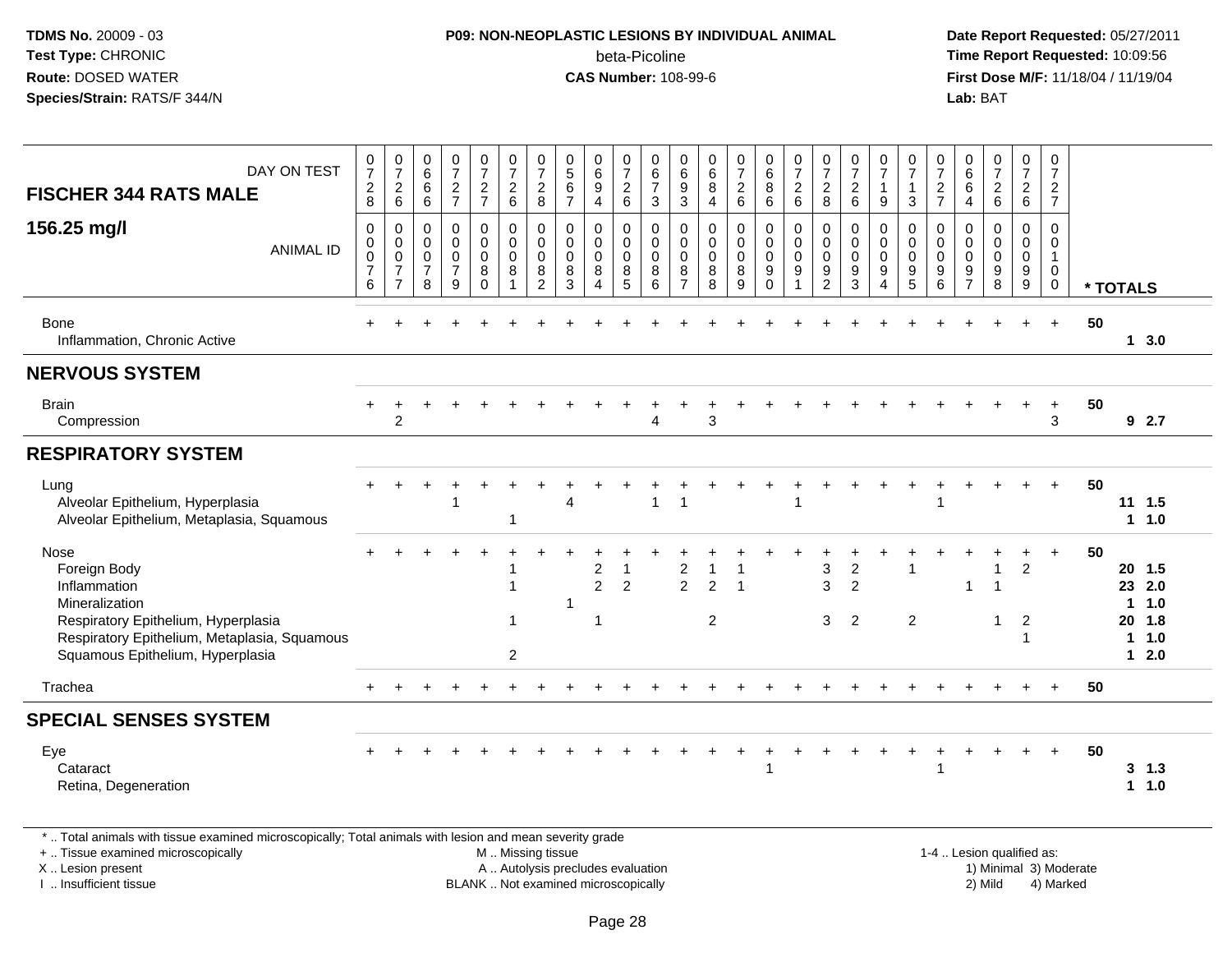**TDMS No.** 20009 - 03
**Test Type:** CHRONIC
**Route:** DOSED WATER
**Species/Strain:** RATS/F 344/N

**P09: NON-NEOPLASTIC LESIONS BY INDIVIDUAL ANIMAL**
beta-Picoline
**CAS Number:** 108-99-6

**Date Report Requested:** 05/27/2011
**Time Report Requested:** 10:09:56
**First Dose M/F:** 11/18/04 / 11/19/04
**Lab:** BAT

| FISCHER 344 RATS MALE 156.25 mg/l | | | | | | | | | | | | | | | | | | | | | | | | | | |
|---|---|---|---|---|---|---|---|---|---|---|---|---|---|---|---|---|---|---|---|---|---|---|---|---|---|---|
| DAY ON TEST | 0728 | 0726 | 0666 | 0727 | 0727 | 0726 | 0728 | 0567 | 0694 | 0726 | 0673 | 0693 | 0684 | 0726 | 0686 | 0726 | 0728 | 0726 | 0719 | 0713 | 0727 | 0664 | 0726 | 0726 | 0727 | |
| ANIMAL ID | 00076 | 00077 | 00078 | 00079 | 00080 | 00081 | 00082 | 00083 | 00084 | 00085 | 00086 | 00087 | 00088 | 00089 | 00090 | 00091 | 00092 | 00093 | 00094 | 00095 | 00096 | 00097 | 00098 | 00099 | 00100 | * TOTALS |
| Bone | + | + | + | + | + | + | + | + | + | + | + | + | + | + | + | + | + | + | + | + | + | + | + | + | + | 50 |
| Inflammation, Chronic Active | | | | | | | | | | | | | | | | | | | | | | | | | | 1 3.0 |
| **NERVOUS SYSTEM** | | | | | | | | | | | | | | | | | | | | | | | | | | |
| Brain | + | + | + | + | + | + | + | + | + | + | + | + | + | + | + | + | + | + | + | + | + | + | + | + | + | 50 |
| Compression | | 2 | | | | | | | | | 4 | | 3 | | | | | | | | | | | | 3 | 9 2.7 |
| **RESPIRATORY SYSTEM** | | | | | | | | | | | | | | | | | | | | | | | | | | |
| Lung | + | + | + | + | + | + | + | + | + | + | + | + | + | + | + | + | + | + | + | + | + | + | + | + | + | 50 |
| Alveolar Epithelium, Hyperplasia | | | | 1 | | | | 4 | | | 1 | 1 | | | | 1 | | | | | 1 | | | | | 11 1.5 |
| Alveolar Epithelium, Metaplasia, Squamous | | | | | | 1 | | | | | | | | | | | | | | | | | | | | 1 1.0 |
| Nose | + | + | + | + | + | + | + | + | + | + | + | + | + | + | + | + | + | + | + | + | + | + | + | + | + | 50 |
| Foreign Body | | | | | | 1 | | | 2 | 1 | | 2 | 1 | 1 | | | 3 | 2 | | 1 | | | 1 | 2 | | 20 1.5 |
| Inflammation | | | | | | 1 | | | 2 | 2 | | 2 | 2 | 1 | | | 3 | 2 | | | | 1 | 1 | | | 23 2.0 |
| Mineralization | | | | | | | | 1 | | | | | | | | | | | | | | | | | | 1 1.0 |
| Respiratory Epithelium, Hyperplasia | | | | | | 1 | | | 1 | | | | 2 | | | | 3 | 2 | | 2 | | | 1 | 2 | | 20 1.8 |
| Respiratory Epithelium, Metaplasia, Squamous | | | | | | | | | | | | | | | | | | | | | | | | 1 | | 1 1.0 |
| Squamous Epithelium, Hyperplasia | | | | | | 2 | | | | | | | | | | | | | | | | | | | | 1 2.0 |
| Trachea | + | + | + | + | + | + | + | + | + | + | + | + | + | + | + | + | + | + | + | + | + | + | + | + | + | 50 |
| **SPECIAL SENSES SYSTEM** | | | | | | | | | | | | | | | | | | | | | | | | | | |
| Eye | + | + | + | + | + | + | + | + | + | + | + | + | + | + | + | + | + | + | + | + | + | + | + | + | + | 50 |
| Cataract | | | | | | | | | | | | | | | 1 | | | | | | 1 | | | | | 3 1.3 |
| Retina, Degeneration | | | | | | | | | | | | | | | | | | | | | | | | | | 1 1.0 |

* .. Total animals with tissue examined microscopically; Total animals with lesion and mean severity grade
+ .. Tissue examined microscopically
X .. Lesion present
I .. Insufficient tissue

M .. Missing tissue
A .. Autolysis precludes evaluation
BLANK .. Not examined microscopically

1-4 .. Lesion qualified as:
1) Minimal 3) Moderate
2) Mild 4) Marked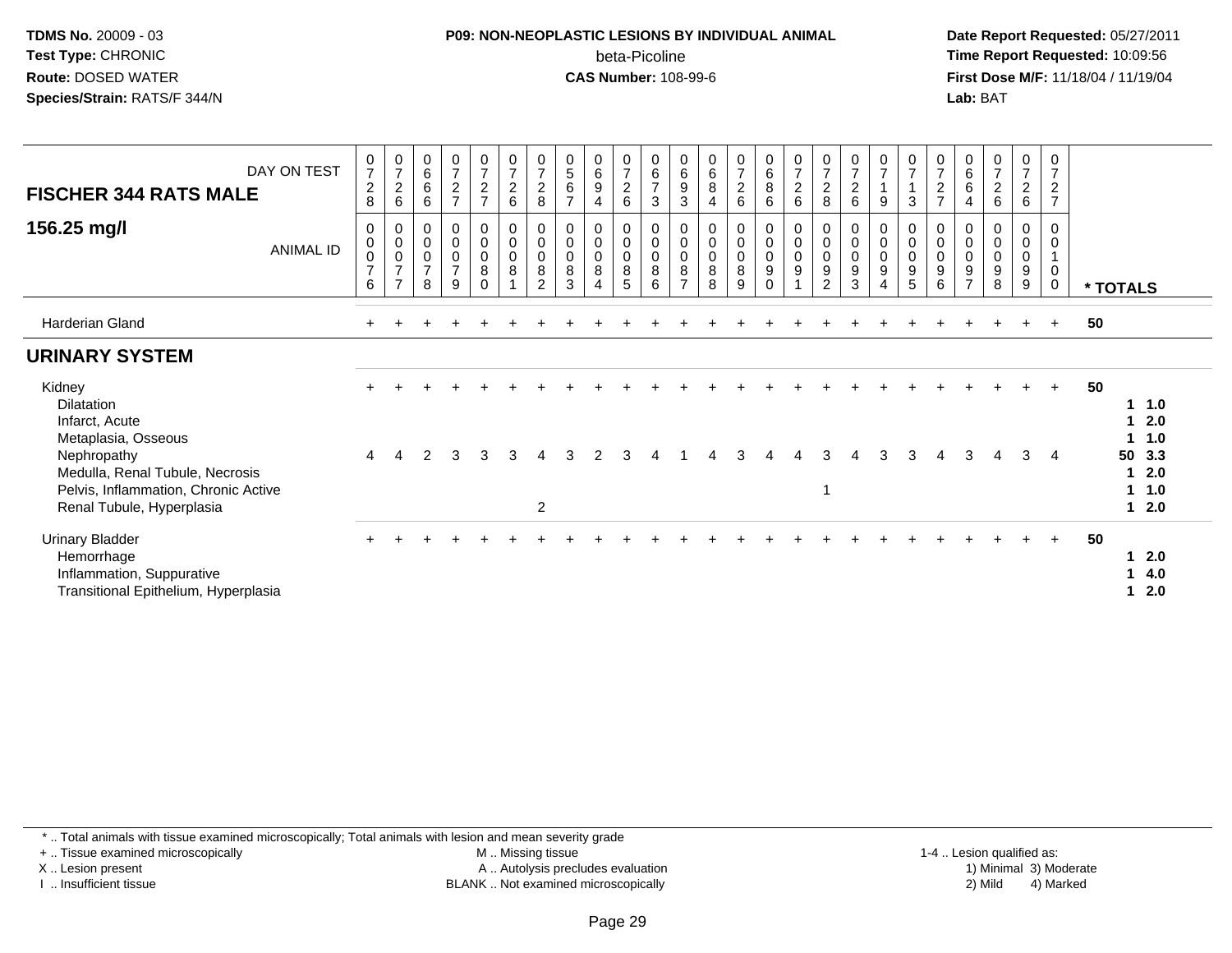**TDMS No.** 20009 - 03
**Test Type:** CHRONIC
**Route:** DOSED WATER
**Species/Strain:** RATS/F 344/N

**P09: NON-NEOPLASTIC LESIONS BY INDIVIDUAL ANIMAL**
beta-Picoline
**CAS Number:** 108-99-6

**Date Report Requested:** 05/27/2011
**Time Report Requested:** 10:09:56
**First Dose M/F:** 11/18/04 / 11/19/04
**Lab:** BAT

## FISCHER 344 RATS MALE 156.25 mg/l

| DAY ON TEST | 0728 | 0726 | 0666 | 0727 | 0727 | 0726 | 0728 | 0567 | 0694 | 0726 | 0673 | 0693 | 0684 | 0726 | 0686 | 0726 | 0728 | 0726 | 0719 | 0713 | 0727 | 0664 | 0726 | 0726 | 0727 | |
|---|---|---|---|---|---|---|---|---|---|---|---|---|---|---|---|---|---|---|---|---|---|---|---|---|---|---|
| **ANIMAL ID** | 00076 | 00077 | 00078 | 00079 | 00080 | 00081 | 00082 | 00083 | 00084 | 00085 | 00086 | 00087 | 00088 | 00089 | 00090 | 00091 | 00092 | 00093 | 00094 | 00095 | 00096 | 00097 | 00098 | 00099 | 00100 | *** TOTALS** |
| Harderian Gland | + | + | + | + | + | + | + | + | + | + | + | + | + | + | + | + | + | + | + | + | + | + | + | + | + | **50** |
| **URINARY SYSTEM** | | | | | | | | | | | | | | | | | | | | | | | | | | |
| Kidney | + | + | + | + | + | + | + | + | + | + | + | + | + | + | + | + | + | + | + | + | + | + | + | + | + | **50** |
| Dilatation | | | | | | | | | | | | | | | | | | | | | | | | | | **1 1.0** |
| Infarct, Acute | | | | | | | | | | | | | | | | | | | | | | | | | | **1 2.0** |
| Metaplasia, Osseous | | | | | | | | | | | | | | | | | | | | | | | | | | **1 1.0** |
| Nephropathy | 4 | 4 | 2 | 3 | 3 | 3 | 4 | 3 | 2 | 3 | 4 | 1 | 4 | 3 | 4 | 4 | 3 | 4 | 3 | 3 | 4 | 3 | 4 | 3 | 4 | **50 3.3** |
| Medulla, Renal Tubule, Necrosis | | | | | | | | | | | | | | | | | | | | | | | | | | **1 2.0** |
| Pelvis, Inflammation, Chronic Active | | | | | | | | | | | | | | | | | 1 | | | | | | | | | **1 1.0** |
| Renal Tubule, Hyperplasia | | | | | | | 2 | | | | | | | | | | | | | | | | | | | **1 2.0** |
| Urinary Bladder | + | + | + | + | + | + | + | + | + | + | + | + | + | + | + | + | + | + | + | + | + | + | + | + | + | **50** |
| Hemorrhage | | | | | | | | | | | | | | | | | | | | | | | | | | **1 2.0** |
| Inflammation, Suppurative | | | | | | | | | | | | | | | | | | | | | | | | | | **1 4.0** |
| Transitional Epithelium, Hyperplasia | | | | | | | | | | | | | | | | | | | | | | | | | | **1 2.0** |

* .. Total animals with tissue examined microscopically; Total animals with lesion and mean severity grade
+ .. Tissue examined microscopically
X .. Lesion present
I .. Insufficient tissue
M .. Missing tissue
A .. Autolysis precludes evaluation
BLANK .. Not examined microscopically
1-4 .. Lesion qualified as:
1) Minimal 2) Mild 3) Moderate 4) Marked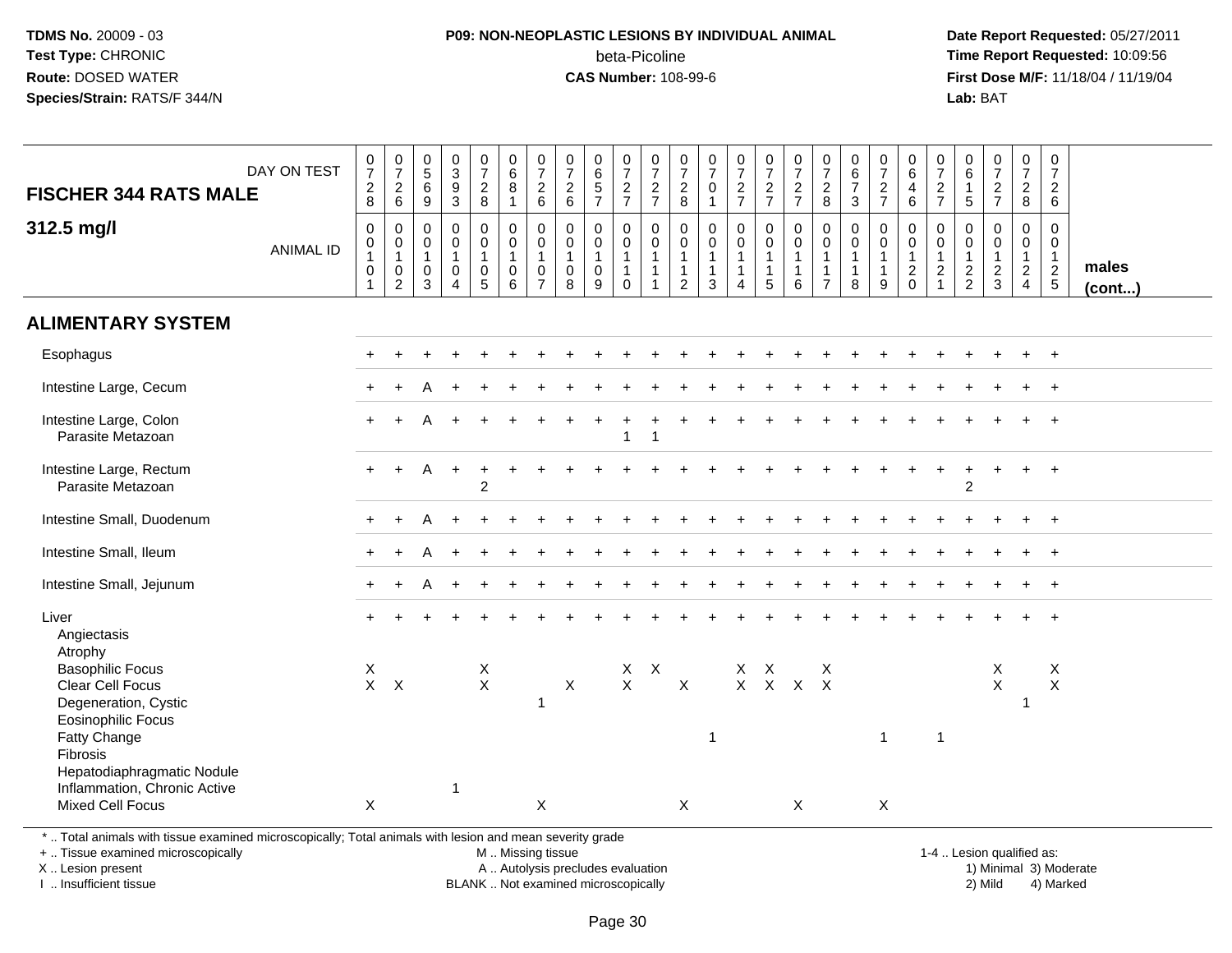**TDMS No.** 20009 - 03
**Test Type:** CHRONIC
**Route:** DOSED WATER
**Species/Strain:** RATS/F 344/N

**P09: NON-NEOPLASTIC LESIONS BY INDIVIDUAL ANIMAL**
beta-Picoline
**CAS Number:** 108-99-6

**Date Report Requested:** 05/27/2011
**Time Report Requested:** 10:09:56
**First Dose M/F:** 11/18/04 / 11/19/04
**Lab:** BAT

| FISCHER 344 RATS MALE — DAY ON TEST | 0728 | 0726 | 0569 | 0393 | 0728 | 0681 | 0726 | 0726 | 0657 | 0727 | 0727 | 0728 | 0701 | 0727 | 0727 | 0727 | 0728 | 0673 | 0727 | 0646 | 0727 | 0615 | 0727 | 0728 | 0726 | |
|---|---|---|---|---|---|---|---|---|---|---|---|---|---|---|---|---|---|---|---|---|---|---|---|---|---|---|
| **312.5 mg/l** — ANIMAL ID | 00101 | 00102 | 00103 | 00104 | 00105 | 00106 | 00107 | 00108 | 00109 | 00110 | 00111 | 00112 | 00113 | 00114 | 00115 | 00116 | 00117 | 00118 | 00119 | 00120 | 00121 | 00122 | 00123 | 00124 | 00125 | **males (cont...)** |
| **ALIMENTARY SYSTEM** | | | | | | | | | | | | | | | | | | | | | | | | | | |
| Esophagus | + | + | + | + | + | + | + | + | + | + | + | + | + | + | + | + | + | + | + | + | + | + | + | + | + | |
| Intestine Large, Cecum | + | + | A | + | + | + | + | + | + | + | + | + | + | + | + | + | + | + | + | + | + | + | + | + | + | |
| Intestine Large, Colon | + | + | A | + | + | + | + | + | + | + | + | + | + | + | + | + | + | + | + | + | + | + | + | + | + | |
| Parasite Metazoan | | | | | | | | | | 1 | 1 | | | | | | | | | | | | | | | |
| Intestine Large, Rectum | + | + | A | + | + | + | + | + | + | + | + | + | + | + | + | + | + | + | + | + | + | + | + | + | + | |
| Parasite Metazoan | | | | | 2 | | | | | | | | | | | | | | | | | 2 | | | | |
| Intestine Small, Duodenum | + | + | A | + | + | + | + | + | + | + | + | + | + | + | + | + | + | + | + | + | + | + | + | + | + | |
| Intestine Small, Ileum | + | + | A | + | + | + | + | + | + | + | + | + | + | + | + | + | + | + | + | + | + | + | + | + | + | |
| Intestine Small, Jejunum | + | + | A | + | + | + | + | + | + | + | + | + | + | + | + | + | + | + | + | + | + | + | + | + | + | |
| Liver | + | + | + | + | + | + | + | + | + | + | + | + | + | + | + | + | + | + | + | + | + | + | + | + | + | |
| Angiectasis | | | | | | | | | | | | | | | | | | | | | | | | | | |
| Atrophy | | | | | | | | | | | | | | | | | | | | | | | | | | |
| Basophilic Focus | X | | | | X | | | | | X | X | | | X | X | | X | | | | | | X | | X | |
| Clear Cell Focus | X | X | | | X | | | X | | X | | X | | X | X | X | X | | | | | | X | | X | |
| Degeneration, Cystic | | | | | | | 1 | | | | | | | | | | | | | | | | | 1 | | |
| Eosinophilic Focus | | | | | | | | | | | | | | | | | | | | | | | | | | |
| Fatty Change | | | | | | | | | | | | | 1 | | | | | | 1 | | 1 | | | | | |
| Fibrosis | | | | | | | | | | | | | | | | | | | | | | | | | | |
| Hepatodiaphragmatic Nodule | | | | | | | | | | | | | | | | | | | | | | | | | | |
| Inflammation, Chronic Active | | | | 1 | | | | | | | | | | | | | | | | | | | | | | |
| Mixed Cell Focus | X | | | | | | X | | | | | X | | | | X | | | X | | | | | | | |

\* .. Total animals with tissue examined microscopically; Total animals with lesion and mean severity grade
\+ .. Tissue examined microscopically
X .. Lesion present
I .. Insufficient tissue

M .. Missing tissue
A .. Autolysis precludes evaluation
BLANK .. Not examined microscopically

1-4 .. Lesion qualified as:
1) Minimal 3) Moderate
2) Mild 4) Marked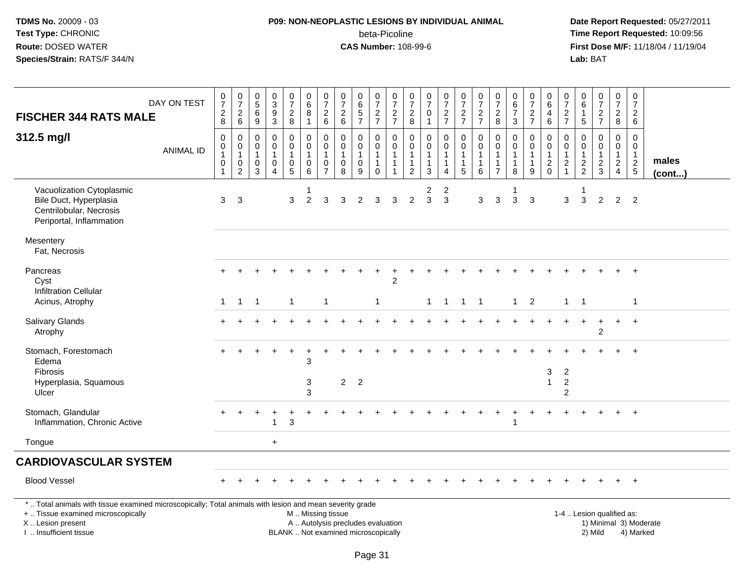**TDMS No.** 20009 - 03
**Test Type:** CHRONIC
**Route:** DOSED WATER
**Species/Strain:** RATS/F 344/N

**P09: NON-NEOPLASTIC LESIONS BY INDIVIDUAL ANIMAL**
beta-Picoline
**CAS Number:** 108-99-6

**Date Report Requested:** 05/27/2011
**Time Report Requested:** 10:09:56
**First Dose M/F:** 11/18/04 / 11/19/04
**Lab:** BAT

## FISCHER 344 RATS MALE

## 312.5 mg/l

| DAY ON TEST | 0728 | 0726 | 0569 | 0393 | 0728 | 0681 | 0726 | 0726 | 0657 | 0727 | 0727 | 0728 | 0701 | 0727 | 0727 | 0727 | 0728 | 0673 | 0727 | 0646 | 0727 | 0615 | 0727 | 0728 | 0726 | |
|---|---|---|---|---|---|---|---|---|---|---|---|---|---|---|---|---|---|---|---|---|---|---|---|---|---|---|
| **ANIMAL ID** | 00101 | 00102 | 00103 | 00104 | 00105 | 00106 | 00107 | 00108 | 00109 | 00110 | 00111 | 00112 | 00113 | 00114 | 00115 | 00116 | 00117 | 00118 | 00119 | 00120 | 00121 | 00122 | 00123 | 00124 | 00125 | **males (cont...)** |
| Vacuolization Cytoplasmic | | | | | | 1 | | | | | | | 2 | 2 | | | | 1 | | | | 1 | | | | |
| Bile Duct, Hyperplasia | 3 | 3 | | | 3 | 2 | 3 | 3 | 2 | 3 | 3 | 2 | 3 | 3 | | 3 | 3 | 3 | 3 | | 3 | 3 | 2 | 2 | 2 | |
| Centrilobular, Necrosis | | | | | | | | | | | | | | | | | | | | | | | | | | |
| Periportal, Inflammation | | | | | | | | | | | | | | | | | | | | | | | | | | |
| Mesentery | | | | | | | | | | | | | | | | | | | | | | | | | | |
| Fat, Necrosis | | | | | | | | | | | | | | | | | | | | | | | | | | |
| Pancreas | + | + | + | + | + | + | + | + | + | + | + | + | + | + | + | + | + | + | + | + | + | + | + | + | + | |
| Cyst | | | | | | | | | | | 2 | | | | | | | | | | | | | | | |
| Infiltration Cellular | | | | | | | | | | | | | | | | | | | | | | | | | | |
| Acinus, Atrophy | 1 | 1 | 1 | | 1 | | 1 | | | 1 | | | 1 | 1 | 1 | 1 | | 1 | 2 | | 1 | 1 | | | 1 | |
| Salivary Glands | + | + | + | + | + | + | + | + | + | + | + | + | + | + | + | + | + | + | + | + | + | + | + | + | + | |
| Atrophy | | | | | | | | | | | | | | | | | | | | | | | 2 | | | |
| Stomach, Forestomach | + | + | + | + | + | + | + | + | + | + | + | + | + | + | + | + | + | + | + | + | + | + | + | + | + | |
| Edema | | | | | | 3 | | | | | | | | | | | | | | | | | | | | |
| Fibrosis | | | | | | | | | | | | | | | | | | | | 3 | 2 | | | | | |
| Hyperplasia, Squamous | | | | | | 3 | | 2 | 2 | | | | | | | | | | | 1 | 2 | | | | | |
| Ulcer | | | | | | 3 | | | | | | | | | | | | | | | 2 | | | | | |
| Stomach, Glandular | + | + | + | + | + | + | + | + | + | + | + | + | + | + | + | + | + | + | + | + | + | + | + | + | + | |
| Inflammation, Chronic Active | | | | 1 | 3 | | | | | | | | | | | | | 1 | | | | | | | | |
| Tongue | | | | + | | | | | | | | | | | | | | | | | | | | | | |
| **CARDIOVASCULAR SYSTEM** | | | | | | | | | | | | | | | | | | | | | | | | | | |
| Blood Vessel | + | + | + | + | + | + | + | + | + | + | + | + | + | + | + | + | + | + | + | + | + | + | + | + | + | |

\* .. Total animals with tissue examined microscopically; Total animals with lesion and mean severity grade
+ .. Tissue examined microscopically
X .. Lesion present
I .. Insufficient tissue

M .. Missing tissue
A .. Autolysis precludes evaluation
BLANK .. Not examined microscopically

1-4 .. Lesion qualified as:
1) Minimal 3) Moderate
2) Mild 4) Marked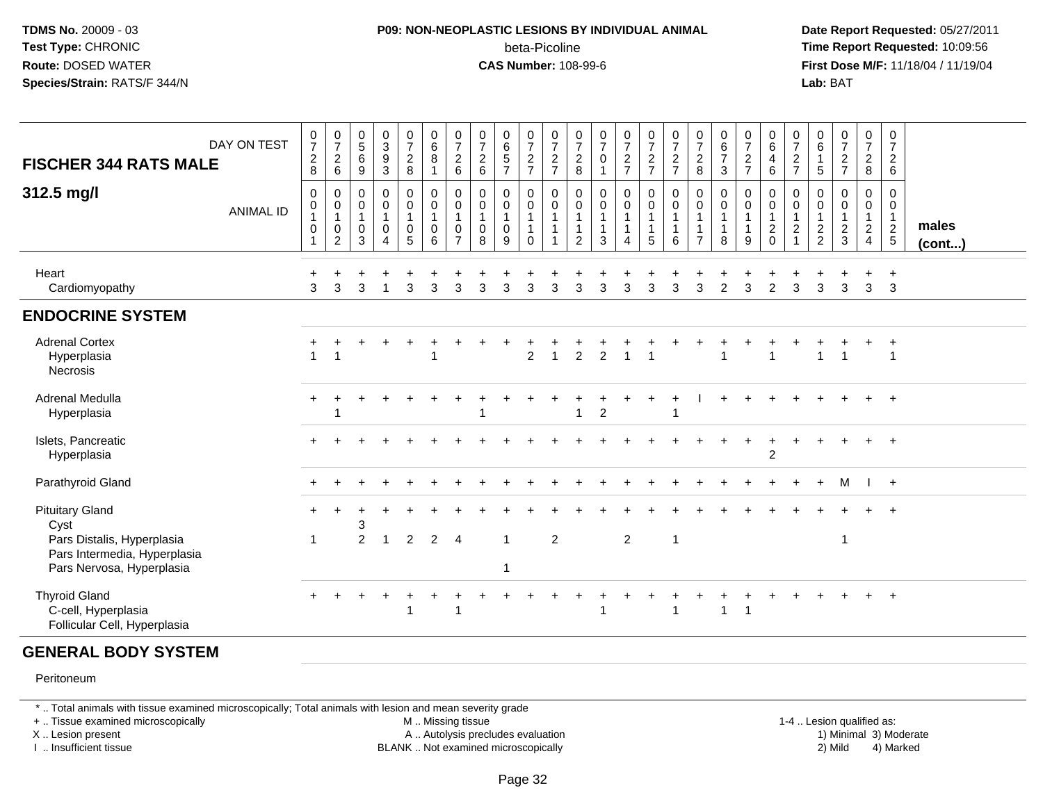**TDMS No.** 20009 - 03
**Test Type:** CHRONIC
**Route:** DOSED WATER
**Species/Strain:** RATS/F 344/N

**P09: NON-NEOPLASTIC LESIONS BY INDIVIDUAL ANIMAL**
beta-Picoline
**CAS Number:** 108-99-6

**Date Report Requested:** 05/27/2011
**Time Report Requested:** 10:09:56
**First Dose M/F:** 11/18/04 / 11/19/04
**Lab:** BAT

| FISCHER 344 RATS MALE — DAY ON TEST | 0728 | 0726 | 0569 | 0393 | 0728 | 0681 | 0726 | 0726 | 0657 | 0727 | 0727 | 0728 | 0701 | 0727 | 0727 | 0727 | 0728 | 0673 | 0727 | 0646 | 0727 | 0615 | 0727 | 0728 | 0726 | |
|---|---|---|---|---|---|---|---|---|---|---|---|---|---|---|---|---|---|---|---|---|---|---|---|---|---|---|
| **312.5 mg/l** — ANIMAL ID | 00101 | 00102 | 00103 | 00104 | 00105 | 00106 | 00107 | 00108 | 00109 | 00110 | 00111 | 00112 | 00113 | 00114 | 00115 | 00116 | 00117 | 00118 | 00119 | 00120 | 00121 | 00122 | 00123 | 00124 | 00125 | **males (cont...)** |
| Heart | + | + | + | + | + | + | + | + | + | + | + | + | + | + | + | + | + | + | + | + | + | + | + | + | + | |
| Cardiomyopathy | 3 | 3 | 3 | 1 | 3 | 3 | 3 | 3 | 3 | 3 | 3 | 3 | 3 | 3 | 3 | 3 | 3 | 2 | 3 | 2 | 3 | 3 | 3 | 3 | 3 | |
| **ENDOCRINE SYSTEM** | | | | | | | | | | | | | | | | | | | | | | | | | | |
| Adrenal Cortex | + | + | + | + | + | + | + | + | + | + | + | + | + | + | + | + | + | + | + | + | + | + | + | + | + | |
| Hyperplasia | 1 | 1 | | | | 1 | | | | 2 | 1 | 2 | 2 | 1 | 1 | | | 1 | | 1 | | 1 | 1 | | 1 | |
| Necrosis | | | | | | | | | | | | | | | | | | | | | | | | | | |
| Adrenal Medulla | + | + | + | + | + | + | + | + | + | + | + | + | + | + | + | + | I | + | + | + | + | + | + | + | + | |
| Hyperplasia | | 1 | | | | | | 1 | | | | 1 | 2 | | | 1 | | | | | | | | | | |
| Islets, Pancreatic | + | + | + | + | + | + | + | + | + | + | + | + | + | + | + | + | + | + | + | + | + | + | + | + | + | |
| Hyperplasia | | | | | | | | | | | | | | | | | | | | 2 | | | | | | |
| Parathyroid Gland | + | + | + | + | + | + | + | + | + | + | + | + | + | + | + | + | + | + | + | + | + | + | M | I | + | |
| Pituitary Gland | + | + | + | + | + | + | + | + | + | + | + | + | + | + | + | + | + | + | + | + | + | + | + | + | + | |
| Cyst | | | 3 | | | | | | | | | | | | | | | | | | | | | | | |
| Pars Distalis, Hyperplasia | 1 | | 2 | 1 | 2 | 2 | 4 | | 1 | | 2 | | | 2 | | 1 | | | | | | | 1 | | | |
| Pars Intermedia, Hyperplasia | | | | | | | | | | | | | | | | | | | | | | | | | | |
| Pars Nervosa, Hyperplasia | | | | | | | | | 1 | | | | | | | | | | | | | | | | | |
| Thyroid Gland | + | + | + | + | + | + | + | + | + | + | + | + | + | + | + | + | + | + | + | + | + | + | + | + | + | |
| C-cell, Hyperplasia | | | | | 1 | | 1 | | | | | | 1 | | | 1 | | 1 | 1 | | | | | | | |
| Follicular Cell, Hyperplasia | | | | | | | | | | | | | | | | | | | | | | | | | | |
| **GENERAL BODY SYSTEM** | | | | | | | | | | | | | | | | | | | | | | | | | | |
| Peritoneum | | | | | | | | | | | | | | | | | | | | | | | | | | |

\* .. Total animals with tissue examined microscopically; Total animals with lesion and mean severity grade
+ .. Tissue examined microscopically
X .. Lesion present
I .. Insufficient tissue
M .. Missing tissue
A .. Autolysis precludes evaluation
BLANK .. Not examined microscopically
1-4 .. Lesion qualified as: 1) Minimal 2) Mild 3) Moderate 4) Marked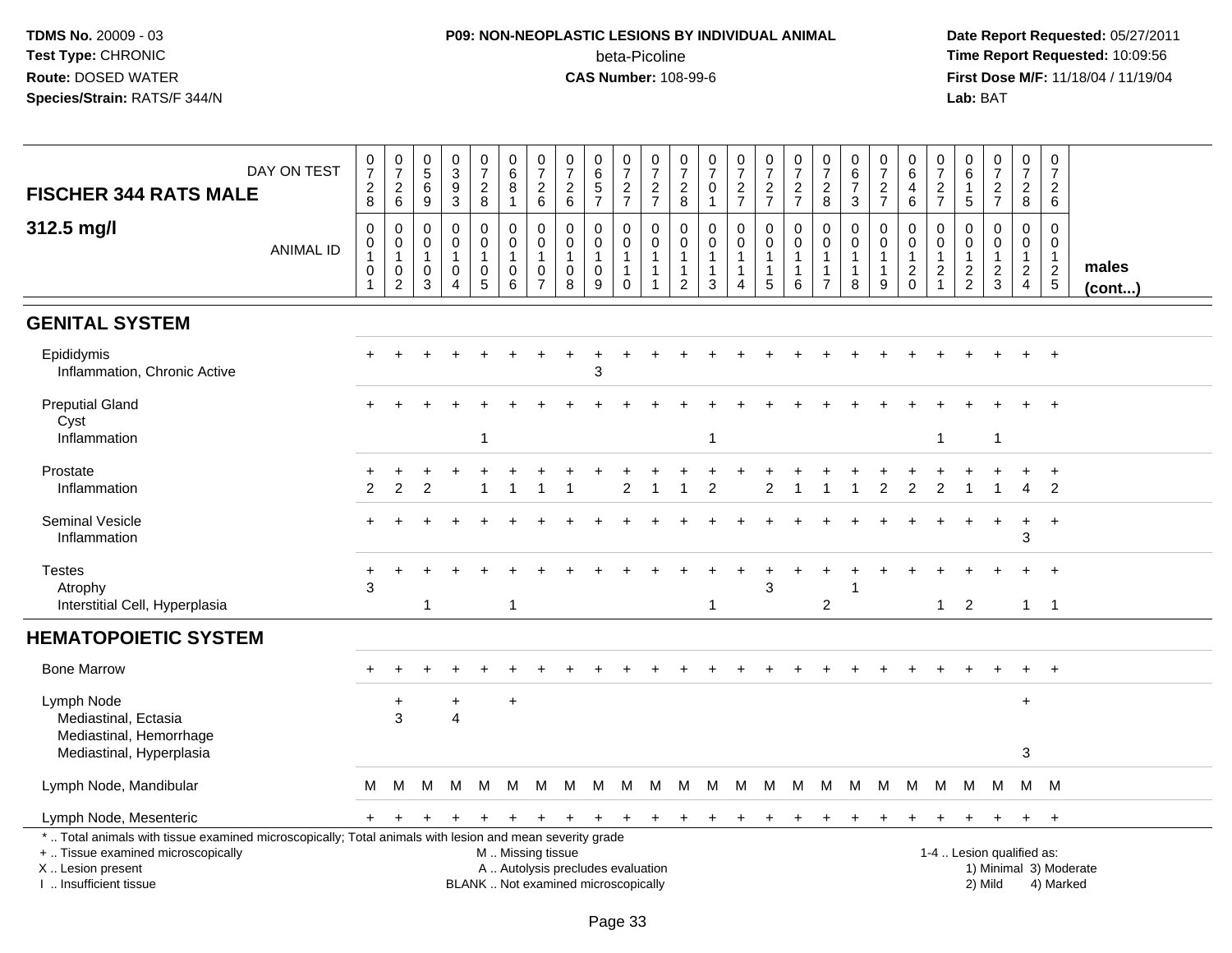**TDMS No.** 20009 - 03
**Test Type:** CHRONIC
**Route:** DOSED WATER
**Species/Strain:** RATS/F 344/N

**P09: NON-NEOPLASTIC LESIONS BY INDIVIDUAL ANIMAL**
beta-Picoline
**CAS Number:** 108-99-6

**Date Report Requested:** 05/27/2011
**Time Report Requested:** 10:09:56
**First Dose M/F:** 11/18/04 / 11/19/04
**Lab:** BAT

## FISCHER 344 RATS MALE

### 312.5 mg/l

| DAY ON TEST | 0728 | 0726 | 0569 | 0393 | 0728 | 0681 | 0726 | 0726 | 0657 | 0727 | 0727 | 0728 | 0701 | 0727 | 0727 | 0727 | 0728 | 0673 | 0727 | 0646 | 0727 | 0615 | 0727 | 0728 | 0726 | |
|---|---|---|---|---|---|---|---|---|---|---|---|---|---|---|---|---|---|---|---|---|---|---|---|---|---|---|
| **ANIMAL ID** | 00101 | 00102 | 00103 | 00104 | 00105 | 00106 | 00107 | 00108 | 00109 | 00110 | 00111 | 00112 | 00113 | 00114 | 00115 | 00116 | 00117 | 00118 | 00119 | 00120 | 00121 | 00122 | 00123 | 00124 | 00125 | **males (cont...)** |
| **GENITAL SYSTEM** | | | | | | | | | | | | | | | | | | | | | | | | | | |
| Epididymis | + | + | + | + | + | + | + | + | + | + | + | + | + | + | + | + | + | + | + | + | + | + | + | + | + | |
| Inflammation, Chronic Active | | | | | | | | | 3 | | | | | | | | | | | | | | | | | |
| Preputial Gland | + | + | + | + | + | + | + | + | + | + | + | + | + | + | + | + | + | + | + | + | + | + | + | + | + | |
| Cyst | | | | | | | | | | | | | | | | | | | | | | | | | | |
| Inflammation | | | | | 1 | | | | | | | | 1 | | | | | | | | 1 | | 1 | | | |
| Prostate | + | + | + | + | + | + | + | + | + | + | + | + | + | + | + | + | + | + | + | + | + | + | + | + | + | |
| Inflammation | 2 | 2 | 2 | | 1 | 1 | 1 | 1 | | 2 | 1 | 1 | 2 | | 2 | 1 | 1 | 1 | 2 | 2 | 2 | 1 | 1 | 4 | 2 | |
| Seminal Vesicle | + | + | + | + | + | + | + | + | + | + | + | + | + | + | + | + | + | + | + | + | + | + | + | + | + | |
| Inflammation | | | | | | | | | | | | | | | | | | | | | | | | 3 | | |
| Testes | + | + | + | + | + | + | + | + | + | + | + | + | + | + | + | + | + | + | + | + | + | + | + | + | + | |
| Atrophy | 3 | | | | | | | | | | | | | | 3 | | | 1 | | | | | | | | |
| Interstitial Cell, Hyperplasia | | | 1 | | | 1 | | | | | | | 1 | | | | 2 | | | | 1 | 2 | | 1 | 1 | |
| **HEMATOPOIETIC SYSTEM** | | | | | | | | | | | | | | | | | | | | | | | | | | |
| Bone Marrow | + | + | + | + | + | + | + | + | + | + | + | + | + | + | + | + | + | + | + | + | + | + | + | + | + | |
| Lymph Node | | + | | + | | + | | | | | | | | | | | | | | | | | | + | | |
| Mediastinal, Ectasia | | 3 | | 4 | | | | | | | | | | | | | | | | | | | | | | |
| Mediastinal, Hemorrhage | | | | | | | | | | | | | | | | | | | | | | | | | | |
| Mediastinal, Hyperplasia | | | | | | | | | | | | | | | | | | | | | | | | 3 | | |
| Lymph Node, Mandibular | M | M | M | M | M | M | M | M | M | M | M | M | M | M | M | M | M | M | M | M | M | M | M | M | M | |
| Lymph Node, Mesenteric | + | + | + | + | + | + | + | + | + | + | + | + | + | + | + | + | + | + | + | + | + | + | + | + | + | |

* .. Total animals with tissue examined microscopically; Total animals with lesion and mean severity grade
+ .. Tissue examined microscopically
X .. Lesion present
I .. Insufficient tissue

M .. Missing tissue
A .. Autolysis precludes evaluation
BLANK .. Not examined microscopically

1-4 .. Lesion qualified as:
1) Minimal 3) Moderate
2) Mild 4) Marked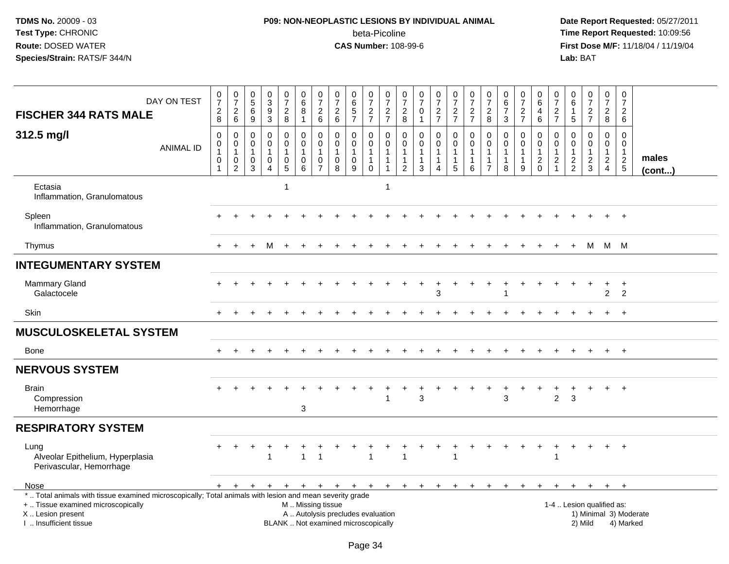**TDMS No.** 20009 - 03
**Test Type:** CHRONIC
**Route:** DOSED WATER
**Species/Strain:** RATS/F 344/N

**P09: NON-NEOPLASTIC LESIONS BY INDIVIDUAL ANIMAL**
beta-Picoline
**CAS Number:** 108-99-6

**Date Report Requested:** 05/27/2011
**Time Report Requested:** 10:09:56
**First Dose M/F:** 11/18/04 / 11/19/04
**Lab:** BAT

| FISCHER 344 RATS MALE — DAY ON TEST | 0728 | 0726 | 0569 | 0393 | 0728 | 0681 | 0726 | 0726 | 0657 | 0727 | 0727 | 0728 | 0701 | 0727 | 0727 | 0727 | 0728 | 0673 | 0727 | 0646 | 0727 | 0615 | 0727 | 0728 | 0726 | |
|---|---|---|---|---|---|---|---|---|---|---|---|---|---|---|---|---|---|---|---|---|---|---|---|---|---|---|
| **312.5 mg/l** — ANIMAL ID | 00101 | 00102 | 00103 | 00104 | 00105 | 00106 | 00107 | 00108 | 00109 | 00110 | 00111 | 00112 | 00113 | 00114 | 00115 | 00116 | 00117 | 00118 | 00119 | 00120 | 00121 | 00122 | 00123 | 00124 | 00125 | **males (cont...)** |
| Ectasia | | | | | 1 | | | | | | 1 | | | | | | | | | | | | | | | |
| Inflammation, Granulomatous | | | | | | | | | | | | | | | | | | | | | | | | | | |
| Spleen | + | + | + | + | + | + | + | + | + | + | + | + | + | + | + | + | + | + | + | + | + | + | + | + | + | |
| Inflammation, Granulomatous | | | | | | | | | | | | | | | | | | | | | | | | | | |
| Thymus | + | + | + | M | + | + | + | + | + | + | + | + | + | + | + | + | + | + | + | + | + | + | M | M | M | |
| **INTEGUMENTARY SYSTEM** | | | | | | | | | | | | | | | | | | | | | | | | | | |
| Mammary Gland | + | + | + | + | + | + | + | + | + | + | + | + | + | + | + | + | + | + | + | + | + | + | + | + | + | |
| Galactocele | | | | | | | | | | | | | | 3 | | | | 1 | | | | | | 2 | 2 | |
| Skin | + | + | + | + | + | + | + | + | + | + | + | + | + | + | + | + | + | + | + | + | + | + | + | + | + | |
| **MUSCULOSKELETAL SYSTEM** | | | | | | | | | | | | | | | | | | | | | | | | | | |
| Bone | + | + | + | + | + | + | + | + | + | + | + | + | + | + | + | + | + | + | + | + | + | + | + | + | + | |
| **NERVOUS SYSTEM** | | | | | | | | | | | | | | | | | | | | | | | | | | |
| Brain | + | + | + | + | + | + | + | + | + | + | + | + | + | + | + | + | + | + | + | + | + | + | + | + | + | |
| Compression | | | | | | | | | | | 1 | | 3 | | | | | 3 | | | 2 | 3 | | | | |
| Hemorrhage | | | | | | 3 | | | | | | | | | | | | | | | | | | | | |
| **RESPIRATORY SYSTEM** | | | | | | | | | | | | | | | | | | | | | | | | | | |
| Lung | + | + | + | + | + | + | + | + | + | + | + | + | + | + | + | + | + | + | + | + | + | + | + | + | + | |
| Alveolar Epithelium, Hyperplasia | | | | 1 | | 1 | 1 | | | 1 | | 1 | | | 1 | | | | | | 1 | | | | | |
| Perivascular, Hemorrhage | | | | | | | | | | | | | | | | | | | | | | | | | | |
| Nose | + | + | + | + | + | + | + | + | + | + | + | + | + | + | + | + | + | + | + | + | + | + | + | + | + | |

\* .. Total animals with tissue examined microscopically; Total animals with lesion and mean severity grade
\+ .. Tissue examined microscopically
X .. Lesion present
I .. Insufficient tissue

M .. Missing tissue
A .. Autolysis precludes evaluation
BLANK .. Not examined microscopically

1-4 .. Lesion qualified as:
1) Minimal 3) Moderate
2) Mild 4) Marked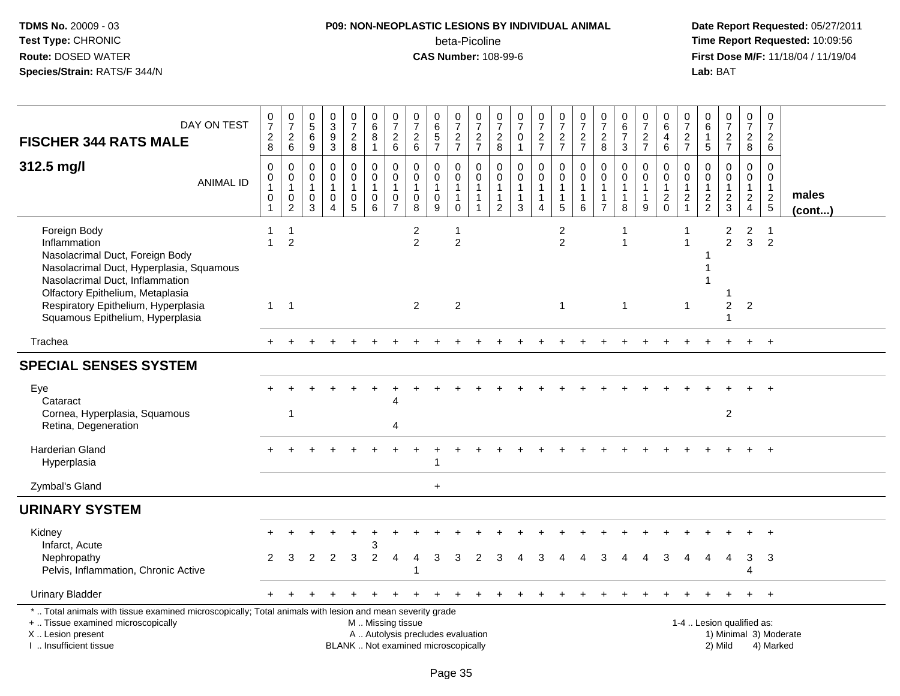**TDMS No.** 20009 - 03
**Test Type:** CHRONIC
**Route:** DOSED WATER
**Species/Strain:** RATS/F 344/N

**P09: NON-NEOPLASTIC LESIONS BY INDIVIDUAL ANIMAL**
beta-Picoline
**CAS Number:** 108-99-6

**Date Report Requested:** 05/27/2011
**Time Report Requested:** 10:09:56
**First Dose M/F:** 11/18/04 / 11/19/04
**Lab:** BAT

## FISCHER 344 RATS MALE — 312.5 mg/l

| DAY ON TEST | 0728 | 0726 | 0569 | 0393 | 0728 | 0681 | 0726 | 0726 | 0657 | 0727 | 0727 | 0728 | 0701 | 0727 | 0727 | 0727 | 0728 | 0673 | 0727 | 0646 | 0727 | 0615 | 0727 | 0728 | 0726 | |
|---|---|---|---|---|---|---|---|---|---|---|---|---|---|---|---|---|---|---|---|---|---|---|---|---|---|---|
| **ANIMAL ID** | 0010 1 | 0010 2 | 0010 3 | 0010 4 | 0010 5 | 0010 6 | 0010 7 | 0010 8 | 0010 9 | 0011 0 | 0011 1 | 0011 2 | 0011 3 | 0011 4 | 0011 5 | 0011 6 | 0011 7 | 0011 8 | 0011 9 | 0012 0 | 0012 1 | 0012 2 | 0012 3 | 0012 4 | 0012 5 | **males (cont...)** |
| Foreign Body | 1 | 1 | | | | | | 2 | | 1 | | | | | 2 | | | 1 | | | 1 | | 2 | 2 | 1 | |
| Inflammation | 1 | 2 | | | | | | 2 | | 2 | | | | | 2 | | | 1 | | | 1 | | 2 | 3 | 2 | |
| Nasolacrimal Duct, Foreign Body | | | | | | | | | | | | | | | | | | | | | | 1 | | | | |
| Nasolacrimal Duct, Hyperplasia, Squamous | | | | | | | | | | | | | | | | | | | | | | 1 | | | | |
| Nasolacrimal Duct, Inflammation | | | | | | | | | | | | | | | | | | | | | | 1 | | | | |
| Olfactory Epithelium, Metaplasia | | | | | | | | | | | | | | | | | | | | | | | 1 | | | |
| Respiratory Epithelium, Hyperplasia | 1 | 1 | | | | | | 2 | | 2 | | | | | 1 | | | 1 | | | 1 | | 2 | 2 | | |
| Squamous Epithelium, Hyperplasia | | | | | | | | | | | | | | | | | | | | | | | 1 | | | |
| Trachea | + | + | + | + | + | + | + | + | + | + | + | + | + | + | + | + | + | + | + | + | + | + | + | + | + | |
| **SPECIAL SENSES SYSTEM** | | | | | | | | | | | | | | | | | | | | | | | | | | |
| Eye | + | + | + | + | + | + | + | + | + | + | + | + | + | + | + | + | + | + | + | + | + | + | + | + | + | |
| Cataract | | | | | | | 4 | | | | | | | | | | | | | | | | | | | |
| Cornea, Hyperplasia, Squamous | | 1 | | | | | | | | | | | | | | | | | | | | | 2 | | | |
| Retina, Degeneration | | | | | | | 4 | | | | | | | | | | | | | | | | | | | |
| Harderian Gland | + | + | + | + | + | + | + | + | + | + | + | + | + | + | + | + | + | + | + | + | + | + | + | + | + | |
| Hyperplasia | | | | | | | | | 1 | | | | | | | | | | | | | | | | | |
| Zymbal's Gland | | | | | | | | | + | | | | | | | | | | | | | | | | | |
| **URINARY SYSTEM** | | | | | | | | | | | | | | | | | | | | | | | | | | |
| Kidney | + | + | + | + | + | + | + | + | + | + | + | + | + | + | + | + | + | + | + | + | + | + | + | + | + | |
| Infarct, Acute | | | | | | 3 | | | | | | | | | | | | | | | | | | | | |
| Nephropathy | 2 | 3 | 2 | 2 | 3 | 2 | 4 | 4 | 3 | 3 | 2 | 3 | 4 | 3 | 4 | 4 | 3 | 4 | 4 | 3 | 4 | 4 | 4 | 3 | 3 | |
| Pelvis, Inflammation, Chronic Active | | | | | | | | 1 | | | | | | | | | | | | | | | | 4 | | |
| Urinary Bladder | + | + | + | + | + | + | + | + | + | + | + | + | + | + | + | + | + | + | + | + | + | + | + | + | + | |

\* .. Total animals with tissue examined microscopically; Total animals with lesion and mean severity grade
+ .. Tissue examined microscopically
X .. Lesion present
I .. Insufficient tissue

M .. Missing tissue
A .. Autolysis precludes evaluation
BLANK .. Not examined microscopically

1-4 .. Lesion qualified as:
1) Minimal 3) Moderate
2) Mild 4) Marked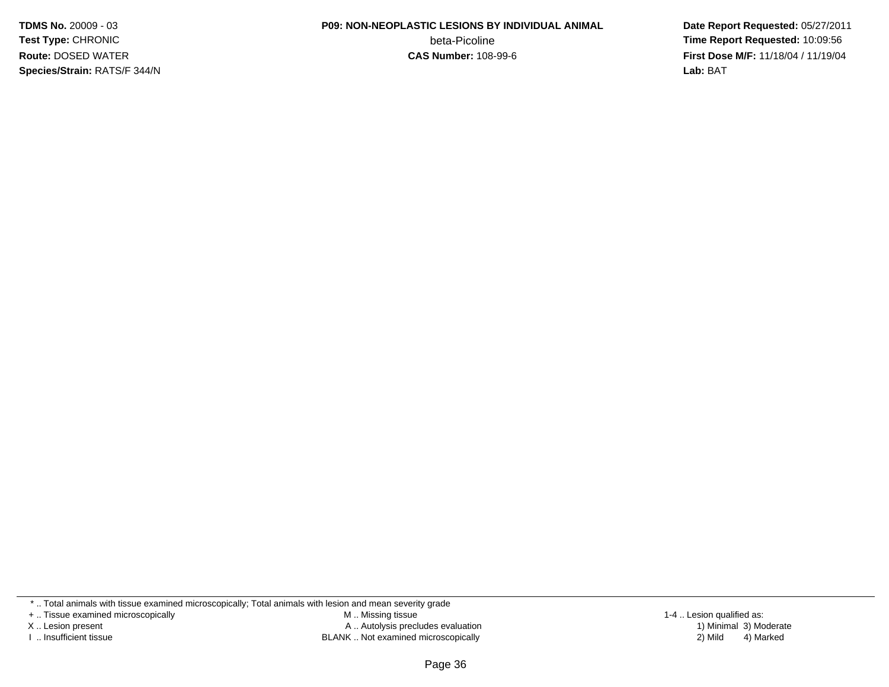**TDMS No.** 20009 - 03
**Test Type:** CHRONIC
**Route:** DOSED WATER
**Species/Strain:** RATS/F 344/N

**P09: NON-NEOPLASTIC LESIONS BY INDIVIDUAL ANIMAL**
beta-Picoline
**CAS Number:** 108-99-6

**Date Report Requested:** 05/27/2011
**Time Report Requested:** 10:09:56
**First Dose M/F:** 11/18/04 / 11/19/04
**Lab:** BAT

\* .. Total animals with tissue examined microscopically; Total animals with lesion and mean severity grade
+ .. Tissue examined microscopically
X .. Lesion present
I .. Insufficient tissue

M .. Missing tissue
A .. Autolysis precludes evaluation
BLANK .. Not examined microscopically

1-4 .. Lesion qualified as:
1) Minimal 3) Moderate
2) Mild 4) Marked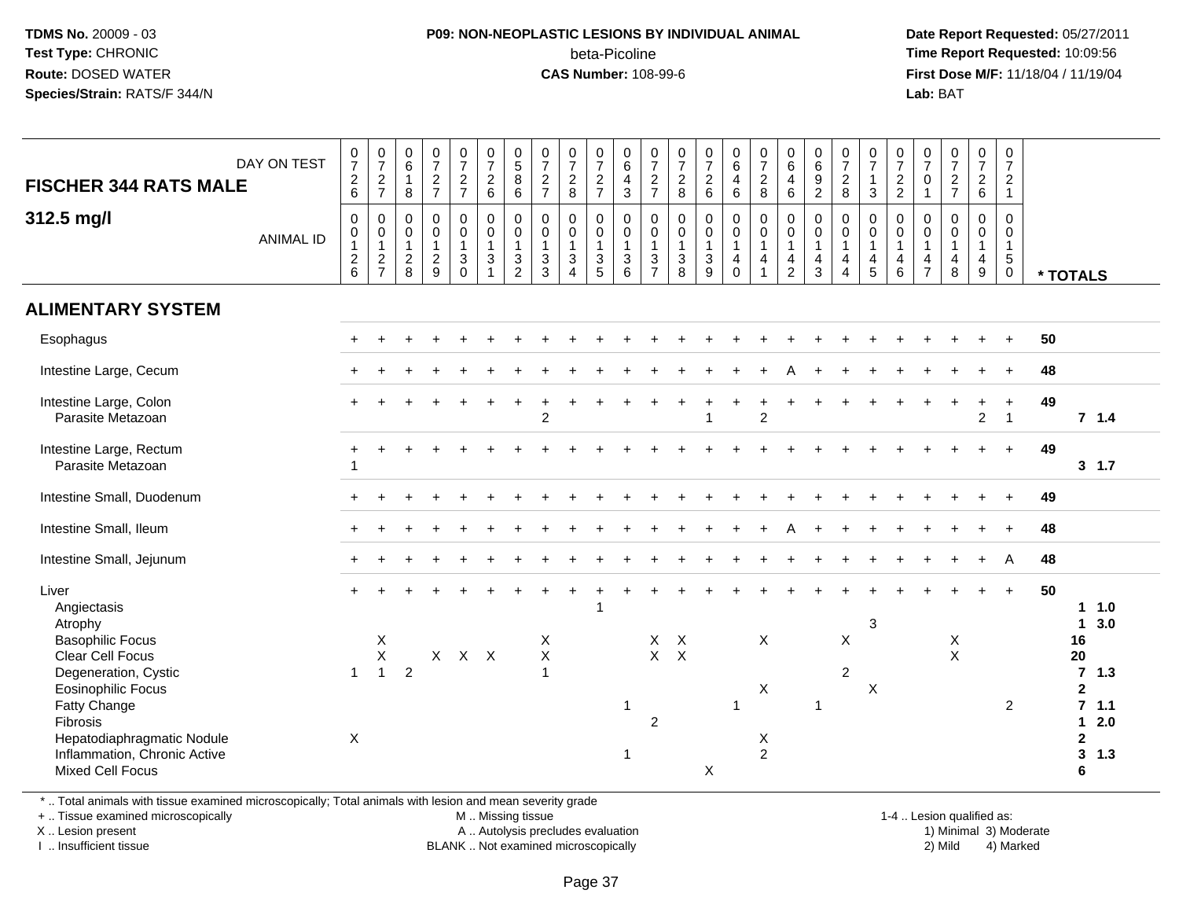**TDMS No.** 20009 - 03
**Test Type:** CHRONIC
**Route:** DOSED WATER
**Species/Strain:** RATS/F 344/N

**P09: NON-NEOPLASTIC LESIONS BY INDIVIDUAL ANIMAL**
beta-Picoline
**CAS Number:** 108-99-6

**Date Report Requested:** 05/27/2011
**Time Report Requested:** 10:09:56
**First Dose M/F:** 11/18/04 / 11/19/04
**Lab:** BAT

| FISCHER 344 RATS MALE — DAY ON TEST | 0726 | 0727 | 0618 | 0727 | 0727 | 0726 | 0586 | 0727 | 0728 | 0727 | 0643 | 0727 | 0728 | 0726 | 0646 | 0728 | 0646 | 0692 | 0728 | 0713 | 0722 | 0701 | 0727 | 0726 | 0721 | |
|---|---|---|---|---|---|---|---|---|---|---|---|---|---|---|---|---|---|---|---|---|---|---|---|---|---|---|
| **312.5 mg/l** — ANIMAL ID | 0126 | 0127 | 0128 | 0129 | 0130 | 0131 | 0132 | 0133 | 0134 | 0135 | 0136 | 0137 | 0138 | 0139 | 0140 | 0141 | 0142 | 0143 | 0144 | 0145 | 0146 | 0147 | 0148 | 0149 | 0150 | *** TOTALS** |
| **ALIMENTARY SYSTEM** | | | | | | | | | | | | | | | | | | | | | | | | | | |
| Esophagus | + | + | + | + | + | + | + | + | + | + | + | + | + | + | + | + | + | + | + | + | + | + | + | + | + | 50 |
| Intestine Large, Cecum | + | + | + | + | + | + | + | + | + | + | + | + | + | + | + | + | A | + | + | + | + | + | + | + | + | 48 |
| Intestine Large, Colon | + | + | + | + | + | + | + | + | + | + | + | + | + | + | + | + | + | + | + | + | + | + | + | + | + | 49 |
| Parasite Metazoan | | | | | | | | 2 | | | | | | 1 | | 2 | | | | | | | | 2 | 1 | 7 1.4 |
| Intestine Large, Rectum | + | + | + | + | + | + | + | + | + | + | + | + | + | + | + | + | + | + | + | + | + | + | + | + | + | 49 |
| Parasite Metazoan | 1 | | | | | | | | | | | | | | | | | | | | | | | | | 3 1.7 |
| Intestine Small, Duodenum | + | + | + | + | + | + | + | + | + | + | + | + | + | + | + | + | + | + | + | + | + | + | + | + | + | 49 |
| Intestine Small, Ileum | + | + | + | + | + | + | + | + | + | + | + | + | + | + | + | + | A | + | + | + | + | + | + | + | + | 48 |
| Intestine Small, Jejunum | + | + | + | + | + | + | + | + | + | + | + | + | + | + | + | + | + | + | + | + | + | + | + | + | A | 48 |
| Liver | + | + | + | + | + | + | + | + | + | + | + | + | + | + | + | + | + | + | + | + | + | + | + | + | + | 50 |
| Angiectasis | | | | | | | | | | 1 | | | | | | | | | | | | | | | | 1 1.0 |
| Atrophy | | | | | | | | | | | | | | | | | | | | 3 | | | | | | 1 3.0 |
| Basophilic Focus | | X | | | | | | X | | | | X | X | | | X | | | X | | | | X | | | 16 |
| Clear Cell Focus | | X | | X | X | X | | X | | | | X | X | | | | | | | | | | X | | | 20 |
| Degeneration, Cystic | 1 | 1 | 2 | | | | | 1 | | | | | | | | | | | 2 | | | | | | | 7 1.3 |
| Eosinophilic Focus | | | | | | | | | | | | | | | | X | | | | X | | | | | | 2 |
| Fatty Change | | | | | | | | | | | 1 | | | | 1 | | | 1 | | | | | | | 2 | 7 1.1 |
| Fibrosis | | | | | | | | | | | | 2 | | | | | | | | | | | | | | 1 2.0 |
| Hepatodiaphragmatic Nodule | X | | | | | | | | | | | | | | | X | | | | | | | | | | 2 |
| Inflammation, Chronic Active | | | | | | | | | | | 1 | | | | | 2 | | | | | | | | | | 3 1.3 |
| Mixed Cell Focus | | | | | | | | | | | | | | X | | | | | | | | | | | | 6 |

\* .. Total animals with tissue examined microscopically; Total animals with lesion and mean severity grade
\+ .. Tissue examined microscopically
X .. Lesion present
I .. Insufficient tissue

M .. Missing tissue
A .. Autolysis precludes evaluation
BLANK .. Not examined microscopically

1-4 .. Lesion qualified as:
1) Minimal 3) Moderate
2) Mild 4) Marked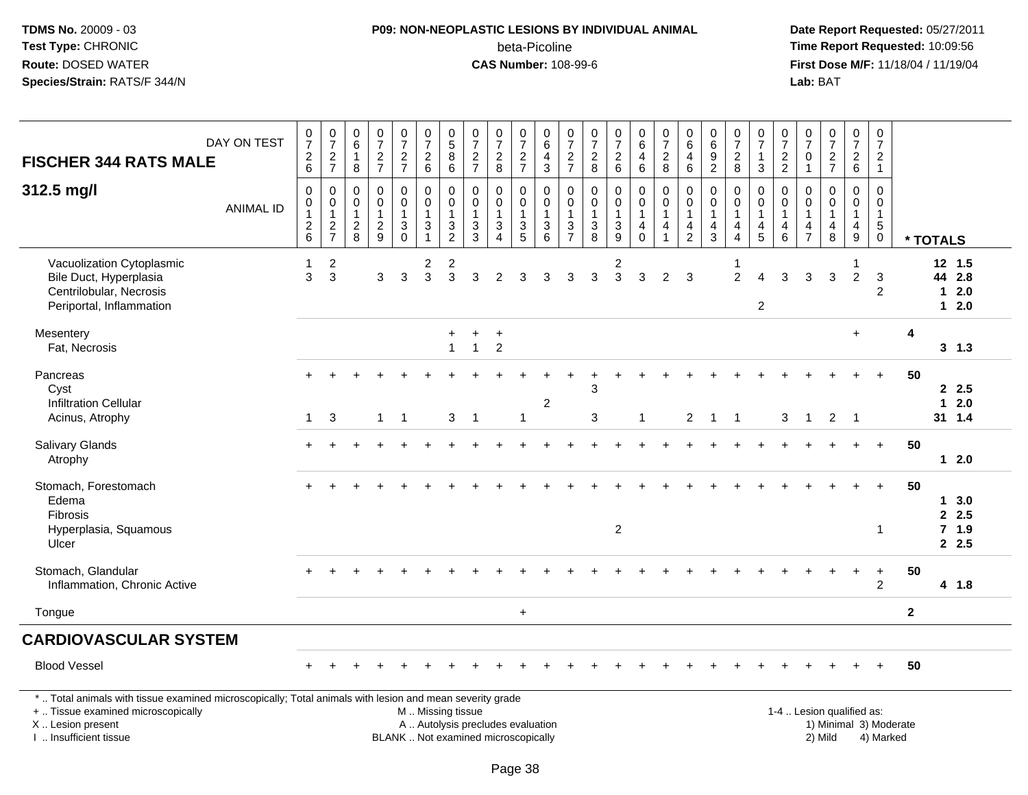| FISCHER 344 RATS MALE 312.5 mg/l | | | | | | | | | | | | | | | | | | | | | | | | | | |
|---|---|---|---|---|---|---|---|---|---|---|---|---|---|---|---|---|---|---|---|---|---|---|---|---|---|---|
| DAY ON TEST | 0726 | 0727 | 0618 | 0727 | 0727 | 0726 | 0586 | 0727 | 0728 | 0727 | 0643 | 0727 | 0728 | 0726 | 0646 | 0728 | 0646 | 0692 | 0728 | 0713 | 0722 | 0701 | 0727 | 0726 | 0721 | |
| ANIMAL ID | 0126 | 0127 | 0128 | 0129 | 0130 | 0131 | 0132 | 0133 | 0134 | 0135 | 0136 | 0137 | 0138 | 0139 | 0140 | 0141 | 0142 | 0143 | 0144 | 0145 | 0146 | 0147 | 0148 | 0149 | 0150 | * TOTALS |
| Vacuolization Cytoplasmic | 1 | 2 | | | | 2 | 2 | | | | | | | 2 | | | | | 1 | | | | | 1 | | 12 1.5 |
| Bile Duct, Hyperplasia | 3 | 3 | | 3 | 3 | 3 | 3 | 3 | 2 | 3 | 3 | 3 | 3 | 3 | 3 | 2 | 3 | | 2 | 4 | 3 | 3 | 3 | 2 | 3 | 44 2.8 |
| Centrilobular, Necrosis | | | | | | | | | | | | | | | | | | | | | | | | | 2 | 1 2.0 |
| Periportal, Inflammation | | | | | | | | | | | | | | | | | | | | 2 | | | | | | 1 2.0 |
| Mesentery | | | | | | | + | + | + | | | | | | | | | | | | | | | + | | 4 |
| Fat, Necrosis | | | | | | | 1 | 1 | 2 | | | | | | | | | | | | | | | | | 3 1.3 |
| Pancreas | + | + | + | + | + | + | + | + | + | + | + | + | + | + | + | + | + | + | + | + | + | + | + | + | + | 50 |
| Cyst | | | | | | | | | | | | | 3 | | | | | | | | | | | | | 2 2.5 |
| Infiltration Cellular | | | | | | | | | | | 2 | | | | | | | | | | | | | | | 1 2.0 |
| Acinus, Atrophy | 1 | 3 | | 1 | 1 | | 3 | 1 | | 1 | | | 3 | | 1 | | 2 | 1 | 1 | | 3 | 1 | 2 | 1 | | 31 1.4 |
| Salivary Glands | + | + | + | + | + | + | + | + | + | + | + | + | + | + | + | + | + | + | + | + | + | + | + | + | + | 50 |
| Atrophy | | | | | | | | | | | | | | | | | | | | | | | | | | 1 2.0 |
| Stomach, Forestomach | + | + | + | + | + | + | + | + | + | + | + | + | + | + | + | + | + | + | + | + | + | + | + | + | + | 50 |
| Edema | | | | | | | | | | | | | | | | | | | | | | | | | | 1 3.0 |
| Fibrosis | | | | | | | | | | | | | | | | | | | | | | | | | | 2 2.5 |
| Hyperplasia, Squamous | | | | | | | | | | | | | | 2 | | | | | | | | | | | 1 | 7 1.9 |
| Ulcer | | | | | | | | | | | | | | | | | | | | | | | | | | 2 2.5 |
| Stomach, Glandular | + | + | + | + | + | + | + | + | + | + | + | + | + | + | + | + | + | + | + | + | + | + | + | + | + | 50 |
| Inflammation, Chronic Active | | | | | | | | | | | | | | | | | | | | | | | | | 2 | 4 1.8 |
| Tongue | | | | | | | | | | + | | | | | | | | | | | | | | | | 2 |
| **CARDIOVASCULAR SYSTEM** | | | | | | | | | | | | | | | | | | | | | | | | | | |
| Blood Vessel | + | + | + | + | + | + | + | + | + | + | + | + | + | + | + | + | + | + | + | + | + | + | + | + | + | 50 |

* .. Total animals with tissue examined microscopically; Total animals with lesion and mean severity grade
+ .. Tissue examined microscopically
X .. Lesion present
I .. Insufficient tissue

M .. Missing tissue
A .. Autolysis precludes evaluation
BLANK .. Not examined microscopically

1-4 .. Lesion qualified as:
1) Minimal 2) Mild 3) Moderate 4) Marked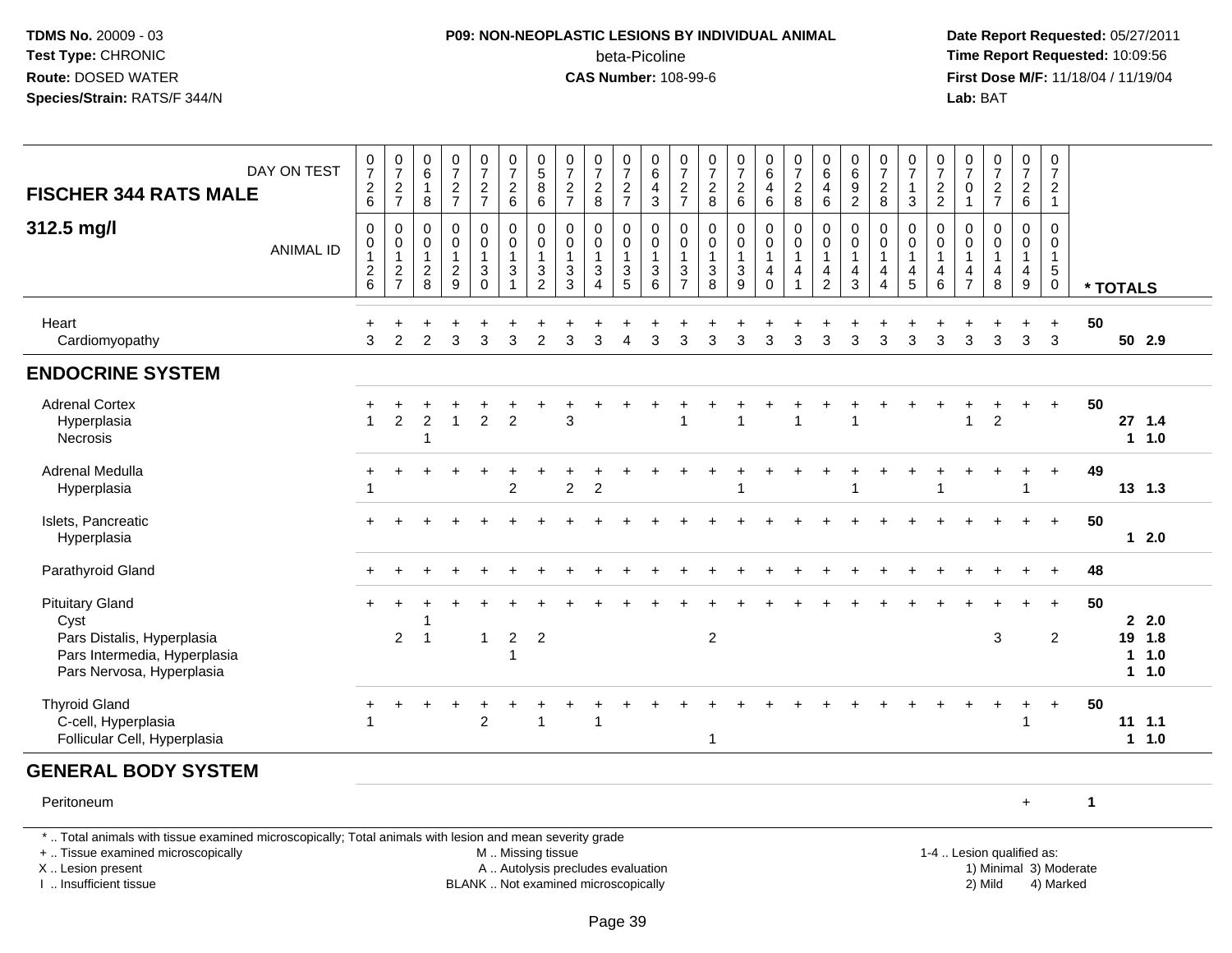**TDMS No.** 20009 - 03
**Test Type:** CHRONIC
**Route:** DOSED WATER
**Species/Strain:** RATS/F 344/N

**P09: NON-NEOPLASTIC LESIONS BY INDIVIDUAL ANIMAL**
beta-Picoline
**CAS Number:** 108-99-6

**Date Report Requested:** 05/27/2011
**Time Report Requested:** 10:09:56
**First Dose M/F:** 11/18/04 / 11/19/04
**Lab:** BAT

## FISCHER 344 RATS MALE — 312.5 mg/l

| DAY ON TEST | 0726 | 0727 | 0618 | 0727 | 0727 | 0726 | 0586 | 0727 | 0728 | 0727 | 0643 | 0727 | 0728 | 0726 | 0646 | 0728 | 0646 | 0692 | 0728 | 0713 | 0722 | 0701 | 0727 | 0726 | 0721 | |
|---|---|---|---|---|---|---|---|---|---|---|---|---|---|---|---|---|---|---|---|---|---|---|---|---|---|---|
| **ANIMAL ID** | 0126 | 0127 | 0128 | 0129 | 0130 | 0131 | 0132 | 0133 | 0134 | 0135 | 0136 | 0137 | 0138 | 0139 | 0140 | 0141 | 0142 | 0143 | 0144 | 0145 | 0146 | 0147 | 0148 | 0149 | 0150 | *** TOTALS** |
| Heart | + | + | + | + | + | + | + | + | + | + | + | + | + | + | + | + | + | + | + | + | + | + | + | + | + | 50 |
| Cardiomyopathy | 3 | 2 | 2 | 3 | 3 | 3 | 2 | 3 | 3 | 4 | 3 | 3 | 3 | 3 | 3 | 3 | 3 | 3 | 3 | 3 | 3 | 3 | 3 | 3 | 3 | 50 2.9 |
| **ENDOCRINE SYSTEM** | | | | | | | | | | | | | | | | | | | | | | | | | | |
| Adrenal Cortex | + | + | + | + | + | + | + | + | + | + | + | + | + | + | + | + | + | + | + | + | + | + | + | + | + | 50 |
| Hyperplasia | 1 | 2 | 2 | 1 | 2 | 2 | | 3 | | | | 1 | | 1 | | 1 | | 1 | | | | 1 | 2 | | | 27 1.4 |
| Necrosis | | | 1 | | | | | | | | | | | | | | | | | | | | | | | 1 1.0 |
| Adrenal Medulla | + | + | + | + | + | + | + | + | + | + | + | + | + | + | + | + | + | + | + | + | + | + | + | + | + | 49 |
| Hyperplasia | 1 | | | | | 2 | | 2 | 2 | | | | | 1 | | | | 1 | | | 1 | | | 1 | | 13 1.3 |
| Islets, Pancreatic | + | + | + | + | + | + | + | + | + | + | + | + | + | + | + | + | + | + | + | + | + | + | + | + | + | 50 |
| Hyperplasia | | | | | | | | | | | | | | | | | | | | | | | | | | 1 2.0 |
| Parathyroid Gland | + | + | + | + | + | + | + | + | + | + | + | + | + | + | + | + | + | + | + | + | + | + | + | + | + | 48 |
| Pituitary Gland | + | + | + | + | + | + | + | + | + | + | + | + | + | + | + | + | + | + | + | + | + | + | + | + | + | 50 |
| Cyst | | | 1 | | | | | | | | | | | | | | | | | | | | | | | 2 2.0 |
| Pars Distalis, Hyperplasia | | 2 | 1 | | 1 | 2 | 2 | | | | | | 2 | | | | | | | | | | 3 | | 2 | 19 1.8 |
| Pars Intermedia, Hyperplasia | | | | | | 1 | | | | | | | | | | | | | | | | | | | | 1 1.0 |
| Pars Nervosa, Hyperplasia | | | | | | | | | | | | | | | | | | | | | | | | | | 1 1.0 |
| Thyroid Gland | + | + | + | + | + | + | + | + | + | + | + | + | + | + | + | + | + | + | + | + | + | + | + | + | + | 50 |
| C-cell, Hyperplasia | 1 | | | | 2 | | 1 | | 1 | | | | | | | | | | | | | | | 1 | | 11 1.1 |
| Follicular Cell, Hyperplasia | | | | | | | | | | | | | 1 | | | | | | | | | | | | | 1 1.0 |
| **GENERAL BODY SYSTEM** | | | | | | | | | | | | | | | | | | | | | | | | | | |
| Peritoneum | | | | | | | | | | | | | | | | | | | | | | | | + | | 1 |

\* .. Total animals with tissue examined microscopically; Total animals with lesion and mean severity grade
\+ .. Tissue examined microscopically
X .. Lesion present
I .. Insufficient tissue

M .. Missing tissue
A .. Autolysis precludes evaluation
BLANK .. Not examined microscopically

1-4 .. Lesion qualified as:
1) Minimal 3) Moderate
2) Mild 4) Marked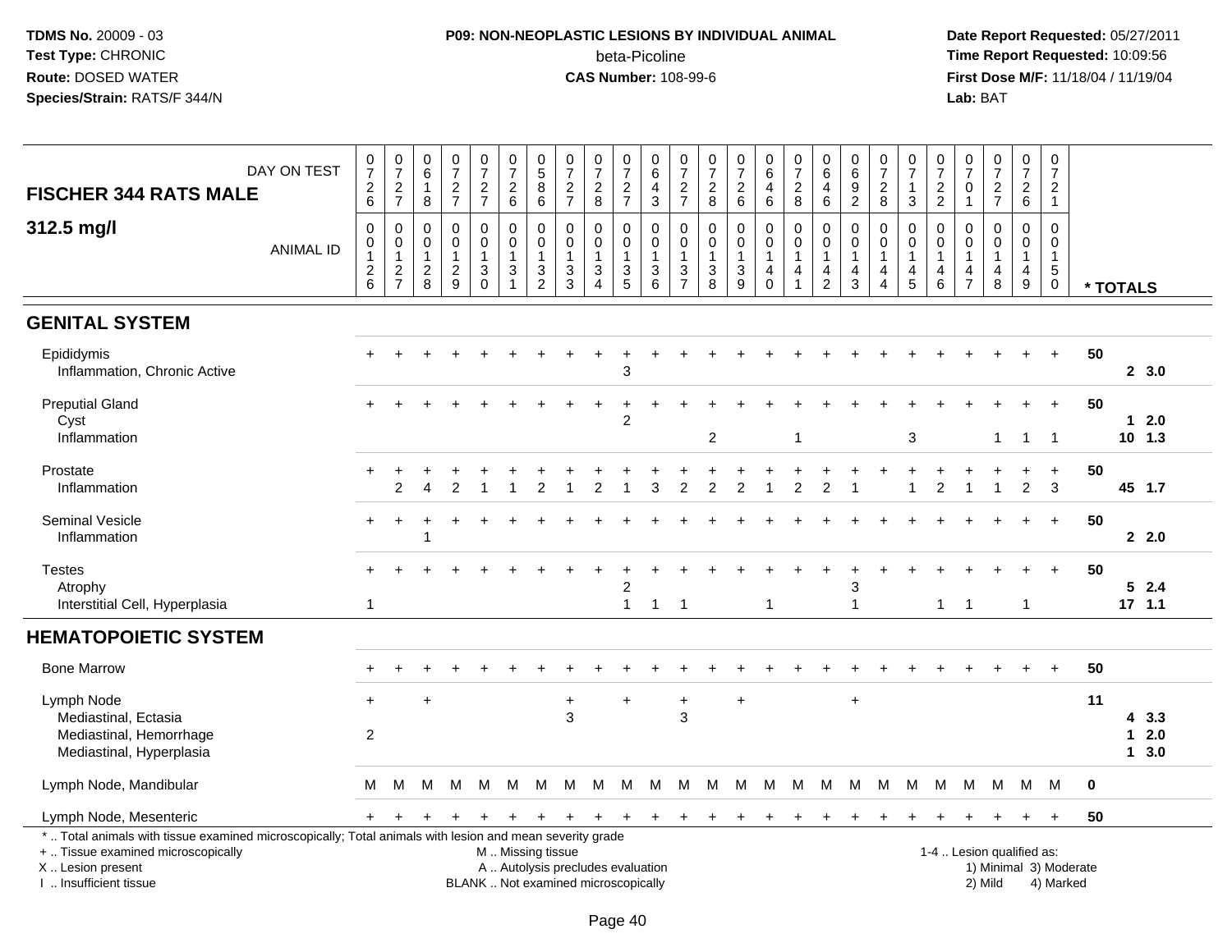**TDMS No.** 20009 - 03
**Test Type:** CHRONIC
**Route:** DOSED WATER
**Species/Strain:** RATS/F 344/N

**P09: NON-NEOPLASTIC LESIONS BY INDIVIDUAL ANIMAL**
beta-Picoline
**CAS Number:** 108-99-6

**Date Report Requested:** 05/27/2011
**Time Report Requested:** 10:09:56
**First Dose M/F:** 11/18/04 / 11/19/04
**Lab:** BAT

## FISCHER 344 RATS MALE — 312.5 mg/l

| DAY ON TEST | 0726 | 0727 | 0618 | 0727 | 0727 | 0726 | 0586 | 0727 | 0728 | 0727 | 0643 | 0727 | 0728 | 0726 | 0646 | 0728 | 0646 | 0692 | 0728 | 0713 | 0722 | 0701 | 0727 | 0726 | 0721 | |
|---|---|---|---|---|---|---|---|---|---|---|---|---|---|---|---|---|---|---|---|---|---|---|---|---|---|---|
| **ANIMAL ID** | 0126 | 0127 | 0128 | 0129 | 0130 | 0131 | 0132 | 0133 | 0134 | 0135 | 0136 | 0137 | 0138 | 0139 | 0140 | 0141 | 0142 | 0143 | 0144 | 0145 | 0146 | 0147 | 0148 | 0149 | 0150 | *** TOTALS** |
| **GENITAL SYSTEM** | | | | | | | | | | | | | | | | | | | | | | | | | | |
| Epididymis | + | + | + | + | + | + | + | + | + | + | + | + | + | + | + | + | + | + | + | + | + | + | + | + | + | 50 |
| Inflammation, Chronic Active | | | | | | | | | | 3 | | | | | | | | | | | | | | | | 2 3.0 |
| Preputial Gland | + | + | + | + | + | + | + | + | + | + | + | + | + | + | + | + | + | + | + | + | + | + | + | + | + | 50 |
| Cyst | | | | | | | | | | 2 | | | | | | | | | | | | | | | | 1 2.0 |
| Inflammation | | | | | | | | | | | | | 2 | | | 1 | | | | 3 | | | 1 | 1 | 1 | 10 1.3 |
| Prostate | + | + | + | + | + | + | + | + | + | + | + | + | + | + | + | + | + | + | + | + | + | + | + | + | + | 50 |
| Inflammation | | 2 | 4 | 2 | 1 | 1 | 2 | 1 | 2 | 1 | 3 | 2 | 2 | 2 | 1 | 2 | 2 | 1 | | 1 | 2 | 1 | 1 | 2 | 3 | 45 1.7 |
| Seminal Vesicle | + | + | + | + | + | + | + | + | + | + | + | + | + | + | + | + | + | + | + | + | + | + | + | + | + | 50 |
| Inflammation | | | 1 | | | | | | | | | | | | | | | | | | | | | | | 2 2.0 |
| Testes | + | + | + | + | + | + | + | + | + | + | + | + | + | + | + | + | + | + | + | + | + | + | + | + | + | 50 |
| Atrophy | | | | | | | | | | 2 | | | | | | | | 3 | | | | | | | | 5 2.4 |
| Interstitial Cell, Hyperplasia | 1 | | | | | | | | | 1 | 1 | 1 | | | 1 | | | 1 | | | 1 | 1 | | 1 | | 17 1.1 |
| **HEMATOPOIETIC SYSTEM** | | | | | | | | | | | | | | | | | | | | | | | | | | |
| Bone Marrow | + | + | + | + | + | + | + | + | + | + | + | + | + | + | + | + | + | + | + | + | + | + | + | + | + | 50 |
| Lymph Node | + | | + | | | | | + | | + | | + | | + | | | | + | | | | | | | | 11 |
| Mediastinal, Ectasia | | | | | | | | 3 | | | | 3 | | | | | | | | | | | | | | 4 3.3 |
| Mediastinal, Hemorrhage | 2 | | | | | | | | | | | | | | | | | | | | | | | | | 1 2.0 |
| Mediastinal, Hyperplasia | | | | | | | | | | | | | | | | | | | | | | | | | | 1 3.0 |
| Lymph Node, Mandibular | M | M | M | M | M | M | M | M | M | M | M | M | M | M | M | M | M | M | M | M | M | M | M | M | M | 0 |
| Lymph Node, Mesenteric | + | + | + | + | + | + | + | + | + | + | + | + | + | + | + | + | + | + | + | + | + | + | + | + | + | 50 |

\* .. Total animals with tissue examined microscopically; Total animals with lesion and mean severity grade
\+ .. Tissue examined microscopically
X .. Lesion present
I .. Insufficient tissue

M .. Missing tissue
A .. Autolysis precludes evaluation
BLANK .. Not examined microscopically

1-4 .. Lesion qualified as:
1) Minimal 3) Moderate
2) Mild 4) Marked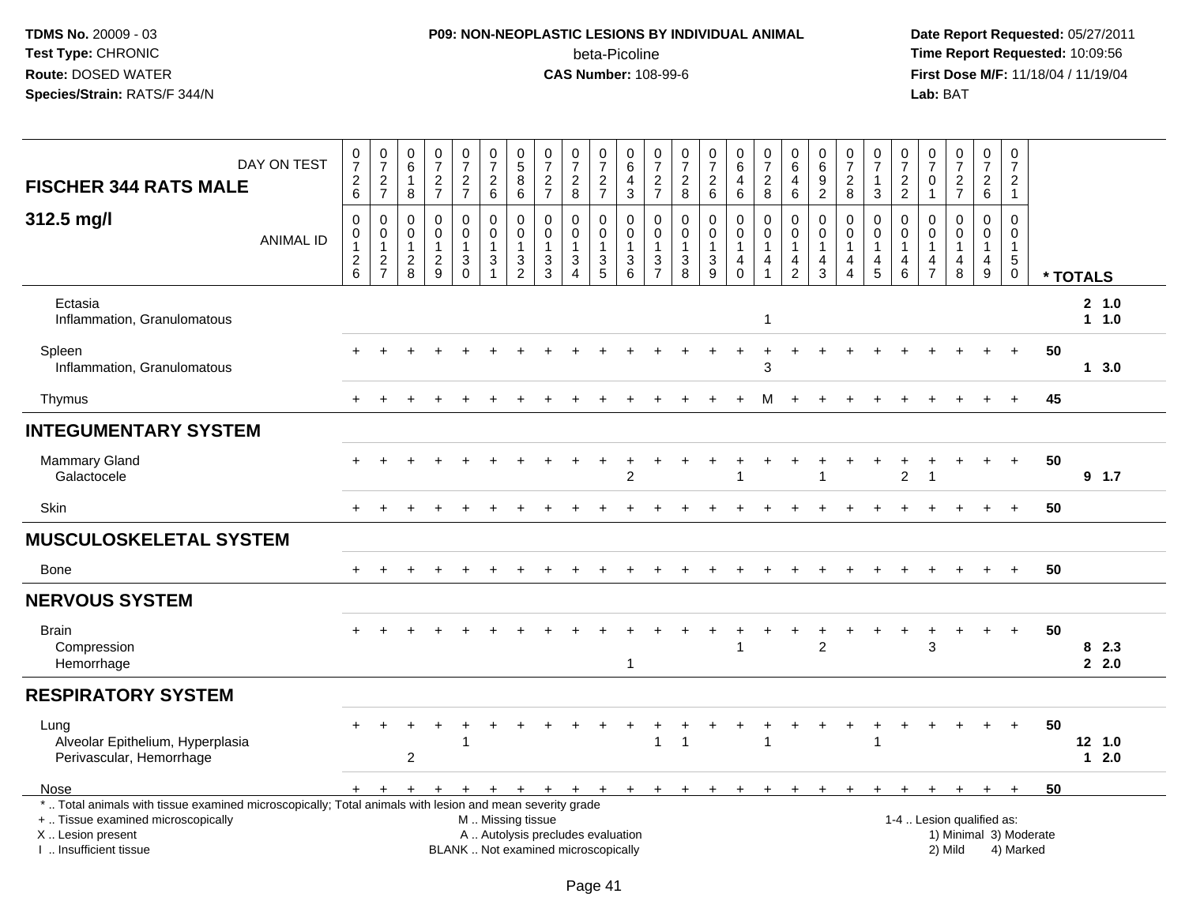**TDMS No.** 20009 - 03
**Test Type:** CHRONIC
**Route:** DOSED WATER
**Species/Strain:** RATS/F 344/N

**P09: NON-NEOPLASTIC LESIONS BY INDIVIDUAL ANIMAL**
beta-Picoline
**CAS Number:** 108-99-6

**Date Report Requested:** 05/27/2011
**Time Report Requested:** 10:09:56
**First Dose M/F:** 11/18/04 / 11/19/04
**Lab:** BAT

| FISCHER 344 RATS MALE — DAY ON TEST | 0726 | 0727 | 0618 | 0727 | 0727 | 0726 | 0586 | 0727 | 0728 | 0727 | 0643 | 0727 | 0728 | 0726 | 0646 | 0728 | 0646 | 0692 | 0728 | 0713 | 0722 | 0701 | 0727 | 0726 | 0721 | |
|---|---|---|---|---|---|---|---|---|---|---|---|---|---|---|---|---|---|---|---|---|---|---|---|---|---|---|
| **312.5 mg/l** — ANIMAL ID | 0126 | 0127 | 0128 | 0129 | 0130 | 0131 | 0132 | 0133 | 0134 | 0135 | 0136 | 0137 | 0138 | 0139 | 0140 | 0141 | 0142 | 0143 | 0144 | 0145 | 0146 | 0147 | 0148 | 0149 | 0150 | * TOTALS |
| Ectasia | | | | | | | | | | | | | | | | | | | | | | | | | | 2 1.0 |
| Inflammation, Granulomatous | | | | | | | | | | | | | | | | 1 | | | | | | | | | | 1 1.0 |
| Spleen | + | + | + | + | + | + | + | + | + | + | + | + | + | + | + | + | + | + | + | + | + | + | + | + | + | 50 |
| Inflammation, Granulomatous | | | | | | | | | | | | | | | | 3 | | | | | | | | | | 1 3.0 |
| Thymus | + | + | + | + | + | + | + | + | + | + | + | + | + | + | + | M | + | + | + | + | + | + | + | + | + | 45 |
| **INTEGUMENTARY SYSTEM** | | | | | | | | | | | | | | | | | | | | | | | | | | |
| Mammary Gland | + | + | + | + | + | + | + | + | + | + | + | + | + | + | + | + | + | + | + | + | + | + | + | + | + | 50 |
| Galactocele | | | | | | | | | | | 2 | | | | 1 | | | 1 | | | 2 | 1 | | | | 9 1.7 |
| Skin | + | + | + | + | + | + | + | + | + | + | + | + | + | + | + | + | + | + | + | + | + | + | + | + | + | 50 |
| **MUSCULOSKELETAL SYSTEM** | | | | | | | | | | | | | | | | | | | | | | | | | | |
| Bone | + | + | + | + | + | + | + | + | + | + | + | + | + | + | + | + | + | + | + | + | + | + | + | + | + | 50 |
| **NERVOUS SYSTEM** | | | | | | | | | | | | | | | | | | | | | | | | | | |
| Brain | + | + | + | + | + | + | + | + | + | + | + | + | + | + | + | + | + | + | + | + | + | + | + | + | + | 50 |
| Compression | | | | | | | | | | | | | | | 1 | | | 2 | | | | 3 | | | | 8 2.3 |
| Hemorrhage | | | | | | | | | | | 1 | | | | | | | | | | | | | | | 2 2.0 |
| **RESPIRATORY SYSTEM** | | | | | | | | | | | | | | | | | | | | | | | | | | |
| Lung | + | + | + | + | + | + | + | + | + | + | + | + | + | + | + | + | + | + | + | + | + | + | + | + | + | 50 |
| Alveolar Epithelium, Hyperplasia | | | | | 1 | | | | | | | 1 | 1 | | | 1 | | | | 1 | | | | | | 12 1.0 |
| Perivascular, Hemorrhage | | | 2 | | | | | | | | | | | | | | | | | | | | | | | 1 2.0 |
| Nose | + | + | + | + | + | + | + | + | + | + | + | + | + | + | + | + | + | + | + | + | + | + | + | + | + | 50 |

\* .. Total animals with tissue examined microscopically; Total animals with lesion and mean severity grade
+ .. Tissue examined microscopically
X .. Lesion present
I .. Insufficient tissue

M .. Missing tissue
A .. Autolysis precludes evaluation
BLANK .. Not examined microscopically

1-4 .. Lesion qualified as:
1) Minimal 3) Moderate
2) Mild 4) Marked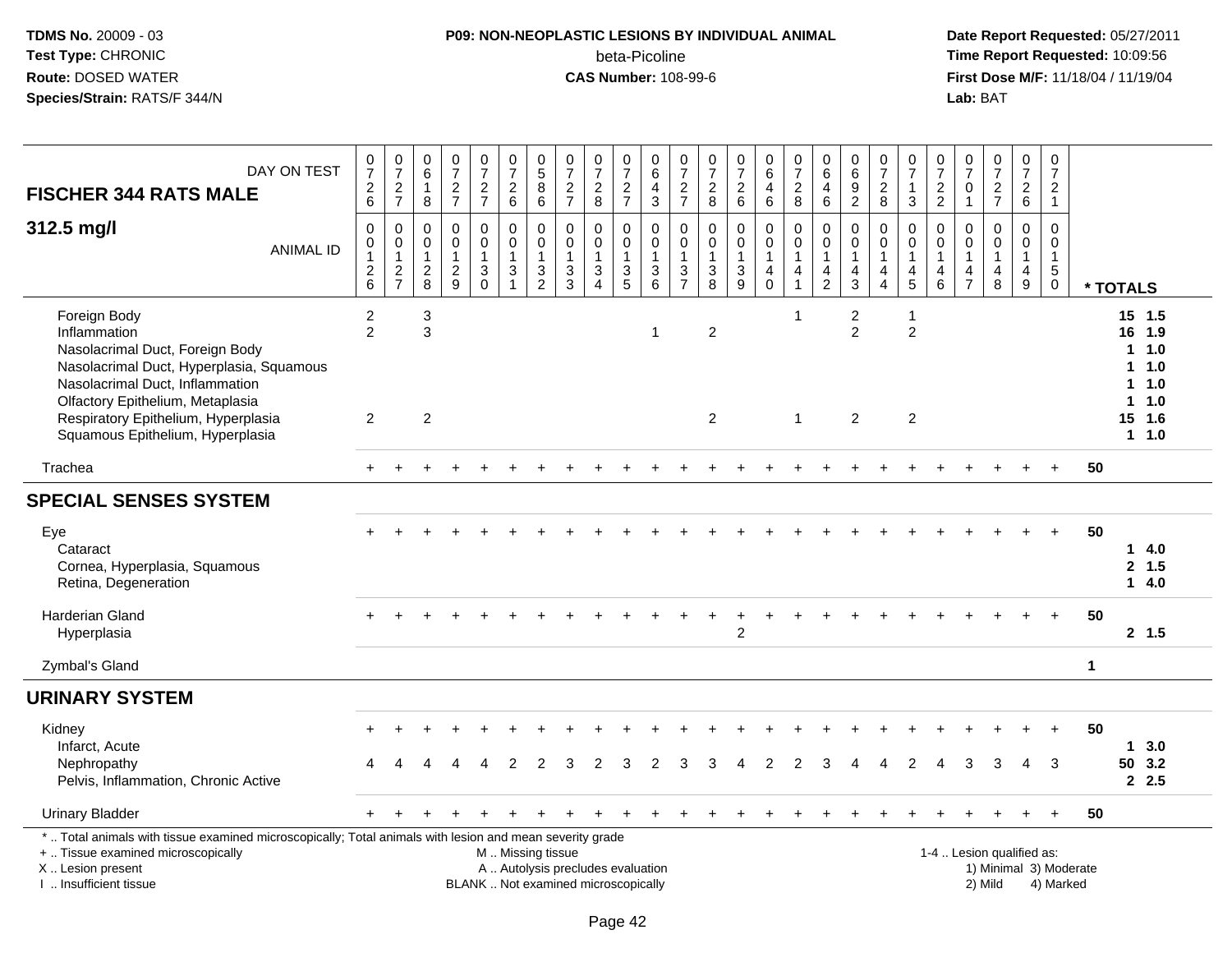**TDMS No.** 20009 - 03
**Test Type:** CHRONIC
**Route:** DOSED WATER
**Species/Strain:** RATS/F 344/N

**P09: NON-NEOPLASTIC LESIONS BY INDIVIDUAL ANIMAL**
beta-Picoline
**CAS Number:** 108-99-6

**Date Report Requested:** 05/27/2011
**Time Report Requested:** 10:09:56
**First Dose M/F:** 11/18/04 / 11/19/04
**Lab:** BAT

| DAY ON TEST | 0726 | 0727 | 0618 | 0727 | 0727 | 0726 | 0586 | 0727 | 0728 | 0727 | 0643 | 0727 | 0728 | 0726 | 0646 | 0728 | 0646 | 0692 | 0728 | 0713 | 0722 | 0701 | 0727 | 0726 | 0721 | |
|---|---|---|---|---|---|---|---|---|---|---|---|---|---|---|---|---|---|---|---|---|---|---|---|---|---|---|
| **FISCHER 344 RATS MALE** | | | | | | | | | | | | | | | | | | | | | | | | | | |
| **312.5 mg/l** ANIMAL ID | 0126 | 0127 | 0128 | 0129 | 0130 | 0131 | 0132 | 0133 | 0134 | 0135 | 0136 | 0137 | 0138 | 0139 | 0140 | 0141 | 0142 | 0143 | 0144 | 0145 | 0146 | 0147 | 0148 | 0149 | 0150 | *** TOTALS** |
| Foreign Body | 2 | | 3 | | | | | | | | | | | | | 1 | | 2 | | 1 | | | | | | 15 1.5 |
| Inflammation | 2 | | 3 | | | | | | | | 1 | | 2 | | | | | 2 | | 2 | | | | | | 16 1.9 |
| Nasolacrimal Duct, Foreign Body | | | | | | | | | | | | | | | | | | | | | | | | | | 1 1.0 |
| Nasolacrimal Duct, Hyperplasia, Squamous | | | | | | | | | | | | | | | | | | | | | | | | | | 1 1.0 |
| Nasolacrimal Duct, Inflammation | | | | | | | | | | | | | | | | | | | | | | | | | | 1 1.0 |
| Olfactory Epithelium, Metaplasia | | | | | | | | | | | | | | | | | | | | | | | | | | 1 1.0 |
| Respiratory Epithelium, Hyperplasia | 2 | | 2 | | | | | | | | | | 2 | | | 1 | | 2 | | 2 | | | | | | 15 1.6 |
| Squamous Epithelium, Hyperplasia | | | | | | | | | | | | | | | | | | | | | | | | | | 1 1.0 |
| Trachea | + | + | + | + | + | + | + | + | + | + | + | + | + | + | + | + | + | + | + | + | + | + | + | + | + | 50 |
| **SPECIAL SENSES SYSTEM** | | | | | | | | | | | | | | | | | | | | | | | | | | |
| Eye | + | + | + | + | + | + | + | + | + | + | + | + | + | + | + | + | + | + | + | + | + | + | + | + | + | 50 |
| Cataract | | | | | | | | | | | | | | | | | | | | | | | | | | 1 4.0 |
| Cornea, Hyperplasia, Squamous | | | | | | | | | | | | | | | | | | | | | | | | | | 2 1.5 |
| Retina, Degeneration | | | | | | | | | | | | | | | | | | | | | | | | | | 1 4.0 |
| Harderian Gland | + | + | + | + | + | + | + | + | + | + | + | + | + | + | + | + | + | + | + | + | + | + | + | + | + | 50 |
| Hyperplasia | | | | | | | | | | | | | | 2 | | | | | | | | | | | | 2 1.5 |
| Zymbal's Gland | | | | | | | | | | | | | | | | | | | | | | | | | | 1 |
| **URINARY SYSTEM** | | | | | | | | | | | | | | | | | | | | | | | | | | |
| Kidney | + | + | + | + | + | + | + | + | + | + | + | + | + | + | + | + | + | + | + | + | + | + | + | + | + | 50 |
| Infarct, Acute | | | | | | | | | | | | | | | | | | | | | | | | | | 1 3.0 |
| Nephropathy | 4 | 4 | 4 | 4 | 4 | 2 | 2 | 3 | 2 | 3 | 2 | 3 | 3 | 4 | 2 | 2 | 3 | 4 | 4 | 2 | 4 | 3 | 3 | 4 | 3 | 50 3.2 |
| Pelvis, Inflammation, Chronic Active | | | | | | | | | | | | | | | | | | | | | | | | | | 2 2.5 |
| Urinary Bladder | + | + | + | + | + | + | + | + | + | + | + | + | + | + | + | + | + | + | + | + | + | + | + | + | + | 50 |

\* .. Total animals with tissue examined microscopically; Total animals with lesion and mean severity grade
\+ .. Tissue examined microscopically
X .. Lesion present
I .. Insufficient tissue

M .. Missing tissue
A .. Autolysis precludes evaluation
BLANK .. Not examined microscopically

1-4 .. Lesion qualified as:
1) Minimal 3) Moderate
2) Mild 4) Marked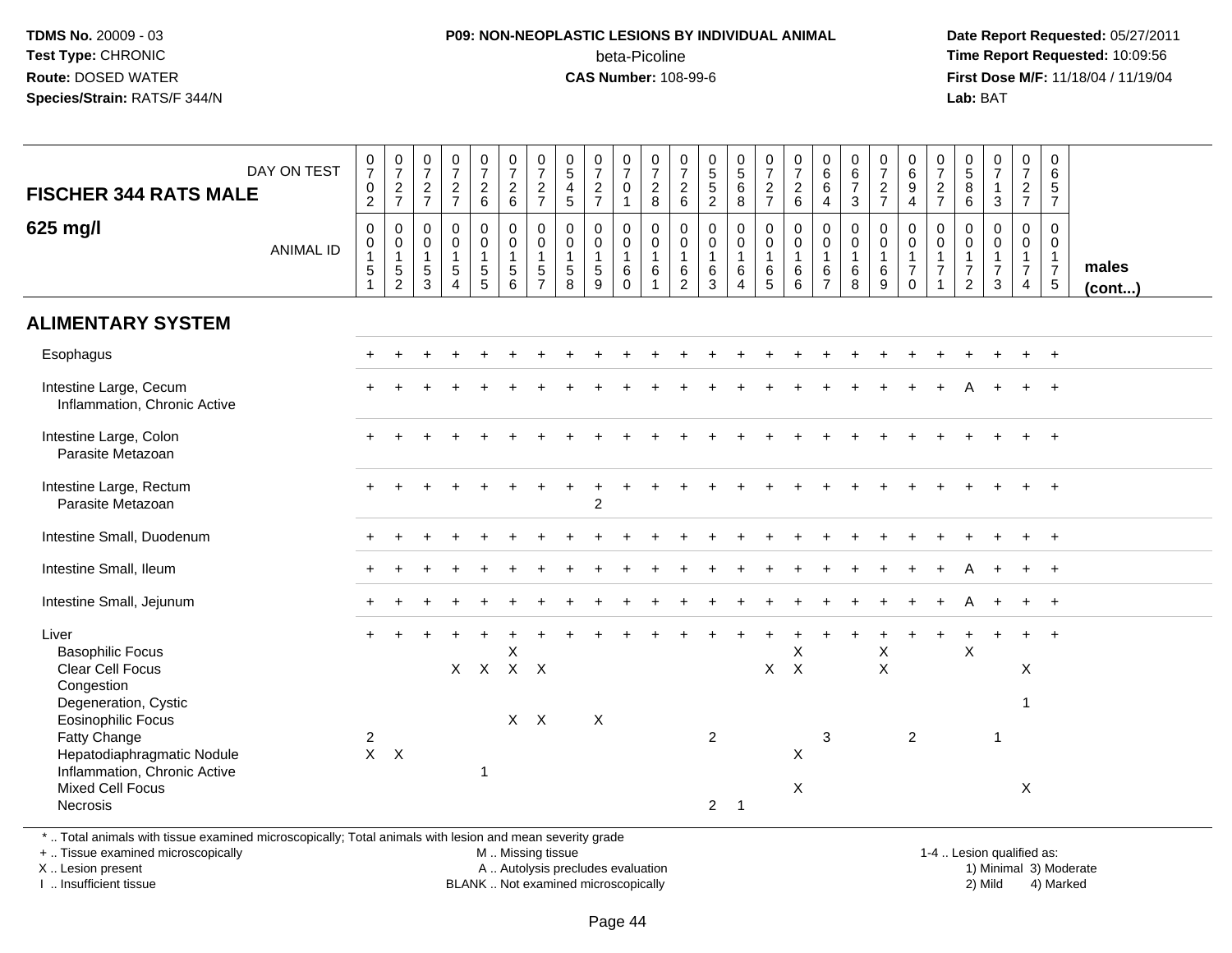TDMS No. 20009 - 03
Test Type: CHRONIC
Route: DOSED WATER
Species/Strain: RATS/F 344/N

**P09: NON-NEOPLASTIC LESIONS BY INDIVIDUAL ANIMAL**
beta-Picoline
**CAS Number:** 108-99-6

Date Report Requested: 05/27/2011
Time Report Requested: 10:09:56
First Dose M/F: 11/18/04 / 11/19/04
Lab: BAT

| FISCHER 344 RATS MALE — DAY ON TEST | 0702 | 0727 | 0727 | 0727 | 0726 | 0726 | 0727 | 0545 | 0727 | 0701 | 0728 | 0726 | 0552 | 0568 | 0727 | 0726 | 0664 | 0673 | 0727 | 0694 | 0727 | 0586 | 0713 | 0727 | 0657 | |
|---|---|---|---|---|---|---|---|---|---|---|---|---|---|---|---|---|---|---|---|---|---|---|---|---|---|---|
| **625 mg/l** — ANIMAL ID | 0015 1 | 0015 2 | 0015 3 | 0015 4 | 0015 5 | 0015 6 | 0015 7 | 0015 8 | 0015 9 | 0016 0 | 0016 1 | 0016 2 | 0016 3 | 0016 4 | 0016 5 | 0016 6 | 0016 7 | 0016 8 | 0016 9 | 0017 0 | 0017 1 | 0017 2 | 0017 3 | 0017 4 | 0017 5 | males (cont...) |
| **ALIMENTARY SYSTEM** | | | | | | | | | | | | | | | | | | | | | | | | | | |
| Esophagus | + | + | + | + | + | + | + | + | + | + | + | + | + | + | + | + | + | + | + | + | + | + | + | + | + | |
| Intestine Large, Cecum | + | + | + | + | + | + | + | + | + | + | + | + | + | + | + | + | + | + | + | + | + | A | + | + | + | |
| Inflammation, Chronic Active | | | | | | | | | | | | | | | | | | | | | | | | | | |
| Intestine Large, Colon | + | + | + | + | + | + | + | + | + | + | + | + | + | + | + | + | + | + | + | + | + | + | + | + | + | |
| Parasite Metazoan | | | | | | | | | | | | | | | | | | | | | | | | | | |
| Intestine Large, Rectum | + | + | + | + | + | + | + | + | + | + | + | + | + | + | + | + | + | + | + | + | + | + | + | + | + | |
| Parasite Metazoan | | | | | | | | | 2 | | | | | | | | | | | | | | | | | |
| Intestine Small, Duodenum | + | + | + | + | + | + | + | + | + | + | + | + | + | + | + | + | + | + | + | + | + | + | + | + | + | |
| Intestine Small, Ileum | + | + | + | + | + | + | + | + | + | + | + | + | + | + | + | + | + | + | + | + | + | A | + | + | + | |
| Intestine Small, Jejunum | + | + | + | + | + | + | + | + | + | + | + | + | + | + | + | + | + | + | + | + | + | A | + | + | + | |
| Liver | + | + | + | + | + | + | + | + | + | + | + | + | + | + | + | + | + | + | + | + | + | + | + | + | + | |
| Basophilic Focus | | | | | | X | | | | | | | | | | X | | | X | | | X | | | | |
| Clear Cell Focus | | | | X | X | X | X | | | | | | | | X | X | | | X | | | | | X | | |
| Congestion | | | | | | | | | | | | | | | | | | | | | | | | | | |
| Degeneration, Cystic | | | | | | | | | | | | | | | | | | | | | | | | 1 | | |
| Eosinophilic Focus | | | | | | X | X | | X | | | | | | | | | | | | | | | | | |
| Fatty Change | 2 | | | | | | | | | | | | 2 | | | | 3 | | | 2 | | | 1 | | | |
| Hepatodiaphragmatic Nodule | X | X | | | | | | | | | | | | | | X | | | | | | | | | | |
| Inflammation, Chronic Active | | | | | 1 | | | | | | | | | | | | | | | | | | | | | |
| Mixed Cell Focus | | | | | | | | | | | | | | | | X | | | | | | | | X | | |
| Necrosis | | | | | | | | | | | | | 2 | 1 | | | | | | | | | | | | |

* .. Total animals with tissue examined microscopically; Total animals with lesion and mean severity grade
+ .. Tissue examined microscopically
X .. Lesion present
I .. Insufficient tissue

M .. Missing tissue
A .. Autolysis precludes evaluation
BLANK .. Not examined microscopically

1-4 .. Lesion qualified as:
1) Minimal 3) Moderate
2) Mild 4) Marked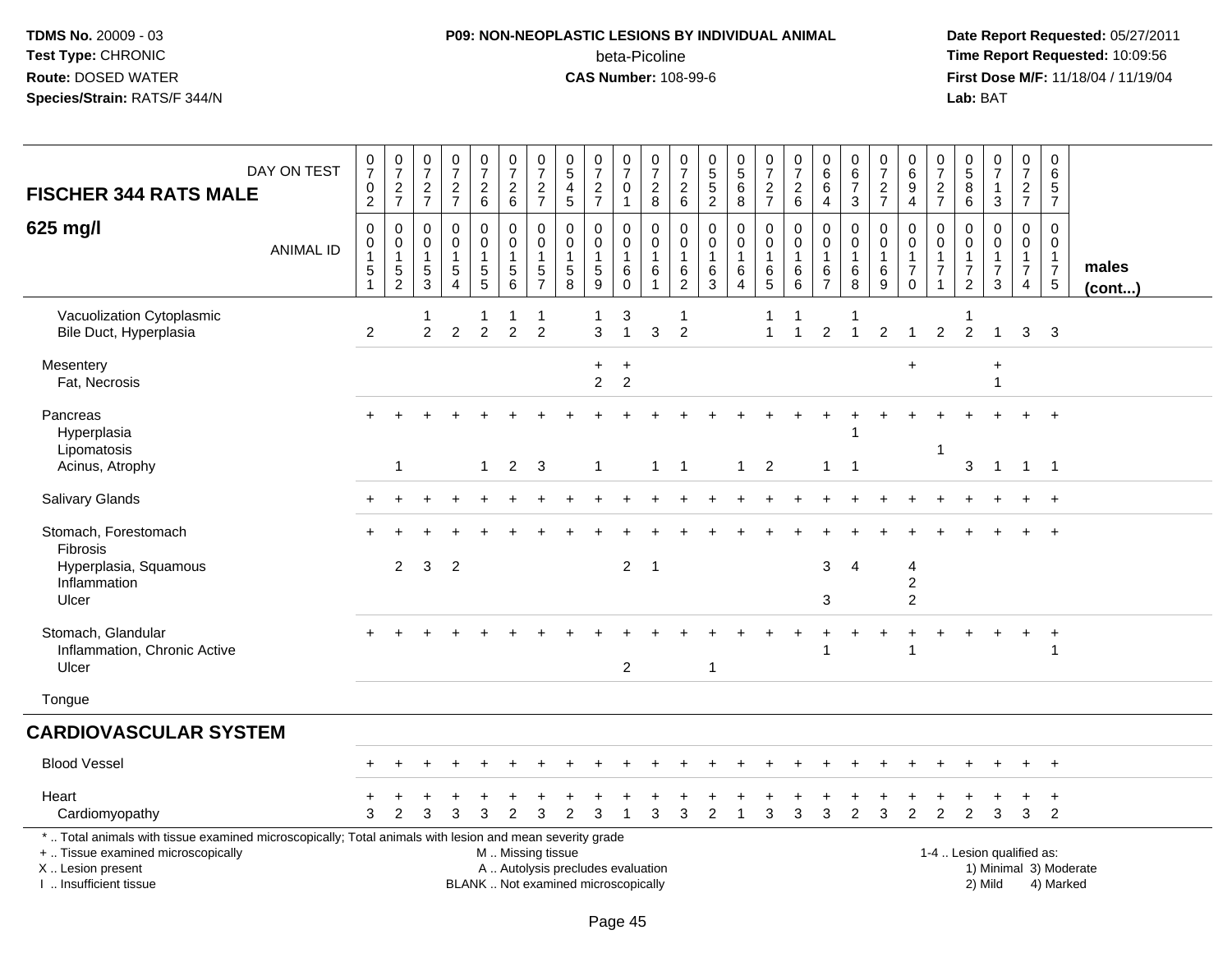TDMS No. 20009 - 03
Test Type: CHRONIC
Route: DOSED WATER
Species/Strain: RATS/F 344/N

**P09: NON-NEOPLASTIC LESIONS BY INDIVIDUAL ANIMAL**
beta-Picoline
**CAS Number:** 108-99-6

Date Report Requested: 05/27/2011
Time Report Requested: 10:09:56
First Dose M/F: 11/18/04 / 11/19/04
Lab: BAT

| FISCHER 344 RATS MALE — DAY ON TEST | 0702 | 0727 | 0727 | 0727 | 0726 | 0726 | 0727 | 0545 | 0727 | 0701 | 0728 | 0726 | 0552 | 0568 | 0727 | 0726 | 0664 | 0673 | 0727 | 0694 | 0727 | 0586 | 0713 | 0727 | 0657 | |
|---|---|---|---|---|---|---|---|---|---|---|---|---|---|---|---|---|---|---|---|---|---|---|---|---|---|---|
| **625 mg/l** — ANIMAL ID | 0015 1 | 0015 2 | 0015 3 | 0015 4 | 0015 5 | 0015 6 | 0015 7 | 0015 8 | 0015 9 | 0016 0 | 0016 1 | 0016 2 | 0016 3 | 0016 4 | 0016 5 | 0016 6 | 0016 7 | 0016 8 | 0016 9 | 0017 0 | 0017 1 | 0017 2 | 0017 3 | 0017 4 | 0017 5 | **males (cont...)** |
| Vacuolization Cytoplasmic | | | 1 | | 1 | 1 | 1 | | 1 | 3 | | 1 | | | 1 | 1 | | 1 | | | | 1 | | | | |
| Bile Duct, Hyperplasia | 2 | | 2 | 2 | 2 | 2 | 2 | | 3 | 1 | 3 | 2 | | | 1 | 1 | 2 | 1 | 2 | 1 | 2 | 2 | 1 | 3 | 3 | |
| Mesentery | | | | | | | | | + | + | | | | | | | | | | + | | | + | | | |
| Fat, Necrosis | | | | | | | | | 2 | 2 | | | | | | | | | | | | | 1 | | | |
| Pancreas | + | + | + | + | + | + | + | + | + | + | + | + | + | + | + | + | + | + | + | + | + | + | + | + | + | |
| Hyperplasia | | | | | | | | | | | | | | | | | | 1 | | | | | | | | |
| Lipomatosis | | | | | | | | | | | | | | | | | | | | | 1 | | | | | |
| Acinus, Atrophy | | 1 | | | 1 | 2 | 3 | | 1 | | 1 | 1 | | 1 | 2 | | 1 | 1 | | | | 3 | 1 | 1 | 1 | |
| Salivary Glands | + | + | + | + | + | + | + | + | + | + | + | + | + | + | + | + | + | + | + | + | + | + | + | + | + | |
| Stomach, Forestomach | + | + | + | + | + | + | + | + | + | + | + | + | + | + | + | + | + | + | + | + | + | + | + | + | + | |
| Fibrosis | | | | | | | | | | | | | | | | | | | | | | | | | | |
| Hyperplasia, Squamous | | 2 | 3 | 2 | | | | | | 2 | 1 | | | | | | 3 | 4 | | 4 | | | | | | |
| Inflammation | | | | | | | | | | | | | | | | | | | | 2 | | | | | | |
| Ulcer | | | | | | | | | | | | | | | | | 3 | | | 2 | | | | | | |
| Stomach, Glandular | + | + | + | + | + | + | + | + | + | + | + | + | + | + | + | + | + | + | + | + | + | + | + | + | + | |
| Inflammation, Chronic Active | | | | | | | | | | | | | | | | | 1 | | | 1 | | | | | 1 | |
| Ulcer | | | | | | | | | | 2 | | | 1 | | | | | | | | | | | | | |
| Tongue | | | | | | | | | | | | | | | | | | | | | | | | | | |
| **CARDIOVASCULAR SYSTEM** | | | | | | | | | | | | | | | | | | | | | | | | | | |
| Blood Vessel | + | + | + | + | + | + | + | + | + | + | + | + | + | + | + | + | + | + | + | + | + | + | + | + | + | |
| Heart | + | + | + | + | + | + | + | + | + | + | + | + | + | + | + | + | + | + | + | + | + | + | + | + | + | |
| Cardiomyopathy | 3 | 2 | 3 | 3 | 3 | 2 | 3 | 2 | 3 | 1 | 3 | 3 | 2 | 1 | 3 | 3 | 3 | 2 | 3 | 2 | 2 | 2 | 3 | 3 | 2 | |

\* .. Total animals with tissue examined microscopically; Total animals with lesion and mean severity grade
+ .. Tissue examined microscopically
X .. Lesion present
I .. Insufficient tissue
M .. Missing tissue
A .. Autolysis precludes evaluation
BLANK .. Not examined microscopically
1-4 .. Lesion qualified as: 1) Minimal 2) Mild 3) Moderate 4) Marked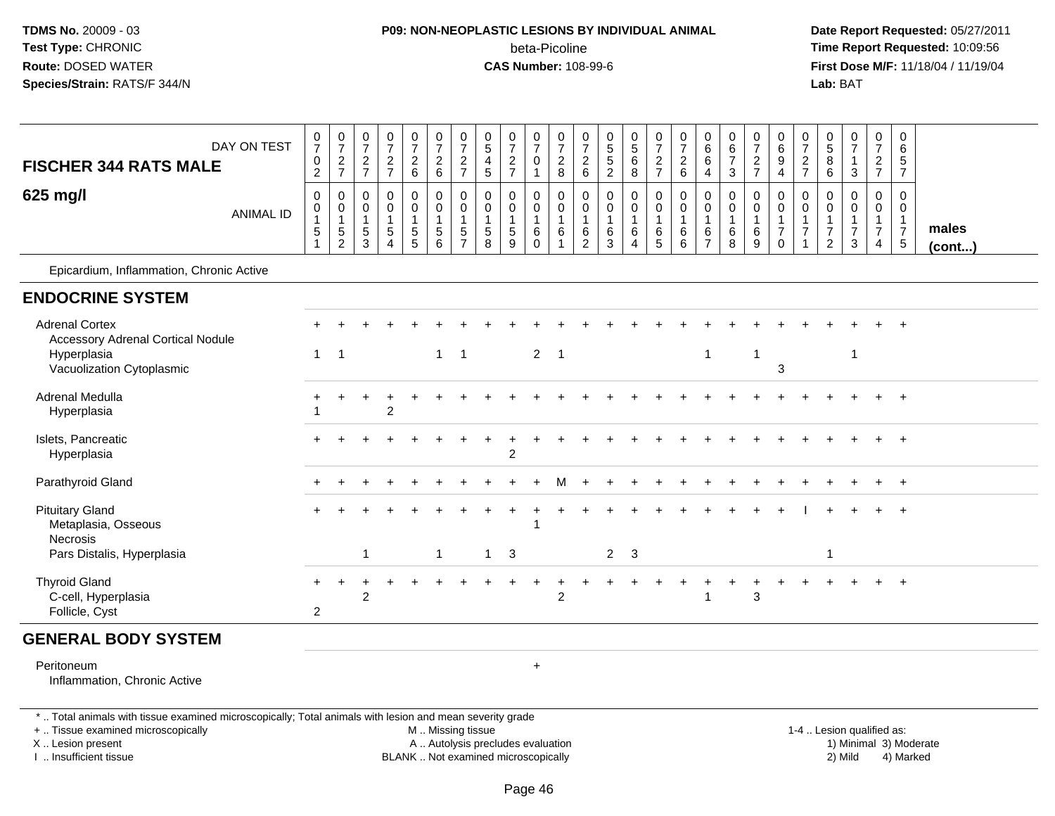**TDMS No.** 20009 - 03
**Test Type:** CHRONIC
**Route:** DOSED WATER
**Species/Strain:** RATS/F 344/N

**P09: NON-NEOPLASTIC LESIONS BY INDIVIDUAL ANIMAL**
beta-Picoline
**CAS Number:** 108-99-6

**Date Report Requested:** 05/27/2011
**Time Report Requested:** 10:09:56
**First Dose M/F:** 11/18/04 / 11/19/04
**Lab:** BAT

| FISCHER 344 RATS MALE — DAY ON TEST | 0702 | 0727 | 0727 | 0727 | 0726 | 0726 | 0727 | 0545 | 0727 | 0701 | 0728 | 0726 | 0552 | 0568 | 0727 | 0726 | 0664 | 0673 | 0727 | 0694 | 0727 | 0586 | 0713 | 0727 | 0657 | |
|---|---|---|---|---|---|---|---|---|---|---|---|---|---|---|---|---|---|---|---|---|---|---|---|---|---|---|
| **625 mg/l** — ANIMAL ID | 0015 1 | 0015 2 | 0015 3 | 0015 4 | 0015 5 | 0015 6 | 0015 7 | 0015 8 | 0015 9 | 0016 0 | 0016 1 | 0016 2 | 0016 3 | 0016 4 | 0016 5 | 0016 6 | 0016 7 | 0016 8 | 0016 9 | 0017 0 | 0017 1 | 0017 2 | 0017 3 | 0017 4 | 0017 5 | **males (cont...)** |
| Epicardium, Inflammation, Chronic Active | | | | | | | | | | | | | | | | | | | | | | | | | | |
| **ENDOCRINE SYSTEM** | | | | | | | | | | | | | | | | | | | | | | | | | | |
| Adrenal Cortex | + | + | + | + | + | + | + | + | + | + | + | + | + | + | + | + | + | + | + | + | + | + | + | + | + | |
| Accessory Adrenal Cortical Nodule | | | | | | | | | | | | | | | | | | | | | | | | | | |
| Hyperplasia | 1 | 1 | | | | 1 | 1 | | | 2 | 1 | | | | | | 1 | | 1 | | | | 1 | | | |
| Vacuolization Cytoplasmic | | | | | | | | | | | | | | | | | | | | 3 | | | | | | |
| Adrenal Medulla | + | + | + | + | + | + | + | + | + | + | + | + | + | + | + | + | + | + | + | + | + | + | + | + | + | |
| Hyperplasia | 1 | | | 2 | | | | | | | | | | | | | | | | | | | | | | |
| Islets, Pancreatic | + | + | + | + | + | + | + | + | + | + | + | + | + | + | + | + | + | + | + | + | + | + | + | + | + | |
| Hyperplasia | | | | | | | | | 2 | | | | | | | | | | | | | | | | | |
| Parathyroid Gland | + | + | + | + | + | + | + | + | + | + | M | + | + | + | + | + | + | + | + | + | + | + | + | + | + | |
| Pituitary Gland | + | + | + | + | + | + | + | + | + | + | + | + | + | + | + | + | + | + | + | + | I | + | + | + | + | |
| Metaplasia, Osseous | | | | | | | | | | 1 | | | | | | | | | | | | | | | | |
| Necrosis | | | | | | | | | | | | | | | | | | | | | | | | | | |
| Pars Distalis, Hyperplasia | | | 1 | | | 1 | | 1 | 3 | | | | 2 | 3 | | | | | | | | 1 | | | | |
| Thyroid Gland | + | + | + | + | + | + | + | + | + | + | + | + | + | + | + | + | + | + | + | + | + | + | + | + | + | |
| C-cell, Hyperplasia | | | 2 | | | | | | | | 2 | | | | | | 1 | | 3 | | | | | | | |
| Follicle, Cyst | 2 | | | | | | | | | | | | | | | | | | | | | | | | | |
| **GENERAL BODY SYSTEM** | | | | | | | | | | | | | | | | | | | | | | | | | | |
| Peritoneum | | | | | | | | | | + | | | | | | | | | | | | | | | | |
| Inflammation, Chronic Active | | | | | | | | | | | | | | | | | | | | | | | | | | |

\* .. Total animals with tissue examined microscopically; Total animals with lesion and mean severity grade
+ .. Tissue examined microscopically
X .. Lesion present
I .. Insufficient tissue
M .. Missing tissue
A .. Autolysis precludes evaluation
BLANK .. Not examined microscopically
1-4 .. Lesion qualified as: 1) Minimal 2) Mild 3) Moderate 4) Marked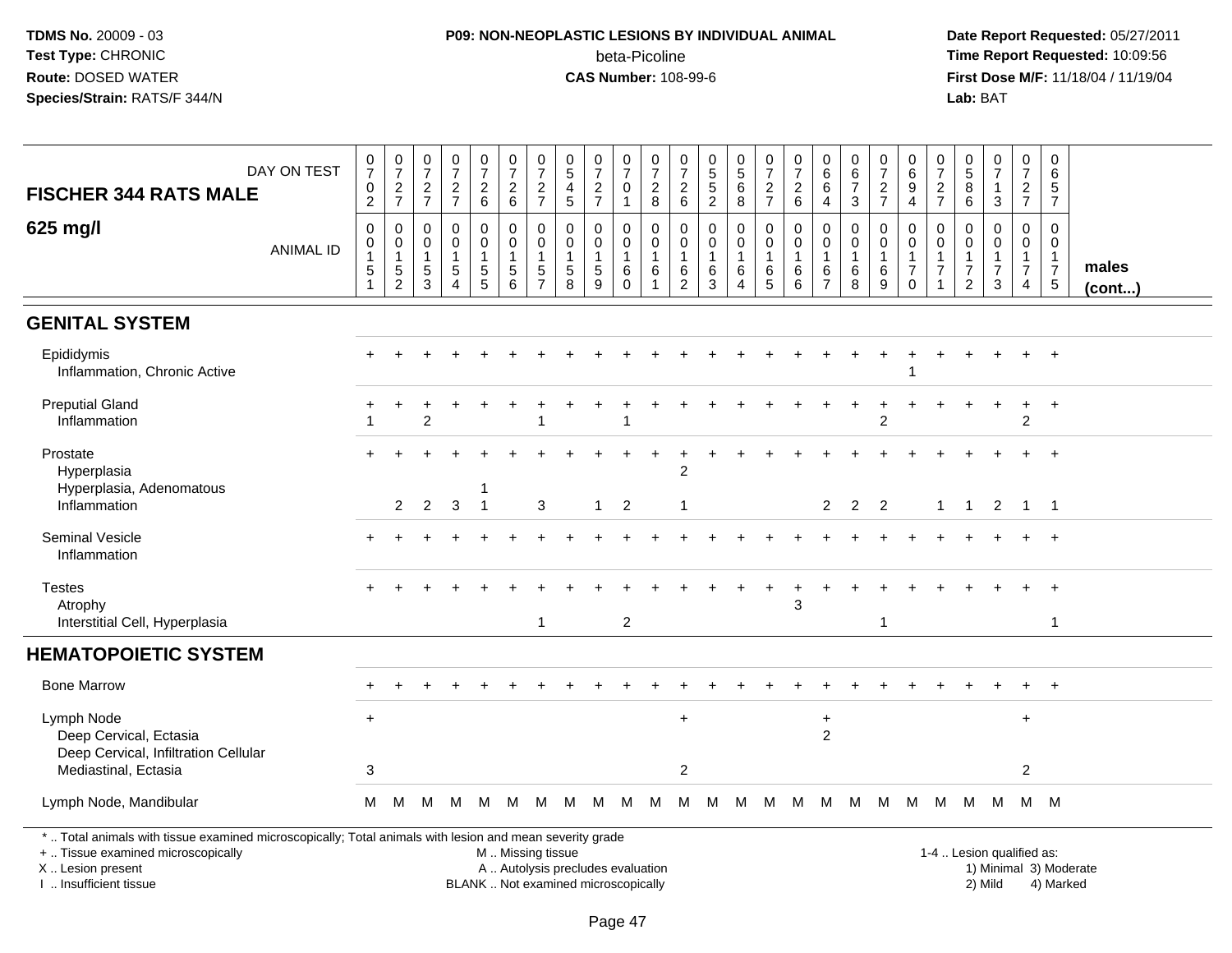TDMS No. 20009 - 03
Test Type: CHRONIC
Route: DOSED WATER
Species/Strain: RATS/F 344/N

**P09: NON-NEOPLASTIC LESIONS BY INDIVIDUAL ANIMAL**
beta-Picoline
**CAS Number:** 108-99-6

Date Report Requested: 05/27/2011
Time Report Requested: 10:09:56
First Dose M/F: 11/18/04 / 11/19/04
Lab: BAT

| FISCHER 344 RATS MALE<br>625 mg/l | DAY ON TEST | 0702 | 0727 | 0727 | 0727 | 0726 | 0726 | 0727 | 0545 | 0727 | 0701 | 0728 | 0726 | 0552 | 0568 | 0727 | 0726 | 0664 | 0673 | 0727 | 0694 | 0727 | 0586 | 0713 | 0727 | 0657 | |
|---|---|---|---|---|---|---|---|---|---|---|---|---|---|---|---|---|---|---|---|---|---|---|---|---|---|---|---|
| | ANIMAL ID | 0151 | 0152 | 0153 | 0154 | 0155 | 0156 | 0157 | 0158 | 0159 | 0160 | 0161 | 0162 | 0163 | 0164 | 0165 | 0166 | 0167 | 0168 | 0169 | 0170 | 0171 | 0172 | 0173 | 0174 | 0175 | males (cont...) |
| **GENITAL SYSTEM** | | | | | | | | | | | | | | | | | | | | | | | | | | | |
| Epididymis | | + | + | + | + | + | + | + | + | + | + | + | + | + | + | + | + | + | + | + | + | + | + | + | + | + | |
| Inflammation, Chronic Active | | | | | | | | | | | | | | | | | | | | | 1 | | | | | | |
| Preputial Gland | | + | + | + | + | + | + | + | + | + | + | + | + | + | + | + | + | + | + | + | + | + | + | + | + | + | |
| Inflammation | | 1 | | 2 | | | | 1 | | | 1 | | | | | | | | | 2 | | | | | 2 | | |
| Prostate | | + | + | + | + | + | + | + | + | + | + | + | + | + | + | + | + | + | + | + | + | + | + | + | + | + | |
| Hyperplasia | | | | | | | | | | | | | 2 | | | | | | | | | | | | | | |
| Hyperplasia, Adenomatous | | | | | | 1 | | | | | | | | | | | | | | | | | | | | | |
| Inflammation | | | 2 | 2 | 3 | 1 | | 3 | | 1 | 2 | | 1 | | | | | 2 | 2 | 2 | | 1 | 1 | 2 | 1 | 1 | |
| Seminal Vesicle | | + | + | + | + | + | + | + | + | + | + | + | + | + | + | + | + | + | + | + | + | + | + | + | + | + | |
| Inflammation | | | | | | | | | | | | | | | | | | | | | | | | | | | |
| Testes | | + | + | + | + | + | + | + | + | + | + | + | + | + | + | + | + | + | + | + | + | + | + | + | + | + | |
| Atrophy | | | | | | | | | | | | | | | | | 3 | | | | | | | | | | |
| Interstitial Cell, Hyperplasia | | | | | | | | 1 | | | 2 | | | | | | | | | 1 | | | | | | 1 | |
| **HEMATOPOIETIC SYSTEM** | | | | | | | | | | | | | | | | | | | | | | | | | | | |
| Bone Marrow | | + | + | + | + | + | + | + | + | + | + | + | + | + | + | + | + | + | + | + | + | + | + | + | + | + | |
| Lymph Node | | + | | | | | | | | | | | + | | | | | + | | | | | | | + | | |
| Deep Cervical, Ectasia | | | | | | | | | | | | | | | | | | 2 | | | | | | | | | |
| Deep Cervical, Infiltration Cellular | | | | | | | | | | | | | | | | | | | | | | | | | | | |
| Mediastinal, Ectasia | | 3 | | | | | | | | | | | 2 | | | | | | | | | | | | 2 | | |
| Lymph Node, Mandibular | | M | M | M | M | M | M | M | M | M | M | M | M | M | M | M | M | M | M | M | M | M | M | M | M | M | |

\* .. Total animals with tissue examined microscopically; Total animals with lesion and mean severity grade
+ .. Tissue examined microscopically
X .. Lesion present
I .. Insufficient tissue

M .. Missing tissue
A .. Autolysis precludes evaluation
BLANK .. Not examined microscopically

1-4 .. Lesion qualified as:
1) Minimal 3) Moderate
2) Mild 4) Marked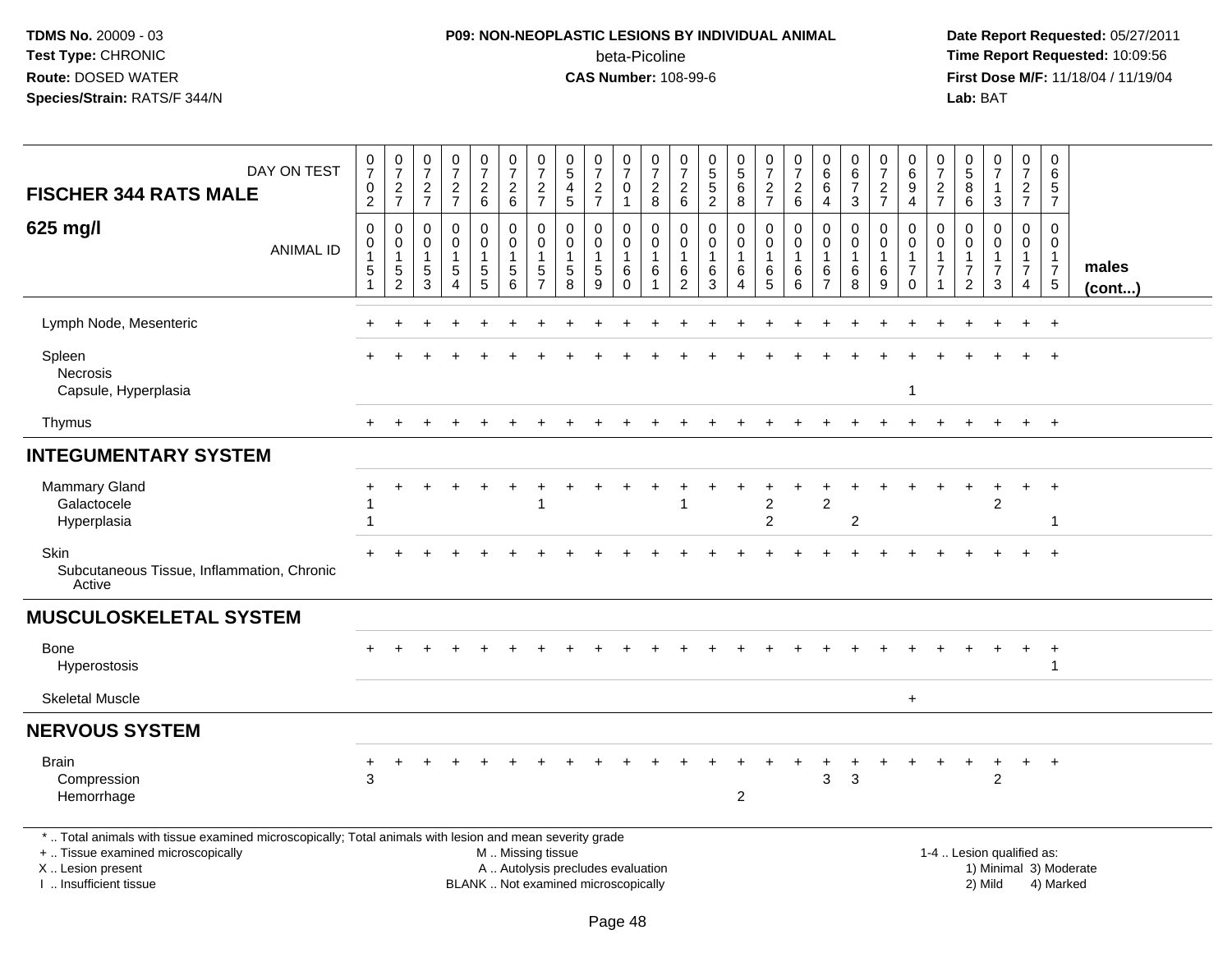TDMS No. 20009 - 03
Test Type: CHRONIC
Route: DOSED WATER
Species/Strain: RATS/F 344/N

**P09: NON-NEOPLASTIC LESIONS BY INDIVIDUAL ANIMAL**
beta-Picoline
**CAS Number:** 108-99-6

Date Report Requested: 05/27/2011
Time Report Requested: 10:09:56
First Dose M/F: 11/18/04 / 11/19/04
Lab: BAT

| FISCHER 344 RATS MALE — DAY ON TEST | 0702 | 0727 | 0727 | 0727 | 0726 | 0726 | 0727 | 0545 | 0727 | 0701 | 0728 | 0726 | 0552 | 0568 | 0727 | 0726 | 0664 | 0673 | 0727 | 0694 | 0727 | 0586 | 0713 | 0727 | 0657 | |
|---|---|---|---|---|---|---|---|---|---|---|---|---|---|---|---|---|---|---|---|---|---|---|---|---|---|---|
| **625 mg/l** — ANIMAL ID | 00151 | 00152 | 00153 | 00154 | 00155 | 00156 | 00157 | 00158 | 00159 | 00160 | 00161 | 00162 | 00163 | 00164 | 00165 | 00166 | 00167 | 00168 | 00169 | 00170 | 00171 | 00172 | 00173 | 00174 | 00175 | **males (cont...)** |
| Lymph Node, Mesenteric | + | + | + | + | + | + | + | + | + | + | + | + | + | + | + | + | + | + | + | + | + | + | + | + | + | |
| Spleen | + | + | + | + | + | + | + | + | + | + | + | + | + | + | + | + | + | + | + | + | + | + | + | + | + | |
| Necrosis | | | | | | | | | | | | | | | | | | | | | | | | | | |
| Capsule, Hyperplasia | | | | | | | | | | | | | | | | | | | | 1 | | | | | | |
| Thymus | + | + | + | + | + | + | + | + | + | + | + | + | + | + | + | + | + | + | + | + | + | + | + | + | + | |
| **INTEGUMENTARY SYSTEM** | | | | | | | | | | | | | | | | | | | | | | | | | | |
| Mammary Gland | + | + | + | + | + | + | + | + | + | + | + | + | + | + | + | + | + | + | + | + | + | + | + | + | + | |
| Galactocele | 1 | | | | | | 1 | | | | | 1 | | | 2 | | 2 | | | | | | 2 | | | |
| Hyperplasia | 1 | | | | | | | | | | | | | | 2 | | | 2 | | | | | | | 1 | |
| Skin | + | + | + | + | + | + | + | + | + | + | + | + | + | + | + | + | + | + | + | + | + | + | + | + | + | |
| Subcutaneous Tissue, Inflammation, Chronic Active | | | | | | | | | | | | | | | | | | | | | | | | | | |
| **MUSCULOSKELETAL SYSTEM** | | | | | | | | | | | | | | | | | | | | | | | | | | |
| Bone | + | + | + | + | + | + | + | + | + | + | + | + | + | + | + | + | + | + | + | + | + | + | + | + | + | |
| Hyperostosis | | | | | | | | | | | | | | | | | | | | | | | | | 1 | |
| Skeletal Muscle | | | | | | | | | | | | | | | | | | | | + | | | | | | |
| **NERVOUS SYSTEM** | | | | | | | | | | | | | | | | | | | | | | | | | | |
| Brain | + | + | + | + | + | + | + | + | + | + | + | + | + | + | + | + | + | + | + | + | + | + | + | + | + | |
| Compression | 3 | | | | | | | | | | | | | | | | 3 | 3 | | | | | 2 | | | |
| Hemorrhage | | | | | | | | | | | | | | 2 | | | | | | | | | | | | |

\* .. Total animals with tissue examined microscopically; Total animals with lesion and mean severity grade
\+ .. Tissue examined microscopically
X .. Lesion present
I .. Insufficient tissue
M .. Missing tissue
A .. Autolysis precludes evaluation
BLANK .. Not examined microscopically
1-4 .. Lesion qualified as: 1) Minimal 2) Mild 3) Moderate 4) Marked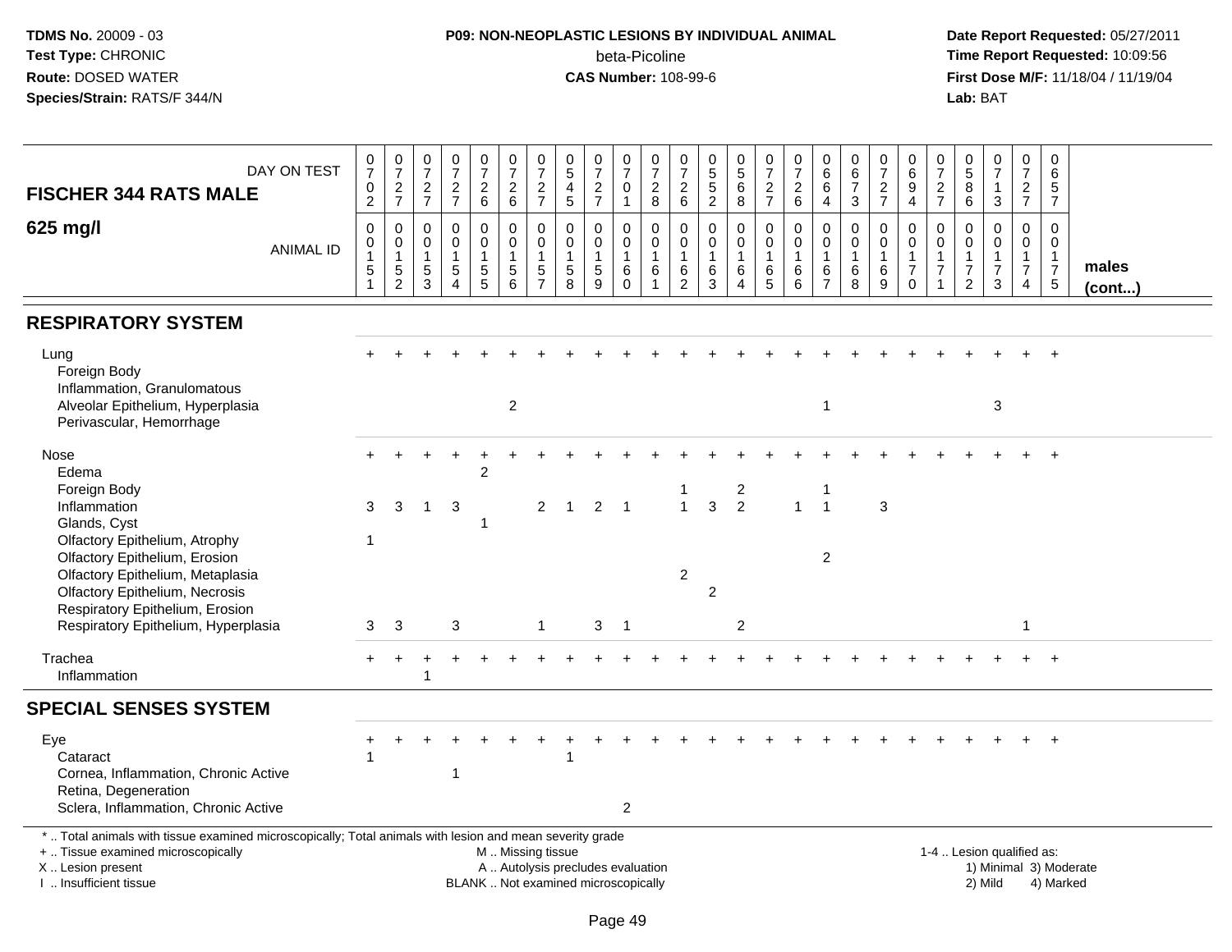**TDMS No.** 20009 - 03
**Test Type:** CHRONIC
**Route:** DOSED WATER
**Species/Strain:** RATS/F 344/N

**P09: NON-NEOPLASTIC LESIONS BY INDIVIDUAL ANIMAL**
beta-Picoline
**CAS Number:** 108-99-6

**Date Report Requested:** 05/27/2011
**Time Report Requested:** 10:09:56
**First Dose M/F:** 11/18/04 / 11/19/04
**Lab:** BAT

| FISCHER 344 RATS MALE — 625 mg/l | | | | | | | | | | | | | | | | | | | | | | | | | | |
|---|---|---|---|---|---|---|---|---|---|---|---|---|---|---|---|---|---|---|---|---|---|---|---|---|---|---|
| DAY ON TEST | 0702 | 0727 | 0727 | 0727 | 0726 | 0726 | 0727 | 0545 | 0727 | 0701 | 0728 | 0726 | 0552 | 0568 | 0727 | 0726 | 0664 | 0673 | 0727 | 0694 | 0727 | 0586 | 0713 | 0727 | 0657 | |
| ANIMAL ID | 00151 | 00152 | 00153 | 00154 | 00155 | 00156 | 00157 | 00158 | 00159 | 00160 | 00161 | 00162 | 00163 | 00164 | 00165 | 00166 | 00167 | 00168 | 00169 | 00170 | 00171 | 00172 | 00173 | 00174 | 00175 | males (cont...) |
| **RESPIRATORY SYSTEM** | | | | | | | | | | | | | | | | | | | | | | | | | | |
| Lung | + | + | + | + | + | + | + | + | + | + | + | + | + | + | + | + | + | + | + | + | + | + | + | + | + | |
| Foreign Body | | | | | | | | | | | | | | | | | | | | | | | | | | |
| Inflammation, Granulomatous | | | | | | | | | | | | | | | | | | | | | | | | | | |
| Alveolar Epithelium, Hyperplasia | | | | | | 2 | | | | | | | | | | | 1 | | | | | | 3 | | | |
| Perivascular, Hemorrhage | | | | | | | | | | | | | | | | | | | | | | | | | | |
| Nose | + | + | + | + | + | + | + | + | + | + | + | + | + | + | + | + | + | + | + | + | + | + | + | + | + | |
| Edema | | | | | 2 | | | | | | | | | | | | | | | | | | | | | |
| Foreign Body | | | | | | | | | | | | 1 | | 2 | | | 1 | | | | | | | | | |
| Inflammation | 3 | 3 | 1 | 3 | | | 2 | 1 | 2 | 1 | | 1 | 3 | 2 | | 1 | 1 | | 3 | | | | | | | |
| Glands, Cyst | | | | | 1 | | | | | | | | | | | | | | | | | | | | | |
| Olfactory Epithelium, Atrophy | 1 | | | | | | | | | | | | | | | | | | | | | | | | | |
| Olfactory Epithelium, Erosion | | | | | | | | | | | | | | | | | 2 | | | | | | | | | |
| Olfactory Epithelium, Metaplasia | | | | | | | | | | | | 2 | | | | | | | | | | | | | | |
| Olfactory Epithelium, Necrosis | | | | | | | | | | | | | 2 | | | | | | | | | | | | | |
| Respiratory Epithelium, Erosion | | | | | | | | | | | | | | | | | | | | | | | | | | |
| Respiratory Epithelium, Hyperplasia | 3 | 3 | | 3 | | | 1 | | 3 | 1 | | | | 2 | | | | | | | | | | 1 | | |
| Trachea | + | + | + | + | + | + | + | + | + | + | + | + | + | + | + | + | + | + | + | + | + | + | + | + | + | |
| Inflammation | | | 1 | | | | | | | | | | | | | | | | | | | | | | | |
| **SPECIAL SENSES SYSTEM** | | | | | | | | | | | | | | | | | | | | | | | | | | |
| Eye | + | + | + | + | + | + | + | + | + | + | + | + | + | + | + | + | + | + | + | + | + | + | + | + | + | |
| Cataract | 1 | | | | | | | 1 | | | | | | | | | | | | | | | | | | |
| Cornea, Inflammation, Chronic Active | | | | 1 | | | | | | | | | | | | | | | | | | | | | | |
| Retina, Degeneration | | | | | | | | | | | | | | | | | | | | | | | | | | |
| Sclera, Inflammation, Chronic Active | | | | | | | | | | 2 | | | | | | | | | | | | | | | | |

* .. Total animals with tissue examined microscopically; Total animals with lesion and mean severity grade
+ .. Tissue examined microscopically
X .. Lesion present
I .. Insufficient tissue

M .. Missing tissue
A .. Autolysis precludes evaluation
BLANK .. Not examined microscopically

1-4 .. Lesion qualified as:
1) Minimal 3) Moderate
2) Mild 4) Marked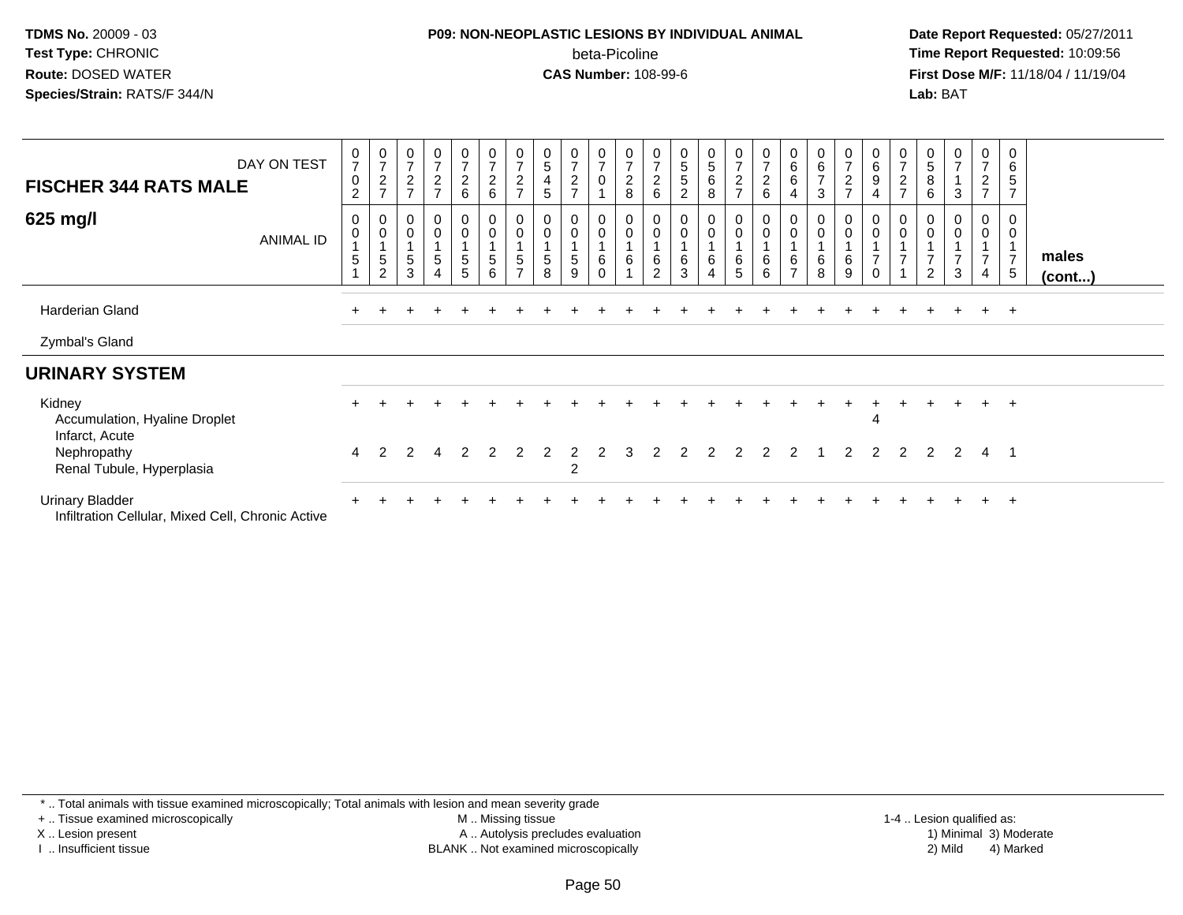TDMS No. 20009 - 03
Test Type: CHRONIC
Route: DOSED WATER
Species/Strain: RATS/F 344/N

**P09: NON-NEOPLASTIC LESIONS BY INDIVIDUAL ANIMAL**
beta-Picoline
**CAS Number:** 108-99-6

Date Report Requested: 05/27/2011
Time Report Requested: 10:09:56
First Dose M/F: 11/18/04 / 11/19/04
Lab: BAT

| FISCHER 344 RATS MALE — DAY ON TEST | 0702 | 0727 | 0727 | 0727 | 0726 | 0726 | 0727 | 0545 | 0727 | 0701 | 0728 | 0726 | 0552 | 0568 | 0727 | 0726 | 0664 | 0673 | 0727 | 0694 | 0727 | 0586 | 0713 | 0727 | 0657 | |
|---|---|---|---|---|---|---|---|---|---|---|---|---|---|---|---|---|---|---|---|---|---|---|---|---|---|---|
| **625 mg/l** — ANIMAL ID | 00151 | 00152 | 00153 | 00154 | 00155 | 00156 | 00157 | 00158 | 00159 | 00160 | 00161 | 00162 | 00163 | 00164 | 00165 | 00166 | 00167 | 00168 | 00169 | 00170 | 00171 | 00172 | 00173 | 00174 | 00175 | **males (cont...)** |
| Harderian Gland | + | + | + | + | + | + | + | + | + | + | + | + | + | + | + | + | + | + | + | + | + | + | + | + | + | |
| Zymbal's Gland | | | | | | | | | | | | | | | | | | | | | | | | | | |
| **URINARY SYSTEM** | | | | | | | | | | | | | | | | | | | | | | | | | | |
| Kidney | + | + | + | + | + | + | + | + | + | + | + | + | + | + | + | + | + | + | + | + | + | + | + | + | + | |
| Accumulation, Hyaline Droplet | | | | | | | | | | | | | | | | | | | | 4 | | | | | | |
| Infarct, Acute | | | | | | | | | | | | | | | | | | | | | | | | | | |
| Nephropathy | 4 | 2 | 2 | 4 | 2 | 2 | 2 | 2 | 2 | 2 | 3 | 2 | 2 | 2 | 2 | 2 | 2 | 1 | 2 | 2 | 2 | 2 | 2 | 4 | 1 | |
| Renal Tubule, Hyperplasia | | | | | | | | | 2 | | | | | | | | | | | | | | | | | |
| Urinary Bladder | + | + | + | + | + | + | + | + | + | + | + | + | + | + | + | + | + | + | + | + | + | + | + | + | + | |
| Infiltration Cellular, Mixed Cell, Chronic Active | | | | | | | | | | | | | | | | | | | | | | | | | | |

\* .. Total animals with tissue examined microscopically; Total animals with lesion and mean severity grade
+ .. Tissue examined microscopically
X .. Lesion present
I .. Insufficient tissue
M .. Missing tissue
A .. Autolysis precludes evaluation
BLANK .. Not examined microscopically
1-4 .. Lesion qualified as:
1) Minimal 3) Moderate
2) Mild 4) Marked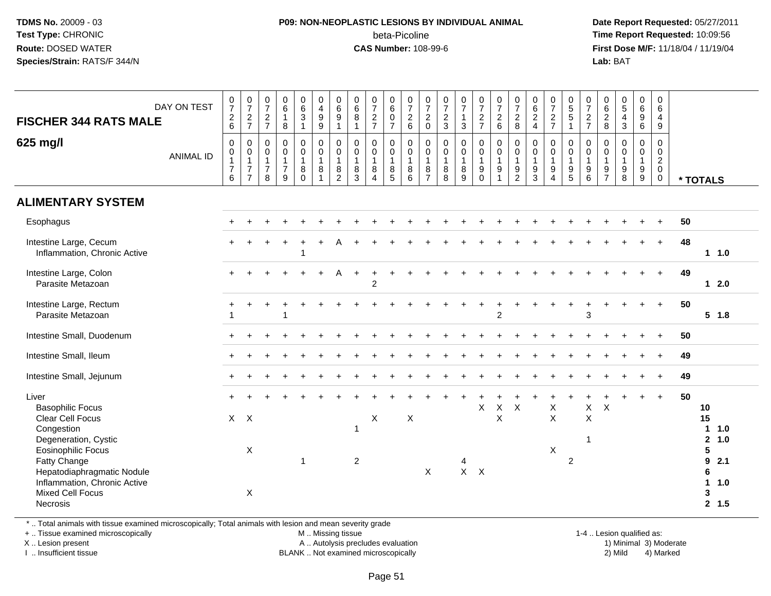**TDMS No.** 20009 - 03
**Test Type:** CHRONIC
**Route:** DOSED WATER
**Species/Strain:** RATS/F 344/N

**P09: NON-NEOPLASTIC LESIONS BY INDIVIDUAL ANIMAL**
beta-Picoline
**CAS Number:** 108-99-6

**Date Report Requested:** 05/27/2011
**Time Report Requested:** 10:09:56
**First Dose M/F:** 11/18/04 / 11/19/04
**Lab:** BAT

## FISCHER 344 RATS MALE — 625 mg/l

| DAY ON TEST | 0726 | 0727 | 0727 | 0618 | 0631 | 0499 | 0691 | 0681 | 0727 | 0607 | 0726 | 0720 | 0723 | 0713 | 0727 | 0726 | 0728 | 0624 | 0727 | 0551 | 0727 | 0628 | 0543 | 0696 | 0649 | |
|---|---|---|---|---|---|---|---|---|---|---|---|---|---|---|---|---|---|---|---|---|---|---|---|---|---|---|
| **ANIMAL ID** | 0176 | 0177 | 0178 | 0179 | 0180 | 0181 | 0182 | 0183 | 0184 | 0185 | 0186 | 0187 | 0188 | 0189 | 0190 | 0191 | 0192 | 0193 | 0194 | 0195 | 0196 | 0197 | 0198 | 0199 | 0200 | *** TOTALS** |
| **ALIMENTARY SYSTEM** | | | | | | | | | | | | | | | | | | | | | | | | | | |
| Esophagus | + | + | + | + | + | + | + | + | + | + | + | + | + | + | + | + | + | + | + | + | + | + | + | + | + | 50 |
| Intestine Large, Cecum | + | + | + | + | + | + | A | + | + | + | + | + | + | + | + | + | + | + | + | + | + | + | + | + | + | 48 |
| Inflammation, Chronic Active | | | | | 1 | | | | | | | | | | | | | | | | | | | | | 1 1.0 |
| Intestine Large, Colon | + | + | + | + | + | + | A | + | + | + | + | + | + | + | + | + | + | + | + | + | + | + | + | + | + | 49 |
| Parasite Metazoan | | | | | | | | | 2 | | | | | | | | | | | | | | | | | 1 2.0 |
| Intestine Large, Rectum | + | + | + | + | + | + | + | + | + | + | + | + | + | + | + | + | + | + | + | + | + | + | + | + | + | 50 |
| Parasite Metazoan | 1 | | | 1 | | | | | | | | | | | | 2 | | | | | 3 | | | | | 5 1.8 |
| Intestine Small, Duodenum | + | + | + | + | + | + | + | + | + | + | + | + | + | + | + | + | + | + | + | + | + | + | + | + | + | 50 |
| Intestine Small, Ileum | + | + | + | + | + | + | + | + | + | + | + | + | + | + | + | + | + | + | + | + | + | + | + | + | + | 49 |
| Intestine Small, Jejunum | + | + | + | + | + | + | + | + | + | + | + | + | + | + | + | + | + | + | + | + | + | + | + | + | + | 49 |
| Liver | + | + | + | + | + | + | + | + | + | + | + | + | + | + | + | + | + | + | + | + | + | + | + | + | + | 50 |
| Basophilic Focus | | | | | | | | | | | | | | | X | X | X | | X | | X | X | | | | 10 |
| Clear Cell Focus | X | X | | | | | | | X | | X | | | | | X | | | X | | X | | | | | 15 |
| Congestion | | | | | | | | 1 | | | | | | | | | | | | | | | | | | 1 1.0 |
| Degeneration, Cystic | | | | | | | | | | | | | | | | | | | | | 1 | | | | | 2 1.0 |
| Eosinophilic Focus | | X | | | | | | | | | | | | | | | | | X | | | | | | | 5 |
| Fatty Change | | | | | 1 | | | 2 | | | | | | 4 | | | | | | 2 | | | | | | 9 2.1 |
| Hepatodiaphragmatic Nodule | | | | | | | | | | | | X | | X | X | | | | | | | | | | | 6 |
| Inflammation, Chronic Active | | | | | | | | | | | | | | | | | | | | | | | | | | 1 1.0 |
| Mixed Cell Focus | | X | | | | | | | | | | | | | | | | | | | | | | | | 3 |
| Necrosis | | | | | | | | | | | | | | | | | | | | | | | | | | 2 1.5 |

* .. Total animals with tissue examined microscopically; Total animals with lesion and mean severity grade
+ .. Tissue examined microscopically
X .. Lesion present
I .. Insufficient tissue
M .. Missing tissue
A .. Autolysis precludes evaluation
BLANK .. Not examined microscopically
1-4 .. Lesion qualified as: 1) Minimal 2) Mild 3) Moderate 4) Marked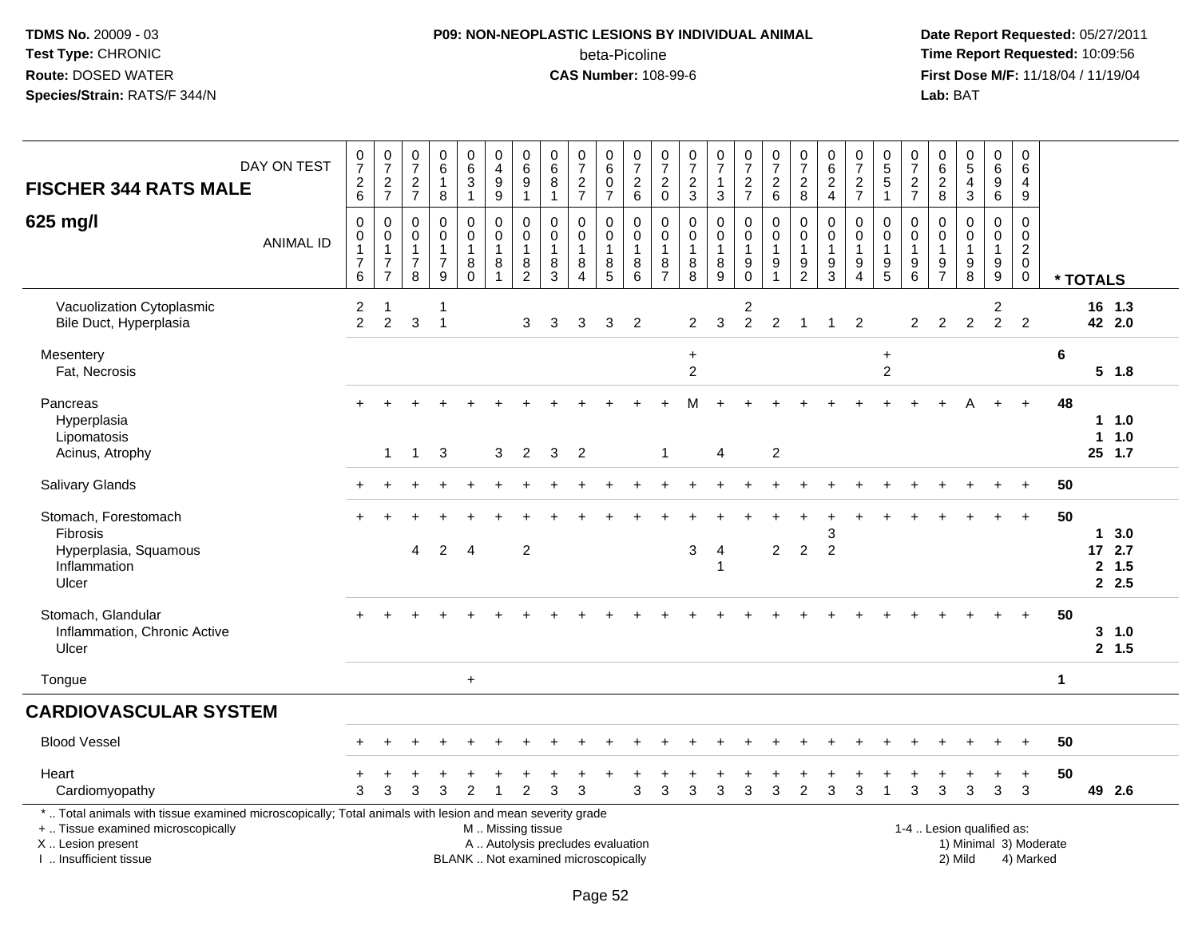**TDMS No.** 20009 - 03
**Test Type:** CHRONIC
**Route:** DOSED WATER
**Species/Strain:** RATS/F 344/N

**P09: NON-NEOPLASTIC LESIONS BY INDIVIDUAL ANIMAL**
beta-Picoline
**CAS Number:** 108-99-6

**Date Report Requested:** 05/27/2011
**Time Report Requested:** 10:09:56
**First Dose M/F:** 11/18/04 / 11/19/04
**Lab:** BAT

| FISCHER 344 RATS MALE — DAY ON TEST | 0726 | 0727 | 0727 | 0618 | 0631 | 0499 | 0691 | 0681 | 0727 | 0607 | 0726 | 0720 | 0723 | 0713 | 0727 | 0726 | 0728 | 0624 | 0727 | 0551 | 0727 | 0628 | 0543 | 0696 | 0649 | |
|---|---|---|---|---|---|---|---|---|---|---|---|---|---|---|---|---|---|---|---|---|---|---|---|---|---|---|
| **625 mg/l** — ANIMAL ID | 0176 | 0177 | 0178 | 0179 | 0180 | 0181 | 0182 | 0183 | 0184 | 0185 | 0186 | 0187 | 0188 | 0189 | 0190 | 0191 | 0192 | 0193 | 0194 | 0195 | 0196 | 0197 | 0198 | 0199 | 0200 | * TOTALS |
| Vacuolization Cytoplasmic | 2 | 1 | | 1 | | | | | | | | | | | 2 | | | | | | | | | 2 | | 16 1.3 |
| Bile Duct, Hyperplasia | 2 | 2 | 3 | 1 | | | 3 | 3 | 3 | 3 | 2 | | 2 | 3 | 2 | 2 | 1 | 1 | 2 | | 2 | 2 | 2 | 2 | 2 | 42 2.0 |
| Mesentery | | | | | | | | | | | | | + | | | | | | | + | | | | | | 6 |
| Fat, Necrosis | | | | | | | | | | | | | 2 | | | | | | | 2 | | | | | | 5 1.8 |
| Pancreas | + | + | + | + | + | + | + | + | + | + | + | + | M | + | + | + | + | + | + | + | + | + | A | + | + | 48 |
| Hyperplasia | | | | | | | | | | | | | | | | | | | | | | | | | | 1 1.0 |
| Lipomatosis | | | | | | | | | | | | | | | | | | | | | | | | | | 1 1.0 |
| Acinus, Atrophy | | 1 | 1 | 3 | | 3 | 2 | 3 | 2 | | | 1 | | 4 | | 2 | | | | | | | | | | 25 1.7 |
| Salivary Glands | + | + | + | + | + | + | + | + | + | + | + | + | + | + | + | + | + | + | + | + | + | + | + | + | + | 50 |
| Stomach, Forestomach | + | + | + | + | + | + | + | + | + | + | + | + | + | + | + | + | + | + | + | + | + | + | + | + | + | 50 |
| Fibrosis | | | | | | | | | | | | | | | | | | 3 | | | | | | | | 1 3.0 |
| Hyperplasia, Squamous | | | 4 | 2 | 4 | | 2 | | | | | | 3 | 4 | | 2 | 2 | 2 | | | | | | | | 17 2.7 |
| Inflammation | | | | | | | | | | | | | | 1 | | | | | | | | | | | | 2 1.5 |
| Ulcer | | | | | | | | | | | | | | | | | | | | | | | | | | 2 2.5 |
| Stomach, Glandular | + | + | + | + | + | + | + | + | + | + | + | + | + | + | + | + | + | + | + | + | + | + | + | + | + | 50 |
| Inflammation, Chronic Active | | | | | | | | | | | | | | | | | | | | | | | | | | 3 1.0 |
| Ulcer | | | | | | | | | | | | | | | | | | | | | | | | | | 2 1.5 |
| Tongue | | | | | + | | | | | | | | | | | | | | | | | | | | | 1 |
| **CARDIOVASCULAR SYSTEM** | | | | | | | | | | | | | | | | | | | | | | | | | | |
| Blood Vessel | + | + | + | + | + | + | + | + | + | + | + | + | + | + | + | + | + | + | + | + | + | + | + | + | + | 50 |
| Heart | + | + | + | + | + | + | + | + | + | + | + | + | + | + | + | + | + | + | + | + | + | + | + | + | + | 50 |
| Cardiomyopathy | 3 | 3 | 3 | 3 | 2 | 1 | 2 | 3 | 3 | | 3 | 3 | 3 | 3 | 3 | 3 | 2 | 3 | 3 | 1 | 3 | 3 | 3 | 3 | 3 | 49 2.6 |

\* .. Total animals with tissue examined microscopically; Total animals with lesion and mean severity grade
\+ .. Tissue examined microscopically
X .. Lesion present
I .. Insufficient tissue

M .. Missing tissue
A .. Autolysis precludes evaluation
BLANK .. Not examined microscopically

1-4 .. Lesion qualified as:
1) Minimal 3) Moderate
2) Mild 4) Marked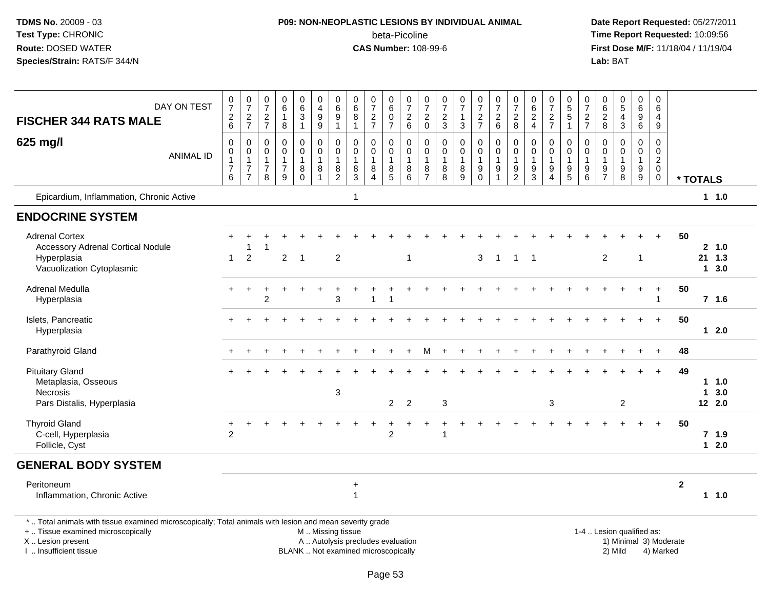TDMS No. 20009 - 03
Test Type: CHRONIC
Route: DOSED WATER
Species/Strain: RATS/F 344/N

**P09: NON-NEOPLASTIC LESIONS BY INDIVIDUAL ANIMAL**
beta-Picoline
**CAS Number:** 108-99-6

Date Report Requested: 05/27/2011
Time Report Requested: 10:09:56
First Dose M/F: 11/18/04 / 11/19/04
Lab: BAT

| FISCHER 344 RATS MALE 625 mg/l | DAY ON TEST | 0726 | 0727 | 0727 | 0618 | 0631 | 0499 | 0691 | 0681 | 0727 | 0607 | 0726 | 0720 | 0723 | 0713 | 0727 | 0726 | 0728 | 0624 | 0727 | 0551 | 0727 | 0628 | 0543 | 0696 | 0649 | |
|---|---|---|---|---|---|---|---|---|---|---|---|---|---|---|---|---|---|---|---|---|---|---|---|---|---|---|---|
| | ANIMAL ID | 0017 6 | 0017 7 | 0017 8 | 0017 9 | 0018 0 | 0018 1 | 0018 2 | 0018 3 | 0018 4 | 0018 5 | 0018 6 | 0018 7 | 0018 8 | 0018 9 | 0019 0 | 0019 1 | 0019 2 | 0019 3 | 0019 4 | 0019 5 | 0019 6 | 0019 7 | 0019 8 | 0019 9 | 0020 0 | * TOTALS |
| Epicardium, Inflammation, Chronic Active | | | | | | | | | 1 | | | | | | | | | | | | | | | | | | 1 1.0 |
| **ENDOCRINE SYSTEM** | | | | | | | | | | | | | | | | | | | | | | | | | | | |
| Adrenal Cortex | | + | + | + | + | + | + | + | + | + | + | + | + | + | + | + | + | + | + | + | + | + | + | + | + | + | 50 |
| Accessory Adrenal Cortical Nodule | | | 1 | 1 | | | | | | | | | | | | | | | | | | | | | | | 2 1.0 |
| Hyperplasia | | 1 | 2 | | 2 | 1 | | 2 | | | | 1 | | | | 3 | 1 | 1 | 1 | | | | 2 | | 1 | | 21 1.3 |
| Vacuolization Cytoplasmic | | | | | | | | | | | | | | | | | | | | | | | | | | | 1 3.0 |
| Adrenal Medulla | | + | + | + | + | + | + | + | + | + | + | + | + | + | + | + | + | + | + | + | + | + | + | + | + | + | 50 |
| Hyperplasia | | | | 2 | | | | 3 | | 1 | 1 | | | | | | | | | | | | | | | 1 | 7 1.6 |
| Islets, Pancreatic | | + | + | + | + | + | + | + | + | + | + | + | + | + | + | + | + | + | + | + | + | + | + | + | + | + | 50 |
| Hyperplasia | | | | | | | | | | | | | | | | | | | | | | | | | | | 1 2.0 |
| Parathyroid Gland | | + | + | + | + | + | + | + | + | + | + | + | M | + | + | + | + | + | + | + | + | + | + | + | + | + | 48 |
| Pituitary Gland | | + | + | + | + | + | + | + | + | + | + | + | + | + | + | + | + | + | + | + | + | + | + | + | + | + | 49 |
| Metaplasia, Osseous | | | | | | | | | | | | | | | | | | | | | | | | | | | 1 1.0 |
| Necrosis | | | | | | | | 3 | | | | | | | | | | | | | | | | | | | 1 3.0 |
| Pars Distalis, Hyperplasia | | | | | | | | | | | 2 | 2 | | 3 | | | | | | 3 | | | | 2 | | | 12 2.0 |
| Thyroid Gland | | + | + | + | + | + | + | + | + | + | + | + | + | + | + | + | + | + | + | + | + | + | + | + | + | + | 50 |
| C-cell, Hyperplasia | | 2 | | | | | | | | | 2 | | | 1 | | | | | | | | | | | | | 7 1.9 |
| Follicle, Cyst | | | | | | | | | | | | | | | | | | | | | | | | | | | 1 2.0 |
| **GENERAL BODY SYSTEM** | | | | | | | | | | | | | | | | | | | | | | | | | | | |
| Peritoneum | | | | | | | | | + | | | | | | | | | | | | | | | | | | 2 |
| Inflammation, Chronic Active | | | | | | | | | 1 | | | | | | | | | | | | | | | | | | 1 1.0 |

* .. Total animals with tissue examined microscopically; Total animals with lesion and mean severity grade
+ .. Tissue examined microscopically
X .. Lesion present
I .. Insufficient tissue

M .. Missing tissue
A .. Autolysis precludes evaluation
BLANK .. Not examined microscopically

1-4 .. Lesion qualified as:
1) Minimal 3) Moderate
2) Mild 4) Marked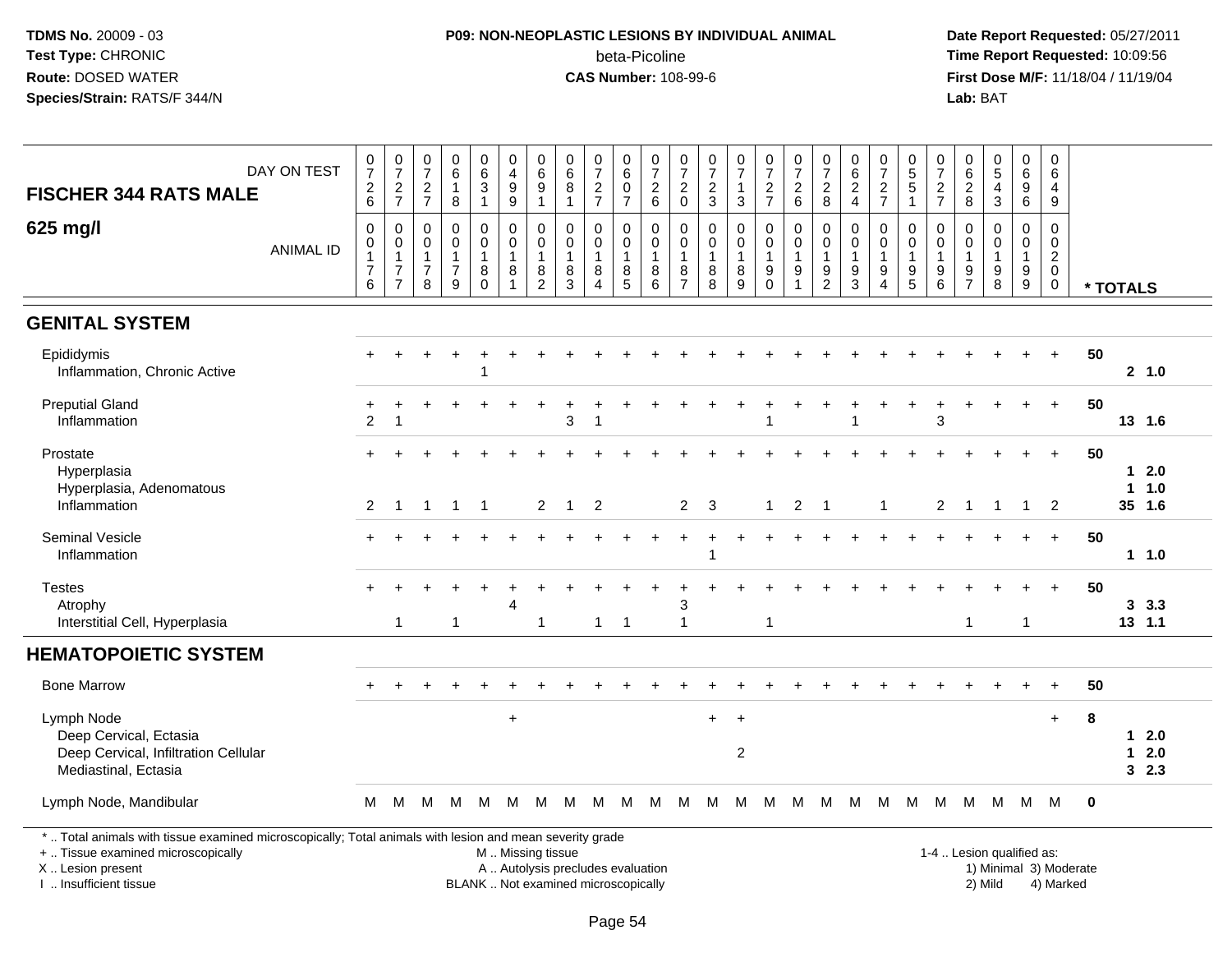TDMS No. 20009 - 03
Test Type: CHRONIC
Route: DOSED WATER
Species/Strain: RATS/F 344/N

**P09: NON-NEOPLASTIC LESIONS BY INDIVIDUAL ANIMAL**
beta-Picoline
**CAS Number:** 108-99-6

Date Report Requested: 05/27/2011
Time Report Requested: 10:09:56
First Dose M/F: 11/18/04 / 11/19/04
Lab: BAT

**FISCHER 344 RATS MALE**

**625 mg/l**

| DAY ON TEST | 0726 | 0727 | 0727 | 0618 | 0631 | 0499 | 0691 | 0681 | 0727 | 0607 | 0726 | 0720 | 0723 | 0713 | 0727 | 0726 | 0728 | 0624 | 0727 | 0551 | 0727 | 0628 | 0543 | 0696 | 0649 | |
|---|---|---|---|---|---|---|---|---|---|---|---|---|---|---|---|---|---|---|---|---|---|---|---|---|---|---|
| ANIMAL ID | 0176 | 0177 | 0178 | 0179 | 0180 | 0181 | 0182 | 0183 | 0184 | 0185 | 0186 | 0187 | 0188 | 0189 | 0190 | 0191 | 0192 | 0193 | 0194 | 0195 | 0196 | 0197 | 0198 | 0199 | 0200 | * TOTALS |
| **GENITAL SYSTEM** | | | | | | | | | | | | | | | | | | | | | | | | | | |
| Epididymis | + | + | + | + | + | + | + | + | + | + | + | + | + | + | + | + | + | + | + | + | + | + | + | + | + | 50 |
| Inflammation, Chronic Active | | | | | 1 | | | | | | | | | | | | | | | | | | | | | 2 1.0 |
| Preputial Gland | + | + | + | + | + | + | + | + | + | + | + | + | + | + | + | + | + | + | + | + | + | + | + | + | + | 50 |
| Inflammation | 2 | 1 | | | | | | 3 | 1 | | | | | | 1 | | | 1 | | | 3 | | | | | 13 1.6 |
| Prostate | + | + | + | + | + | + | + | + | + | + | + | + | + | + | + | + | + | + | + | + | + | + | + | + | + | 50 |
| Hyperplasia | | | | | | | | | | | | | | | | | | | | | | | | | | 1 2.0 |
| Hyperplasia, Adenomatous | | | | | | | | | | | | | | | | | | | | | | | | | | 1 1.0 |
| Inflammation | 2 | 1 | 1 | 1 | 1 | | 2 | 1 | 2 | | | 2 | 3 | | 1 | 2 | 1 | | 1 | | 2 | 1 | 1 | 1 | 2 | 35 1.6 |
| Seminal Vesicle | + | + | + | + | + | + | + | + | + | + | + | + | + | + | + | + | + | + | + | + | + | + | + | + | + | 50 |
| Inflammation | | | | | | | | | | | | | 1 | | | | | | | | | | | | | 1 1.0 |
| Testes | + | + | + | + | + | + | + | + | + | + | + | + | + | + | + | + | + | + | + | + | + | + | + | + | + | 50 |
| Atrophy | | | | | | 4 | | | | | | 3 | | | | | | | | | | | | | | 3 3.3 |
| Interstitial Cell, Hyperplasia | | 1 | | 1 | | | 1 | | 1 | 1 | | 1 | | | 1 | | | | | | | 1 | | 1 | | 13 1.1 |
| **HEMATOPOIETIC SYSTEM** | | | | | | | | | | | | | | | | | | | | | | | | | | |
| Bone Marrow | + | + | + | + | + | + | + | + | + | + | + | + | + | + | + | + | + | + | + | + | + | + | + | + | + | 50 |
| Lymph Node | | | | | | + | | | | | | | + | + | | | | | | | | | | | + | 8 |
| Deep Cervical, Ectasia | | | | | | | | | | | | | | | | | | | | | | | | | | 1 2.0 |
| Deep Cervical, Infiltration Cellular | | | | | | | | | | | | | | 2 | | | | | | | | | | | | 1 2.0 |
| Mediastinal, Ectasia | | | | | | | | | | | | | | | | | | | | | | | | | | 3 2.3 |
| Lymph Node, Mandibular | M | M | M | M | M | M | M | M | M | M | M | M | M | M | M | M | M | M | M | M | M | M | M | M | M | 0 |

* .. Total animals with tissue examined microscopically; Total animals with lesion and mean severity grade
+ .. Tissue examined microscopically
X .. Lesion present
I .. Insufficient tissue

M .. Missing tissue
A .. Autolysis precludes evaluation
BLANK .. Not examined microscopically

1-4 .. Lesion qualified as:
1) Minimal 3) Moderate
2) Mild 4) Marked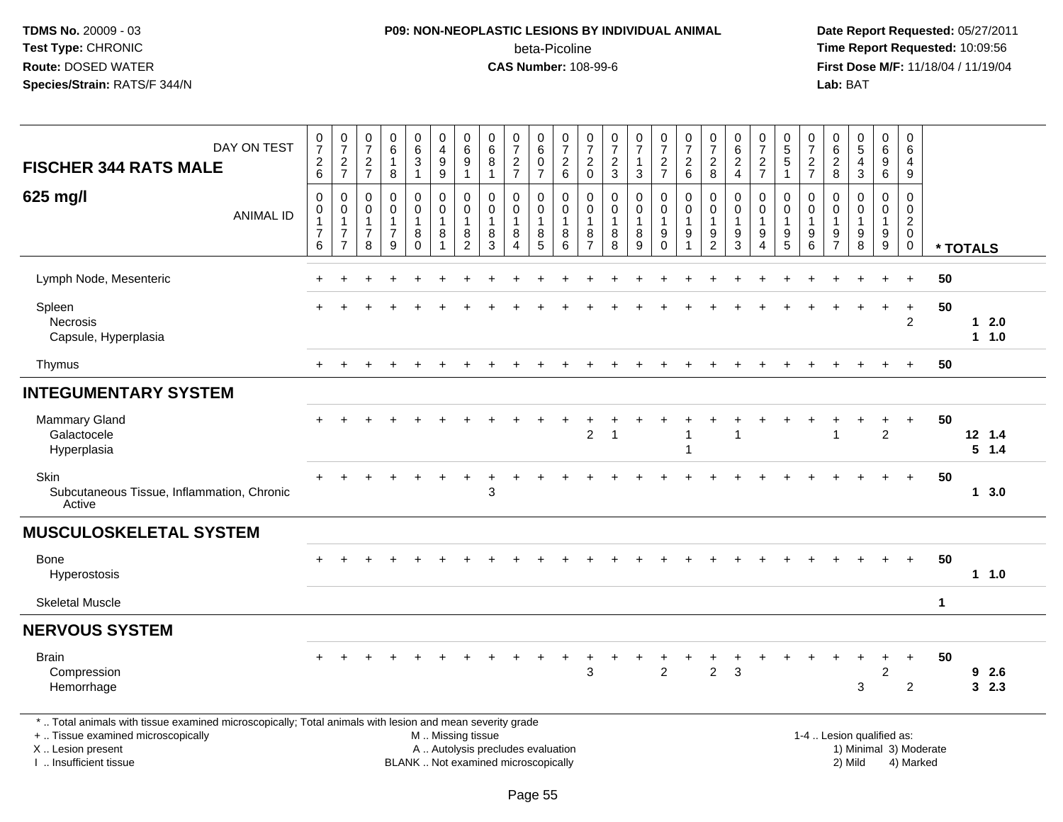TDMS No. 20009 - 03
Test Type: CHRONIC
Route: DOSED WATER
Species/Strain: RATS/F 344/N

**P09: NON-NEOPLASTIC LESIONS BY INDIVIDUAL ANIMAL**
beta-Picoline
**CAS Number:** 108-99-6

Date Report Requested: 05/27/2011
Time Report Requested: 10:09:56
First Dose M/F: 11/18/04 / 11/19/04
Lab: BAT

| FISCHER 344 RATS MALE — DAY ON TEST | 0726 | 0727 | 0727 | 0618 | 0631 | 0499 | 0691 | 0681 | 0727 | 0607 | 0726 | 0720 | 0723 | 0713 | 0727 | 0726 | 0728 | 0624 | 0727 | 0551 | 0727 | 0628 | 0543 | 0696 | 0649 | |
|---|---|---|---|---|---|---|---|---|---|---|---|---|---|---|---|---|---|---|---|---|---|---|---|---|---|---|
| **625 mg/l** — ANIMAL ID | 00176 | 00177 | 00178 | 00179 | 00180 | 00181 | 00182 | 00183 | 00184 | 00185 | 00186 | 00187 | 00188 | 00189 | 00190 | 00191 | 00192 | 00193 | 00194 | 00195 | 00196 | 00197 | 00198 | 00199 | 00200 | * TOTALS |
| Lymph Node, Mesenteric | + | + | + | + | + | + | + | + | + | + | + | + | + | + | + | + | + | + | + | + | + | + | + | + | + | 50 |
| Spleen | + | + | + | + | + | + | + | + | + | + | + | + | + | + | + | + | + | + | + | + | + | + | + | + | + | 50 |
| Necrosis | | | | | | | | | | | | | | | | | | | | | | | | | 2 | 1 2.0 |
| Capsule, Hyperplasia | | | | | | | | | | | | | | | | | | | | | | | | | | 1 1.0 |
| Thymus | + | + | + | + | + | + | + | + | + | + | + | + | + | + | + | + | + | + | + | + | + | + | + | + | + | 50 |
| **INTEGUMENTARY SYSTEM** | | | | | | | | | | | | | | | | | | | | | | | | | | |
| Mammary Gland | + | + | + | + | + | + | + | + | + | + | + | + | + | + | + | + | + | + | + | + | + | + | + | + | + | 50 |
| Galactocele | | | | | | | | | | | | 2 | 1 | | | 1 | | 1 | | | | 1 | | 2 | | 12 1.4 |
| Hyperplasia | | | | | | | | | | | | | | | | 1 | | | | | | | | | | 5 1.4 |
| Skin | + | + | + | + | + | + | + | + | + | + | + | + | + | + | + | + | + | + | + | + | + | + | + | + | + | 50 |
| Subcutaneous Tissue, Inflammation, Chronic Active | | | | | | | | 3 | | | | | | | | | | | | | | | | | | 1 3.0 |
| **MUSCULOSKELETAL SYSTEM** | | | | | | | | | | | | | | | | | | | | | | | | | | |
| Bone | + | + | + | + | + | + | + | + | + | + | + | + | + | + | + | + | + | + | + | + | + | + | + | + | + | 50 |
| Hyperostosis | | | | | | | | | | | | | | | | | | | | | | | | | | 1 1.0 |
| Skeletal Muscle | | | | | | | | | | | | | | | | | | | | | | | | | | 1 |
| **NERVOUS SYSTEM** | | | | | | | | | | | | | | | | | | | | | | | | | | |
| Brain | + | + | + | + | + | + | + | + | + | + | + | + | + | + | + | + | + | + | + | + | + | + | + | + | + | 50 |
| Compression | | | | | | | | | | | | 3 | | | 2 | | 2 | 3 | | | | | | 2 | | 9 2.6 |
| Hemorrhage | | | | | | | | | | | | | | | | | | | | | | | 3 | | 2 | 3 2.3 |

\* .. Total animals with tissue examined microscopically; Total animals with lesion and mean severity grade
\+ .. Tissue examined microscopically
X .. Lesion present
I .. Insufficient tissue
M .. Missing tissue
A .. Autolysis precludes evaluation
BLANK .. Not examined microscopically
1-4 .. Lesion qualified as: 1) Minimal 2) Mild 3) Moderate 4) Marked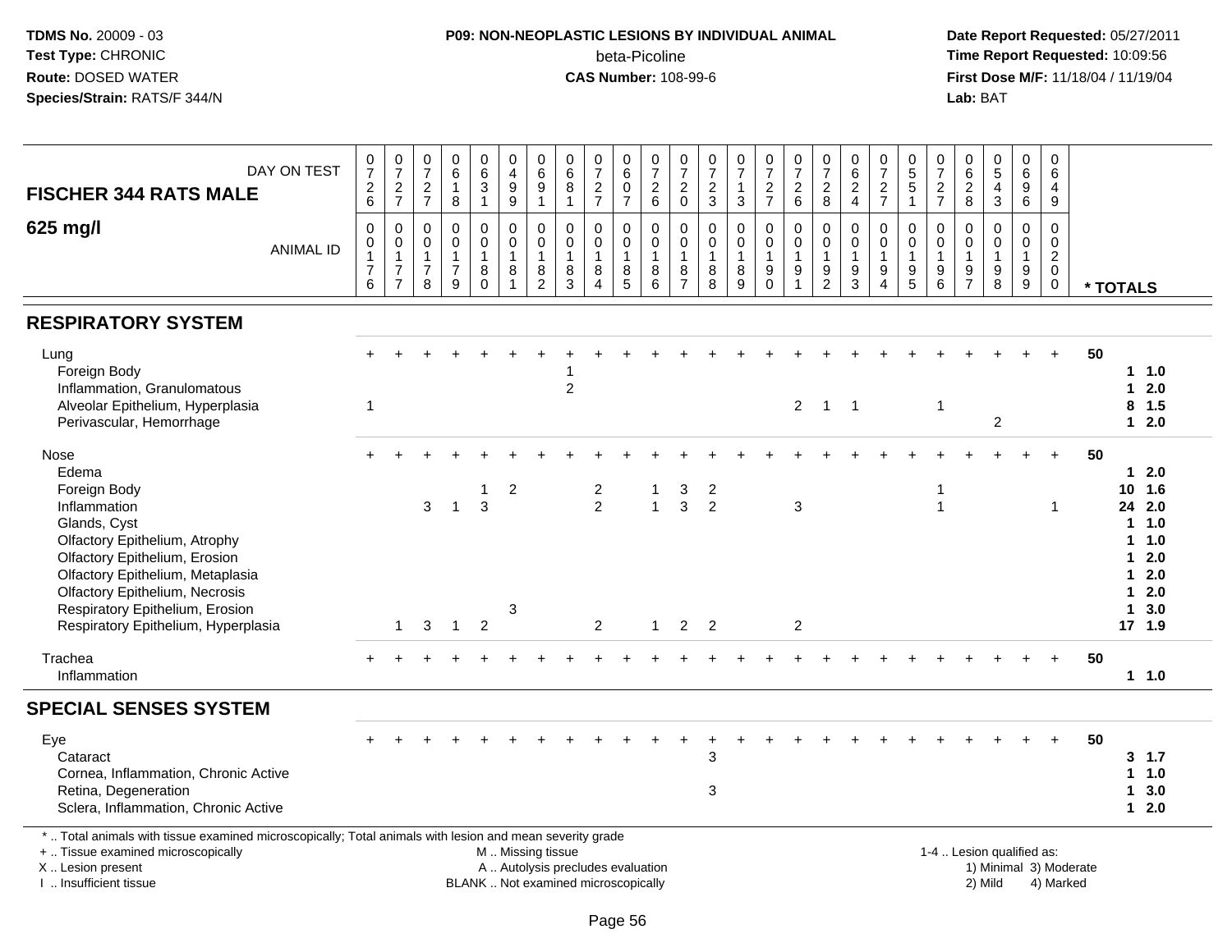**TDMS No.** 20009 - 03
**Test Type:** CHRONIC
**Route:** DOSED WATER
**Species/Strain:** RATS/F 344/N

**P09: NON-NEOPLASTIC LESIONS BY INDIVIDUAL ANIMAL**
beta-Picoline
**CAS Number:** 108-99-6

**Date Report Requested:** 05/27/2011
**Time Report Requested:** 10:09:56
**First Dose M/F:** 11/18/04 / 11/19/04
**Lab:** BAT

| FISCHER 344 RATS MALE 625 mg/l | | | | | | | | | | | | | | | | | | | | | | | | | | |
|---|---|---|---|---|---|---|---|---|---|---|---|---|---|---|---|---|---|---|---|---|---|---|---|---|---|---|
| DAY ON TEST | 0726 | 0727 | 0727 | 0618 | 0631 | 0499 | 0691 | 0681 | 0727 | 0607 | 0726 | 0720 | 0723 | 0713 | 0727 | 0726 | 0728 | 0624 | 0727 | 0551 | 0727 | 0628 | 0543 | 0696 | 0649 | |
| ANIMAL ID | 00176 | 00177 | 00178 | 00179 | 00180 | 00181 | 00182 | 00183 | 00184 | 00185 | 00186 | 00187 | 00188 | 00189 | 00190 | 00191 | 00192 | 00193 | 00194 | 00195 | 00196 | 00197 | 00198 | 00199 | 00200 | * TOTALS |
| **RESPIRATORY SYSTEM** | | | | | | | | | | | | | | | | | | | | | | | | | | |
| Lung | + | + | + | + | + | + | + | + | + | + | + | + | + | + | + | + | + | + | + | + | + | + | + | + | + | 50 |
| Foreign Body | | | | | | | | 1 | | | | | | | | | | | | | | | | | | 1 1.0 |
| Inflammation, Granulomatous | | | | | | | | 2 | | | | | | | | | | | | | | | | | | 1 2.0 |
| Alveolar Epithelium, Hyperplasia | 1 | | | | | | | | | | | | | | | 2 | 1 | 1 | | | 1 | | | | | 8 1.5 |
| Perivascular, Hemorrhage | | | | | | | | | | | | | | | | | | | | | | | 2 | | | 1 2.0 |
| Nose | + | + | + | + | + | + | + | + | + | + | + | + | + | + | + | + | + | + | + | + | + | + | + | + | + | 50 |
| Edema | | | | | | | | | | | | | | | | | | | | | | | | | | 1 2.0 |
| Foreign Body | | | | | 1 | 2 | | | 2 | | 1 | 3 | 2 | | | | | | | | 1 | | | | | 10 1.6 |
| Inflammation | | | 3 | 1 | 3 | | | | 2 | | 1 | 3 | 2 | | | 3 | | | | | 1 | | | | 1 | 24 2.0 |
| Glands, Cyst | | | | | | | | | | | | | | | | | | | | | | | | | | 1 1.0 |
| Olfactory Epithelium, Atrophy | | | | | | | | | | | | | | | | | | | | | | | | | | 1 1.0 |
| Olfactory Epithelium, Erosion | | | | | | | | | | | | | | | | | | | | | | | | | | 1 2.0 |
| Olfactory Epithelium, Metaplasia | | | | | | | | | | | | | | | | | | | | | | | | | | 1 2.0 |
| Olfactory Epithelium, Necrosis | | | | | | | | | | | | | | | | | | | | | | | | | | 1 2.0 |
| Respiratory Epithelium, Erosion | | | | | | 3 | | | | | | | | | | | | | | | | | | | | 1 3.0 |
| Respiratory Epithelium, Hyperplasia | | 1 | 3 | 1 | 2 | | | | 2 | | 1 | 2 | 2 | | | 2 | | | | | | | | | | 17 1.9 |
| Trachea | + | + | + | + | + | + | + | + | + | + | + | + | + | + | + | + | + | + | + | + | + | + | + | + | + | 50 |
| Inflammation | | | | | | | | | | | | | | | | | | | | | | | | | | 1 1.0 |
| **SPECIAL SENSES SYSTEM** | | | | | | | | | | | | | | | | | | | | | | | | | | |
| Eye | + | + | + | + | + | + | + | + | + | + | + | + | + | + | + | + | + | + | + | + | + | + | + | + | + | 50 |
| Cataract | | | | | | | | | | | | | 3 | | | | | | | | | | | | | 3 1.7 |
| Cornea, Inflammation, Chronic Active | | | | | | | | | | | | | | | | | | | | | | | | | | 1 1.0 |
| Retina, Degeneration | | | | | | | | | | | | | 3 | | | | | | | | | | | | | 1 3.0 |
| Sclera, Inflammation, Chronic Active | | | | | | | | | | | | | | | | | | | | | | | | | | 1 2.0 |

* .. Total animals with tissue examined microscopically; Total animals with lesion and mean severity grade
+ .. Tissue examined microscopically
X .. Lesion present
I .. Insufficient tissue

M .. Missing tissue
A .. Autolysis precludes evaluation
BLANK .. Not examined microscopically

1-4 .. Lesion qualified as:
1) Minimal 3) Moderate
2) Mild 4) Marked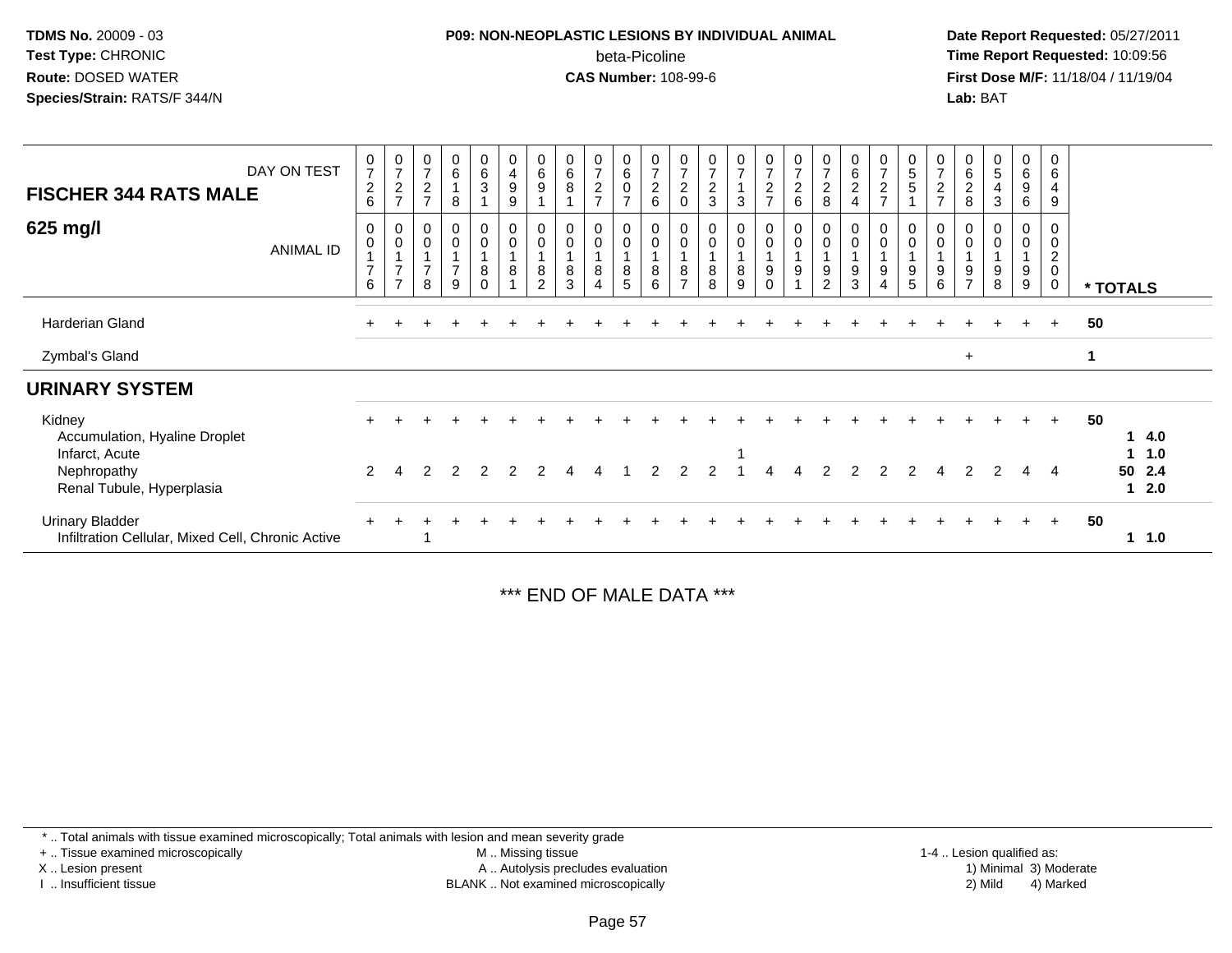**TDMS No.** 20009 - 03
**Test Type:** CHRONIC
**Route:** DOSED WATER
**Species/Strain:** RATS/F 344/N

**P09: NON-NEOPLASTIC LESIONS BY INDIVIDUAL ANIMAL**
beta-Picoline
**CAS Number:** 108-99-6

**Date Report Requested:** 05/27/2011
**Time Report Requested:** 10:09:56
**First Dose M/F:** 11/18/04 / 11/19/04
**Lab:** BAT

| FISCHER 344 RATS MALE — DAY ON TEST | 0726 | 0727 | 0727 | 0618 | 0631 | 0499 | 0691 | 0681 | 0727 | 0607 | 0726 | 0720 | 0723 | 0713 | 0727 | 0726 | 0728 | 0624 | 0727 | 0551 | 0727 | 0628 | 0543 | 0696 | 0649 | |
|---|---|---|---|---|---|---|---|---|---|---|---|---|---|---|---|---|---|---|---|---|---|---|---|---|---|---|
| **625 mg/l** — ANIMAL ID | 0176 | 0177 | 0178 | 0179 | 0180 | 0181 | 0182 | 0183 | 0184 | 0185 | 0186 | 0187 | 0188 | 0189 | 0190 | 0191 | 0192 | 0193 | 0194 | 0195 | 0196 | 0197 | 0198 | 0199 | 0200 | * TOTALS |
| Harderian Gland | + | + | + | + | + | + | + | + | + | + | + | + | + | + | + | + | + | + | + | + | + | + | + | + | + | 50 |
| Zymbal's Gland | | | | | | | | | | | | | | | | | | | | | | + | | | | 1 |
| **URINARY SYSTEM** | | | | | | | | | | | | | | | | | | | | | | | | | | |
| Kidney | + | + | + | + | + | + | + | + | + | + | + | + | + | + | + | + | + | + | + | + | + | + | + | + | + | 50 |
| Accumulation, Hyaline Droplet | | | | | | | | | | | | | | | | | | | | | | | | | | 1 4.0 |
| Infarct, Acute | | | | | | | | | | | | | | 1 | | | | | | | | | | | | 1 1.0 |
| Nephropathy | 2 | 4 | 2 | 2 | 2 | 2 | 2 | 4 | 4 | 1 | 2 | 2 | 2 | 1 | 4 | 4 | 2 | 2 | 2 | 2 | 4 | 2 | 2 | 4 | 4 | 50 2.4 |
| Renal Tubule, Hyperplasia | | | | | | | | | | | | | | | | | | | | | | | | | | 1 2.0 |
| Urinary Bladder | + | + | + | + | + | + | + | + | + | + | + | + | + | + | + | + | + | + | + | + | + | + | + | + | + | 50 |
| Infiltration Cellular, Mixed Cell, Chronic Active | | | 1 | | | | | | | | | | | | | | | | | | | | | | | 1 1.0 |

*** END OF MALE DATA ***

* .. Total animals with tissue examined microscopically; Total animals with lesion and mean severity grade
+ .. Tissue examined microscopically
X .. Lesion present
I .. Insufficient tissue
M .. Missing tissue
A .. Autolysis precludes evaluation
BLANK .. Not examined microscopically
1-4 .. Lesion qualified as: 1) Minimal 2) Mild 3) Moderate 4) Marked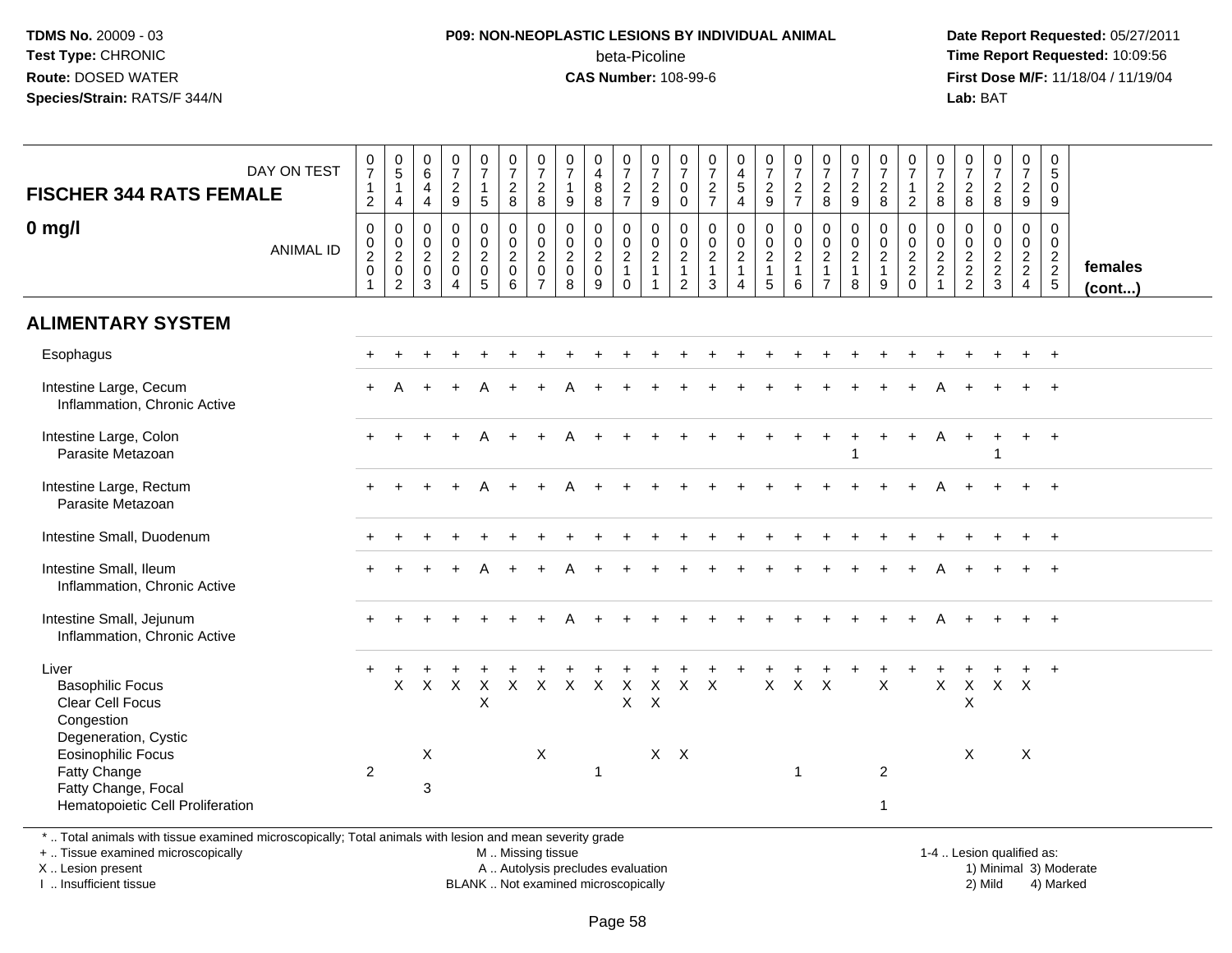# P09: NON-NEOPLASTIC LESIONS BY INDIVIDUAL ANIMAL

beta-Picoline

**CAS Number:** 108-99-6

**TDMS No.** 20009 - 03
**Test Type:** CHRONIC
**Route:** DOSED WATER
**Species/Strain:** RATS/F 344/N

**Date Report Requested:** 05/27/2011
**Time Report Requested:** 10:09:56
**First Dose M/F:** 11/18/04 / 11/19/04
**Lab:** BAT

| FISCHER 344 RATS FEMALE 0 mg/l | DAY ON TEST | 0712 | 0514 | 0644 | 0729 | 0715 | 0728 | 0728 | 0719 | 0488 | 0727 | 0729 | 0700 | 0727 | 0454 | 0729 | 0727 | 0728 | 0729 | 0728 | 0712 | 0728 | 0728 | 0728 | 0729 | 0509 | |
|---|---|---|---|---|---|---|---|---|---|---|---|---|---|---|---|---|---|---|---|---|---|---|---|---|---|---|---|
| | ANIMAL ID | 0201 | 0202 | 0203 | 0204 | 0205 | 0206 | 0207 | 0208 | 0209 | 0210 | 0211 | 0212 | 0213 | 0214 | 0215 | 0216 | 0217 | 0218 | 0219 | 0220 | 0221 | 0222 | 0223 | 0224 | 0225 | females (cont...) |
| **ALIMENTARY SYSTEM** | | | | | | | | | | | | | | | | | | | | | | | | | | | |
| Esophagus | | + | + | + | + | + | + | + | + | + | + | + | + | + | + | + | + | + | + | + | + | + | + | + | + | + | |
| Intestine Large, Cecum | | + | A | + | + | A | + | + | A | + | + | + | + | + | + | + | + | + | + | + | + | A | + | + | + | + | |
| Inflammation, Chronic Active | | | | | | | | | | | | | | | | | | | | | | | | | | | |
| Intestine Large, Colon | | + | + | + | + | A | + | + | A | + | + | + | + | + | + | + | + | + | + | + | + | A | + | + | + | + | |
| Parasite Metazoan | | | | | | | | | | | | | | | | | | | 1 | | | | | 1 | | | |
| Intestine Large, Rectum | | + | + | + | + | A | + | + | A | + | + | + | + | + | + | + | + | + | + | + | + | A | + | + | + | + | |
| Parasite Metazoan | | | | | | | | | | | | | | | | | | | | | | | | | | | |
| Intestine Small, Duodenum | | + | + | + | + | + | + | + | + | + | + | + | + | + | + | + | + | + | + | + | + | + | + | + | + | + | |
| Intestine Small, Ileum | | + | + | + | + | A | + | + | A | + | + | + | + | + | + | + | + | + | + | + | + | A | + | + | + | + | |
| Inflammation, Chronic Active | | | | | | | | | | | | | | | | | | | | | | | | | | | |
| Intestine Small, Jejunum | | + | + | + | + | + | + | + | A | + | + | + | + | + | + | + | + | + | + | + | + | A | + | + | + | + | |
| Inflammation, Chronic Active | | | | | | | | | | | | | | | | | | | | | | | | | | | |
| Liver | | + | + | + | + | + | + | + | + | + | + | + | + | + | + | + | + | + | + | + | + | + | + | + | + | + | |
| Basophilic Focus | | | X | X | X | X | X | X | X | X | X | X | X | X | | X | X | X | | X | | X | X | X | X | | |
| Clear Cell Focus | | | | | | X | | | | | X | X | | | | | | | | | | | X | | | | |
| Congestion | | | | | | | | | | | | | | | | | | | | | | | | | | | |
| Degeneration, Cystic | | | | | | | | | | | | | | | | | | | | | | | | | | | |
| Eosinophilic Focus | | | | X | | | | X | | | | X | X | | | | | | | | | | X | | X | | |
| Fatty Change | | 2 | | | | | | | | 1 | | | | | | | 1 | | | 2 | | | | | | | |
| Fatty Change, Focal | | | | 3 | | | | | | | | | | | | | | | | | | | | | | | |
| Hematopoietic Cell Proliferation | | | | | | | | | | | | | | | | | | | | 1 | | | | | | | |

\* .. Total animals with tissue examined microscopically; Total animals with lesion and mean severity grade
+ .. Tissue examined microscopically
X .. Lesion present
I .. Insufficient tissue

M .. Missing tissue
A .. Autolysis precludes evaluation
BLANK .. Not examined microscopically

1-4 .. Lesion qualified as:
1) Minimal 3) Moderate
2) Mild 4) Marked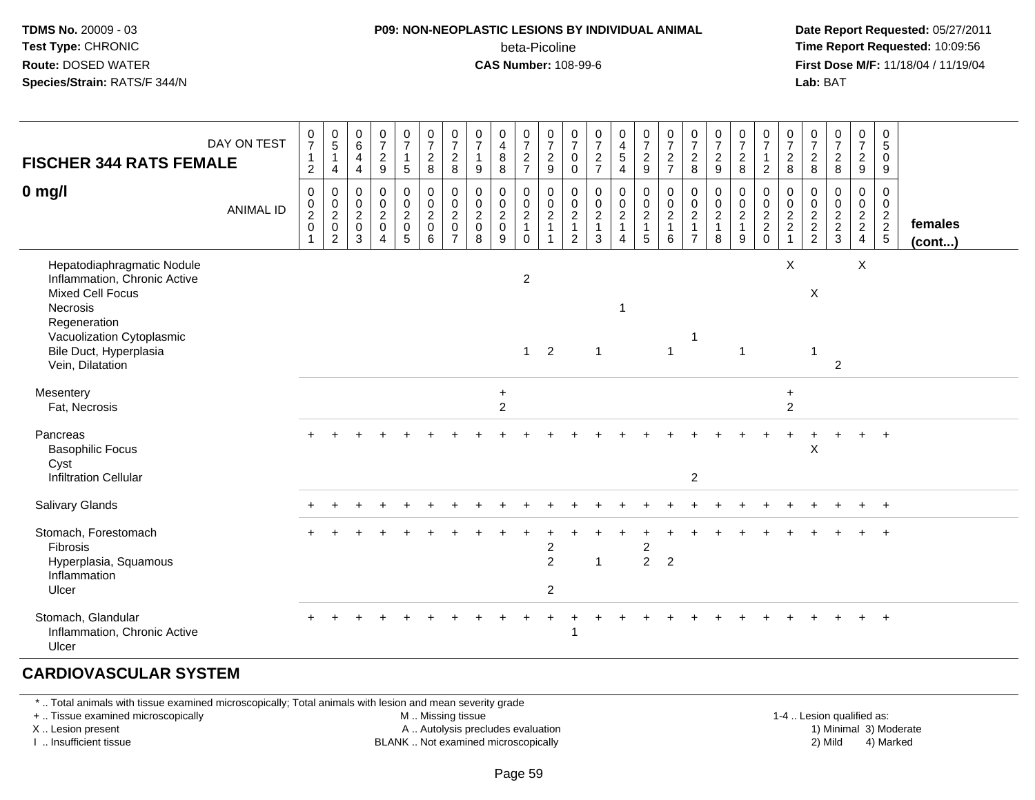**TDMS No.** 20009 - 03
**Test Type:** CHRONIC
**Route:** DOSED WATER
**Species/Strain:** RATS/F 344/N

**P09: NON-NEOPLASTIC LESIONS BY INDIVIDUAL ANIMAL**
beta-Picoline
**CAS Number:** 108-99-6

**Date Report Requested:** 05/27/2011
**Time Report Requested:** 10:09:56
**First Dose M/F:** 11/18/04 / 11/19/04
**Lab:** BAT

| FISCHER 344 RATS FEMALE — 0 mg/l | | | | | | | | | | | | | | | | | | | | | | | | | | |
|---|---|---|---|---|---|---|---|---|---|---|---|---|---|---|---|---|---|---|---|---|---|---|---|---|---|---|
| DAY ON TEST | 0712 | 0514 | 0644 | 0729 | 0715 | 0728 | 0728 | 0719 | 0488 | 0727 | 0729 | 0700 | 0727 | 0454 | 0729 | 0727 | 0728 | 0729 | 0728 | 0712 | 0728 | 0728 | 0728 | 0729 | 0509 | |
| ANIMAL ID | 00201 | 00202 | 00203 | 00204 | 00205 | 00206 | 00207 | 00208 | 00209 | 00210 | 00211 | 00212 | 00213 | 00214 | 00215 | 00216 | 00217 | 00218 | 00219 | 00220 | 00221 | 00222 | 00223 | 00224 | 00225 | females (cont...) |
| Hepatodiaphragmatic Nodule | | | | | | | | | | | | | | | | | | | | | X | | | X | | |
| Inflammation, Chronic Active | | | | | | | | | | 2 | | | | | | | | | | | | | | | | |
| Mixed Cell Focus | | | | | | | | | | | | | | | | | | | | | | X | | | | |
| Necrosis | | | | | | | | | | | | | | 1 | | | | | | | | | | | | |
| Regeneration | | | | | | | | | | | | | | | | | | | | | | | | | | |
| Vacuolization Cytoplasmic | | | | | | | | | | | | | | | | | 1 | | | | | | | | | |
| Bile Duct, Hyperplasia | | | | | | | | | | 1 | 2 | | 1 | | | 1 | | | 1 | | | 1 | | | | |
| Vein, Dilatation | | | | | | | | | | | | | | | | | | | | | | | 2 | | | |
| Mesentery | | | | | | | | | + | | | | | | | | | | | | + | | | | | |
| Fat, Necrosis | | | | | | | | | 2 | | | | | | | | | | | | 2 | | | | | |
| Pancreas | + | + | + | + | + | + | + | + | + | + | + | + | + | + | + | + | + | + | + | + | + | + | + | + | + | |
| Basophilic Focus | | | | | | | | | | | | | | | | | | | | | | X | | | | |
| Cyst | | | | | | | | | | | | | | | | | | | | | | | | | | |
| Infiltration Cellular | | | | | | | | | | | | | | | | | 2 | | | | | | | | | |
| Salivary Glands | + | + | + | + | + | + | + | + | + | + | + | + | + | + | + | + | + | + | + | + | + | + | + | + | + | |
| Stomach, Forestomach | + | + | + | + | + | + | + | + | + | + | + | + | + | + | + | + | + | + | + | + | + | + | + | + | + | |
| Fibrosis | | | | | | | | | | | 2 | | | | 2 | | | | | | | | | | | |
| Hyperplasia, Squamous | | | | | | | | | | | 2 | | 1 | | 2 | 2 | | | | | | | | | | |
| Inflammation | | | | | | | | | | | | | | | | | | | | | | | | | | |
| Ulcer | | | | | | | | | | | 2 | | | | | | | | | | | | | | | |
| Stomach, Glandular | + | + | + | + | + | + | + | + | + | + | + | + | + | + | + | + | + | + | + | + | + | + | + | + | + | |
| Inflammation, Chronic Active | | | | | | | | | | | | 1 | | | | | | | | | | | | | | |
| Ulcer | | | | | | | | | | | | | | | | | | | | | | | | | | |

## CARDIOVASCULAR SYSTEM

\* .. Total animals with tissue examined microscopically; Total animals with lesion and mean severity grade
\+ .. Tissue examined microscopically
X .. Lesion present
I .. Insufficient tissue

M .. Missing tissue
A .. Autolysis precludes evaluation
BLANK .. Not examined microscopically

1-4 .. Lesion qualified as:
1) Minimal 3) Moderate
2) Mild 4) Marked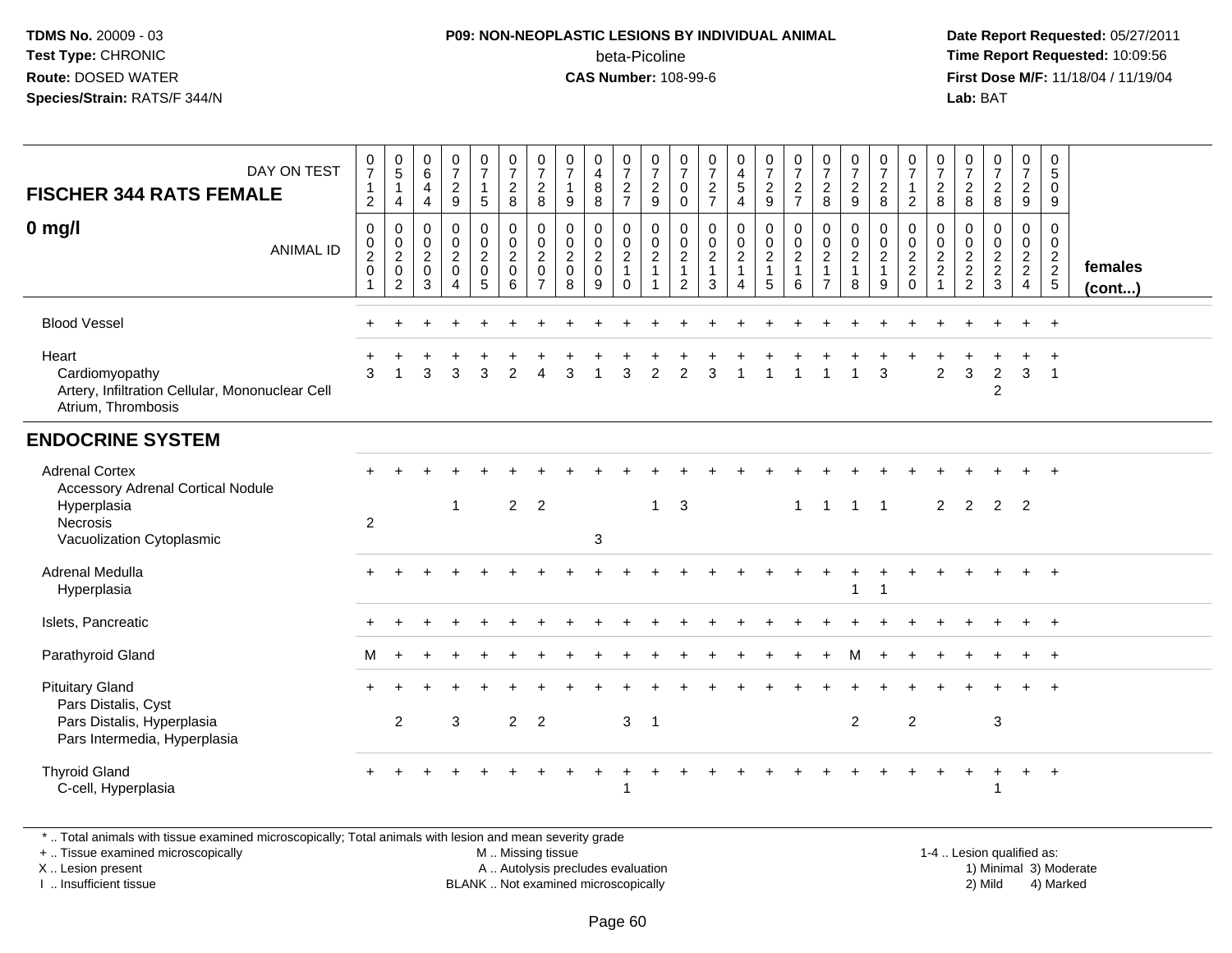TDMS No. 20009 - 03
Test Type: CHRONIC
Route: DOSED WATER
Species/Strain: RATS/F 344/N

**P09: NON-NEOPLASTIC LESIONS BY INDIVIDUAL ANIMAL**
beta-Picoline
**CAS Number:** 108-99-6

Date Report Requested: 05/27/2011
Time Report Requested: 10:09:56
First Dose M/F: 11/18/04 / 11/19/04
Lab: BAT

| FISCHER 344 RATS FEMALE 0 mg/l | | | | | | | | | | | | | | | | | | | | | | | | | | |
|---|---|---|---|---|---|---|---|---|---|---|---|---|---|---|---|---|---|---|---|---|---|---|---|---|---|---|
| DAY ON TEST | 0712 | 0514 | 0644 | 0729 | 0715 | 0728 | 0728 | 0719 | 0488 | 0727 | 0729 | 0700 | 0727 | 0454 | 0729 | 0727 | 0728 | 0729 | 0728 | 0712 | 0728 | 0728 | 0728 | 0729 | 0509 | |
| ANIMAL ID | 0020 1 | 0020 2 | 0020 3 | 0020 4 | 0020 5 | 0020 6 | 0020 7 | 0020 8 | 0020 9 | 0021 0 | 0021 1 | 0021 2 | 0021 3 | 0021 4 | 0021 5 | 0021 6 | 0021 7 | 0021 8 | 0021 9 | 0022 0 | 0022 1 | 0022 2 | 0022 3 | 0022 4 | 0022 5 | females (cont...) |
| Blood Vessel | + | + | + | + | + | + | + | + | + | + | + | + | + | + | + | + | + | + | + | + | + | + | + | + | + | |
| Heart | + | + | + | + | + | + | + | + | + | + | + | + | + | + | + | + | + | + | + | + | + | + | + | + | + | |
| Cardiomyopathy | 3 | 1 | 3 | 3 | 3 | 2 | 4 | 3 | 1 | 3 | 2 | 2 | 3 | 1 | 1 | 1 | 1 | 1 | 3 | | 2 | 3 | 2 | 3 | 1 | |
| Artery, Infiltration Cellular, Mononuclear Cell | | | | | | | | | | | | | | | | | | | | | | | 2 | | | |
| Atrium, Thrombosis | | | | | | | | | | | | | | | | | | | | | | | | | | |
| **ENDOCRINE SYSTEM** | | | | | | | | | | | | | | | | | | | | | | | | | | |
| Adrenal Cortex | + | + | + | + | + | + | + | + | + | + | + | + | + | + | + | + | + | + | + | + | + | + | + | + | + | |
| Accessory Adrenal Cortical Nodule | | | | | | | | | | | | | | | | | | | | | | | | | | |
| Hyperplasia | | | | 1 | | 2 | 2 | | | | 1 | 3 | | | | 1 | 1 | 1 | 1 | | 2 | 2 | 2 | 2 | | |
| Necrosis | 2 | | | | | | | | | | | | | | | | | | | | | | | | | |
| Vacuolization Cytoplasmic | | | | | | | | | 3 | | | | | | | | | | | | | | | | | |
| Adrenal Medulla | + | + | + | + | + | + | + | + | + | + | + | + | + | + | + | + | + | + | + | + | + | + | + | + | + | |
| Hyperplasia | | | | | | | | | | | | | | | | | | 1 | 1 | | | | | | | |
| Islets, Pancreatic | + | + | + | + | + | + | + | + | + | + | + | + | + | + | + | + | + | + | + | + | + | + | + | + | + | |
| Parathyroid Gland | M | + | + | + | + | + | + | + | + | + | + | + | + | + | + | + | + | M | + | + | + | + | + | + | + | |
| Pituitary Gland | + | + | + | + | + | + | + | + | + | + | + | + | + | + | + | + | + | + | + | + | + | + | + | + | + | |
| Pars Distalis, Cyst | | | | | | | | | | | | | | | | | | | | | | | | | | |
| Pars Distalis, Hyperplasia | | 2 | | 3 | | 2 | 2 | | | 3 | 1 | | | | | | | 2 | | 2 | | | 3 | | | |
| Pars Intermedia, Hyperplasia | | | | | | | | | | | | | | | | | | | | | | | | | | |
| Thyroid Gland | + | + | + | + | + | + | + | + | + | + | + | + | + | + | + | + | + | + | + | + | + | + | + | + | + | |
| C-cell, Hyperplasia | | | | | | | | | | 1 | | | | | | | | | | | | | 1 | | | |

\* .. Total animals with tissue examined microscopically; Total animals with lesion and mean severity grade
+ .. Tissue examined microscopically
X .. Lesion present
I .. Insufficient tissue
M .. Missing tissue
A .. Autolysis precludes evaluation
BLANK .. Not examined microscopically
1-4 .. Lesion qualified as: 1) Minimal 2) Mild 3) Moderate 4) Marked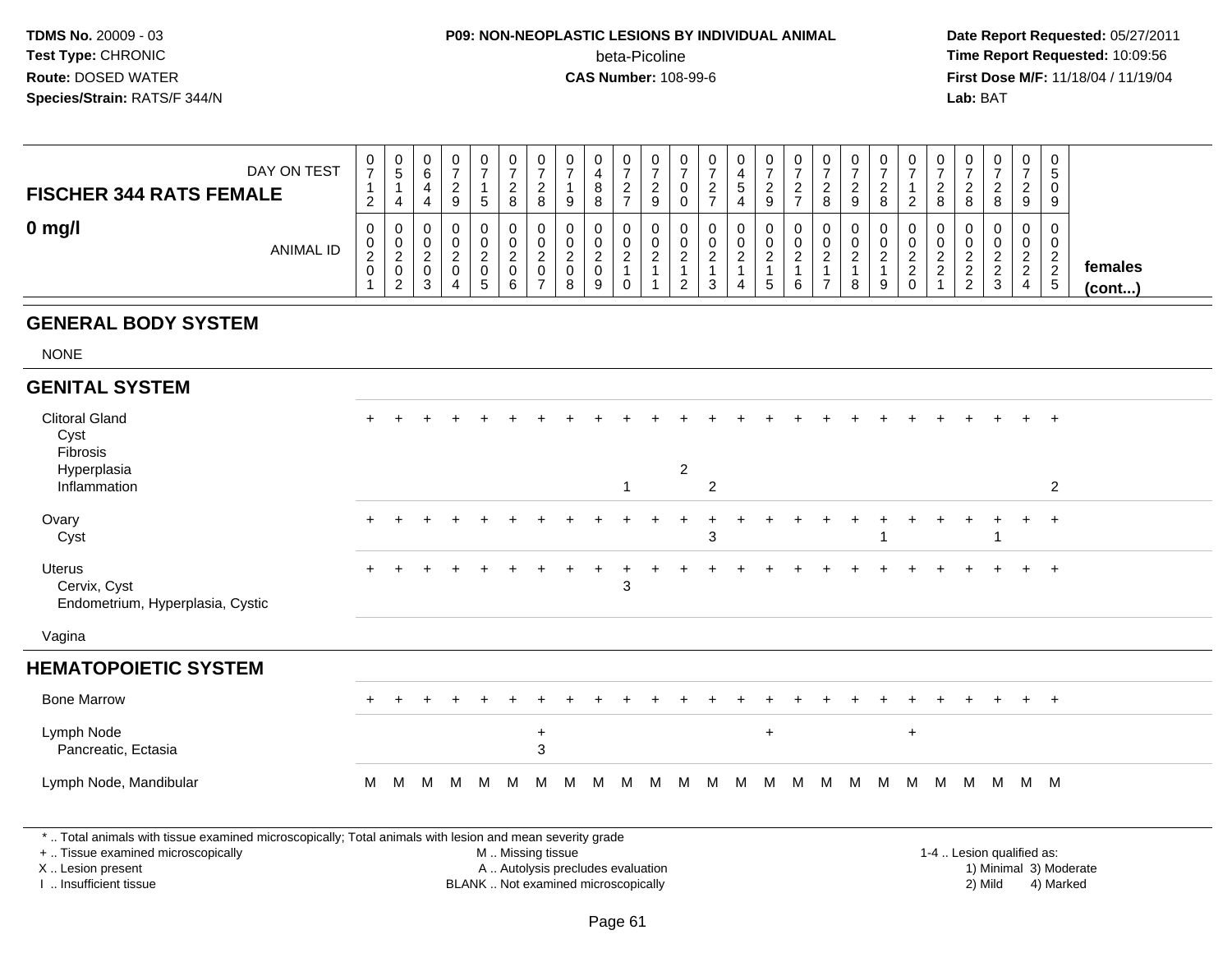**TDMS No.** 20009 - 03
**Test Type:** CHRONIC
**Route:** DOSED WATER
**Species/Strain:** RATS/F 344/N

**P09: NON-NEOPLASTIC LESIONS BY INDIVIDUAL ANIMAL**
beta-Picoline
**CAS Number:** 108-99-6

**Date Report Requested:** 05/27/2011
**Time Report Requested:** 10:09:56
**First Dose M/F:** 11/18/04 / 11/19/04
**Lab:** BAT

| FISCHER 344 RATS FEMALE — DAY ON TEST | 0712 | 0514 | 0644 | 0729 | 0715 | 0728 | 0728 | 0719 | 0488 | 0727 | 0729 | 0700 | 0727 | 0454 | 0729 | 0727 | 0728 | 0729 | 0728 | 0712 | 0728 | 0728 | 0728 | 0729 | 0509 | |
|---|---|---|---|---|---|---|---|---|---|---|---|---|---|---|---|---|---|---|---|---|---|---|---|---|---|---|
| **0 mg/l** — ANIMAL ID | 0201 | 0202 | 0203 | 0204 | 0205 | 0206 | 0207 | 0208 | 0209 | 0210 | 0211 | 0212 | 0213 | 0214 | 0215 | 0216 | 0217 | 0218 | 0219 | 0220 | 0221 | 0222 | 0223 | 0224 | 0225 | **females (cont...)** |
| **GENERAL BODY SYSTEM** | | | | | | | | | | | | | | | | | | | | | | | | | | |
| NONE | | | | | | | | | | | | | | | | | | | | | | | | | | |
| **GENITAL SYSTEM** | | | | | | | | | | | | | | | | | | | | | | | | | | |
| Clitoral Gland | + | + | + | + | + | + | + | + | + | + | + | + | + | + | + | + | + | + | + | + | + | + | + | + | + | |
| Cyst | | | | | | | | | | | | | | | | | | | | | | | | | | |
| Fibrosis | | | | | | | | | | | | | | | | | | | | | | | | | | |
| Hyperplasia | | | | | | | | | | | | 2 | | | | | | | | | | | | | | |
| Inflammation | | | | | | | | | | 1 | | | 2 | | | | | | | | | | | | 2 | |
| Ovary | + | + | + | + | + | + | + | + | + | + | + | + | + | + | + | + | + | + | + | + | + | + | + | + | + | |
| Cyst | | | | | | | | | | | | | 3 | | | | | | 1 | | | | 1 | | | |
| Uterus | + | + | + | + | + | + | + | + | + | + | + | + | + | + | + | + | + | + | + | + | + | + | + | + | + | |
| Cervix, Cyst | | | | | | | | | | 3 | | | | | | | | | | | | | | | | |
| Endometrium, Hyperplasia, Cystic | | | | | | | | | | | | | | | | | | | | | | | | | | |
| Vagina | | | | | | | | | | | | | | | | | | | | | | | | | | |
| **HEMATOPOIETIC SYSTEM** | | | | | | | | | | | | | | | | | | | | | | | | | | |
| Bone Marrow | + | + | + | + | + | + | + | + | + | + | + | + | + | + | + | + | + | + | + | + | + | + | + | + | + | |
| Lymph Node | | | | | | | + | | | | | | | | + | | | | | + | | | | | | |
| Pancreatic, Ectasia | | | | | | | 3 | | | | | | | | | | | | | | | | | | | |
| Lymph Node, Mandibular | M | M | M | M | M | M | M | M | M | M | M | M | M | M | M | M | M | M | M | M | M | M | M | M | M | |

* .. Total animals with tissue examined microscopically; Total animals with lesion and mean severity grade
+ .. Tissue examined microscopically
X .. Lesion present
I .. Insufficient tissue

M .. Missing tissue
A .. Autolysis precludes evaluation
BLANK .. Not examined microscopically

1-4 .. Lesion qualified as:
1) Minimal 3) Moderate
2) Mild 4) Marked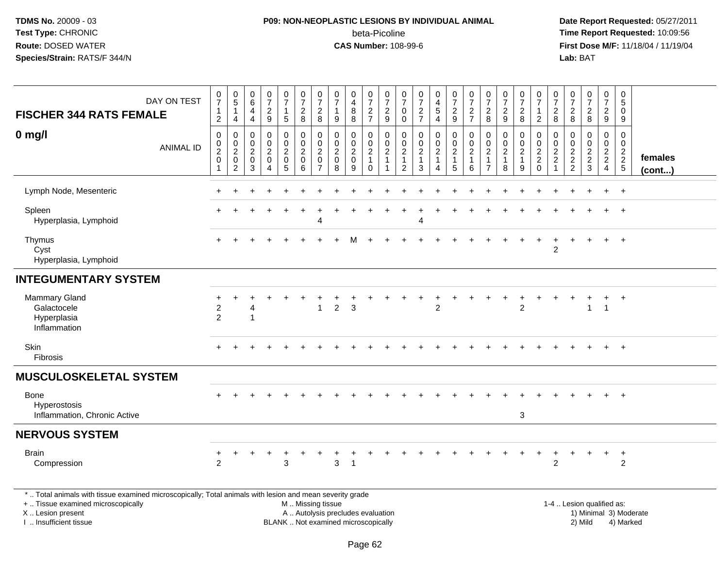**TDMS No.** 20009 - 03
**Test Type:** CHRONIC
**Route:** DOSED WATER
**Species/Strain:** RATS/F 344/N

**P09: NON-NEOPLASTIC LESIONS BY INDIVIDUAL ANIMAL**
beta-Picoline
**CAS Number:** 108-99-6

**Date Report Requested:** 05/27/2011
**Time Report Requested:** 10:09:56
**First Dose M/F:** 11/18/04 / 11/19/04
**Lab:** BAT

| FISCHER 344 RATS FEMALE — DAY ON TEST | 0712 | 0514 | 0644 | 0729 | 0715 | 0728 | 0728 | 0719 | 0488 | 0727 | 0729 | 0700 | 0727 | 0454 | 0729 | 0727 | 0728 | 0729 | 0728 | 0712 | 0728 | 0728 | 0728 | 0729 | 0509 | |
|---|---|---|---|---|---|---|---|---|---|---|---|---|---|---|---|---|---|---|---|---|---|---|---|---|---|---|
| **0 mg/l** — ANIMAL ID | 00201 | 00202 | 00203 | 00204 | 00205 | 00206 | 00207 | 00208 | 00209 | 00210 | 00211 | 00212 | 00213 | 00214 | 00215 | 00216 | 00217 | 00218 | 00219 | 00220 | 00221 | 00222 | 00223 | 00224 | 00225 | **females (cont...)** |
| Lymph Node, Mesenteric | + | + | + | + | + | + | + | + | + | + | + | + | + | + | + | + | + | + | + | + | + | + | + | + | + | |
| Spleen | + | + | + | + | + | + | + | + | + | + | + | + | + | + | + | + | + | + | + | + | + | + | + | + | + | |
| Hyperplasia, Lymphoid | | | | | | | 4 | | | | | | 4 | | | | | | | | | | | | | |
| Thymus | + | + | + | + | + | + | + | + | M | + | + | + | + | + | + | + | + | + | + | + | + | + | + | + | + | |
| Cyst | | | | | | | | | | | | | | | | | | | | | 2 | | | | | |
| Hyperplasia, Lymphoid | | | | | | | | | | | | | | | | | | | | | | | | | | |
| **INTEGUMENTARY SYSTEM** | | | | | | | | | | | | | | | | | | | | | | | | | | |
| Mammary Gland | + | + | + | + | + | + | + | + | + | + | + | + | + | + | + | + | + | + | + | + | + | + | + | + | + | |
| Galactocele | 2 | | 4 | | | | 1 | 2 | 3 | | | | | 2 | | | | | 2 | | | | 1 | 1 | | |
| Hyperplasia | 2 | | 1 | | | | | | | | | | | | | | | | | | | | | | | |
| Inflammation | | | | | | | | | | | | | | | | | | | | | | | | | | |
| Skin | + | + | + | + | + | + | + | + | + | + | + | + | + | + | + | + | + | + | + | + | + | + | + | + | + | |
| Fibrosis | | | | | | | | | | | | | | | | | | | | | | | | | | |
| **MUSCULOSKELETAL SYSTEM** | | | | | | | | | | | | | | | | | | | | | | | | | | |
| Bone | + | + | + | + | + | + | + | + | + | + | + | + | + | + | + | + | + | + | + | + | + | + | + | + | + | |
| Hyperostosis | | | | | | | | | | | | | | | | | | | | | | | | | | |
| Inflammation, Chronic Active | | | | | | | | | | | | | | | | | | | 3 | | | | | | | |
| **NERVOUS SYSTEM** | | | | | | | | | | | | | | | | | | | | | | | | | | |
| Brain | + | + | + | + | + | + | + | + | + | + | + | + | + | + | + | + | + | + | + | + | + | + | + | + | + | |
| Compression | 2 | | | | 3 | | | 3 | 1 | | | | | | | | | | | | 2 | | | | 2 | |

* .. Total animals with tissue examined microscopically; Total animals with lesion and mean severity grade
+ .. Tissue examined microscopically
X .. Lesion present
I .. Insufficient tissue

M .. Missing tissue
A .. Autolysis precludes evaluation
BLANK .. Not examined microscopically

1-4 .. Lesion qualified as:
1) Minimal 3) Moderate
2) Mild 4) Marked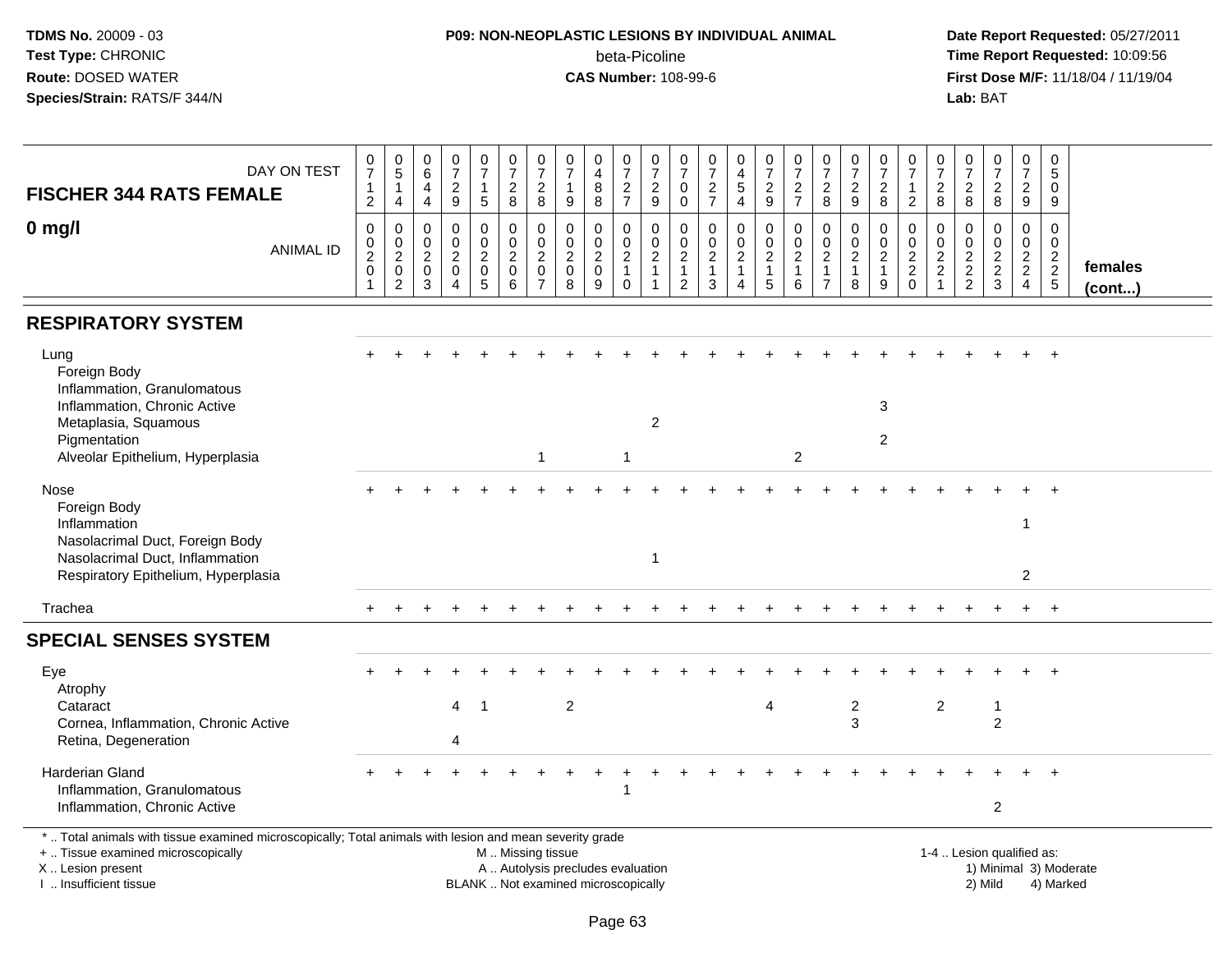**TDMS No.** 20009 - 03
**Test Type:** CHRONIC
**Route:** DOSED WATER
**Species/Strain:** RATS/F 344/N

**P09: NON-NEOPLASTIC LESIONS BY INDIVIDUAL ANIMAL**
beta-Picoline
**CAS Number:** 108-99-6

**Date Report Requested:** 05/27/2011
**Time Report Requested:** 10:09:56
**First Dose M/F:** 11/18/04 / 11/19/04
**Lab:** BAT

| FISCHER 344 RATS FEMALE — DAY ON TEST | 0712 | 0514 | 0644 | 0729 | 0715 | 0728 | 0728 | 0719 | 0488 | 0727 | 0729 | 0700 | 0727 | 0454 | 0729 | 0727 | 0728 | 0729 | 0728 | 0712 | 0728 | 0728 | 0728 | 0729 | 0509 | |
|---|---|---|---|---|---|---|---|---|---|---|---|---|---|---|---|---|---|---|---|---|---|---|---|---|---|---|
| **0 mg/l** — ANIMAL ID | 0201 | 0202 | 0203 | 0204 | 0205 | 0206 | 0207 | 0208 | 0209 | 0210 | 0211 | 0212 | 0213 | 0214 | 0215 | 0216 | 0217 | 0218 | 0219 | 0220 | 0221 | 0222 | 0223 | 0224 | 0225 | **females (cont...)** |
| **RESPIRATORY SYSTEM** | | | | | | | | | | | | | | | | | | | | | | | | | | |
| Lung | + | + | + | + | + | + | + | + | + | + | + | + | + | + | + | + | + | + | + | + | + | + | + | + | + | |
| Foreign Body | | | | | | | | | | | | | | | | | | | | | | | | | | |
| Inflammation, Granulomatous | | | | | | | | | | | | | | | | | | | | | | | | | | |
| Inflammation, Chronic Active | | | | | | | | | | | | | | | | | | | 3 | | | | | | | |
| Metaplasia, Squamous | | | | | | | | | | | 2 | | | | | | | | | | | | | | | |
| Pigmentation | | | | | | | | | | | | | | | | | | | 2 | | | | | | | |
| Alveolar Epithelium, Hyperplasia | | | | | | | 1 | | | 1 | | | | | | 2 | | | | | | | | | | |
| Nose | + | + | + | + | + | + | + | + | + | + | + | + | + | + | + | + | + | + | + | + | + | + | + | + | + | |
| Foreign Body | | | | | | | | | | | | | | | | | | | | | | | | | | |
| Inflammation | | | | | | | | | | | | | | | | | | | | | | | | 1 | | |
| Nasolacrimal Duct, Foreign Body | | | | | | | | | | | | | | | | | | | | | | | | | | |
| Nasolacrimal Duct, Inflammation | | | | | | | | | | | 1 | | | | | | | | | | | | | | | |
| Respiratory Epithelium, Hyperplasia | | | | | | | | | | | | | | | | | | | | | | | | 2 | | |
| Trachea | + | + | + | + | + | + | + | + | + | + | + | + | + | + | + | + | + | + | + | + | + | + | + | + | + | |
| **SPECIAL SENSES SYSTEM** | | | | | | | | | | | | | | | | | | | | | | | | | | |
| Eye | + | + | + | + | + | + | + | + | + | + | + | + | + | + | + | + | + | + | + | + | + | + | + | + | + | |
| Atrophy | | | | | | | | | | | | | | | | | | | | | | | | | | |
| Cataract | | | | 4 | 1 | | | 2 | | | | | | | 4 | | | 2 | | | 2 | | 1 | | | |
| Cornea, Inflammation, Chronic Active | | | | | | | | | | | | | | | | | | 3 | | | | | 2 | | | |
| Retina, Degeneration | | | | 4 | | | | | | | | | | | | | | | | | | | | | | |
| Harderian Gland | + | + | + | + | + | + | + | + | + | + | + | + | + | + | + | + | + | + | + | + | + | + | + | + | + | |
| Inflammation, Granulomatous | | | | | | | | | | 1 | | | | | | | | | | | | | | | | |
| Inflammation, Chronic Active | | | | | | | | | | | | | | | | | | | | | | | 2 | | | |

* .. Total animals with tissue examined microscopically; Total animals with lesion and mean severity grade
+ .. Tissue examined microscopically
X .. Lesion present
I .. Insufficient tissue

M .. Missing tissue
A .. Autolysis precludes evaluation
BLANK .. Not examined microscopically

1-4 .. Lesion qualified as:
1) Minimal 3) Moderate
2) Mild 4) Marked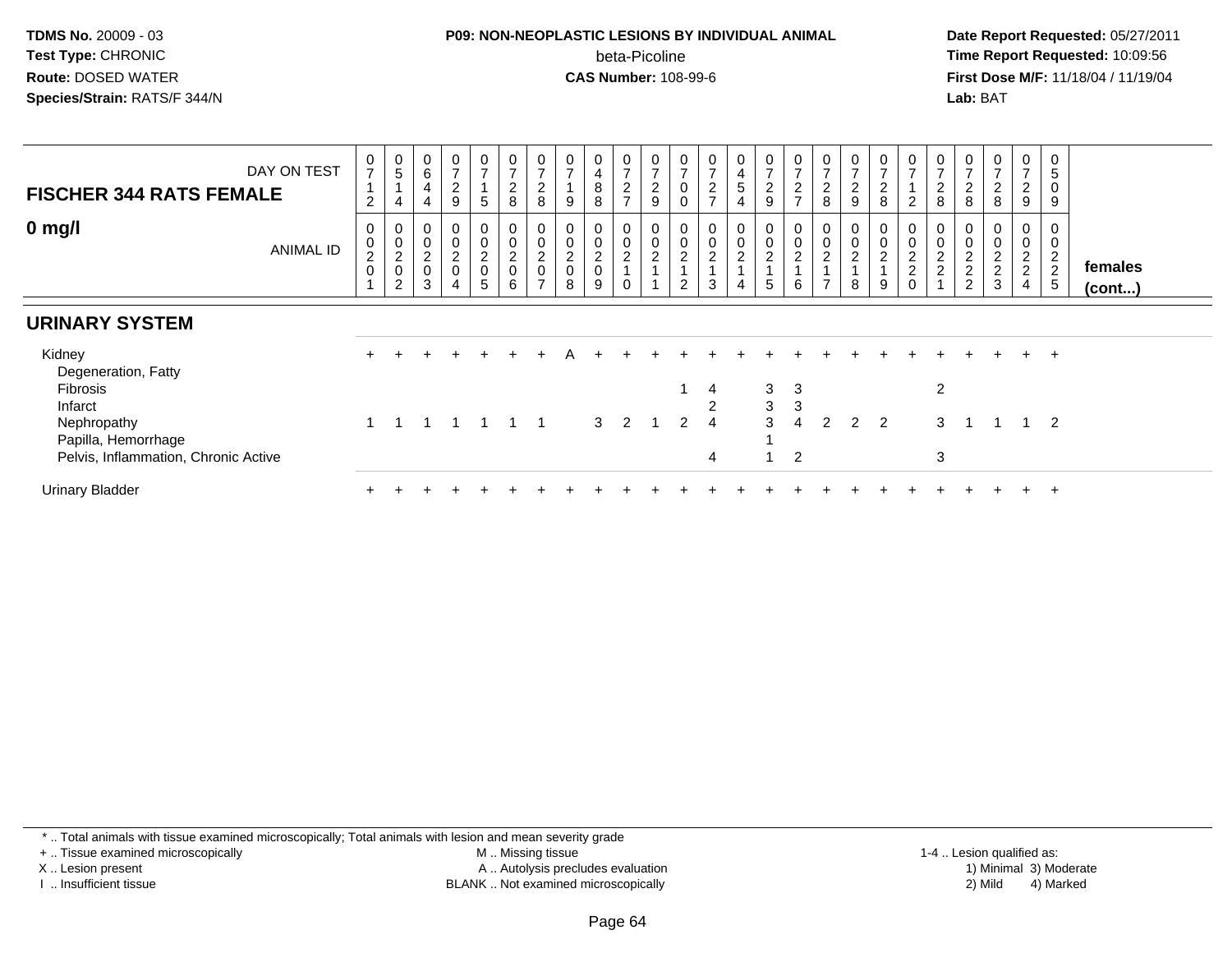**TDMS No.** 20009 - 03
**Test Type:** CHRONIC
**Route:** DOSED WATER
**Species/Strain:** RATS/F 344/N

**P09: NON-NEOPLASTIC LESIONS BY INDIVIDUAL ANIMAL**
beta-Picoline
**CAS Number:** 108-99-6

**Date Report Requested:** 05/27/2011
**Time Report Requested:** 10:09:56
**First Dose M/F:** 11/18/04 / 11/19/04
**Lab:** BAT

| FISCHER 344 RATS FEMALE — DAY ON TEST | 0712 | 0514 | 0644 | 0729 | 0715 | 0728 | 0728 | 0719 | 0488 | 0727 | 0729 | 0700 | 0727 | 0454 | 0729 | 0727 | 0728 | 0729 | 0728 | 0712 | 0728 | 0728 | 0728 | 0729 | 0509 | |
|---|---|---|---|---|---|---|---|---|---|---|---|---|---|---|---|---|---|---|---|---|---|---|---|---|---|---|
| **0 mg/l** — ANIMAL ID | 00201 | 00202 | 00203 | 00204 | 00205 | 00206 | 00207 | 00208 | 00209 | 00210 | 00211 | 00212 | 00213 | 00214 | 00215 | 00216 | 00217 | 00218 | 00219 | 00220 | 00221 | 00222 | 00223 | 00224 | 00225 | **females (cont...)** |
| **URINARY SYSTEM** | | | | | | | | | | | | | | | | | | | | | | | | | | |
| Kidney | + | + | + | + | + | + | + | A | + | + | + | + | + | + | + | + | + | + | + | + | + | + | + | + | + | |
| Degeneration, Fatty | | | | | | | | | | | | | | | | | | | | | | | | | | |
| Fibrosis | | | | | | | | | | | | 1 | 4 | | 3 | 3 | | | | | 2 | | | | | |
| Infarct | | | | | | | | | | | | | 2 | | 3 | 3 | | | | | | | | | | |
| Nephropathy | 1 | 1 | 1 | 1 | 1 | 1 | 1 | | 3 | 2 | 1 | 2 | 4 | | 3 | 4 | 2 | 2 | 2 | | 3 | 1 | 1 | 1 | 2 | |
| Papilla, Hemorrhage | | | | | | | | | | | | | | | 1 | | | | | | | | | | | |
| Pelvis, Inflammation, Chronic Active | | | | | | | | | | | | | 4 | | 1 | 2 | | | | | 3 | | | | | |
| Urinary Bladder | + | + | + | + | + | + | + | + | + | + | + | + | + | + | + | + | + | + | + | + | + | + | + | + | + | |

\* .. Total animals with tissue examined microscopically; Total animals with lesion and mean severity grade
\+ .. Tissue examined microscopically
X .. Lesion present
I .. Insufficient tissue
M .. Missing tissue
A .. Autolysis precludes evaluation
BLANK .. Not examined microscopically
1-4 .. Lesion qualified as:
1) Minimal 3) Moderate
2) Mild 4) Marked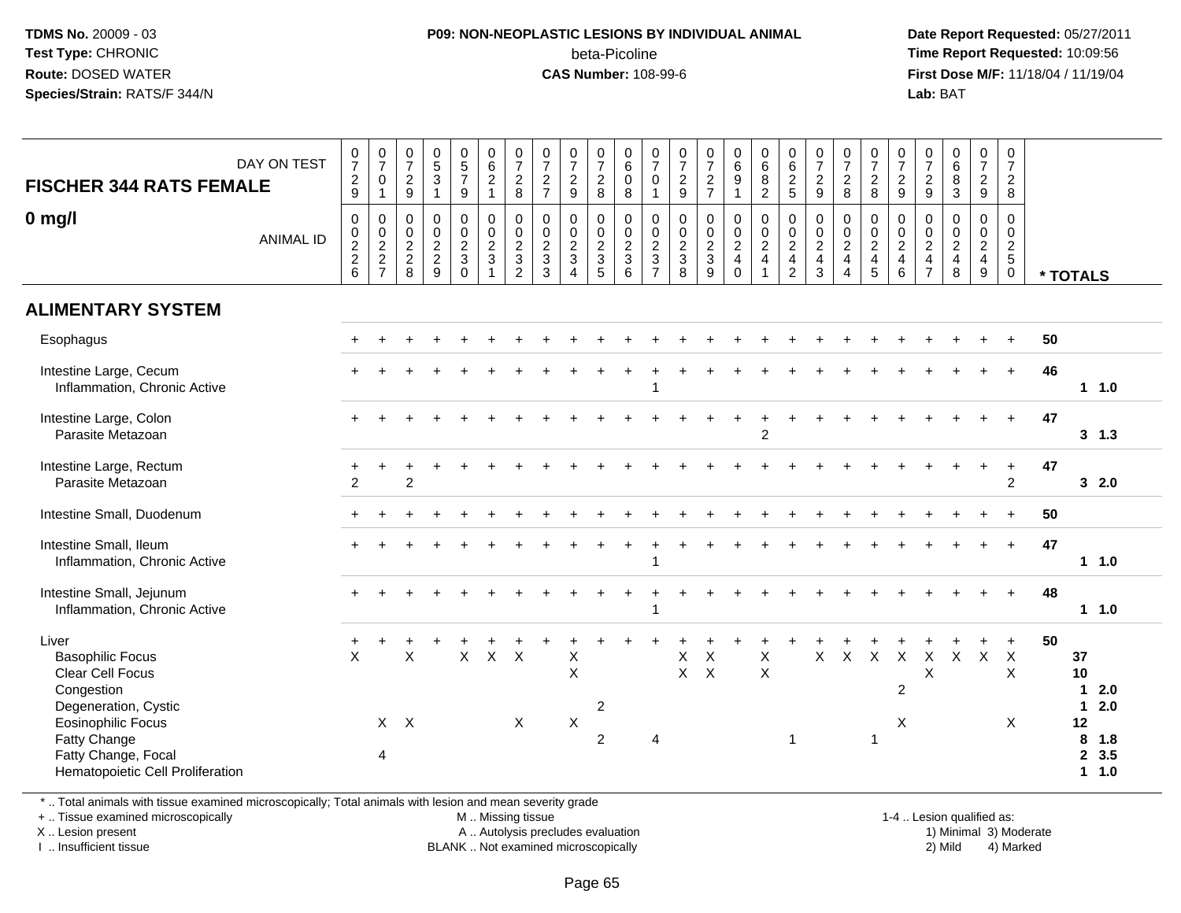**TDMS No.** 20009 - 03
**Test Type:** CHRONIC
**Route:** DOSED WATER
**Species/Strain:** RATS/F 344/N

**P09: NON-NEOPLASTIC LESIONS BY INDIVIDUAL ANIMAL**
beta-Picoline
**CAS Number:** 108-99-6

**Date Report Requested:** 05/27/2011
**Time Report Requested:** 10:09:56
**First Dose M/F:** 11/18/04 / 11/19/04
**Lab:** BAT

**FISCHER 344 RATS FEMALE**

**0 mg/l**

| DAY ON TEST | 0729 | 0701 | 0729 | 0531 | 0579 | 0621 | 0728 | 0727 | 0729 | 0728 | 0608 | 0701 | 0729 | 0727 | 0691 | 0682 | 0625 | 0729 | 0728 | 0728 | 0729 | 0729 | 0683 | 0729 | 0728 | |
|---|---|---|---|---|---|---|---|---|---|---|---|---|---|---|---|---|---|---|---|---|---|---|---|---|---|---|
| ANIMAL ID | 00226 | 00227 | 00228 | 00229 | 00230 | 00231 | 00232 | 00233 | 00234 | 00235 | 00236 | 00237 | 00238 | 00239 | 00240 | 00241 | 00242 | 00243 | 00244 | 00245 | 00246 | 00247 | 00248 | 00249 | 00250 | * TOTALS |
| **ALIMENTARY SYSTEM** | | | | | | | | | | | | | | | | | | | | | | | | | | |
| Esophagus | + | + | + | + | + | + | + | + | + | + | + | + | + | + | + | + | + | + | + | + | + | + | + | + | + | 50 |
| Intestine Large, Cecum | + | + | + | + | + | + | + | + | + | + | + | + | + | + | + | + | + | + | + | + | + | + | + | + | + | 46 |
| Inflammation, Chronic Active | | | | | | | | | | | | 1 | | | | | | | | | | | | | | 1 1.0 |
| Intestine Large, Colon | + | + | + | + | + | + | + | + | + | + | + | + | + | + | + | + | + | + | + | + | + | + | + | + | + | 47 |
| Parasite Metazoan | | | | | | | | | | | | | | | | 2 | | | | | | | | | | 3 1.3 |
| Intestine Large, Rectum | + | + | + | + | + | + | + | + | + | + | + | + | + | + | + | + | + | + | + | + | + | + | + | + | + | 47 |
| Parasite Metazoan | 2 | | 2 | | | | | | | | | | | | | | | | | | | | | | 2 | 3 2.0 |
| Intestine Small, Duodenum | + | + | + | + | + | + | + | + | + | + | + | + | + | + | + | + | + | + | + | + | + | + | + | + | + | 50 |
| Intestine Small, Ileum | + | + | + | + | + | + | + | + | + | + | + | + | + | + | + | + | + | + | + | + | + | + | + | + | + | 47 |
| Inflammation, Chronic Active | | | | | | | | | | | | 1 | | | | | | | | | | | | | | 1 1.0 |
| Intestine Small, Jejunum | + | + | + | + | + | + | + | + | + | + | + | + | + | + | + | + | + | + | + | + | + | + | + | + | + | 48 |
| Inflammation, Chronic Active | | | | | | | | | | | | 1 | | | | | | | | | | | | | | 1 1.0 |
| Liver | + | + | + | + | + | + | + | + | + | + | + | + | + | + | + | + | + | + | + | + | + | + | + | + | + | 50 |
| Basophilic Focus | X | | X | | X | X | X | | X | | | | X | X | | X | | X | X | X | X | X | X | X | X | 37 |
| Clear Cell Focus | | | | | | | | | X | | | | X | X | | X | | | | | | X | | | X | 10 |
| Congestion | | | | | | | | | | | | | | | | | | | | | 2 | | | | | 1 2.0 |
| Degeneration, Cystic | | | | | | | | | | 2 | | | | | | | | | | | | | | | | 1 2.0 |
| Eosinophilic Focus | | X | X | | | | X | | X | | | | | | | | | | | | X | | | | X | 12 |
| Fatty Change | | | | | | | | | | 2 | | 4 | | | | | 1 | | | 1 | | | | | | 8 1.8 |
| Fatty Change, Focal | | 4 | | | | | | | | | | | | | | | | | | | | | | | | 2 3.5 |
| Hematopoietic Cell Proliferation | | | | | | | | | | | | | | | | | | | | | | | | | | 1 1.0 |

\* .. Total animals with tissue examined microscopically; Total animals with lesion and mean severity grade
+ .. Tissue examined microscopically
X .. Lesion present
I .. Insufficient tissue

M .. Missing tissue
A .. Autolysis precludes evaluation
BLANK .. Not examined microscopically

1-4 .. Lesion qualified as:
1) Minimal 3) Moderate
2) Mild 4) Marked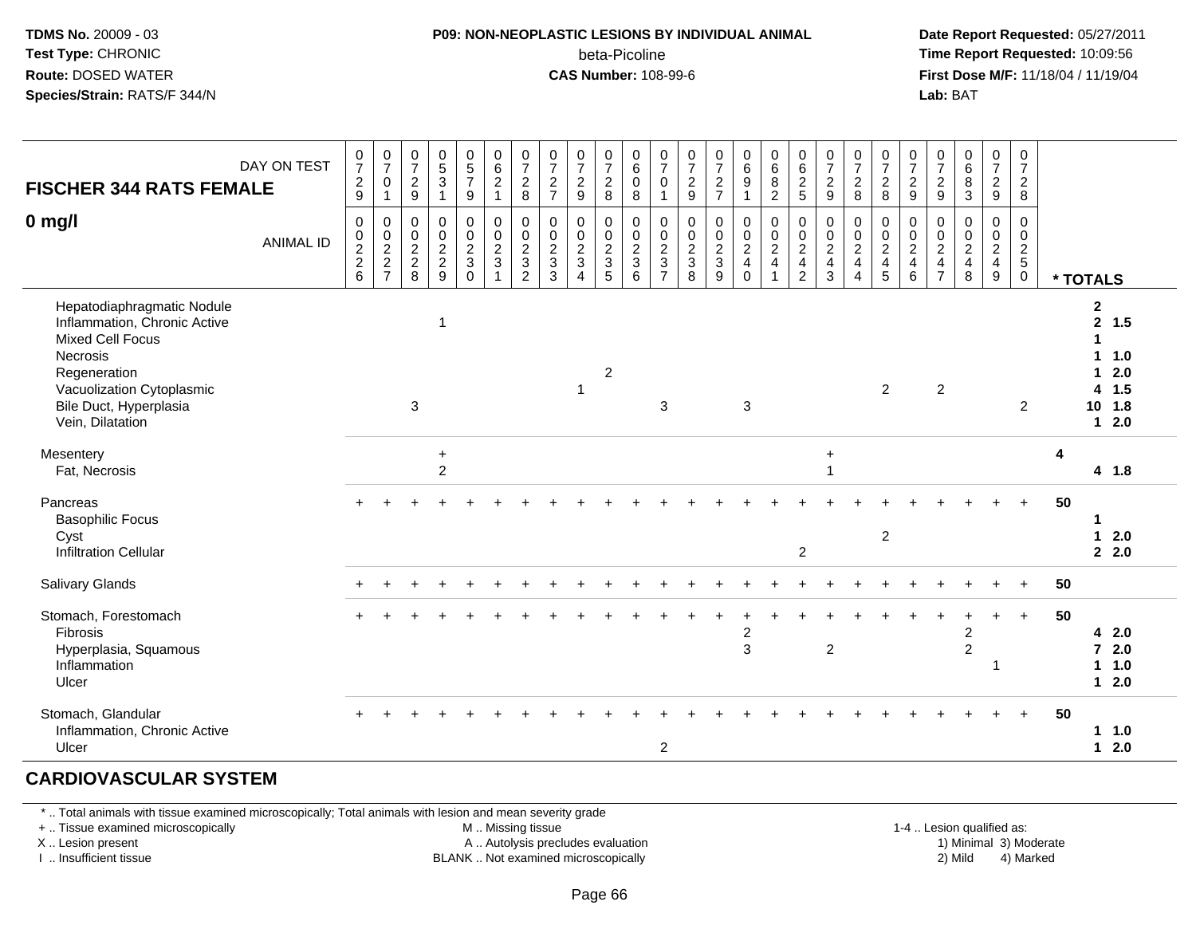**TDMS No.** 20009 - 03
**Test Type:** CHRONIC
**Route:** DOSED WATER
**Species/Strain:** RATS/F 344/N

**P09: NON-NEOPLASTIC LESIONS BY INDIVIDUAL ANIMAL**
beta-Picoline
**CAS Number:** 108-99-6

**Date Report Requested:** 05/27/2011
**Time Report Requested:** 10:09:56
**First Dose M/F:** 11/18/04 / 11/19/04
**Lab:** BAT

| FISCHER 344 RATS FEMALE 0 mg/l — DAY ON TEST | 0729 | 0701 | 0729 | 0531 | 0579 | 0621 | 0728 | 0727 | 0729 | 0728 | 0608 | 0701 | 0729 | 0727 | 0691 | 0682 | 0625 | 0729 | 0728 | 0728 | 0729 | 0729 | 0683 | 0729 | 0728 | |
|---|---|---|---|---|---|---|---|---|---|---|---|---|---|---|---|---|---|---|---|---|---|---|---|---|---|---|
| ANIMAL ID | 00226 | 00227 | 00228 | 00229 | 00230 | 00231 | 00232 | 00233 | 00234 | 00235 | 00236 | 00237 | 00238 | 00239 | 00240 | 00241 | 00242 | 00243 | 00244 | 00245 | 00246 | 00247 | 00248 | 00249 | 00250 | * TOTALS |
| Hepatodiaphragmatic Nodule | | | | | | | | | | | | | | | | | | | | | | | | | | 2 |
| Inflammation, Chronic Active | | | | 1 | | | | | | | | | | | | | | | | | | | | | | 2 1.5 |
| Mixed Cell Focus | | | | | | | | | | | | | | | | | | | | | | | | | | 1 |
| Necrosis | | | | | | | | | | | | | | | | | | | | | | | | | | 1 1.0 |
| Regeneration | | | | | | | | | | 2 | | | | | | | | | | | | | | | | 1 2.0 |
| Vacuolization Cytoplasmic | | | | | | | | | 1 | | | | | | | | | | | 2 | | 2 | | | | 4 1.5 |
| Bile Duct, Hyperplasia | | | 3 | | | | | | | | | 3 | | | 3 | | | | | | | | | | 2 | 10 1.8 |
| Vein, Dilatation | | | | | | | | | | | | | | | | | | | | | | | | | | 1 2.0 |
| Mesentery | | | | + | | | | | | | | | | | | | | + | | | | | | | | 4 |
| Fat, Necrosis | | | | 2 | | | | | | | | | | | | | | 1 | | | | | | | | 4 1.8 |
| Pancreas | + | + | + | + | + | + | + | + | + | + | + | + | + | + | + | + | + | + | + | + | + | + | + | + | + | 50 |
| Basophilic Focus | | | | | | | | | | | | | | | | | | | | | | | | | | 1 |
| Cyst | | | | | | | | | | | | | | | | | | | | 2 | | | | | | 1 2.0 |
| Infiltration Cellular | | | | | | | | | | | | | | | | | 2 | | | | | | | | | 2 2.0 |
| Salivary Glands | + | + | + | + | + | + | + | + | + | + | + | + | + | + | + | + | + | + | + | + | + | + | + | + | + | 50 |
| Stomach, Forestomach | + | + | + | + | + | + | + | + | + | + | + | + | + | + | + | + | + | + | + | + | + | + | + | + | + | 50 |
| Fibrosis | | | | | | | | | | | | | | | 2 | | | | | | | | 2 | | | 4 2.0 |
| Hyperplasia, Squamous | | | | | | | | | | | | | | | 3 | | | 2 | | | | | 2 | | | 7 2.0 |
| Inflammation | | | | | | | | | | | | | | | | | | | | | | | | 1 | | 1 1.0 |
| Ulcer | | | | | | | | | | | | | | | | | | | | | | | | | | 1 2.0 |
| Stomach, Glandular | + | + | + | + | + | + | + | + | + | + | + | + | + | + | + | + | + | + | + | + | + | + | + | + | + | 50 |
| Inflammation, Chronic Active | | | | | | | | | | | | | | | | | | | | | | | | | | 1 1.0 |
| Ulcer | | | | | | | | | | | | 2 | | | | | | | | | | | | | | 1 2.0 |

## CARDIOVASCULAR SYSTEM

\* .. Total animals with tissue examined microscopically; Total animals with lesion and mean severity grade
\+ .. Tissue examined microscopically
X .. Lesion present
I .. Insufficient tissue
M .. Missing tissue
A .. Autolysis precludes evaluation
BLANK .. Not examined microscopically
1-4 .. Lesion qualified as: 1) Minimal 2) Mild 3) Moderate 4) Marked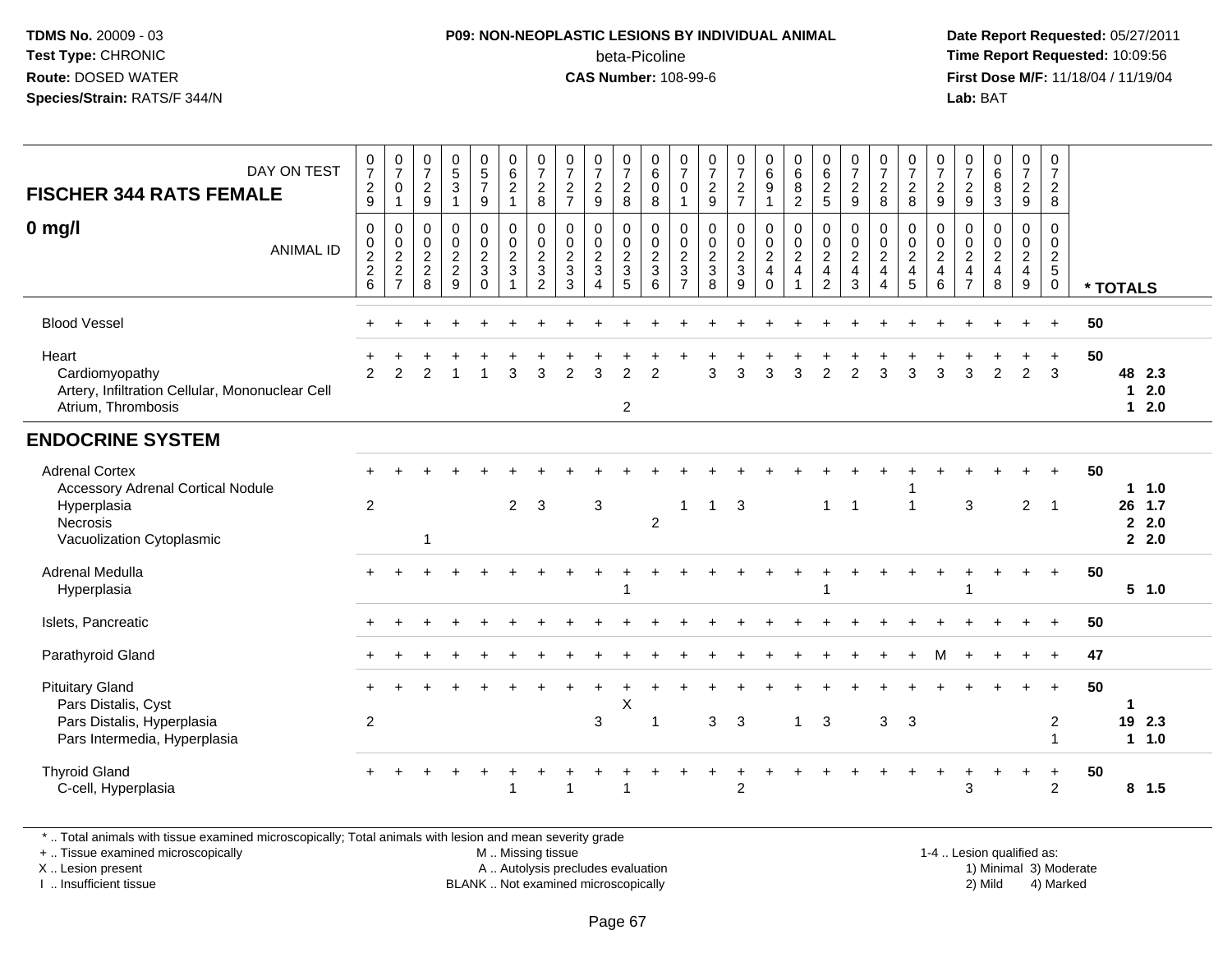TDMS No. 20009 - 03
Test Type: CHRONIC
Route: DOSED WATER
Species/Strain: RATS/F 344/N

**P09: NON-NEOPLASTIC LESIONS BY INDIVIDUAL ANIMAL**
beta-Picoline
**CAS Number:** 108-99-6

Date Report Requested: 05/27/2011
Time Report Requested: 10:09:56
First Dose M/F: 11/18/04 / 11/19/04
Lab: BAT

**FISCHER 344 RATS FEMALE**

**0 mg/l**

| DAY ON TEST | 0729 | 0701 | 0729 | 0531 | 0579 | 0621 | 0728 | 0727 | 0729 | 0728 | 0608 | 0701 | 0729 | 0727 | 0691 | 0682 | 0625 | 0729 | 0728 | 0728 | 0729 | 0729 | 0683 | 0729 | 0728 | |
|---|---|---|---|---|---|---|---|---|---|---|---|---|---|---|---|---|---|---|---|---|---|---|---|---|---|---|
| ANIMAL ID | 0226 | 0227 | 0228 | 0229 | 0230 | 0231 | 0232 | 0233 | 0234 | 0235 | 0236 | 0237 | 0238 | 0239 | 0240 | 0241 | 0242 | 0243 | 0244 | 0245 | 0246 | 0247 | 0248 | 0249 | 0250 | * TOTALS |
| Blood Vessel | + | + | + | + | + | + | + | + | + | + | + | + | + | + | + | + | + | + | + | + | + | + | + | + | + | 50 |
| Heart | + | + | + | + | + | + | + | + | + | + | + | + | + | + | + | + | + | + | + | + | + | + | + | + | + | 50 |
| Cardiomyopathy | 2 | 2 | 2 | 1 | 1 | 3 | 3 | 2 | 3 | 2 | 2 | | 3 | 3 | 3 | 3 | 2 | 2 | 3 | 3 | 3 | 3 | 2 | 2 | 3 | 48 2.3 |
| Artery, Infiltration Cellular, Mononuclear Cell | | | | | | | | | | | | | | | | | | | | | | | | | | 1 2.0 |
| Atrium, Thrombosis | | | | | | | | | | 2 | | | | | | | | | | | | | | | | 1 2.0 |
| **ENDOCRINE SYSTEM** | | | | | | | | | | | | | | | | | | | | | | | | | | |
| Adrenal Cortex | + | + | + | + | + | + | + | + | + | + | + | + | + | + | + | + | + | + | + | + | + | + | + | + | + | 50 |
| Accessory Adrenal Cortical Nodule | | | | | | | | | | | | | | | | | | | | 1 | | | | | | 1 1.0 |
| Hyperplasia | 2 | | | | | 2 | 3 | | 3 | | | 1 | 1 | 3 | | | 1 | 1 | | 1 | | 3 | | 2 | 1 | 26 1.7 |
| Necrosis | | | | | | | | | | | 2 | | | | | | | | | | | | | | | 2 2.0 |
| Vacuolization Cytoplasmic | | | 1 | | | | | | | | | | | | | | | | | | | | | | | 2 2.0 |
| Adrenal Medulla | + | + | + | + | + | + | + | + | + | + | + | + | + | + | + | + | + | + | + | + | + | + | + | + | + | 50 |
| Hyperplasia | | | | | | | | | | 1 | | | | | | | 1 | | | | | 1 | | | | 5 1.0 |
| Islets, Pancreatic | + | + | + | + | + | + | + | + | + | + | + | + | + | + | + | + | + | + | + | + | + | + | + | + | + | 50 |
| Parathyroid Gland | + | + | + | + | + | + | + | + | + | + | + | + | + | + | + | + | + | + | + | + | M | + | + | + | + | 47 |
| Pituitary Gland | + | + | + | + | + | + | + | + | + | + | + | + | + | + | + | + | + | + | + | + | + | + | + | + | + | 50 |
| Pars Distalis, Cyst | | | | | | | | | | X | | | | | | | | | | | | | | | | 1 |
| Pars Distalis, Hyperplasia | 2 | | | | | | | | 3 | | 1 | | 3 | 3 | | 1 | 3 | | 3 | 3 | | | | | 2 | 19 2.3 |
| Pars Intermedia, Hyperplasia | | | | | | | | | | | | | | | | | | | | | | | | | 1 | 1 1.0 |
| Thyroid Gland | + | + | + | + | + | + | + | + | + | + | + | + | + | + | + | + | + | + | + | + | + | + | + | + | + | 50 |
| C-cell, Hyperplasia | | | | | | 1 | | 1 | | 1 | | | | 2 | | | | | | | | 3 | | | 2 | 8 1.5 |

\* .. Total animals with tissue examined microscopically; Total animals with lesion and mean severity grade
\+ .. Tissue examined microscopically
X .. Lesion present
I .. Insufficient tissue
M .. Missing tissue
A .. Autolysis precludes evaluation
BLANK .. Not examined microscopically
1-4 .. Lesion qualified as: 1) Minimal 2) Mild 3) Moderate 4) Marked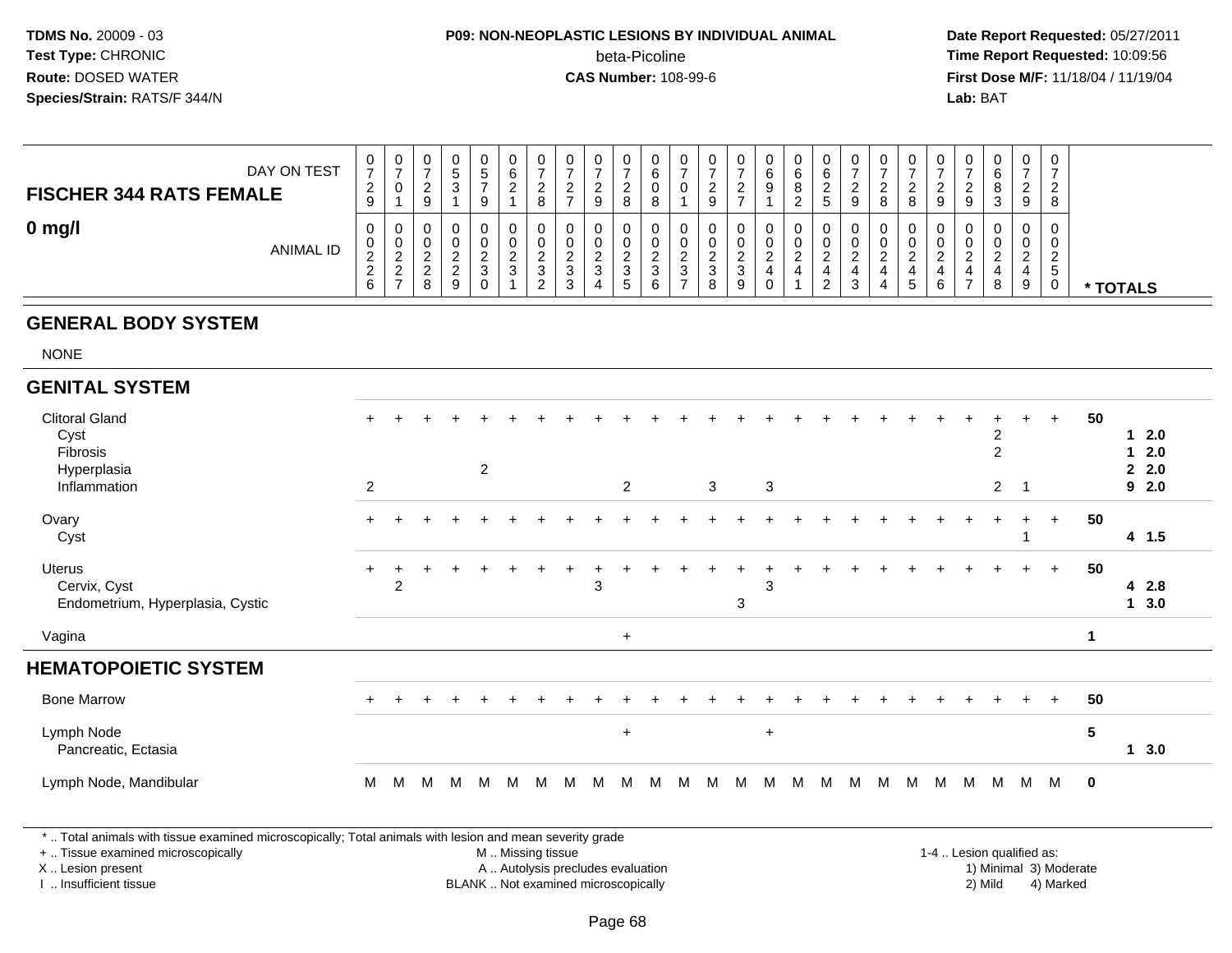**TDMS No.** 20009 - 03
**Test Type:** CHRONIC
**Route:** DOSED WATER
**Species/Strain:** RATS/F 344/N

**P09: NON-NEOPLASTIC LESIONS BY INDIVIDUAL ANIMAL**
beta-Picoline
**CAS Number:** 108-99-6

**Date Report Requested:** 05/27/2011
**Time Report Requested:** 10:09:56
**First Dose M/F:** 11/18/04 / 11/19/04
**Lab:** BAT

**FISCHER 344 RATS FEMALE**

**0 mg/l**

| DAY ON TEST | 0729 | 0701 | 0729 | 0531 | 0579 | 0621 | 0728 | 0727 | 0729 | 0728 | 0608 | 0701 | 0729 | 0727 | 0691 | 0682 | 0625 | 0729 | 0728 | 0728 | 0729 | 0729 | 0683 | 0729 | 0728 | |
|---|---|---|---|---|---|---|---|---|---|---|---|---|---|---|---|---|---|---|---|---|---|---|---|---|---|---|
| ANIMAL ID | 00226 | 00227 | 00228 | 00229 | 00230 | 00231 | 00232 | 00233 | 00234 | 00235 | 00236 | 00237 | 00238 | 00239 | 00240 | 00241 | 00242 | 00243 | 00244 | 00245 | 00246 | 00247 | 00248 | 00249 | 00250 | * TOTALS |
| **GENERAL BODY SYSTEM** | | | | | | | | | | | | | | | | | | | | | | | | | | |
| NONE | | | | | | | | | | | | | | | | | | | | | | | | | | |
| **GENITAL SYSTEM** | | | | | | | | | | | | | | | | | | | | | | | | | | |
| Clitoral Gland | + | + | + | + | + | + | + | + | + | + | + | + | + | + | + | + | + | + | + | + | + | + | + | + | + | 50 |
| Cyst | | | | | | | | | | | | | | | | | | | | | | | 2 | | | 1 2.0 |
| Fibrosis | | | | | | | | | | | | | | | | | | | | | | | 2 | | | 1 2.0 |
| Hyperplasia | | | | | 2 | | | | | | | | | | | | | | | | | | | | | 2 2.0 |
| Inflammation | 2 | | | | | | | | | 2 | | | 3 | | 3 | | | | | | | | 2 | 1 | | 9 2.0 |
| Ovary | + | + | + | + | + | + | + | + | + | + | + | + | + | + | + | + | + | + | + | + | + | + | + | + | + | 50 |
| Cyst | | | | | | | | | | | | | | | | | | | | | | | | 1 | | 4 1.5 |
| Uterus | + | + | + | + | + | + | + | + | + | + | + | + | + | + | + | + | + | + | + | + | + | + | + | + | + | 50 |
| Cervix, Cyst | | 2 | | | | | | | 3 | | | | | | 3 | | | | | | | | | | | 4 2.8 |
| Endometrium, Hyperplasia, Cystic | | | | | | | | | | | | | | 3 | | | | | | | | | | | | 1 3.0 |
| Vagina | | | | | | | | | | + | | | | | | | | | | | | | | | | 1 |
| **HEMATOPOIETIC SYSTEM** | | | | | | | | | | | | | | | | | | | | | | | | | | |
| Bone Marrow | + | + | + | + | + | + | + | + | + | + | + | + | + | + | + | + | + | + | + | + | + | + | + | + | + | 50 |
| Lymph Node | | | | | | | | | | + | | | | | + | | | | | | | | | | | 5 |
| Pancreatic, Ectasia | | | | | | | | | | | | | | | | | | | | | | | | | | 1 3.0 |
| Lymph Node, Mandibular | M | M | M | M | M | M | M | M | M | M | M | M | M | M | M | M | M | M | M | M | M | M | M | M | M | 0 |

\* .. Total animals with tissue examined microscopically; Total animals with lesion and mean severity grade
\+ .. Tissue examined microscopically
X .. Lesion present
I .. Insufficient tissue

M .. Missing tissue
A .. Autolysis precludes evaluation
BLANK .. Not examined microscopically

1-4 .. Lesion qualified as:
1) Minimal 3) Moderate
2) Mild 4) Marked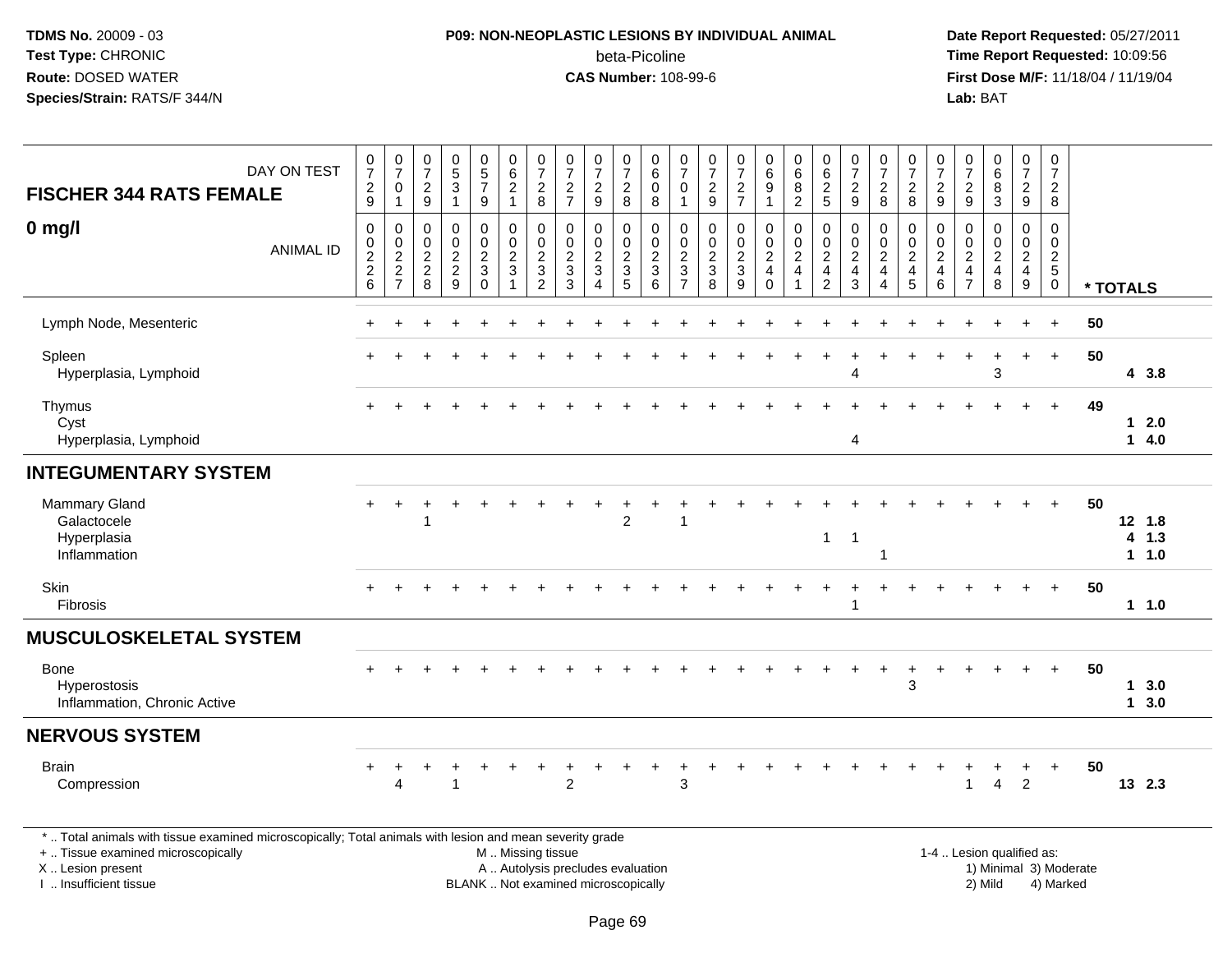**TDMS No.** 20009 - 03
**Test Type:** CHRONIC
**Route:** DOSED WATER
**Species/Strain:** RATS/F 344/N

**P09: NON-NEOPLASTIC LESIONS BY INDIVIDUAL ANIMAL**
beta-Picoline
**CAS Number:** 108-99-6

**Date Report Requested:** 05/27/2011
**Time Report Requested:** 10:09:56
**First Dose M/F:** 11/18/04 / 11/19/04
**Lab:** BAT

| FISCHER 344 RATS FEMALE 0 mg/l — DAY ON TEST | 0729 | 0701 | 0729 | 0531 | 0579 | 0621 | 0728 | 0727 | 0729 | 0728 | 0608 | 0701 | 0729 | 0727 | 0691 | 0682 | 0625 | 0729 | 0728 | 0728 | 0729 | 0729 | 0683 | 0729 | 0728 | |
|---|---|---|---|---|---|---|---|---|---|---|---|---|---|---|---|---|---|---|---|---|---|---|---|---|---|---|
| ANIMAL ID | 00226 | 00227 | 00228 | 00229 | 00230 | 00231 | 00232 | 00233 | 00234 | 00235 | 00236 | 00237 | 00238 | 00239 | 00240 | 00241 | 00242 | 00243 | 00244 | 00245 | 00246 | 00247 | 00248 | 00249 | 00250 | * TOTALS |
| Lymph Node, Mesenteric | + | + | + | + | + | + | + | + | + | + | + | + | + | + | + | + | + | + | + | + | + | + | + | + | + | 50 |
| Spleen | + | + | + | + | + | + | + | + | + | + | + | + | + | + | + | + | + | + | + | + | + | + | + | + | + | 50 |
| Hyperplasia, Lymphoid | | | | | | | | | | | | | | | | | | 4 | | | | | 3 | | | 4 3.8 |
| Thymus | + | + | + | + | + | + | + | + | + | + | + | + | + | + | + | + | + | + | + | + | + | + | + | + | + | 49 |
| Cyst | | | | | | | | | | | | | | | | | | | | | | | | | | 1 2.0 |
| Hyperplasia, Lymphoid | | | | | | | | | | | | | | | | | | 4 | | | | | | | | 1 4.0 |
| **INTEGUMENTARY SYSTEM** | | | | | | | | | | | | | | | | | | | | | | | | | | |
| Mammary Gland | + | + | + | + | + | + | + | + | + | + | + | + | + | + | + | + | + | + | + | + | + | + | + | + | + | 50 |
| Galactocele | | | 1 | | | | | | | 2 | | 1 | | | | | | | | | | | | | | 12 1.8 |
| Hyperplasia | | | | | | | | | | | | | | | | | 1 | 1 | | | | | | | | 4 1.3 |
| Inflammation | | | | | | | | | | | | | | | | | | | 1 | | | | | | | 1 1.0 |
| Skin | + | + | + | + | + | + | + | + | + | + | + | + | + | + | + | + | + | + | + | + | + | + | + | + | + | 50 |
| Fibrosis | | | | | | | | | | | | | | | | | | 1 | | | | | | | | 1 1.0 |
| **MUSCULOSKELETAL SYSTEM** | | | | | | | | | | | | | | | | | | | | | | | | | | |
| Bone | + | + | + | + | + | + | + | + | + | + | + | + | + | + | + | + | + | + | + | + | + | + | + | + | + | 50 |
| Hyperostosis | | | | | | | | | | | | | | | | | | | | 3 | | | | | | 1 3.0 |
| Inflammation, Chronic Active | | | | | | | | | | | | | | | | | | | | | | | | | | 1 3.0 |
| **NERVOUS SYSTEM** | | | | | | | | | | | | | | | | | | | | | | | | | | |
| Brain | + | + | + | + | + | + | + | + | + | + | + | + | + | + | + | + | + | + | + | + | + | + | + | + | + | 50 |
| Compression | | 4 | | 1 | | | | 2 | | | | 3 | | | | | | | | | | 1 | 4 | 2 | | 13 2.3 |

\* .. Total animals with tissue examined microscopically; Total animals with lesion and mean severity grade
\+ .. Tissue examined microscopically
X .. Lesion present
I .. Insufficient tissue
M .. Missing tissue
A .. Autolysis precludes evaluation
BLANK .. Not examined microscopically
1-4 .. Lesion qualified as: 1) Minimal 2) Mild 3) Moderate 4) Marked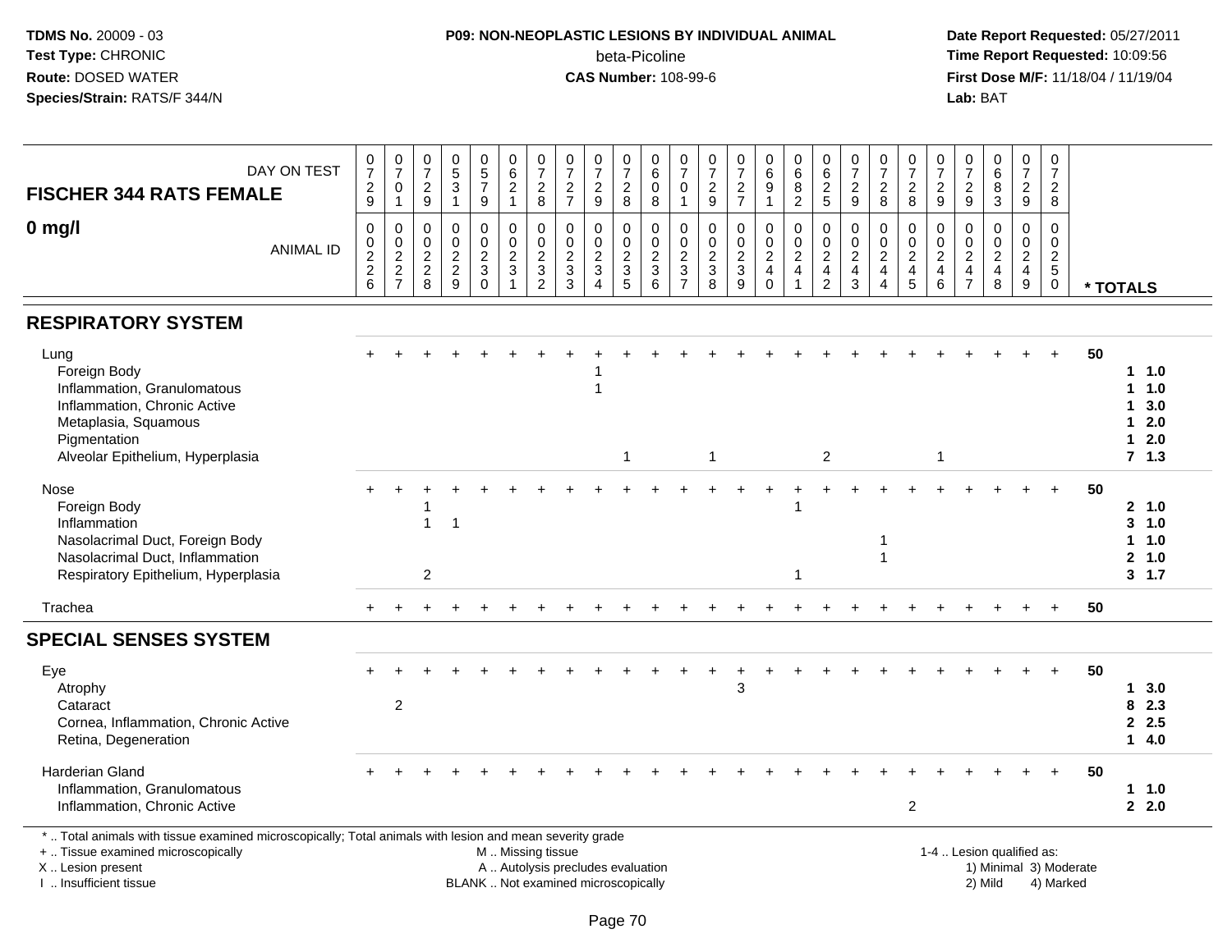**TDMS No.** 20009 - 03
**Test Type:** CHRONIC
**Route:** DOSED WATER
**Species/Strain:** RATS/F 344/N

**P09: NON-NEOPLASTIC LESIONS BY INDIVIDUAL ANIMAL**
beta-Picoline
**CAS Number:** 108-99-6

**Date Report Requested:** 05/27/2011
**Time Report Requested:** 10:09:56
**First Dose M/F:** 11/18/04 / 11/19/04
**Lab:** BAT

| FISCHER 344 RATS FEMALE 0 mg/l — DAY ON TEST | 0729 | 0701 | 0729 | 0531 | 0579 | 0621 | 0728 | 0727 | 0729 | 0728 | 0608 | 0701 | 0729 | 0727 | 0691 | 0682 | 0625 | 0729 | 0728 | 0728 | 0729 | 0729 | 0683 | 0729 | 0728 | |
|---|---|---|---|---|---|---|---|---|---|---|---|---|---|---|---|---|---|---|---|---|---|---|---|---|---|---|
| ANIMAL ID | 00226 | 00227 | 00228 | 00229 | 00230 | 00231 | 00232 | 00233 | 00234 | 00235 | 00236 | 00237 | 00238 | 00239 | 00240 | 00241 | 00242 | 00243 | 00244 | 00245 | 00246 | 00247 | 00248 | 00249 | 00250 | * TOTALS |
| **RESPIRATORY SYSTEM** | | | | | | | | | | | | | | | | | | | | | | | | | | |
| Lung | + | + | + | + | + | + | + | + | + | + | + | + | + | + | + | + | + | + | + | + | + | + | + | + | + | 50 |
| Foreign Body | | | | | | | | | 1 | | | | | | | | | | | | | | | | | 1 1.0 |
| Inflammation, Granulomatous | | | | | | | | | 1 | | | | | | | | | | | | | | | | | 1 1.0 |
| Inflammation, Chronic Active | | | | | | | | | | | | | | | | | | | | | | | | | | 1 3.0 |
| Metaplasia, Squamous | | | | | | | | | | | | | | | | | | | | | | | | | | 1 2.0 |
| Pigmentation | | | | | | | | | | | | | | | | | | | | | | | | | | 1 2.0 |
| Alveolar Epithelium, Hyperplasia | | | | | | | | | | 1 | | | 1 | | | | 2 | | | | 1 | | | | | 7 1.3 |
| Nose | + | + | + | + | + | + | + | + | + | + | + | + | + | + | + | + | + | + | + | + | + | + | + | + | + | 50 |
| Foreign Body | | | 1 | | | | | | | | | | | | | 1 | | | | | | | | | | 2 1.0 |
| Inflammation | | | 1 | 1 | | | | | | | | | | | | | | | | | | | | | | 3 1.0 |
| Nasolacrimal Duct, Foreign Body | | | | | | | | | | | | | | | | | | | 1 | | | | | | | 1 1.0 |
| Nasolacrimal Duct, Inflammation | | | | | | | | | | | | | | | | | | | 1 | | | | | | | 2 1.0 |
| Respiratory Epithelium, Hyperplasia | | | 2 | | | | | | | | | | | | | 1 | | | | | | | | | | 3 1.7 |
| Trachea | + | + | + | + | + | + | + | + | + | + | + | + | + | + | + | + | + | + | + | + | + | + | + | + | + | 50 |
| **SPECIAL SENSES SYSTEM** | | | | | | | | | | | | | | | | | | | | | | | | | | |
| Eye | + | + | + | + | + | + | + | + | + | + | + | + | + | + | + | + | + | + | + | + | + | + | + | + | + | 50 |
| Atrophy | | | | | | | | | | | | | | 3 | | | | | | | | | | | | 1 3.0 |
| Cataract | | 2 | | | | | | | | | | | | | | | | | | | | | | | | 8 2.3 |
| Cornea, Inflammation, Chronic Active | | | | | | | | | | | | | | | | | | | | | | | | | | 2 2.5 |
| Retina, Degeneration | | | | | | | | | | | | | | | | | | | | | | | | | | 1 4.0 |
| Harderian Gland | + | + | + | + | + | + | + | + | + | + | + | + | + | + | + | + | + | + | + | + | + | + | + | + | + | 50 |
| Inflammation, Granulomatous | | | | | | | | | | | | | | | | | | | | | | | | | | 1 1.0 |
| Inflammation, Chronic Active | | | | | | | | | | | | | | | | | | | | 2 | | | | | | 2 2.0 |

\* .. Total animals with tissue examined microscopically; Total animals with lesion and mean severity grade
+ .. Tissue examined microscopically
X .. Lesion present
I .. Insufficient tissue
M .. Missing tissue
A .. Autolysis precludes evaluation
BLANK .. Not examined microscopically
1-4 .. Lesion qualified as: 1) Minimal 2) Mild 3) Moderate 4) Marked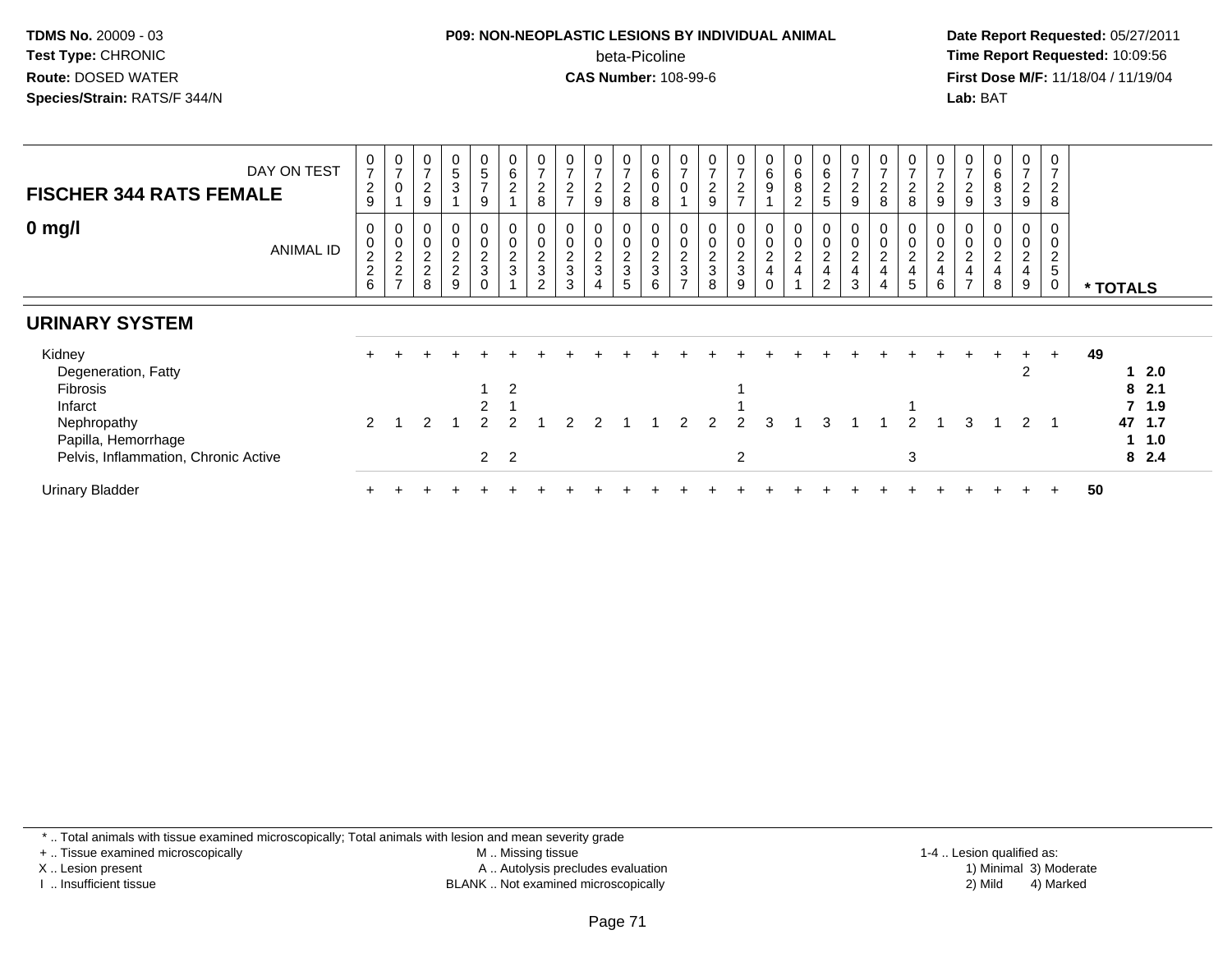TDMS No. 20009 - 03
Test Type: CHRONIC
Route: DOSED WATER
Species/Strain: RATS/F 344/N

**P09: NON-NEOPLASTIC LESIONS BY INDIVIDUAL ANIMAL**
beta-Picoline
**CAS Number:** 108-99-6

Date Report Requested: 05/27/2011
Time Report Requested: 10:09:56
First Dose M/F: 11/18/04 / 11/19/04
Lab: BAT

| FISCHER 344 RATS FEMALE — DAY ON TEST | 0729 | 0701 | 0729 | 0531 | 0579 | 0621 | 0728 | 0727 | 0729 | 0728 | 0608 | 0701 | 0729 | 0727 | 0691 | 0682 | 0625 | 0729 | 0728 | 0728 | 0729 | 0729 | 0683 | 0729 | 0728 | |
|---|---|---|---|---|---|---|---|---|---|---|---|---|---|---|---|---|---|---|---|---|---|---|---|---|---|---|
| **0 mg/l** — ANIMAL ID | 0026 | 0027 | 0028 | 0029 | 0030 | 0031 | 0032 | 0033 | 0034 | 0035 | 0036 | 0037 | 0038 | 0039 | 0040 | 0041 | 0042 | 0043 | 0044 | 0045 | 0046 | 0047 | 0048 | 0049 | 0050 | * TOTALS |
| **URINARY SYSTEM** | | | | | | | | | | | | | | | | | | | | | | | | | | |
| Kidney | + | + | + | + | + | + | + | + | + | + | + | + | + | + | + | + | + | + | + | + | + | + | + | + | + | 49 |
| Degeneration, Fatty | | | | | | | | | | | | | | | | | | | | | | | | 2 | | 1 2.0 |
| Fibrosis | | | | | 1 | 2 | | | | | | | | 1 | | | | | | | | | | | | 8 2.1 |
| Infarct | | | | | 2 | 1 | | | | | | | | 1 | | | | | | 1 | | | | | | 7 1.9 |
| Nephropathy | 2 | 1 | 2 | 1 | 2 | 2 | 1 | 2 | 2 | 1 | 1 | 2 | 2 | 2 | 3 | 1 | 3 | 1 | 1 | 2 | 1 | 3 | 1 | 2 | 1 | 47 1.7 |
| Papilla, Hemorrhage | | | | | | | | | | | | | | | | | | | | | | | | | | 1 1.0 |
| Pelvis, Inflammation, Chronic Active | | | | | 2 | 2 | | | | | | | | 2 | | | | | | 3 | | | | | | 8 2.4 |
| Urinary Bladder | + | + | + | + | + | + | + | + | + | + | + | + | + | + | + | + | + | + | + | + | + | + | + | + | + | 50 |

* .. Total animals with tissue examined microscopically; Total animals with lesion and mean severity grade
+ .. Tissue examined microscopically
X .. Lesion present
I .. Insufficient tissue
M .. Missing tissue
A .. Autolysis precludes evaluation
BLANK .. Not examined microscopically
1-4 .. Lesion qualified as: 1) Minimal 2) Mild 3) Moderate 4) Marked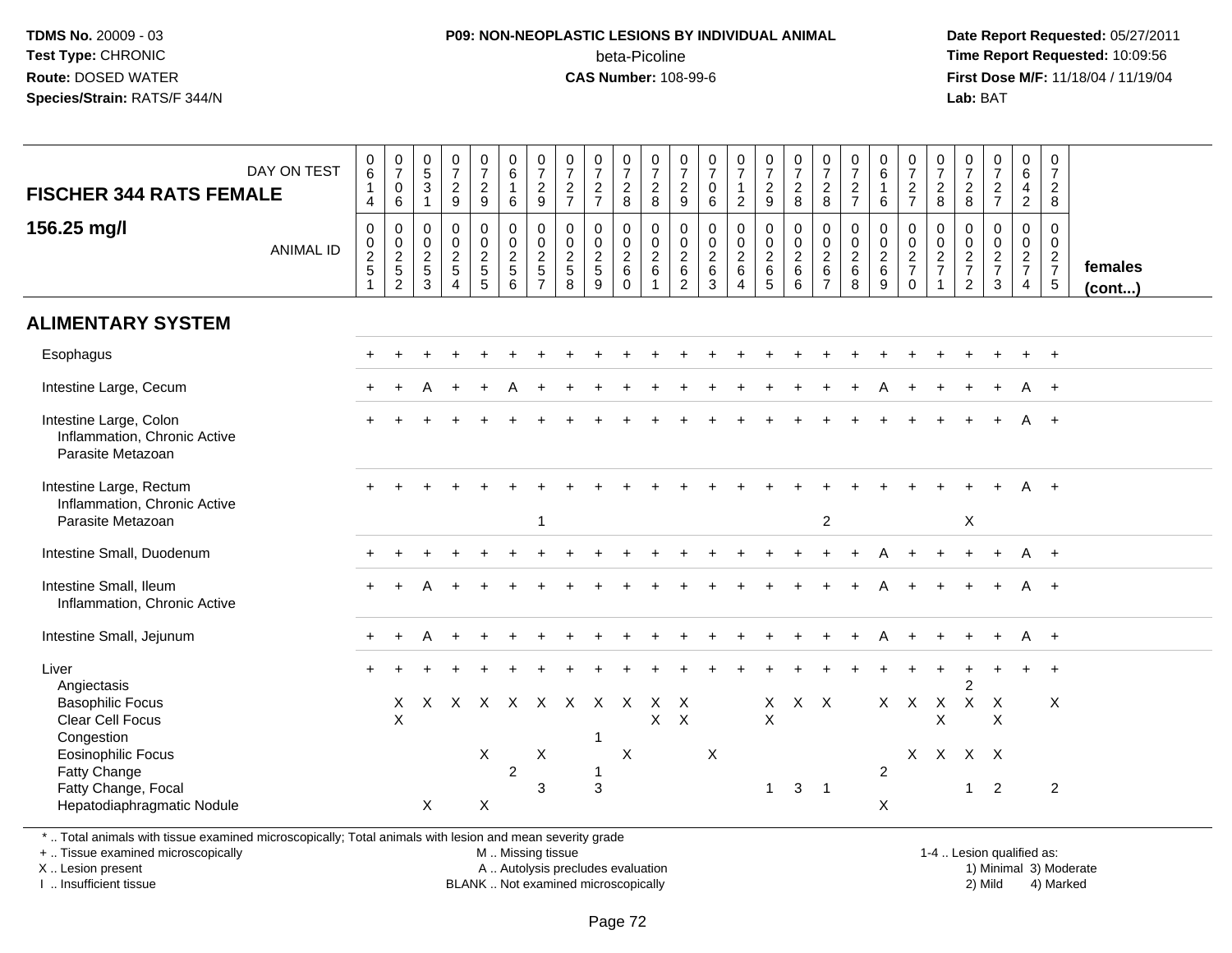**TDMS No.** 20009 - 03
**Test Type:** CHRONIC
**Route:** DOSED WATER
**Species/Strain:** RATS/F 344/N

**P09: NON-NEOPLASTIC LESIONS BY INDIVIDUAL ANIMAL**
beta-Picoline
**CAS Number:** 108-99-6

**Date Report Requested:** 05/27/2011
**Time Report Requested:** 10:09:56
**First Dose M/F:** 11/18/04 / 11/19/04
**Lab:** BAT

## FISCHER 344 RATS FEMALE
## 156.25 mg/l

| DAY ON TEST | 0614 | 0706 | 0531 | 0729 | 0729 | 0616 | 0729 | 0727 | 0727 | 0728 | 0728 | 0729 | 0706 | 0712 | 0729 | 0728 | 0728 | 0727 | 0616 | 0727 | 0728 | 0728 | 0727 | 0642 | 0728 | |
|---|---|---|---|---|---|---|---|---|---|---|---|---|---|---|---|---|---|---|---|---|---|---|---|---|---|---|
| **ANIMAL ID** | 0251 | 0252 | 0253 | 0254 | 0255 | 0256 | 0257 | 0258 | 0259 | 0260 | 0261 | 0262 | 0263 | 0264 | 0265 | 0266 | 0267 | 0268 | 0269 | 0270 | 0271 | 0272 | 0273 | 0274 | 0275 | **females (cont...)** |
| **ALIMENTARY SYSTEM** | | | | | | | | | | | | | | | | | | | | | | | | | | |
| Esophagus | + | + | + | + | + | + | + | + | + | + | + | + | + | + | + | + | + | + | + | + | + | + | + | + | + | |
| Intestine Large, Cecum | + | + | A | + | + | A | + | + | + | + | + | + | + | + | + | + | + | + | A | + | + | + | + | A | + | |
| Intestine Large, Colon | + | + | + | + | + | + | + | + | + | + | + | + | + | + | + | + | + | + | + | + | + | + | + | A | + | |
| Inflammation, Chronic Active | | | | | | | | | | | | | | | | | | | | | | | | | | |
| Parasite Metazoan | | | | | | | | | | | | | | | | | | | | | | | | | | |
| Intestine Large, Rectum | + | + | + | + | + | + | + | + | + | + | + | + | + | + | + | + | + | + | + | + | + | + | + | A | + | |
| Inflammation, Chronic Active | | | | | | | | | | | | | | | | | | | | | | | | | | |
| Parasite Metazoan | | | | | | | 1 | | | | | | | | | | 2 | | | | | X | | | | |
| Intestine Small, Duodenum | + | + | + | + | + | + | + | + | + | + | + | + | + | + | + | + | + | + | A | + | + | + | + | A | + | |
| Intestine Small, Ileum | + | + | A | + | + | + | + | + | + | + | + | + | + | + | + | + | + | + | A | + | + | + | + | A | + | |
| Inflammation, Chronic Active | | | | | | | | | | | | | | | | | | | | | | | | | | |
| Intestine Small, Jejunum | + | + | A | + | + | + | + | + | + | + | + | + | + | + | + | + | + | + | A | + | + | + | + | A | + | |
| Liver | + | + | + | + | + | + | + | + | + | + | + | + | + | + | + | + | + | + | + | + | + | + | + | + | + | |
| Angiectasis | | | | | | | | | | | | | | | | | | | | | | 2 | | | | |
| Basophilic Focus | | X | X | X | X | X | X | X | X | X | X | X | | | X | X | X | | X | X | X | X | X | | X | |
| Clear Cell Focus | | X | | | | | | | | | X | X | | | X | | | | | | X | | X | | | |
| Congestion | | | | | | | | | 1 | | | | | | | | | | | | | | | | | |
| Eosinophilic Focus | | | | | X | | X | | | X | | | X | | | | | | | X | X | X | X | | | |
| Fatty Change | | | | | | 2 | | | 1 | | | | | | | | | | 2 | | | | | | | |
| Fatty Change, Focal | | | | | | | 3 | | 3 | | | | | | 1 | 3 | 1 | | | | | 1 | 2 | | 2 | |
| Hepatodiaphragmatic Nodule | | | X | | X | | | | | | | | | | | | | | X | | | | | | | |

\* .. Total animals with tissue examined microscopically; Total animals with lesion and mean severity grade
+ .. Tissue examined microscopically
X .. Lesion present
I .. Insufficient tissue

M .. Missing tissue
A .. Autolysis precludes evaluation
BLANK .. Not examined microscopically

1-4 .. Lesion qualified as:
1) Minimal 3) Moderate
2) Mild 4) Marked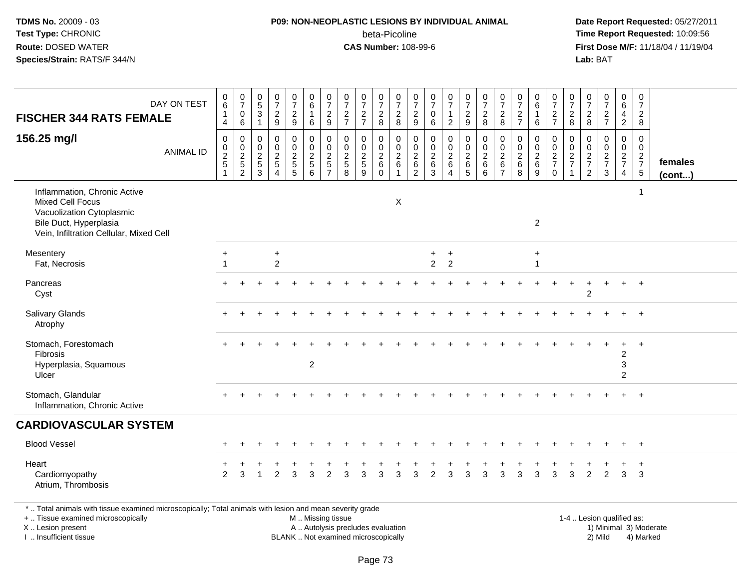**TDMS No.** 20009 - 03
**Test Type:** CHRONIC
**Route:** DOSED WATER
**Species/Strain:** RATS/F 344/N

**P09: NON-NEOPLASTIC LESIONS BY INDIVIDUAL ANIMAL**
beta-Picoline
**CAS Number:** 108-99-6

**Date Report Requested:** 05/27/2011
**Time Report Requested:** 10:09:56
**First Dose M/F:** 11/18/04 / 11/19/04
**Lab:** BAT

| FISCHER 344 RATS FEMALE 156.25 mg/l | DAY ON TEST | 0614 | 0706 | 0531 | 0729 | 0729 | 0616 | 0729 | 0727 | 0727 | 0728 | 0728 | 0729 | 0706 | 0712 | 0729 | 0728 | 0728 | 0727 | 0616 | 0727 | 0728 | 0728 | 0727 | 0642 | 0728 | |
|---|---|---|---|---|---|---|---|---|---|---|---|---|---|---|---|---|---|---|---|---|---|---|---|---|---|---|---|
| | ANIMAL ID | 00251 | 00252 | 00253 | 00254 | 00255 | 00256 | 00257 | 00258 | 00259 | 00260 | 00261 | 00262 | 00263 | 00264 | 00265 | 00266 | 00267 | 00268 | 00269 | 00270 | 00271 | 00272 | 00273 | 00274 | 00275 | females (cont...) |
| Inflammation, Chronic Active | | | | | | | | | | | | | | | | | | | | | | | | | | 1 | |
| Mixed Cell Focus | | | | | | | | | | | | X | | | | | | | | | | | | | | | |
| Vacuolization Cytoplasmic | | | | | | | | | | | | | | | | | | | | | | | | | | | |
| Bile Duct, Hyperplasia | | | | | | | | | | | | | | | | | | | | 2 | | | | | | | |
| Vein, Infiltration Cellular, Mixed Cell | | | | | | | | | | | | | | | | | | | | | | | | | | | |
| Mesentery | | + | | | + | | | | | | | | | + | + | | | | | + | | | | | | | |
| Fat, Necrosis | | 1 | | | 2 | | | | | | | | | 2 | 2 | | | | | 1 | | | | | | | |
| Pancreas | | + | + | + | + | + | + | + | + | + | + | + | + | + | + | + | + | + | + | + | + | + | + | + | + | + | |
| Cyst | | | | | | | | | | | | | | | | | | | | | | | 2 | | | | |
| Salivary Glands | | + | + | + | + | + | + | + | + | + | + | + | + | + | + | + | + | + | + | + | + | + | + | + | + | + | |
| Atrophy | | | | | | | | | | | | | | | | | | | | | | | | | | | |
| Stomach, Forestomach | | + | + | + | + | + | + | + | + | + | + | + | + | + | + | + | + | + | + | + | + | + | + | + | + | + | |
| Fibrosis | | | | | | | | | | | | | | | | | | | | | | | | | 2 | | |
| Hyperplasia, Squamous | | | | | | | 2 | | | | | | | | | | | | | | | | | | 3 | | |
| Ulcer | | | | | | | | | | | | | | | | | | | | | | | | | 2 | | |
| Stomach, Glandular | | + | + | + | + | + | + | + | + | + | + | + | + | + | + | + | + | + | + | + | + | + | + | + | + | + | |
| Inflammation, Chronic Active | | | | | | | | | | | | | | | | | | | | | | | | | | | |
| **CARDIOVASCULAR SYSTEM** | | | | | | | | | | | | | | | | | | | | | | | | | | | |
| Blood Vessel | | + | + | + | + | + | + | + | + | + | + | + | + | + | + | + | + | + | + | + | + | + | + | + | + | + | |
| Heart | | + | + | + | + | + | + | + | + | + | + | + | + | + | + | + | + | + | + | + | + | + | + | + | + | + | |
| Cardiomyopathy | | 2 | 3 | 1 | 2 | 3 | 3 | 2 | 3 | 3 | 3 | 3 | 3 | 2 | 3 | 3 | 3 | 3 | 3 | 3 | 3 | 3 | 2 | 2 | 3 | 3 | |
| Atrium, Thrombosis | | | | | | | | | | | | | | | | | | | | | | | | | | | |

\* .. Total animals with tissue examined microscopically; Total animals with lesion and mean severity grade
+ .. Tissue examined microscopically
X .. Lesion present
I .. Insufficient tissue

M .. Missing tissue
A .. Autolysis precludes evaluation
BLANK .. Not examined microscopically

1-4 .. Lesion qualified as:
1) Minimal 3) Moderate
2) Mild 4) Marked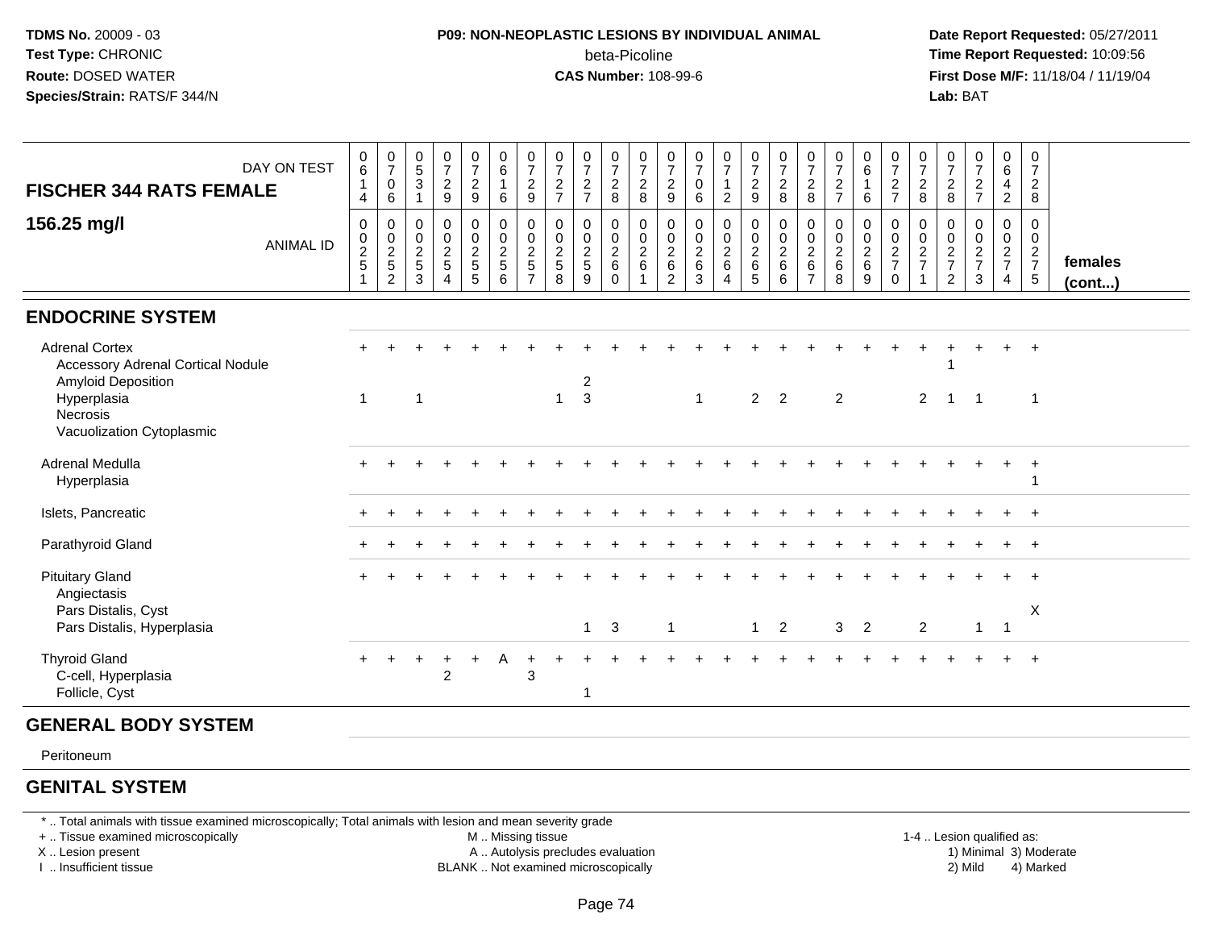**TDMS No.** 20009 - 03
**Test Type:** CHRONIC
**Route:** DOSED WATER
**Species/Strain:** RATS/F 344/N

**P09: NON-NEOPLASTIC LESIONS BY INDIVIDUAL ANIMAL**
beta-Picoline
**CAS Number:** 108-99-6

**Date Report Requested:** 05/27/2011
**Time Report Requested:** 10:09:56
**First Dose M/F:** 11/18/04 / 11/19/04
**Lab:** BAT

| FISCHER 344 RATS FEMALE — DAY ON TEST | 0614 | 0706 | 0531 | 0729 | 0729 | 0616 | 0729 | 0727 | 0727 | 0728 | 0728 | 0729 | 0706 | 0712 | 0729 | 0728 | 0728 | 0727 | 0616 | 0727 | 0728 | 0728 | 0727 | 0642 | 0728 | |
|---|---|---|---|---|---|---|---|---|---|---|---|---|---|---|---|---|---|---|---|---|---|---|---|---|---|---|
| **156.25 mg/l** — ANIMAL ID | 00251 | 00252 | 00253 | 00254 | 00255 | 00256 | 00257 | 00258 | 00259 | 00260 | 00261 | 00262 | 00263 | 00264 | 00265 | 00266 | 00267 | 00268 | 00269 | 00270 | 00271 | 00272 | 00273 | 00274 | 00275 | **females (cont...)** |
| **ENDOCRINE SYSTEM** | | | | | | | | | | | | | | | | | | | | | | | | | | |
| Adrenal Cortex | + | + | + | + | + | + | + | + | + | + | + | + | + | + | + | + | + | + | + | + | + | + | + | + | + | |
| Accessory Adrenal Cortical Nodule | | | | | | | | | | | | | | | | | | | | | | 1 | | | | |
| Amyloid Deposition | | | | | | | | | 2 | | | | | | | | | | | | | | | | | |
| Hyperplasia | 1 | | 1 | | | | | 1 | 3 | | | | 1 | | 2 | 2 | | 2 | | | 2 | 1 | 1 | | 1 | |
| Necrosis | | | | | | | | | | | | | | | | | | | | | | | | | | |
| Vacuolization Cytoplasmic | | | | | | | | | | | | | | | | | | | | | | | | | | |
| Adrenal Medulla | + | + | + | + | + | + | + | + | + | + | + | + | + | + | + | + | + | + | + | + | + | + | + | + | + | |
| Hyperplasia | | | | | | | | | | | | | | | | | | | | | | | | | 1 | |
| Islets, Pancreatic | + | + | + | + | + | + | + | + | + | + | + | + | + | + | + | + | + | + | + | + | + | + | + | + | + | |
| Parathyroid Gland | + | + | + | + | + | + | + | + | + | + | + | + | + | + | + | + | + | + | + | + | + | + | + | + | + | |
| Pituitary Gland | + | + | + | + | + | + | + | + | + | + | + | + | + | + | + | + | + | + | + | + | + | + | + | + | + | |
| Angiectasis | | | | | | | | | | | | | | | | | | | | | | | | | | |
| Pars Distalis, Cyst | | | | | | | | | | | | | | | | | | | | | | | | | X | |
| Pars Distalis, Hyperplasia | | | | | | | | | 1 | 3 | | 1 | | | 1 | 2 | | 3 | 2 | | 2 | | 1 | 1 | | |
| Thyroid Gland | + | + | + | + | + | A | + | + | + | + | + | + | + | + | + | + | + | + | + | + | + | + | + | + | + | |
| C-cell, Hyperplasia | | | | 2 | | | 3 | | | | | | | | | | | | | | | | | | | |
| Follicle, Cyst | | | | | | | | | 1 | | | | | | | | | | | | | | | | | |
| **GENERAL BODY SYSTEM** | | | | | | | | | | | | | | | | | | | | | | | | | | |
| Peritoneum | | | | | | | | | | | | | | | | | | | | | | | | | | |
| **GENITAL SYSTEM** | | | | | | | | | | | | | | | | | | | | | | | | | | |

\* .. Total animals with tissue examined microscopically; Total animals with lesion and mean severity grade
\+ .. Tissue examined microscopically
X .. Lesion present
I .. Insufficient tissue

M .. Missing tissue
A .. Autolysis precludes evaluation
BLANK .. Not examined microscopically

1-4 .. Lesion qualified as:
1) Minimal 3) Moderate
2) Mild 4) Marked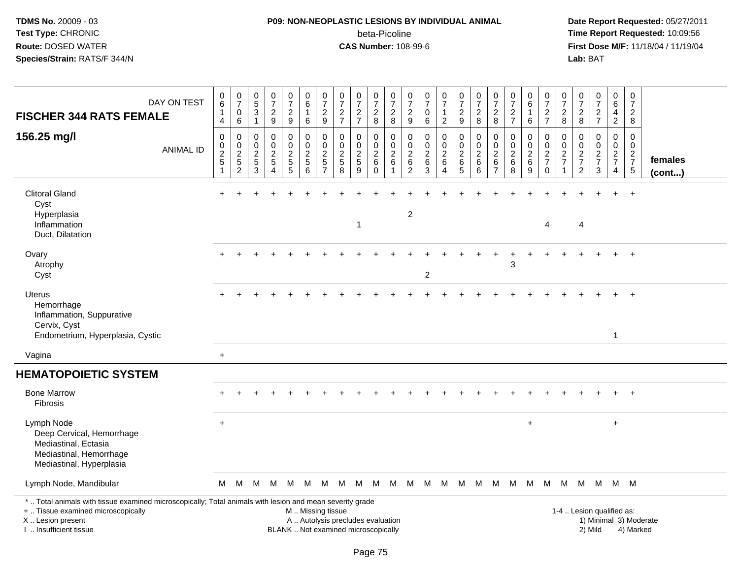**TDMS No.** 20009 - 03
**Test Type:** CHRONIC
**Route:** DOSED WATER
**Species/Strain:** RATS/F 344/N

**P09: NON-NEOPLASTIC LESIONS BY INDIVIDUAL ANIMAL**
beta-Picoline
**CAS Number:** 108-99-6

**Date Report Requested:** 05/27/2011
**Time Report Requested:** 10:09:56
**First Dose M/F:** 11/18/04 / 11/19/04
**Lab:** BAT

## FISCHER 344 RATS FEMALE

## 156.25 mg/l

| DAY ON TEST | 0614 | 0706 | 0531 | 0729 | 0729 | 0616 | 0729 | 0727 | 0727 | 0728 | 0728 | 0729 | 0706 | 0712 | 0729 | 0728 | 0728 | 0727 | 0616 | 0727 | 0728 | 0728 | 0727 | 0642 | 0728 | |
|---|---|---|---|---|---|---|---|---|---|---|---|---|---|---|---|---|---|---|---|---|---|---|---|---|---|---|
| **ANIMAL ID** | 0025 1 | 0025 2 | 0025 3 | 0025 4 | 0025 5 | 0025 6 | 0025 7 | 0025 8 | 0025 9 | 0026 0 | 0026 1 | 0026 2 | 0026 3 | 0026 4 | 0026 5 | 0026 6 | 0026 7 | 0026 8 | 0026 9 | 0027 0 | 0027 1 | 0027 2 | 0027 3 | 0027 4 | 0027 5 | **females (cont...)** |
| Clitoral Gland | + | + | + | + | + | + | + | + | + | + | + | + | + | + | + | + | + | + | + | + | + | + | + | + | + | |
| Cyst | | | | | | | | | | | | | | | | | | | | | | | | | | |
| Hyperplasia | | | | | | | | | | | | 2 | | | | | | | | | | | | | | |
| Inflammation | | | | | | | | | 1 | | | | | | | | | | | 4 | | 4 | | | | |
| Duct, Dilatation | | | | | | | | | | | | | | | | | | | | | | | | | | |
| Ovary | + | + | + | + | + | + | + | + | + | + | + | + | + | + | + | + | + | + | + | + | + | + | + | + | + | |
| Atrophy | | | | | | | | | | | | | | | | | | 3 | | | | | | | | |
| Cyst | | | | | | | | | | | | | 2 | | | | | | | | | | | | | |
| Uterus | + | + | + | + | + | + | + | + | + | + | + | + | + | + | + | + | + | + | + | + | + | + | + | + | + | |
| Hemorrhage | | | | | | | | | | | | | | | | | | | | | | | | | | |
| Inflammation, Suppurative | | | | | | | | | | | | | | | | | | | | | | | | | | |
| Cervix, Cyst | | | | | | | | | | | | | | | | | | | | | | | | | | |
| Endometrium, Hyperplasia, Cystic | | | | | | | | | | | | | | | | | | | | | | | | 1 | | |
| Vagina | + | | | | | | | | | | | | | | | | | | | | | | | | | |
| **HEMATOPOIETIC SYSTEM** | | | | | | | | | | | | | | | | | | | | | | | | | | |
| Bone Marrow | + | + | + | + | + | + | + | + | + | + | + | + | + | + | + | + | + | + | + | + | + | + | + | + | + | |
| Fibrosis | | | | | | | | | | | | | | | | | | | | | | | | | | |
| Lymph Node | + | | | | | | | | | | | | | | | | | | + | | | | | + | | |
| Deep Cervical, Hemorrhage | | | | | | | | | | | | | | | | | | | | | | | | | | |
| Mediastinal, Ectasia | | | | | | | | | | | | | | | | | | | | | | | | | | |
| Mediastinal, Hemorrhage | | | | | | | | | | | | | | | | | | | | | | | | | | |
| Mediastinal, Hyperplasia | | | | | | | | | | | | | | | | | | | | | | | | | | |
| Lymph Node, Mandibular | M | M | M | M | M | M | M | M | M | M | M | M | M | M | M | M | M | M | M | M | M | M | M | M | M | |

\* .. Total animals with tissue examined microscopically; Total animals with lesion and mean severity grade
+ .. Tissue examined microscopically
X .. Lesion present
I .. Insufficient tissue

M .. Missing tissue
A .. Autolysis precludes evaluation
BLANK .. Not examined microscopically

1-4 .. Lesion qualified as:
1) Minimal 3) Moderate
2) Mild 4) Marked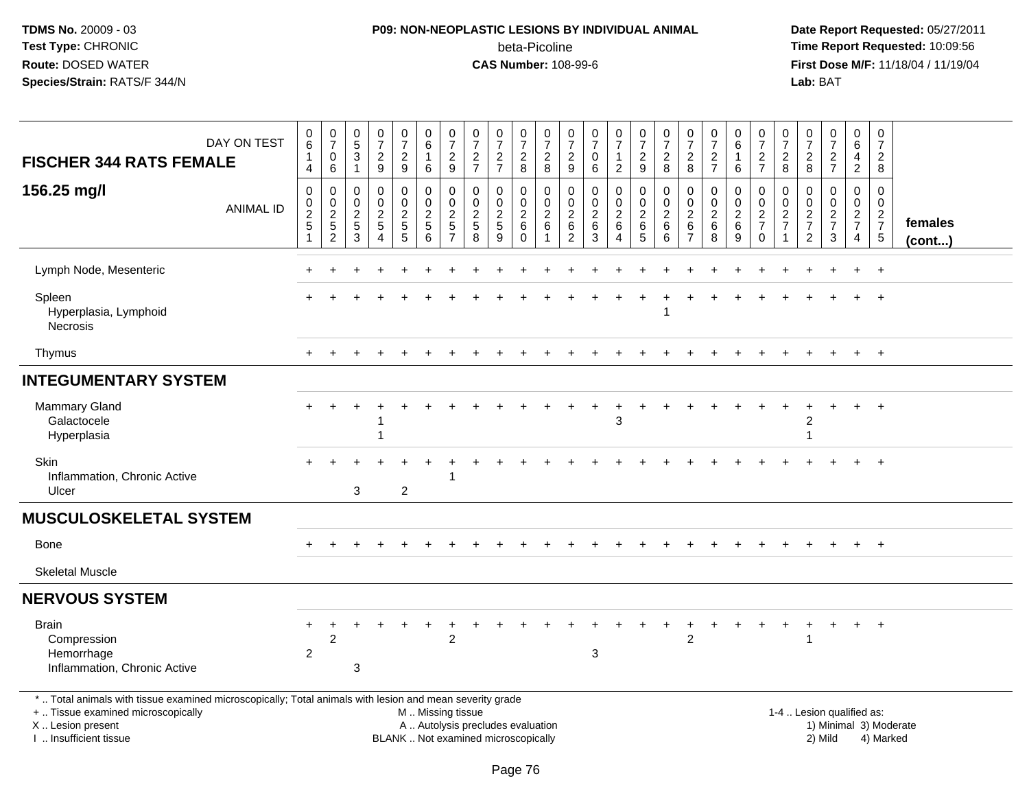TDMS No. 20009 - 03
Test Type: CHRONIC
Route: DOSED WATER
Species/Strain: RATS/F 344/N

**P09: NON-NEOPLASTIC LESIONS BY INDIVIDUAL ANIMAL**
beta-Picoline
**CAS Number:** 108-99-6

Date Report Requested: 05/27/2011
Time Report Requested: 10:09:56
First Dose M/F: 11/18/04 / 11/19/04
Lab: BAT

| FISCHER 344 RATS FEMALE 156.25 mg/l | 0614 | 0706 | 0531 | 0729 | 0729 | 0616 | 0729 | 0727 | 0727 | 0728 | 0728 | 0729 | 0706 | 0712 | 0729 | 0728 | 0728 | 0727 | 0616 | 0727 | 0728 | 0728 | 0727 | 0642 | 0728 | |
|---|---|---|---|---|---|---|---|---|---|---|---|---|---|---|---|---|---|---|---|---|---|---|---|---|---|---|
| ANIMAL ID | 00251 | 00252 | 00253 | 00254 | 00255 | 00256 | 00257 | 00258 | 00259 | 00260 | 00261 | 00262 | 00263 | 00264 | 00265 | 00266 | 00267 | 00268 | 00269 | 00270 | 00271 | 00272 | 00273 | 00274 | 00275 | females (cont...) |
| Lymph Node, Mesenteric | + | + | + | + | + | + | + | + | + | + | + | + | + | + | + | + | + | + | + | + | + | + | + | + | + | |
| Spleen | + | + | + | + | + | + | + | + | + | + | + | + | + | + | + | + | + | + | + | + | + | + | + | + | + | |
| Hyperplasia, Lymphoid | | | | | | | | | | | | | | | | 1 | | | | | | | | | | |
| Necrosis | | | | | | | | | | | | | | | | | | | | | | | | | | |
| Thymus | + | + | + | + | + | + | + | + | + | + | + | + | + | + | + | + | + | + | + | + | + | + | + | + | + | |
| **INTEGUMENTARY SYSTEM** | | | | | | | | | | | | | | | | | | | | | | | | | | |
| Mammary Gland | + | + | + | + | + | + | + | + | + | + | + | + | + | + | + | + | + | + | + | + | + | + | + | + | + | |
| Galactocele | | | | 1 | | | | | | | | | | 3 | | | | | | | | 2 | | | | |
| Hyperplasia | | | | 1 | | | | | | | | | | | | | | | | | | 1 | | | | |
| Skin | + | + | + | + | + | + | + | + | + | + | + | + | + | + | + | + | + | + | + | + | + | + | + | + | + | |
| Inflammation, Chronic Active | | | | | | | 1 | | | | | | | | | | | | | | | | | | | |
| Ulcer | | | 3 | | 2 | | | | | | | | | | | | | | | | | | | | | |
| **MUSCULOSKELETAL SYSTEM** | | | | | | | | | | | | | | | | | | | | | | | | | | |
| Bone | + | + | + | + | + | + | + | + | + | + | + | + | + | + | + | + | + | + | + | + | + | + | + | + | + | |
| Skeletal Muscle | | | | | | | | | | | | | | | | | | | | | | | | | | |
| **NERVOUS SYSTEM** | | | | | | | | | | | | | | | | | | | | | | | | | | |
| Brain | + | + | + | + | + | + | + | + | + | + | + | + | + | + | + | + | + | + | + | + | + | + | + | + | + | |
| Compression | | 2 | | | | | 2 | | | | | | | | | | 2 | | | | | 1 | | | | |
| Hemorrhage | 2 | | | | | | | | | | | | 3 | | | | | | | | | | | | | |
| Inflammation, Chronic Active | | | 3 | | | | | | | | | | | | | | | | | | | | | | | |

\* .. Total animals with tissue examined microscopically; Total animals with lesion and mean severity grade
+ .. Tissue examined microscopically
X .. Lesion present
I .. Insufficient tissue
M .. Missing tissue
A .. Autolysis precludes evaluation
BLANK .. Not examined microscopically
1-4 .. Lesion qualified as: 1) Minimal 2) Mild 3) Moderate 4) Marked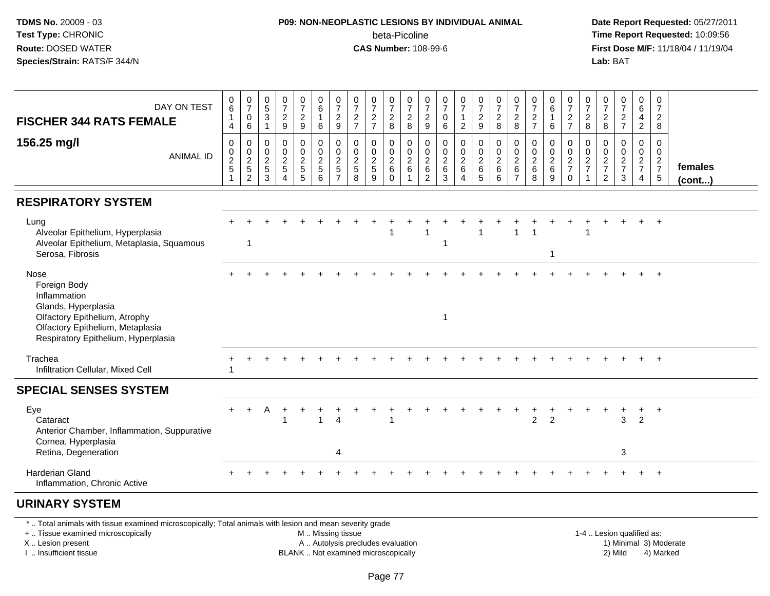TDMS No. 20009 - 03
Test Type: CHRONIC
Route: DOSED WATER
Species/Strain: RATS/F 344/N

**P09: NON-NEOPLASTIC LESIONS BY INDIVIDUAL ANIMAL**
beta-Picoline
**CAS Number:** 108-99-6

Date Report Requested: 05/27/2011
Time Report Requested: 10:09:56
First Dose M/F: 11/18/04 / 11/19/04
Lab: BAT

| FISCHER 344 RATS FEMALE — DAY ON TEST | 0614 | 0706 | 0531 | 0729 | 0729 | 0616 | 0729 | 0727 | 0727 | 0728 | 0728 | 0729 | 0706 | 0712 | 0729 | 0728 | 0728 | 0727 | 0616 | 0727 | 0728 | 0728 | 0727 | 0642 | 0728 | |
|---|---|---|---|---|---|---|---|---|---|---|---|---|---|---|---|---|---|---|---|---|---|---|---|---|---|---|
| **156.25 mg/l** — ANIMAL ID | 00251 | 00252 | 00253 | 00254 | 00255 | 00256 | 00257 | 00258 | 00259 | 00260 | 00261 | 00262 | 00263 | 00264 | 00265 | 00266 | 00267 | 00268 | 00269 | 00270 | 00271 | 00272 | 00273 | 00274 | 00275 | **females (cont...)** |
| **RESPIRATORY SYSTEM** | | | | | | | | | | | | | | | | | | | | | | | | | | |
| Lung | + | + | + | + | + | + | + | + | + | + | + | + | + | + | + | + | + | + | + | + | + | + | + | + | + | |
| Alveolar Epithelium, Hyperplasia | | | | | | | | | | 1 | | 1 | | | 1 | | 1 | 1 | | | 1 | | | | | |
| Alveolar Epithelium, Metaplasia, Squamous | | 1 | | | | | | | | | | | 1 | | | | | | | | | | | | | |
| Serosa, Fibrosis | | | | | | | | | | | | | | | | | | | 1 | | | | | | | |
| Nose | + | + | + | + | + | + | + | + | + | + | + | + | + | + | + | + | + | + | + | + | + | + | + | + | + | |
| Foreign Body | | | | | | | | | | | | | | | | | | | | | | | | | | |
| Inflammation | | | | | | | | | | | | | | | | | | | | | | | | | | |
| Glands, Hyperplasia | | | | | | | | | | | | | | | | | | | | | | | | | | |
| Olfactory Epithelium, Atrophy | | | | | | | | | | | | | 1 | | | | | | | | | | | | | |
| Olfactory Epithelium, Metaplasia | | | | | | | | | | | | | | | | | | | | | | | | | | |
| Respiratory Epithelium, Hyperplasia | | | | | | | | | | | | | | | | | | | | | | | | | | |
| Trachea | + | + | + | + | + | + | + | + | + | + | + | + | + | + | + | + | + | + | + | + | + | + | + | + | + | |
| Infiltration Cellular, Mixed Cell | 1 | | | | | | | | | | | | | | | | | | | | | | | | | |
| **SPECIAL SENSES SYSTEM** | | | | | | | | | | | | | | | | | | | | | | | | | | |
| Eye | + | + | A | + | + | + | + | + | + | + | + | + | + | + | + | + | + | + | + | + | + | + | + | + | + | |
| Cataract | | | | 1 | | 1 | 4 | | | 1 | | | | | | | | 2 | 2 | | | | 3 | 2 | | |
| Anterior Chamber, Inflammation, Suppurative | | | | | | | | | | | | | | | | | | | | | | | | | | |
| Cornea, Hyperplasia | | | | | | | | | | | | | | | | | | | | | | | | | | |
| Retina, Degeneration | | | | | | | 4 | | | | | | | | | | | | | | | | 3 | | | |
| Harderian Gland | + | + | + | + | + | + | + | + | + | + | + | + | + | + | + | + | + | + | + | + | + | + | + | + | + | |
| Inflammation, Chronic Active | | | | | | | | | | | | | | | | | | | | | | | | | | |
| **URINARY SYSTEM** | | | | | | | | | | | | | | | | | | | | | | | | | | |

\* .. Total animals with tissue examined microscopically; Total animals with lesion and mean severity grade
+ .. Tissue examined microscopically
X .. Lesion present
I .. Insufficient tissue
M .. Missing tissue
A .. Autolysis precludes evaluation
BLANK .. Not examined microscopically
1-4 .. Lesion qualified as: 1) Minimal 2) Mild 3) Moderate 4) Marked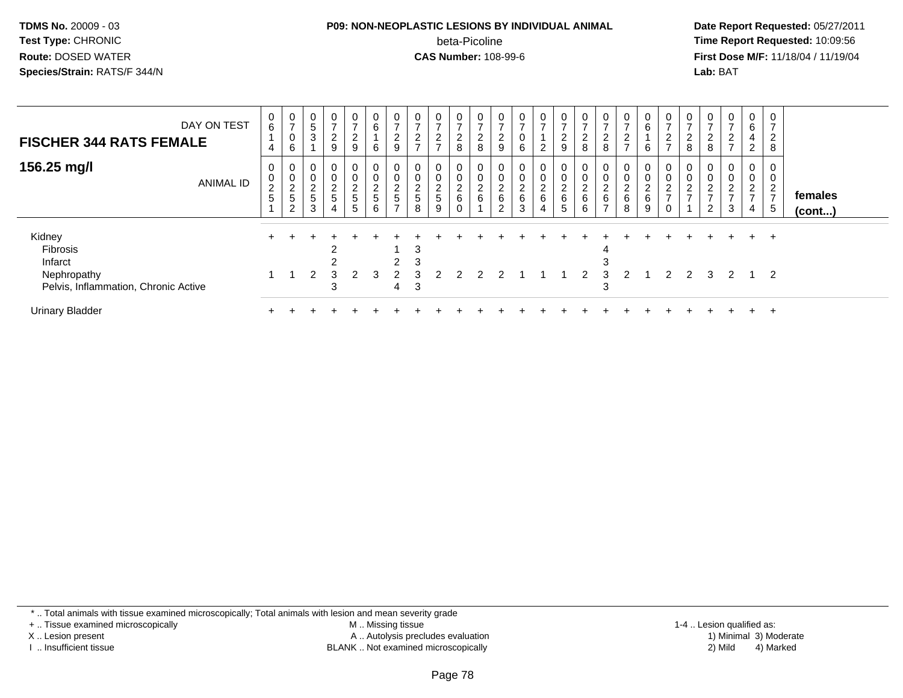**TDMS No.** 20009 - 03
**Test Type:** CHRONIC
**Route:** DOSED WATER
**Species/Strain:** RATS/F 344/N

**P09: NON-NEOPLASTIC LESIONS BY INDIVIDUAL ANIMAL**
beta-Picoline
**CAS Number:** 108-99-6

**Date Report Requested:** 05/27/2011
**Time Report Requested:** 10:09:56
**First Dose M/F:** 11/18/04 / 11/19/04
**Lab:** BAT

| FISCHER 344 RATS FEMALE — DAY ON TEST | 0614 | 0706 | 0531 | 0729 | 0729 | 0616 | 0729 | 0727 | 0727 | 0728 | 0728 | 0729 | 0706 | 0712 | 0729 | 0728 | 0728 | 0727 | 0616 | 0727 | 0728 | 0728 | 0727 | 0642 | 0728 | |
|---|---|---|---|---|---|---|---|---|---|---|---|---|---|---|---|---|---|---|---|---|---|---|---|---|---|---|
| **156.25 mg/l** — ANIMAL ID | 00251 | 00252 | 00253 | 00254 | 00255 | 00256 | 00257 | 00258 | 00259 | 00260 | 00261 | 00262 | 00263 | 00264 | 00265 | 00266 | 00267 | 00268 | 00269 | 00270 | 00271 | 00272 | 00273 | 00274 | 00275 | **females (cont...)** |
| Kidney | + | + | + | + | + | + | + | + | + | + | + | + | + | + | + | + | + | + | + | + | + | + | + | + | + | |
| Fibrosis | | | | 2 | | | 1 | 3 | | | | | | | | | 4 | | | | | | | | | |
| Infarct | | | | 2 | | | 2 | 3 | | | | | | | | | 3 | | | | | | | | | |
| Nephropathy | 1 | 1 | 2 | 3 | 2 | 3 | 2 | 3 | 2 | 2 | 2 | 2 | 1 | 1 | 1 | 2 | 3 | 2 | 1 | 2 | 2 | 3 | 2 | 1 | 2 | |
| Pelvis, Inflammation, Chronic Active | | | | 3 | | | 4 | 3 | | | | | | | | | 3 | | | | | | | | | |
| Urinary Bladder | + | + | + | + | + | + | + | + | + | + | + | + | + | + | + | + | + | + | + | + | + | + | + | + | + | |

\* .. Total animals with tissue examined microscopically; Total animals with lesion and mean severity grade
+ .. Tissue examined microscopically
X .. Lesion present
I .. Insufficient tissue
M .. Missing tissue
A .. Autolysis precludes evaluation
BLANK .. Not examined microscopically
1-4 .. Lesion qualified as: 1) Minimal 2) Mild 3) Moderate 4) Marked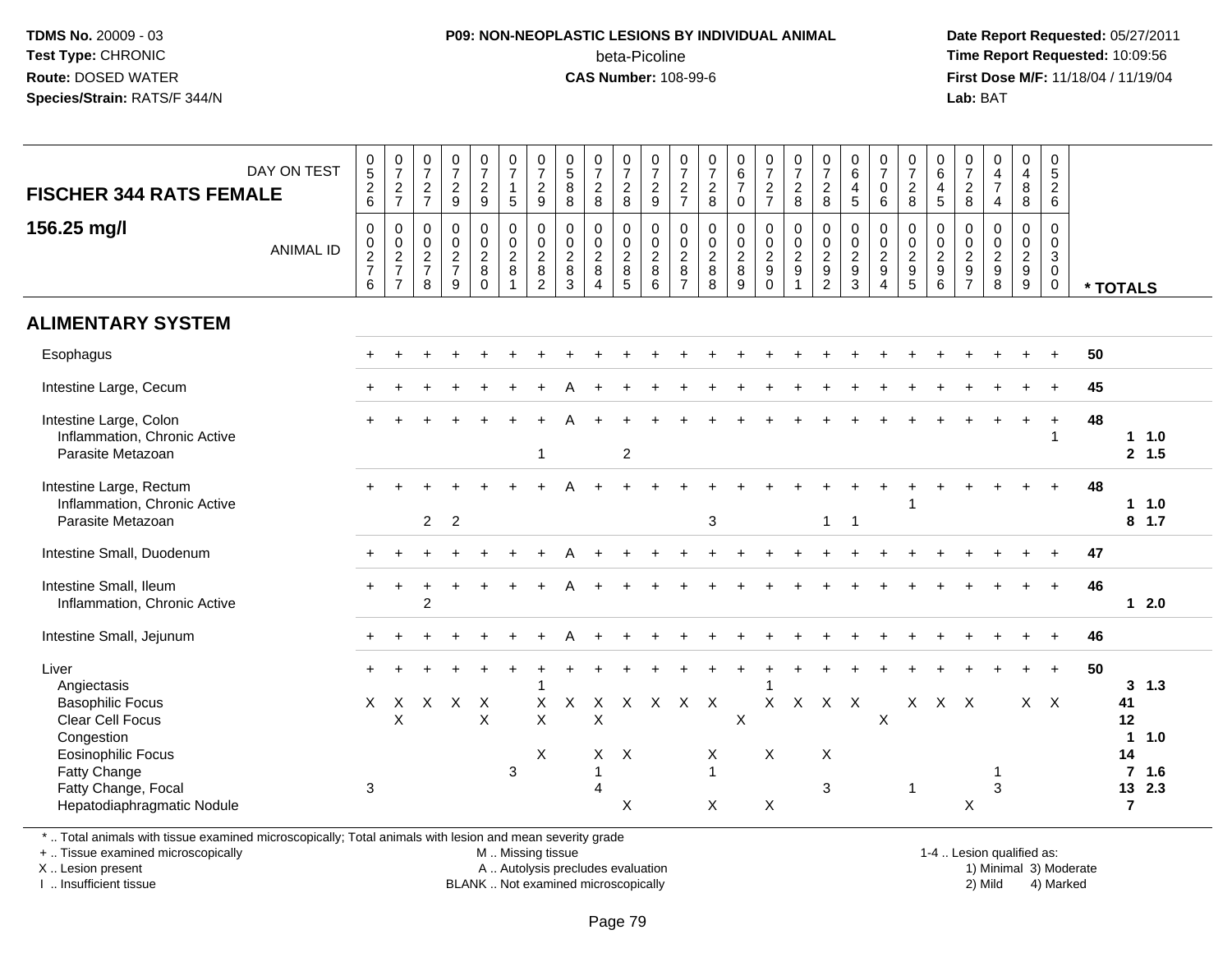**TDMS No.** 20009 - 03
**Test Type:** CHRONIC
**Route:** DOSED WATER
**Species/Strain:** RATS/F 344/N

**P09: NON-NEOPLASTIC LESIONS BY INDIVIDUAL ANIMAL**
beta-Picoline
**CAS Number:** 108-99-6

**Date Report Requested:** 05/27/2011
**Time Report Requested:** 10:09:56
**First Dose M/F:** 11/18/04 / 11/19/04
**Lab:** BAT

## FISCHER 344 RATS FEMALE
## 156.25 mg/l

| DAY ON TEST | 0526 | 0727 | 0727 | 0729 | 0729 | 0715 | 0729 | 0588 | 0728 | 0728 | 0729 | 0727 | 0728 | 0670 | 0727 | 0728 | 0728 | 0645 | 0706 | 0728 | 0645 | 0728 | 0474 | 0488 | 0526 | |
|---|---|---|---|---|---|---|---|---|---|---|---|---|---|---|---|---|---|---|---|---|---|---|---|---|---|---|
| **ANIMAL ID** | 0276 | 0277 | 0278 | 0279 | 0280 | 0281 | 0282 | 0283 | 0284 | 0285 | 0286 | 0287 | 0288 | 0289 | 0290 | 0291 | 0292 | 0293 | 0294 | 0295 | 0296 | 0297 | 0298 | 0299 | 0300 | *** TOTALS** |
| **ALIMENTARY SYSTEM** | | | | | | | | | | | | | | | | | | | | | | | | | | |
| Esophagus | + | + | + | + | + | + | + | + | + | + | + | + | + | + | + | + | + | + | + | + | + | + | + | + | + | 50 |
| Intestine Large, Cecum | + | + | + | + | + | + | + | A | + | + | + | + | + | + | + | + | + | + | + | + | + | + | + | + | + | 45 |
| Intestine Large, Colon | + | + | + | + | + | + | + | A | + | + | + | + | + | + | + | + | + | + | + | + | + | + | + | + | + | 48 |
| Inflammation, Chronic Active | | | | | | | | | | | | | | | | | | | | | | | | | 1 | 1 1.0 |
| Parasite Metazoan | | | | | | | 1 | | | 2 | | | | | | | | | | | | | | | | 2 1.5 |
| Intestine Large, Rectum | + | + | + | + | + | + | + | A | + | + | + | + | + | + | + | + | + | + | + | + | + | + | + | + | + | 48 |
| Inflammation, Chronic Active | | | | | | | | | | | | | | | | | | | | 1 | | | | | | 1 1.0 |
| Parasite Metazoan | | | 2 | 2 | | | | | | | | | 3 | | | | 1 | 1 | | | | | | | | 8 1.7 |
| Intestine Small, Duodenum | + | + | + | + | + | + | + | A | + | + | + | + | + | + | + | + | + | + | + | + | + | + | + | + | + | 47 |
| Intestine Small, Ileum | + | + | + | + | + | + | + | A | + | + | + | + | + | + | + | + | + | + | + | + | + | + | + | + | + | 46 |
| Inflammation, Chronic Active | | | 2 | | | | | | | | | | | | | | | | | | | | | | | 1 2.0 |
| Intestine Small, Jejunum | + | + | + | + | + | + | + | A | + | + | + | + | + | + | + | + | + | + | + | + | + | + | + | + | + | 46 |
| Liver | + | + | + | + | + | + | + | + | + | + | + | + | + | + | + | + | + | + | + | + | + | + | + | + | + | 50 |
| Angiectasis | | | | | | | 1 | | | | | | | | 1 | | | | | | | | | | | 3 1.3 |
| Basophilic Focus | X | X | X | X | X | | X | X | X | X | X | X | X | | X | X | X | X | | X | X | X | | X | X | 41 |
| Clear Cell Focus | | X | | | X | | X | | X | | | | | X | | | | | X | | | | | | | 12 |
| Congestion | | | | | | | | | | | | | | | | | | | | | | | | | | 1 1.0 |
| Eosinophilic Focus | | | | | | | X | | X | X | | | X | | X | | X | | | | | | | | | 14 |
| Fatty Change | | | | | | 3 | | | 1 | | | | 1 | | | | | | | | | | 1 | | | 7 1.6 |
| Fatty Change, Focal | 3 | | | | | | | | 4 | | | | | | | | 3 | | | 1 | | | 3 | | | 13 2.3 |
| Hepatodiaphragmatic Nodule | | | | | | | | | | X | | | X | | X | | | | | | | X | | | | 7 |

\* .. Total animals with tissue examined microscopically; Total animals with lesion and mean severity grade
+ .. Tissue examined microscopically
X .. Lesion present
I .. Insufficient tissue

M .. Missing tissue
A .. Autolysis precludes evaluation
BLANK .. Not examined microscopically

1-4 .. Lesion qualified as:
1) Minimal 3) Moderate
2) Mild 4) Marked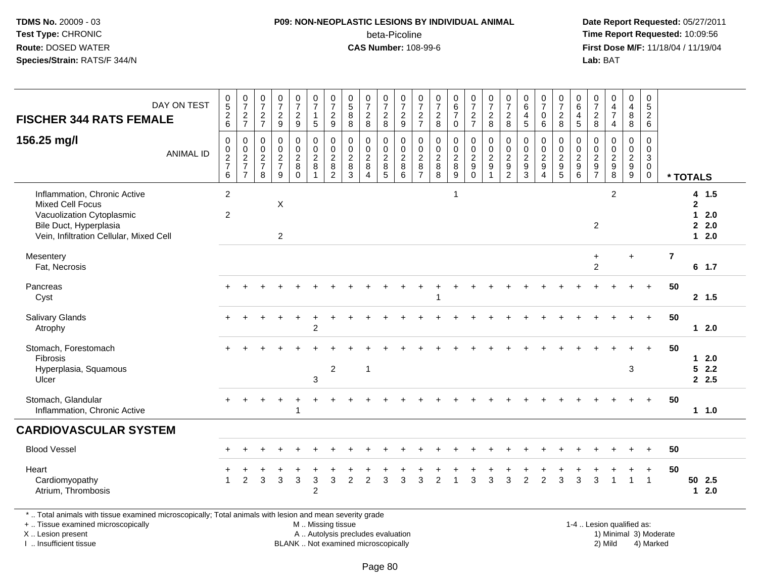**TDMS No.** 20009 - 03
**Test Type:** CHRONIC
**Route:** DOSED WATER
**Species/Strain:** RATS/F 344/N

**P09: NON-NEOPLASTIC LESIONS BY INDIVIDUAL ANIMAL**
beta-Picoline
**CAS Number:** 108-99-6

**Date Report Requested:** 05/27/2011
**Time Report Requested:** 10:09:56
**First Dose M/F:** 11/18/04 / 11/19/04
**Lab:** BAT

| FISCHER 344 RATS FEMALE — DAY ON TEST | 0526 | 0727 | 0727 | 0729 | 0729 | 0715 | 0729 | 0588 | 0728 | 0728 | 0729 | 0727 | 0728 | 0670 | 0727 | 0728 | 0728 | 0645 | 0706 | 0728 | 0645 | 0728 | 0474 | 0488 | 0526 | |
|---|---|---|---|---|---|---|---|---|---|---|---|---|---|---|---|---|---|---|---|---|---|---|---|---|---|---|
| **156.25 mg/l** — ANIMAL ID | 00276 | 00277 | 00278 | 00279 | 00280 | 00281 | 00282 | 00283 | 00284 | 00285 | 00286 | 00287 | 00288 | 00289 | 00290 | 00291 | 00292 | 00293 | 00294 | 00295 | 00296 | 00297 | 00298 | 00299 | 00300 | * TOTALS |
| Inflammation, Chronic Active | 2 | | | | | | | | | | | | | 1 | | | | | | | | | 2 | | | 4 1.5 |
| Mixed Cell Focus | | | | X | | | | | | | | | | | | | | | | | | | | | | 2 |
| Vacuolization Cytoplasmic | 2 | | | | | | | | | | | | | | | | | | | | | | | | | 1 2.0 |
| Bile Duct, Hyperplasia | | | | | | | | | | | | | | | | | | | | | | 2 | | | | 2 2.0 |
| Vein, Infiltration Cellular, Mixed Cell | | | | 2 | | | | | | | | | | | | | | | | | | | | | | 1 2.0 |
| Mesentery | | | | | | | | | | | | | | | | | | | | | | + | | + | | 7 |
| Fat, Necrosis | | | | | | | | | | | | | | | | | | | | | | 2 | | | | 6 1.7 |
| Pancreas | + | + | + | + | + | + | + | + | + | + | + | + | + | + | + | + | + | + | + | + | + | + | + | + | + | 50 |
| Cyst | | | | | | | | | | | | | 1 | | | | | | | | | | | | | 2 1.5 |
| Salivary Glands | + | + | + | + | + | + | + | + | + | + | + | + | + | + | + | + | + | + | + | + | + | + | + | + | + | 50 |
| Atrophy | | | | | | 2 | | | | | | | | | | | | | | | | | | | | 1 2.0 |
| Stomach, Forestomach | + | + | + | + | + | + | + | + | + | + | + | + | + | + | + | + | + | + | + | + | + | + | + | + | + | 50 |
| Fibrosis | | | | | | | | | | | | | | | | | | | | | | | | | | 1 2.0 |
| Hyperplasia, Squamous | | | | | | | 2 | | 1 | | | | | | | | | | | | | | | 3 | | 5 2.2 |
| Ulcer | | | | | | 3 | | | | | | | | | | | | | | | | | | | | 2 2.5 |
| Stomach, Glandular | + | + | + | + | + | + | + | + | + | + | + | + | + | + | + | + | + | + | + | + | + | + | + | + | + | 50 |
| Inflammation, Chronic Active | | | | | 1 | | | | | | | | | | | | | | | | | | | | | 1 1.0 |
| **CARDIOVASCULAR SYSTEM** | | | | | | | | | | | | | | | | | | | | | | | | | | |
| Blood Vessel | + | + | + | + | + | + | + | + | + | + | + | + | + | + | + | + | + | + | + | + | + | + | + | + | + | 50 |
| Heart | + | + | + | + | + | + | + | + | + | + | + | + | + | + | + | + | + | + | + | + | + | + | + | + | + | 50 |
| Cardiomyopathy | 1 | 2 | 3 | 3 | 3 | 3 | 3 | 2 | 2 | 3 | 3 | 3 | 2 | 1 | 3 | 3 | 3 | 2 | 2 | 3 | 3 | 3 | 1 | 1 | 1 | 50 2.5 |
| Atrium, Thrombosis | | | | | | 2 | | | | | | | | | | | | | | | | | | | | 1 2.0 |

\* .. Total animals with tissue examined microscopically; Total animals with lesion and mean severity grade
\+ .. Tissue examined microscopically
X .. Lesion present
I .. Insufficient tissue

M .. Missing tissue
A .. Autolysis precludes evaluation
BLANK .. Not examined microscopically

1-4 .. Lesion qualified as:
1) Minimal 3) Moderate
2) Mild 4) Marked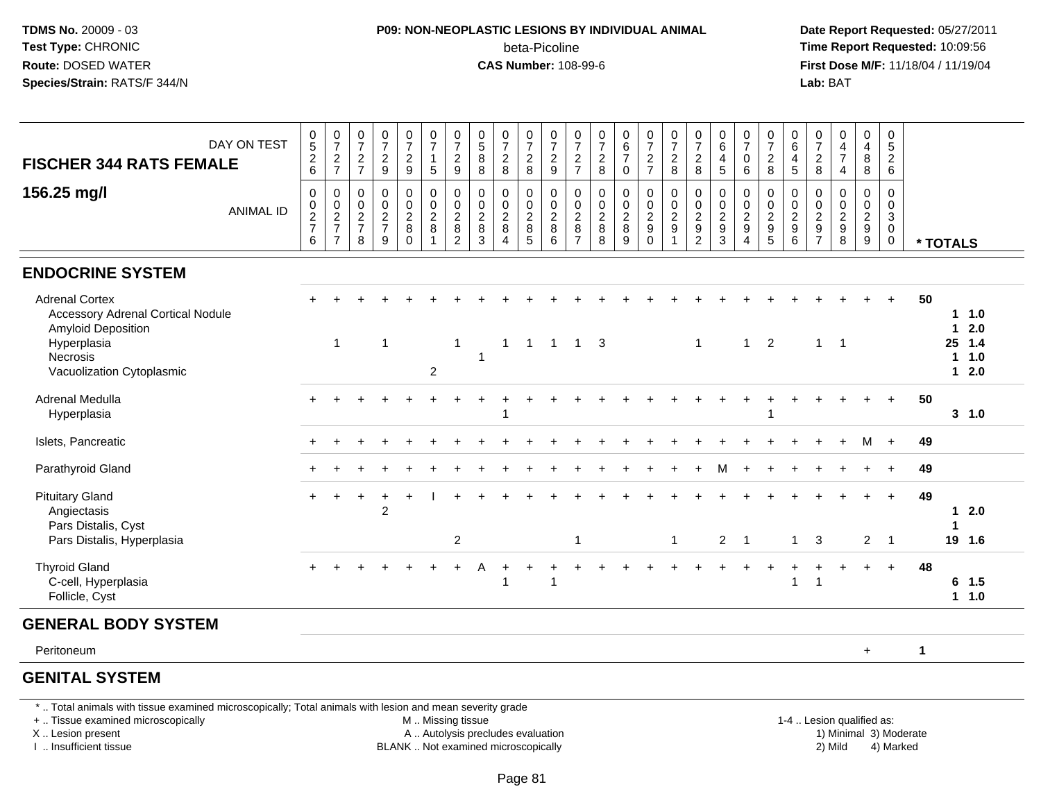TDMS No. 20009 - 03
Test Type: CHRONIC
Route: DOSED WATER
Species/Strain: RATS/F 344/N

**P09: NON-NEOPLASTIC LESIONS BY INDIVIDUAL ANIMAL**
beta-Picoline
**CAS Number:** 108-99-6

Date Report Requested: 05/27/2011
Time Report Requested: 10:09:56
First Dose M/F: 11/18/04 / 11/19/04
Lab: BAT

## FISCHER 344 RATS FEMALE
## 156.25 mg/l

| DAY ON TEST | 0526 | 0727 | 0727 | 0729 | 0729 | 0715 | 0729 | 0588 | 0728 | 0728 | 0729 | 0727 | 0728 | 0670 | 0727 | 0728 | 0728 | 0645 | 0706 | 0728 | 0645 | 0728 | 0474 | 0488 | 0526 | |
|---|---|---|---|---|---|---|---|---|---|---|---|---|---|---|---|---|---|---|---|---|---|---|---|---|---|---|
| **ANIMAL ID** | 00276 | 00277 | 00278 | 00279 | 00280 | 00281 | 00282 | 00283 | 00284 | 00285 | 00286 | 00287 | 00288 | 00289 | 00290 | 00291 | 00292 | 00293 | 00294 | 00295 | 00296 | 00297 | 00298 | 00299 | 00300 | *** TOTALS** |
| **ENDOCRINE SYSTEM** | | | | | | | | | | | | | | | | | | | | | | | | | | |
| Adrenal Cortex | + | + | + | + | + | + | + | + | + | + | + | + | + | + | + | + | + | + | + | + | + | + | + | + | + | 50 |
| Accessory Adrenal Cortical Nodule | | | | | | | | | | | | | | | | | | | | | | | | | | 1 1.0 |
| Amyloid Deposition | | | | | | | | | | | | | | | | | | | | | | | | | | 1 2.0 |
| Hyperplasia | | 1 | | 1 | | | 1 | | 1 | 1 | 1 | 1 | 3 | | | | 1 | | 1 | 2 | | 1 | 1 | | | 25 1.4 |
| Necrosis | | | | | | | | 1 | | | | | | | | | | | | | | | | | | 1 1.0 |
| Vacuolization Cytoplasmic | | | | | | 2 | | | | | | | | | | | | | | | | | | | | 1 2.0 |
| Adrenal Medulla | + | + | + | + | + | + | + | + | + | + | + | + | + | + | + | + | + | + | + | + | + | + | + | + | + | 50 |
| Hyperplasia | | | | | | | | | 1 | | | | | | | | | | | 1 | | | | | | 3 1.0 |
| Islets, Pancreatic | + | + | + | + | + | + | + | + | + | + | + | + | + | + | + | + | + | + | + | + | + | + | + | M | + | 49 |
| Parathyroid Gland | + | + | + | + | + | + | + | + | + | + | + | + | + | + | + | + | + | M | + | + | + | + | + | + | + | 49 |
| Pituitary Gland | + | + | + | + | + | I | + | + | + | + | + | + | + | + | + | + | + | + | + | + | + | + | + | + | + | 49 |
| Angiectasis | | | | 2 | | | | | | | | | | | | | | | | | | | | | | 1 2.0 |
| Pars Distalis, Cyst | | | | | | | | | | | | | | | | | | | | | | | | | | 1 |
| Pars Distalis, Hyperplasia | | | | | | | 2 | | | | | 1 | | | | 1 | | 2 | 1 | | 1 | 3 | | 2 | 1 | 19 1.6 |
| Thyroid Gland | + | + | + | + | + | + | + | A | + | + | + | + | + | + | + | + | + | + | + | + | + | + | + | + | + | 48 |
| C-cell, Hyperplasia | | | | | | | | | 1 | | 1 | | | | | | | | | | 1 | 1 | | | | 6 1.5 |
| Follicle, Cyst | | | | | | | | | | | | | | | | | | | | | | | | | | 1 1.0 |
| **GENERAL BODY SYSTEM** | | | | | | | | | | | | | | | | | | | | | | | | | | |
| Peritoneum | | | | | | | | | | | | | | | | | | | | | | | | + | | 1 |
| **GENITAL SYSTEM** | | | | | | | | | | | | | | | | | | | | | | | | | | |

* .. Total animals with tissue examined microscopically; Total animals with lesion and mean severity grade
+ .. Tissue examined microscopically
X .. Lesion present
I .. Insufficient tissue
M .. Missing tissue
A .. Autolysis precludes evaluation
BLANK .. Not examined microscopically
1-4 .. Lesion qualified as: 1) Minimal 2) Mild 3) Moderate 4) Marked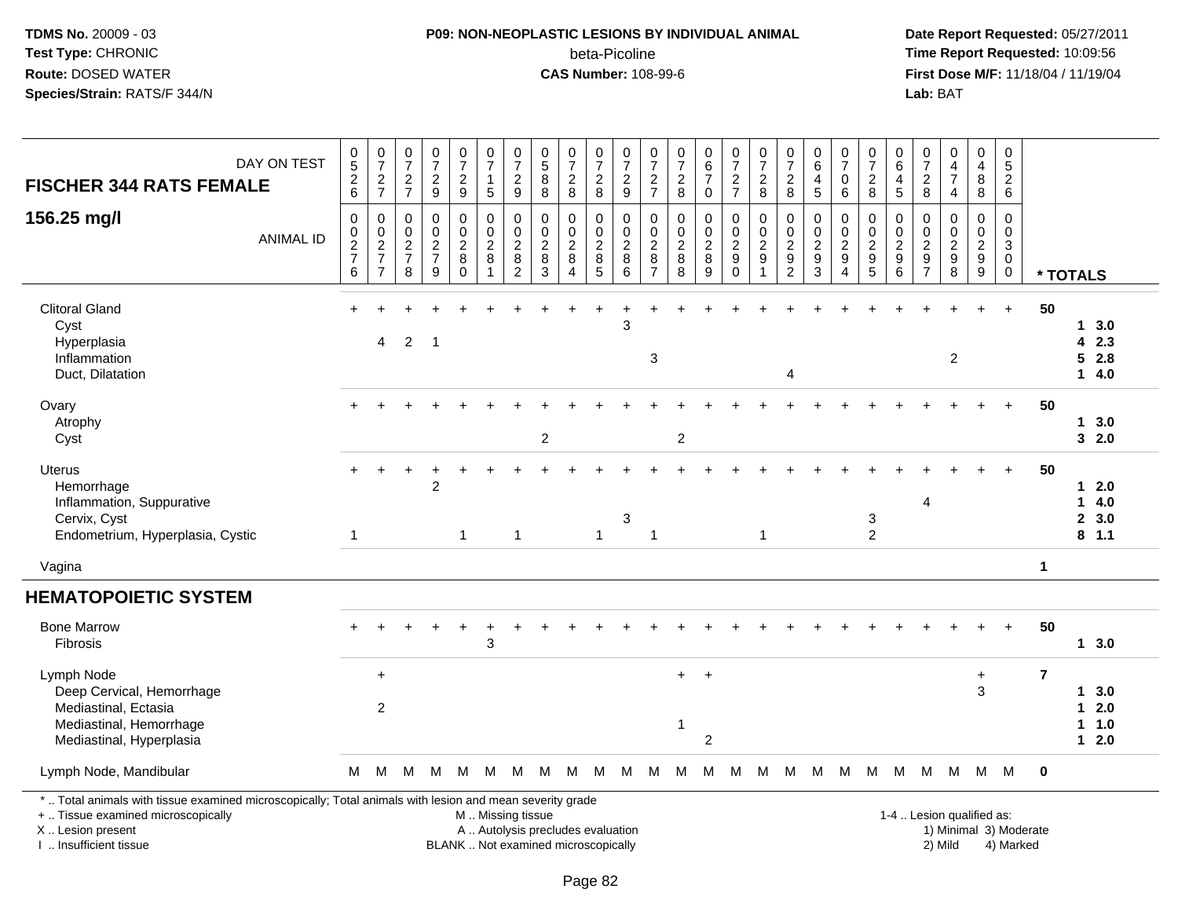**TDMS No.** 20009 - 03
**Test Type:** CHRONIC
**Route:** DOSED WATER
**Species/Strain:** RATS/F 344/N

**P09: NON-NEOPLASTIC LESIONS BY INDIVIDUAL ANIMAL**
beta-Picoline
**CAS Number:** 108-99-6

**Date Report Requested:** 05/27/2011
**Time Report Requested:** 10:09:56
**First Dose M/F:** 11/18/04 / 11/19/04
**Lab:** BAT

## FISCHER 344 RATS FEMALE

### 156.25 mg/l

| DAY ON TEST | 0526 | 0727 | 0727 | 0729 | 0729 | 0715 | 0729 | 0588 | 0728 | 0728 | 0729 | 0727 | 0728 | 0670 | 0727 | 0728 | 0728 | 0645 | 0706 | 0728 | 0645 | 0728 | 0474 | 0488 | 0526 | |
|---|---|---|---|---|---|---|---|---|---|---|---|---|---|---|---|---|---|---|---|---|---|---|---|---|---|---|
| **ANIMAL ID** | 00276 | 00277 | 00278 | 00279 | 00280 | 00281 | 00282 | 00283 | 00284 | 00285 | 00286 | 00287 | 00288 | 00289 | 00290 | 00291 | 00292 | 00293 | 00294 | 00295 | 00296 | 00297 | 00298 | 00299 | 00300 | *** TOTALS** |
| Clitoral Gland | + | + | + | + | + | + | + | + | + | + | + | + | + | + | + | + | + | + | + | + | + | + | + | + | + | 50 |
| Cyst | | | | | | | | | | | 3 | | | | | | | | | | | | | | | 1 3.0 |
| Hyperplasia | | 4 | 2 | 1 | | | | | | | | | | | | | | | | | | | | | | 4 2.3 |
| Inflammation | | | | | | | | | | | | 3 | | | | | | | | | | | 2 | | | 5 2.8 |
| Duct, Dilatation | | | | | | | | | | | | | | | | | 4 | | | | | | | | | 1 4.0 |
| Ovary | + | + | + | + | + | + | + | + | + | + | + | + | + | + | + | + | + | + | + | + | + | + | + | + | + | 50 |
| Atrophy | | | | | | | | | | | | | | | | | | | | | | | | | | 1 3.0 |
| Cyst | | | | | | | | 2 | | | | | 2 | | | | | | | | | | | | | 3 2.0 |
| Uterus | + | + | + | + | + | + | + | + | + | + | + | + | + | + | + | + | + | + | + | + | + | + | + | + | + | 50 |
| Hemorrhage | | | | 2 | | | | | | | | | | | | | | | | | | | | | | 1 2.0 |
| Inflammation, Suppurative | | | | | | | | | | | | | | | | | | | | | | 4 | | | | 1 4.0 |
| Cervix, Cyst | | | | | | | | | | | 3 | | | | | | | | | 3 | | | | | | 2 3.0 |
| Endometrium, Hyperplasia, Cystic | 1 | | | | 1 | | 1 | | | 1 | | 1 | | | | 1 | | | | 2 | | | | | | 8 1.1 |
| Vagina | | | | | | | | | | | | | | | | | | | | | | | | | | 1 |

## HEMATOPOIETIC SYSTEM

| | | | | | | | | | | | | | | | | | | | | | | | | | | |
|---|---|---|---|---|---|---|---|---|---|---|---|---|---|---|---|---|---|---|---|---|---|---|---|---|---|---|
| Bone Marrow | + | + | + | + | + | + | + | + | + | + | + | + | + | + | + | + | + | + | + | + | + | + | + | + | + | 50 |
| Fibrosis | | | | | | 3 | | | | | | | | | | | | | | | | | | | | 1 3.0 |
| Lymph Node | | + | | | | | | | | | | | + | + | | | | | | | | | | + | | 7 |
| Deep Cervical, Hemorrhage | | | | | | | | | | | | | | | | | | | | | | | | 3 | | 1 3.0 |
| Mediastinal, Ectasia | | 2 | | | | | | | | | | | | | | | | | | | | | | | | 1 2.0 |
| Mediastinal, Hemorrhage | | | | | | | | | | | | | 1 | | | | | | | | | | | | | 1 1.0 |
| Mediastinal, Hyperplasia | | | | | | | | | | | | | | 2 | | | | | | | | | | | | 1 2.0 |
| Lymph Node, Mandibular | M | M | M | M | M | M | M | M | M | M | M | M | M | M | M | M | M | M | M | M | M | M | M | M | M | 0 |

\* .. Total animals with tissue examined microscopically; Total animals with lesion and mean severity grade
\+ .. Tissue examined microscopically
X .. Lesion present
I .. Insufficient tissue
M .. Missing tissue
A .. Autolysis precludes evaluation
BLANK .. Not examined microscopically
1-4 .. Lesion qualified as: 1) Minimal 2) Mild 3) Moderate 4) Marked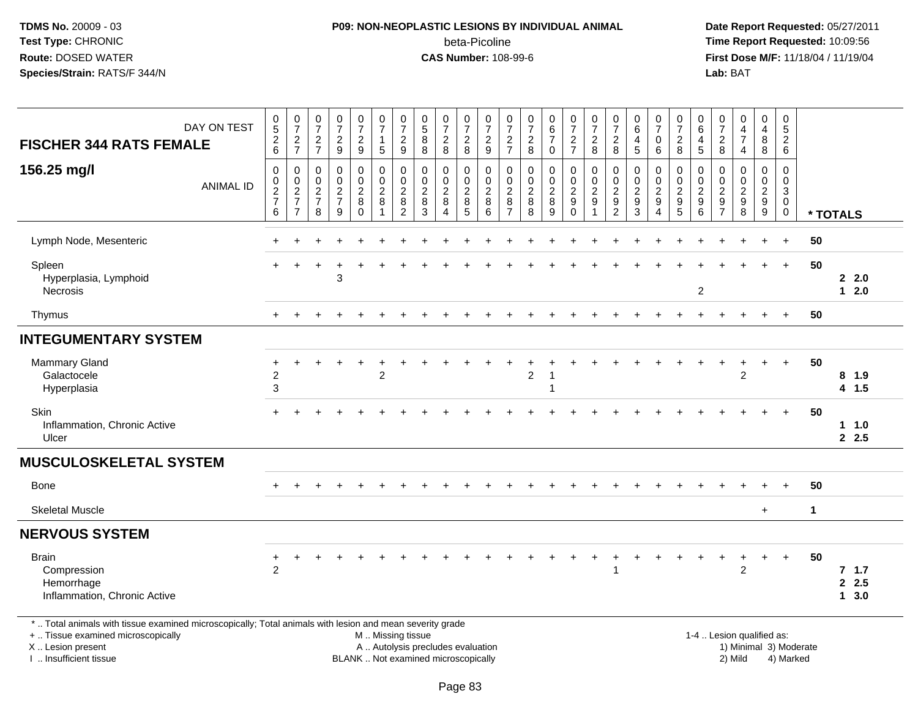**TDMS No.** 20009 - 03
**Test Type:** CHRONIC
**Route:** DOSED WATER
**Species/Strain:** RATS/F 344/N

**P09: NON-NEOPLASTIC LESIONS BY INDIVIDUAL ANIMAL**
beta-Picoline
**CAS Number:** 108-99-6

**Date Report Requested:** 05/27/2011
**Time Report Requested:** 10:09:56
**First Dose M/F:** 11/18/04 / 11/19/04
**Lab:** BAT

## FISCHER 344 RATS FEMALE

### 156.25 mg/l

| DAY ON TEST | 0526 | 0727 | 0727 | 0729 | 0729 | 0715 | 0729 | 0588 | 0728 | 0728 | 0729 | 0727 | 0728 | 0670 | 0727 | 0728 | 0728 | 0645 | 0706 | 0728 | 0645 | 0728 | 0474 | 0488 | 0526 | |
|---|---|---|---|---|---|---|---|---|---|---|---|---|---|---|---|---|---|---|---|---|---|---|---|---|---|---|
| ANIMAL ID | 00276 | 00277 | 00278 | 00279 | 00280 | 00281 | 00282 | 00283 | 00284 | 00285 | 00286 | 00287 | 00288 | 00289 | 00290 | 00291 | 00292 | 00293 | 00294 | 00295 | 00296 | 00297 | 00298 | 00299 | 00300 | * TOTALS |
| Lymph Node, Mesenteric | + | + | + | + | + | + | + | + | + | + | + | + | + | + | + | + | + | + | + | + | + | + | + | + | + | 50 |
| Spleen | + | + | + | + | + | + | + | + | + | + | + | + | + | + | + | + | + | + | + | + | + | + | + | + | + | 50 |
| Hyperplasia, Lymphoid | | | | 3 | | | | | | | | | | | | | | | | | | | | | | 2 2.0 |
| Necrosis | | | | | | | | | | | | | | | | | | | | | 2 | | | | | 1 2.0 |
| Thymus | + | + | + | + | + | + | + | + | + | + | + | + | + | + | + | + | + | + | + | + | + | + | + | + | + | 50 |
| **INTEGUMENTARY SYSTEM** | | | | | | | | | | | | | | | | | | | | | | | | | | |
| Mammary Gland | + | + | + | + | + | + | + | + | + | + | + | + | + | + | + | + | + | + | + | + | + | + | + | + | + | 50 |
| Galactocele | 2 | | | | | 2 | | | | | | | 2 | 1 | | | | | | | | | 2 | | | 8 1.9 |
| Hyperplasia | 3 | | | | | | | | | | | | | 1 | | | | | | | | | | | | 4 1.5 |
| Skin | + | + | + | + | + | + | + | + | + | + | + | + | + | + | + | + | + | + | + | + | + | + | + | + | + | 50 |
| Inflammation, Chronic Active | | | | | | | | | | | | | | | | | | | | | | | | | | 1 1.0 |
| Ulcer | | | | | | | | | | | | | | | | | | | | | | | | | | 2 2.5 |
| **MUSCULOSKELETAL SYSTEM** | | | | | | | | | | | | | | | | | | | | | | | | | | |
| Bone | + | + | + | + | + | + | + | + | + | + | + | + | + | + | + | + | + | + | + | + | + | + | + | + | + | 50 |
| Skeletal Muscle | | | | | | | | | | | | | | | | | | | | | | | | + | | 1 |
| **NERVOUS SYSTEM** | | | | | | | | | | | | | | | | | | | | | | | | | | |
| Brain | + | + | + | + | + | + | + | + | + | + | + | + | + | + | + | + | + | + | + | + | + | + | + | + | + | 50 |
| Compression | 2 | | | | | | | | | | | | | | | | 1 | | | | | | 2 | | | 7 1.7 |
| Hemorrhage | | | | | | | | | | | | | | | | | | | | | | | | | | 2 2.5 |
| Inflammation, Chronic Active | | | | | | | | | | | | | | | | | | | | | | | | | | 1 3.0 |

\* .. Total animals with tissue examined microscopically; Total animals with lesion and mean severity grade
+ .. Tissue examined microscopically
X .. Lesion present
I .. Insufficient tissue

M .. Missing tissue
A .. Autolysis precludes evaluation
BLANK .. Not examined microscopically

1-4 .. Lesion qualified as:
1) Minimal 3) Moderate
2) Mild 4) Marked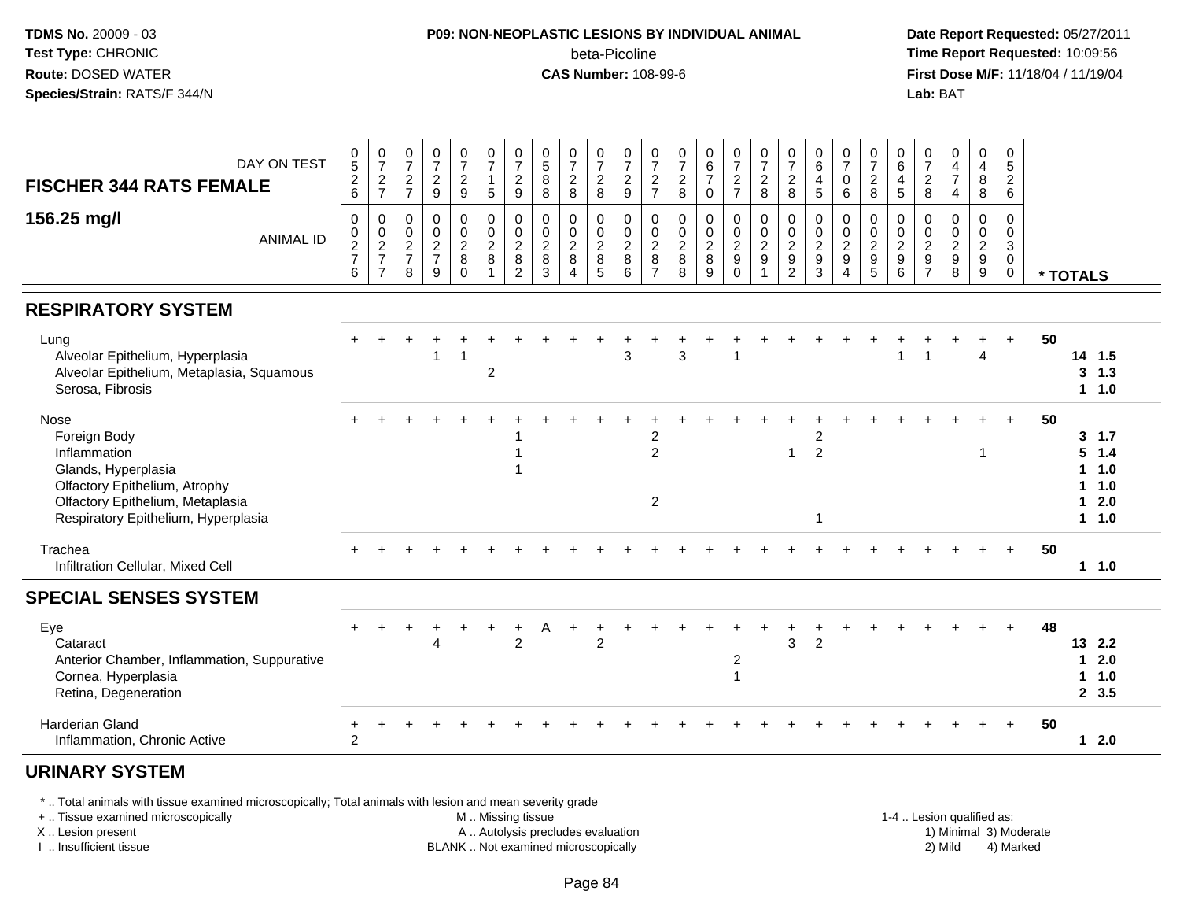**TDMS No.** 20009 - 03
**Test Type:** CHRONIC
**Route:** DOSED WATER
**Species/Strain:** RATS/F 344/N

**P09: NON-NEOPLASTIC LESIONS BY INDIVIDUAL ANIMAL**
beta-Picoline
**CAS Number:** 108-99-6

**Date Report Requested:** 05/27/2011
**Time Report Requested:** 10:09:56
**First Dose M/F:** 11/18/04 / 11/19/04
**Lab:** BAT

| FISCHER 344 RATS FEMALE 156.25 mg/l | DAY ON TEST | 0526 | 0727 | 0727 | 0729 | 0729 | 0715 | 0729 | 0588 | 0728 | 0728 | 0729 | 0727 | 0728 | 0670 | 0727 | 0728 | 0728 | 0645 | 0706 | 0728 | 0645 | 0728 | 0474 | 0488 | 0526 | |
|---|---|---|---|---|---|---|---|---|---|---|---|---|---|---|---|---|---|---|---|---|---|---|---|---|---|---|---|
| | ANIMAL ID | 0027 6 | 0027 7 | 0027 8 | 0027 9 | 0028 0 | 0028 1 | 0028 2 | 0028 3 | 0028 4 | 0028 5 | 0028 6 | 0028 7 | 0028 8 | 0028 9 | 0029 0 | 0029 1 | 0029 2 | 0029 3 | 0029 4 | 0029 5 | 0029 6 | 0029 7 | 0029 8 | 0029 9 | 0030 0 | * TOTALS |
| **RESPIRATORY SYSTEM** | | | | | | | | | | | | | | | | | | | | | | | | | | | |
| Lung | | + | + | + | + | + | + | + | + | + | + | + | + | + | + | + | + | + | + | + | + | + | + | + | + | + | 50 |
| Alveolar Epithelium, Hyperplasia | | | | | 1 | 1 | | | | | | 3 | | 3 | | 1 | | | | | | 1 | 1 | | 4 | | 14 1.5 |
| Alveolar Epithelium, Metaplasia, Squamous | | | | | | | 2 | | | | | | | | | | | | | | | | | | | | 3 1.3 |
| Serosa, Fibrosis | | | | | | | | | | | | | | | | | | | | | | | | | | | 1 1.0 |
| Nose | | + | + | + | + | + | + | + | + | + | + | + | + | + | + | + | + | + | + | + | + | + | + | + | + | + | 50 |
| Foreign Body | | | | | | | | 1 | | | | | 2 | | | | | | 2 | | | | | | | | 3 1.7 |
| Inflammation | | | | | | | | 1 | | | | | 2 | | | | | 1 | 2 | | | | | | 1 | | 5 1.4 |
| Glands, Hyperplasia | | | | | | | | 1 | | | | | | | | | | | | | | | | | | | 1 1.0 |
| Olfactory Epithelium, Atrophy | | | | | | | | | | | | | | | | | | | | | | | | | | | 1 1.0 |
| Olfactory Epithelium, Metaplasia | | | | | | | | | | | | | 2 | | | | | | | | | | | | | | 1 2.0 |
| Respiratory Epithelium, Hyperplasia | | | | | | | | | | | | | | | | | | | 1 | | | | | | | | 1 1.0 |
| Trachea | | + | + | + | + | + | + | + | + | + | + | + | + | + | + | + | + | + | + | + | + | + | + | + | + | + | 50 |
| Infiltration Cellular, Mixed Cell | | | | | | | | | | | | | | | | | | | | | | | | | | | 1 1.0 |
| **SPECIAL SENSES SYSTEM** | | | | | | | | | | | | | | | | | | | | | | | | | | | |
| Eye | | + | + | + | + | + | + | + | A | + | + | + | + | + | + | + | + | + | + | + | + | + | + | + | + | + | 48 |
| Cataract | | | | | 4 | | | 2 | | | 2 | | | | | | | 3 | 2 | | | | | | | | 13 2.2 |
| Anterior Chamber, Inflammation, Suppurative | | | | | | | | | | | | | | | | 2 | | | | | | | | | | | 1 2.0 |
| Cornea, Hyperplasia | | | | | | | | | | | | | | | | 1 | | | | | | | | | | | 1 1.0 |
| Retina, Degeneration | | | | | | | | | | | | | | | | | | | | | | | | | | | 2 3.5 |
| Harderian Gland | | + | + | + | + | + | + | + | + | + | + | + | + | + | + | + | + | + | + | + | + | + | + | + | + | + | 50 |
| Inflammation, Chronic Active | | 2 | | | | | | | | | | | | | | | | | | | | | | | | | 1 2.0 |
| **URINARY SYSTEM** | | | | | | | | | | | | | | | | | | | | | | | | | | | |

* .. Total animals with tissue examined microscopically; Total animals with lesion and mean severity grade
+ .. Tissue examined microscopically
X .. Lesion present
I .. Insufficient tissue

M .. Missing tissue
A .. Autolysis precludes evaluation
BLANK .. Not examined microscopically

1-4 .. Lesion qualified as:
1) Minimal 3) Moderate
2) Mild 4) Marked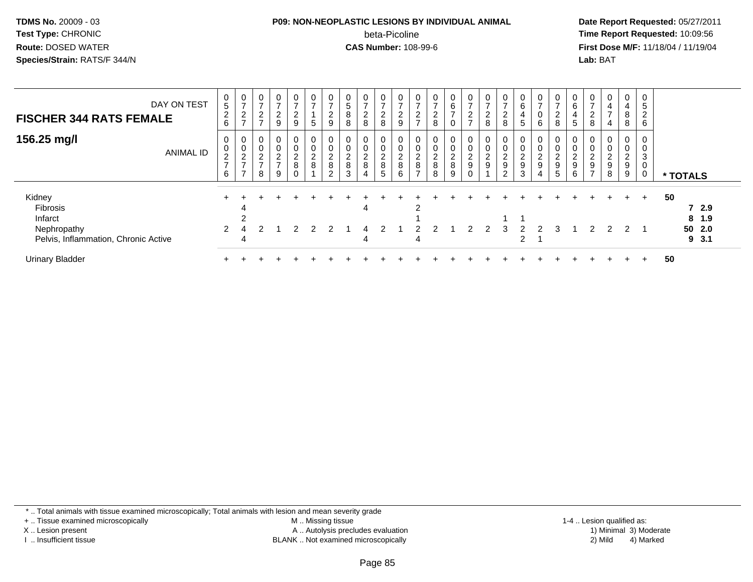**TDMS No.** 20009 - 03
**Test Type:** CHRONIC
**Route:** DOSED WATER
**Species/Strain:** RATS/F 344/N

**P09: NON-NEOPLASTIC LESIONS BY INDIVIDUAL ANIMAL**
beta-Picoline
**CAS Number:** 108-99-6

**Date Report Requested:** 05/27/2011
**Time Report Requested:** 10:09:56
**First Dose M/F:** 11/18/04 / 11/19/04
**Lab:** BAT

| DAY ON TEST | 0526 | 0727 | 0727 | 0729 | 0729 | 0715 | 0729 | 0588 | 0728 | 0728 | 0729 | 0727 | 0728 | 0670 | 0727 | 0728 | 0728 | 0645 | 0706 | 0728 | 0645 | 0728 | 0474 | 0488 | 0526 | |
|---|---|---|---|---|---|---|---|---|---|---|---|---|---|---|---|---|---|---|---|---|---|---|---|---|---|---|
| **FISCHER 344 RATS FEMALE 156.25 mg/l** ANIMAL ID | 00276 | 00277 | 00278 | 00279 | 00280 | 00281 | 00282 | 00283 | 00284 | 00285 | 00286 | 00287 | 00288 | 00289 | 00290 | 00291 | 00292 | 00293 | 00294 | 00295 | 00296 | 00297 | 00298 | 00299 | 00300 | * TOTALS |
| Kidney | + | + | + | + | + | + | + | + | + | + | + | + | + | + | + | + | + | + | + | + | + | + | + | + | + | 50 |
| Fibrosis | | 4 | | | | | | | 4 | | | 2 | | | | | | | | | | | | | | 7 2.9 |
| Infarct | | 2 | | | | | | | | | | 1 | | | | | 1 | 1 | | | | | | | | 8 1.9 |
| Nephropathy | 2 | 4 | 2 | 1 | 2 | 2 | 2 | 1 | 4 | 2 | 1 | 2 | 2 | 1 | 2 | 2 | 3 | 2 | 2 | 3 | 1 | 2 | 2 | 2 | 1 | 50 2.0 |
| Pelvis, Inflammation, Chronic Active | | 4 | | | | | | | 4 | | | 4 | | | | | | 2 | 1 | | | | | | | 9 3.1 |
| Urinary Bladder | + | + | + | + | + | + | + | + | + | + | + | + | + | + | + | + | + | + | + | + | + | + | + | + | + | 50 |

\* .. Total animals with tissue examined microscopically; Total animals with lesion and mean severity grade
\+ .. Tissue examined microscopically
X .. Lesion present
I .. Insufficient tissue

M .. Missing tissue
A .. Autolysis precludes evaluation
BLANK .. Not examined microscopically

1-4 .. Lesion qualified as:
1) Minimal 3) Moderate
2) Mild 4) Marked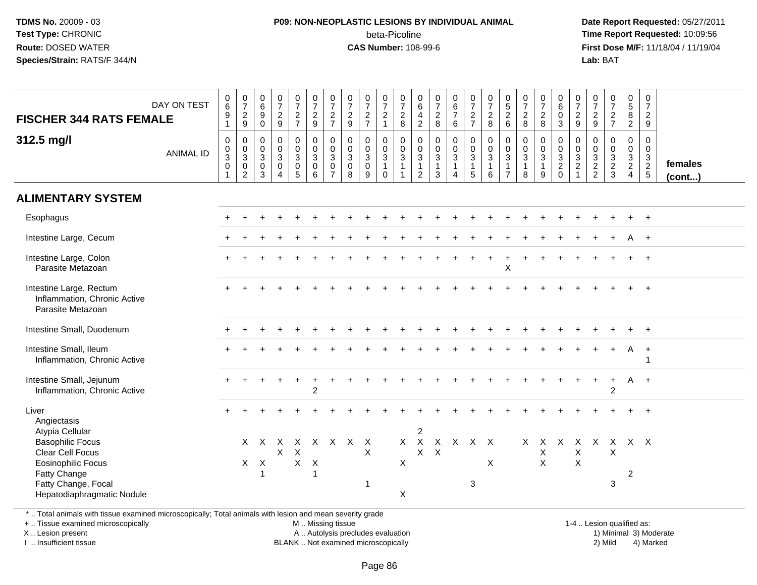**TDMS No.** 20009 - 03
**Test Type:** CHRONIC
**Route:** DOSED WATER
**Species/Strain:** RATS/F 344/N

**P09: NON-NEOPLASTIC LESIONS BY INDIVIDUAL ANIMAL**
beta-Picoline
**CAS Number:** 108-99-6

**Date Report Requested:** 05/27/2011
**Time Report Requested:** 10:09:56
**First Dose M/F:** 11/18/04 / 11/19/04
**Lab:** BAT

## FISCHER 344 RATS FEMALE

### 312.5 mg/l

| DAY ON TEST | 0691 | 0729 | 0690 | 0729 | 0727 | 0729 | 0727 | 0729 | 0727 | 0721 | 0728 | 0642 | 0728 | 0676 | 0727 | 0728 | 0526 | 0728 | 0728 | 0603 | 0729 | 0729 | 0727 | 0582 | 0729 | |
|---|---|---|---|---|---|---|---|---|---|---|---|---|---|---|---|---|---|---|---|---|---|---|---|---|---|---|
| **ANIMAL ID** | 00301 | 00302 | 00303 | 00304 | 00305 | 00306 | 00307 | 00308 | 00309 | 00310 | 00311 | 00312 | 00313 | 00314 | 00315 | 00316 | 00317 | 00318 | 00319 | 00320 | 00321 | 00322 | 00323 | 00324 | 00325 | **females (cont...)** |
| **ALIMENTARY SYSTEM** | | | | | | | | | | | | | | | | | | | | | | | | | | |
| Esophagus | + | + | + | + | + | + | + | + | + | + | + | + | + | + | + | + | + | + | + | + | + | + | + | + | + | |
| Intestine Large, Cecum | + | + | + | + | + | + | + | + | + | + | + | + | + | + | + | + | + | + | + | + | + | + | + | A | + | |
| Intestine Large, Colon | + | + | + | + | + | + | + | + | + | + | + | + | + | + | + | + | + | + | + | + | + | + | + | + | + | |
| Parasite Metazoan | | | | | | | | | | | | | | | | | X | | | | | | | | | |
| Intestine Large, Rectum | + | + | + | + | + | + | + | + | + | + | + | + | + | + | + | + | + | + | + | + | + | + | + | + | + | |
| Inflammation, Chronic Active | | | | | | | | | | | | | | | | | | | | | | | | | | |
| Parasite Metazoan | | | | | | | | | | | | | | | | | | | | | | | | | | |
| Intestine Small, Duodenum | + | + | + | + | + | + | + | + | + | + | + | + | + | + | + | + | + | + | + | + | + | + | + | + | + | |
| Intestine Small, Ileum | + | + | + | + | + | + | + | + | + | + | + | + | + | + | + | + | + | + | + | + | + | + | + | A | + | |
| Inflammation, Chronic Active | | | | | | | | | | | | | | | | | | | | | | | | | 1 | |
| Intestine Small, Jejunum | + | + | + | + | + | + | + | + | + | + | + | + | + | + | + | + | + | + | + | + | + | + | + | A | + | |
| Inflammation, Chronic Active | | | | | | 2 | | | | | | | | | | | | | | | | | 2 | | | |
| Liver | + | + | + | + | + | + | + | + | + | + | + | + | + | + | + | + | + | + | + | + | + | + | + | + | + | |
| Angiectasis | | | | | | | | | | | | | | | | | | | | | | | | | | |
| Atypia Cellular | | | | | | | | | | | | 2 | | | | | | | | | | | | | | |
| Basophilic Focus | | X | X | X | X | X | X | X | X | | X | X | X | X | X | X | | X | X | X | X | X | X | X | X | |
| Clear Cell Focus | | | | X | X | | | | X | | | X | X | | | | | | X | | X | | X | | | |
| Eosinophilic Focus | | X | X | | X | X | | | | | X | | | | | X | | | X | | X | | | | | |
| Fatty Change | | | 1 | | | 1 | | | | | | | | | | | | | | | | | | 2 | | |
| Fatty Change, Focal | | | | | | | | | 1 | | | | | | 3 | | | | | | | | 3 | | | |
| Hepatodiaphragmatic Nodule | | | | | | | | | | | X | | | | | | | | | | | | | | | |

\* .. Total animals with tissue examined microscopically; Total animals with lesion and mean severity grade
+ .. Tissue examined microscopically
X .. Lesion present
I .. Insufficient tissue

M .. Missing tissue
A .. Autolysis precludes evaluation
BLANK .. Not examined microscopically

1-4 .. Lesion qualified as:
1) Minimal 3) Moderate
2) Mild 4) Marked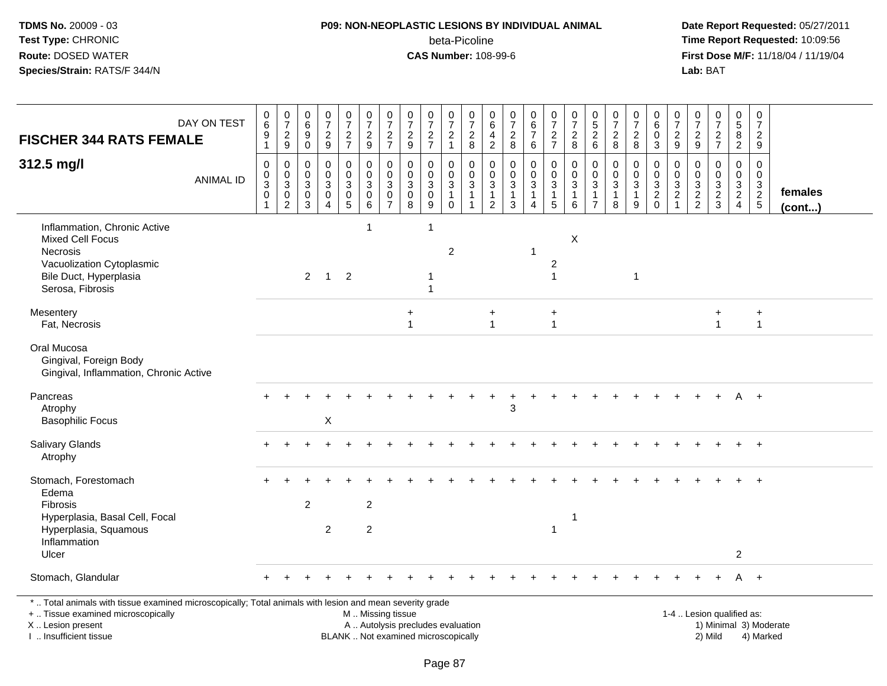TDMS No. 20009 - 03
Test Type: CHRONIC
Route: DOSED WATER
Species/Strain: RATS/F 344/N

**P09: NON-NEOPLASTIC LESIONS BY INDIVIDUAL ANIMAL**
beta-Picoline
**CAS Number:** 108-99-6

Date Report Requested: 05/27/2011
Time Report Requested: 10:09:56
First Dose M/F: 11/18/04 / 11/19/04
Lab: BAT

| FISCHER 344 RATS FEMALE — DAY ON TEST | 0691 | 0729 | 0690 | 0729 | 0727 | 0729 | 0727 | 0729 | 0727 | 0721 | 0728 | 0642 | 0728 | 0676 | 0727 | 0728 | 0526 | 0728 | 0728 | 0603 | 0729 | 0729 | 0727 | 0582 | 0729 | |
|---|---|---|---|---|---|---|---|---|---|---|---|---|---|---|---|---|---|---|---|---|---|---|---|---|---|---|
| **312.5 mg/l** — ANIMAL ID | 00301 | 00302 | 00303 | 00304 | 00305 | 00306 | 00307 | 00308 | 00309 | 00310 | 00311 | 00312 | 00313 | 00314 | 00315 | 00316 | 00317 | 00318 | 00319 | 00320 | 00321 | 00322 | 00323 | 00324 | 00325 | **females (cont...)** |
| Inflammation, Chronic Active | | | | | | 1 | | | 1 | | | | | | | | | | | | | | | | | |
| Mixed Cell Focus | | | | | | | | | | | | | | | | X | | | | | | | | | | |
| Necrosis | | | | | | | | | | 2 | | | | 1 | | | | | | | | | | | | |
| Vacuolization Cytoplasmic | | | | | | | | | | | | | | | 2 | | | | | | | | | | | |
| Bile Duct, Hyperplasia | | | 2 | 1 | 2 | | | | 1 | | | | | | 1 | | | | 1 | | | | | | | |
| Serosa, Fibrosis | | | | | | | | | 1 | | | | | | | | | | | | | | | | | |
| Mesentery | | | | | | | | + | | | | + | | | + | | | | | | | | + | | + | |
| Fat, Necrosis | | | | | | | | 1 | | | | 1 | | | 1 | | | | | | | | 1 | | 1 | |
| Oral Mucosa | | | | | | | | | | | | | | | | | | | | | | | | | | |
| Gingival, Foreign Body | | | | | | | | | | | | | | | | | | | | | | | | | | |
| Gingival, Inflammation, Chronic Active | | | | | | | | | | | | | | | | | | | | | | | | | | |
| Pancreas | + | + | + | + | + | + | + | + | + | + | + | + | + | + | + | + | + | + | + | + | + | + | + | A | + | |
| Atrophy | | | | | | | | | | | | | 3 | | | | | | | | | | | | | |
| Basophilic Focus | | | | X | | | | | | | | | | | | | | | | | | | | | | |
| Salivary Glands | + | + | + | + | + | + | + | + | + | + | + | + | + | + | + | + | + | + | + | + | + | + | + | + | + | |
| Atrophy | | | | | | | | | | | | | | | | | | | | | | | | | | |
| Stomach, Forestomach | + | + | + | + | + | + | + | + | + | + | + | + | + | + | + | + | + | + | + | + | + | + | + | + | + | |
| Edema | | | | | | | | | | | | | | | | | | | | | | | | | | |
| Fibrosis | | | 2 | | | 2 | | | | | | | | | | | | | | | | | | | | |
| Hyperplasia, Basal Cell, Focal | | | | | | | | | | | | | | | | 1 | | | | | | | | | | |
| Hyperplasia, Squamous | | | | 2 | | 2 | | | | | | | | | 1 | | | | | | | | | | | |
| Inflammation | | | | | | | | | | | | | | | | | | | | | | | | | | |
| Ulcer | | | | | | | | | | | | | | | | | | | | | | | | 2 | | |
| Stomach, Glandular | + | + | + | + | + | + | + | + | + | + | + | + | + | + | + | + | + | + | + | + | + | + | + | A | + | |

\* .. Total animals with tissue examined microscopically; Total animals with lesion and mean severity grade
+ .. Tissue examined microscopically
X .. Lesion present
I .. Insufficient tissue

M .. Missing tissue
A .. Autolysis precludes evaluation
BLANK .. Not examined microscopically

1-4 .. Lesion qualified as:
1) Minimal 3) Moderate
2) Mild 4) Marked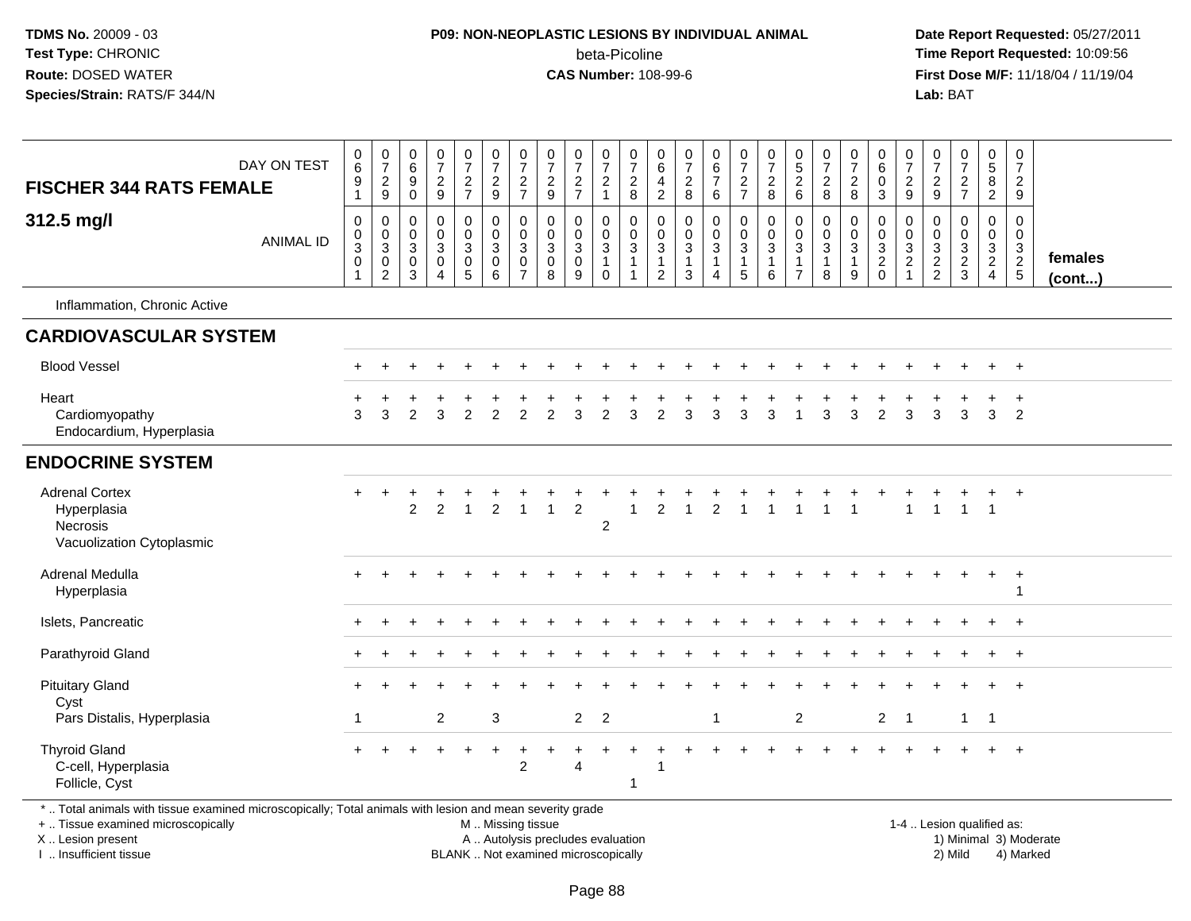**TDMS No.** 20009 - 03
**Test Type:** CHRONIC
**Route:** DOSED WATER
**Species/Strain:** RATS/F 344/N

**P09: NON-NEOPLASTIC LESIONS BY INDIVIDUAL ANIMAL**
beta-Picoline
**CAS Number:** 108-99-6

**Date Report Requested:** 05/27/2011
**Time Report Requested:** 10:09:56
**First Dose M/F:** 11/18/04 / 11/19/04
**Lab:** BAT

| FISCHER 344 RATS FEMALE — DAY ON TEST | 0691 | 0729 | 0690 | 0729 | 0727 | 0729 | 0727 | 0729 | 0727 | 0721 | 0728 | 0642 | 0728 | 0676 | 0727 | 0728 | 0526 | 0728 | 0728 | 0603 | 0729 | 0729 | 0727 | 0582 | 0729 | |
|---|---|---|---|---|---|---|---|---|---|---|---|---|---|---|---|---|---|---|---|---|---|---|---|---|---|---|
| **312.5 mg/l** — ANIMAL ID | 0030301 | 0030302 | 0030303 | 0030304 | 0030305 | 0030306 | 0030307 | 0030308 | 0030309 | 0030310 | 0030311 | 0030312 | 0030313 | 0030314 | 0030315 | 0030316 | 0030317 | 0030318 | 0030319 | 0030320 | 0030321 | 0030322 | 0030323 | 0030324 | 0030325 | **females (cont...)** |
| Inflammation, Chronic Active | | | | | | | | | | | | | | | | | | | | | | | | | | |
| **CARDIOVASCULAR SYSTEM** | | | | | | | | | | | | | | | | | | | | | | | | | | |
| Blood Vessel | + | + | + | + | + | + | + | + | + | + | + | + | + | + | + | + | + | + | + | + | + | + | + | + | + | |
| Heart | + | + | + | + | + | + | + | + | + | + | + | + | + | + | + | + | + | + | + | + | + | + | + | + | + | |
| Cardiomyopathy | 3 | 3 | 2 | 3 | 2 | 2 | 2 | 2 | 3 | 2 | 3 | 2 | 3 | 3 | 3 | 3 | 1 | 3 | 3 | 2 | 3 | 3 | 3 | 3 | 2 | |
| Endocardium, Hyperplasia | | | | | | | | | | | | | | | | | | | | | | | | | | |
| **ENDOCRINE SYSTEM** | | | | | | | | | | | | | | | | | | | | | | | | | | |
| Adrenal Cortex | + | + | + | + | + | + | + | + | + | + | + | + | + | + | + | + | + | + | + | + | + | + | + | + | + | |
| Hyperplasia | | | 2 | 2 | 1 | 2 | 1 | 1 | 2 | | 1 | 2 | 1 | 2 | 1 | 1 | 1 | 1 | 1 | | 1 | 1 | 1 | 1 | | |
| Necrosis | | | | | | | | | | 2 | | | | | | | | | | | | | | | | |
| Vacuolization Cytoplasmic | | | | | | | | | | | | | | | | | | | | | | | | | | |
| Adrenal Medulla | + | + | + | + | + | + | + | + | + | + | + | + | + | + | + | + | + | + | + | + | + | + | + | + | + | |
| Hyperplasia | | | | | | | | | | | | | | | | | | | | | | | | | 1 | |
| Islets, Pancreatic | + | + | + | + | + | + | + | + | + | + | + | + | + | + | + | + | + | + | + | + | + | + | + | + | + | |
| Parathyroid Gland | + | + | + | + | + | + | + | + | + | + | + | + | + | + | + | + | + | + | + | + | + | + | + | + | + | |
| Pituitary Gland | + | + | + | + | + | + | + | + | + | + | + | + | + | + | + | + | + | + | + | + | + | + | + | + | + | |
| Cyst | | | | | | | | | | | | | | | | | | | | | | | | | | |
| Pars Distalis, Hyperplasia | 1 | | | 2 | | 3 | | | 2 | 2 | | | | 1 | | | 2 | | | 2 | 1 | | 1 | 1 | | |
| Thyroid Gland | + | + | + | + | + | + | + | + | + | + | + | + | + | + | + | + | + | + | + | + | + | + | + | + | + | |
| C-cell, Hyperplasia | | | | | | | 2 | | 4 | | | 1 | | | | | | | | | | | | | | |
| Follicle, Cyst | | | | | | | | | | | 1 | | | | | | | | | | | | | | | |

* .. Total animals with tissue examined microscopically; Total animals with lesion and mean severity grade
+ .. Tissue examined microscopically
X .. Lesion present
I .. Insufficient tissue

M .. Missing tissue
A .. Autolysis precludes evaluation
BLANK .. Not examined microscopically

1-4 .. Lesion qualified as:
1) Minimal 3) Moderate
2) Mild 4) Marked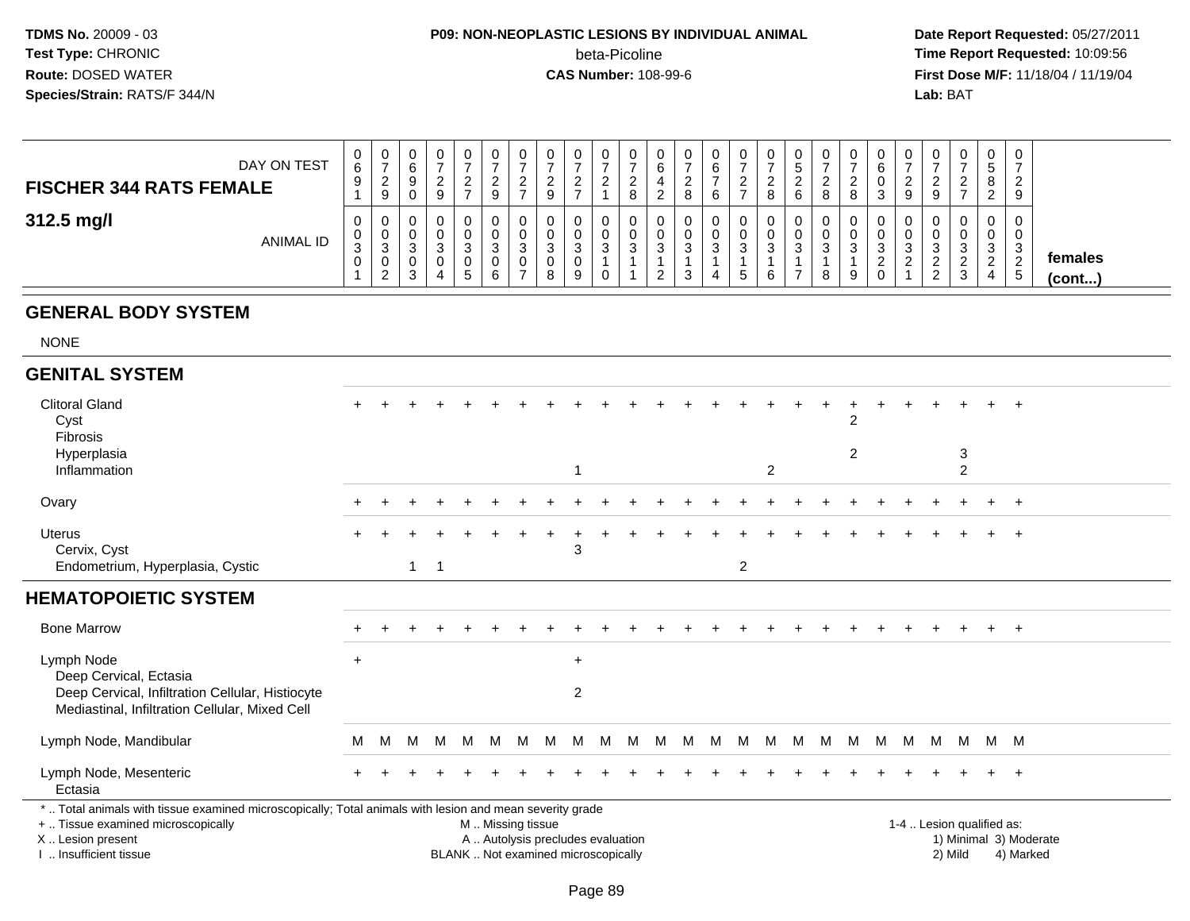**TDMS No.** 20009 - 03
**Test Type:** CHRONIC
**Route:** DOSED WATER
**Species/Strain:** RATS/F 344/N

## P09: NON-NEOPLASTIC LESIONS BY INDIVIDUAL ANIMAL
beta-Picoline
**CAS Number:** 108-99-6

**Date Report Requested:** 05/27/2011
**Time Report Requested:** 10:09:56
**First Dose M/F:** 11/18/04 / 11/19/04
**Lab:** BAT

| FISCHER 344 RATS FEMALE — DAY ON TEST | 0691 | 0729 | 0690 | 0729 | 0727 | 0729 | 0727 | 0729 | 0727 | 0721 | 0728 | 0642 | 0728 | 0676 | 0727 | 0728 | 0526 | 0728 | 0728 | 0603 | 0729 | 0729 | 0727 | 0582 | 0729 | |
|---|---|---|---|---|---|---|---|---|---|---|---|---|---|---|---|---|---|---|---|---|---|---|---|---|---|---|
| **312.5 mg/l** — ANIMAL ID | 00301 | 00302 | 00303 | 00304 | 00305 | 00306 | 00307 | 00308 | 00309 | 00310 | 00311 | 00312 | 00313 | 00314 | 00315 | 00316 | 00317 | 00318 | 00319 | 00320 | 00321 | 00322 | 00323 | 00324 | 00325 | **females (cont...)** |
| **GENERAL BODY SYSTEM** | | | | | | | | | | | | | | | | | | | | | | | | | | |
| NONE | | | | | | | | | | | | | | | | | | | | | | | | | | |
| **GENITAL SYSTEM** | | | | | | | | | | | | | | | | | | | | | | | | | | |
| Clitoral Gland | + | + | + | + | + | + | + | + | + | + | + | + | + | + | + | + | + | + | + | + | + | + | + | + | + | |
| Cyst | | | | | | | | | | | | | | | | | | | 2 | | | | | | | |
| Fibrosis | | | | | | | | | | | | | | | | | | | | | | | | | | |
| Hyperplasia | | | | | | | | | | | | | | | | | | | 2 | | | | 3 | | | |
| Inflammation | | | | | | | | | 1 | | | | | | | 2 | | | | | | | 2 | | | |
| Ovary | + | + | + | + | + | + | + | + | + | + | + | + | + | + | + | + | + | + | + | + | + | + | + | + | + | |
| Uterus | + | + | + | + | + | + | + | + | + | + | + | + | + | + | + | + | + | + | + | + | + | + | + | + | + | |
| Cervix, Cyst | | | | | | | | | 3 | | | | | | | | | | | | | | | | | |
| Endometrium, Hyperplasia, Cystic | | | 1 | 1 | | | | | | | | | | | 2 | | | | | | | | | | | |
| **HEMATOPOIETIC SYSTEM** | | | | | | | | | | | | | | | | | | | | | | | | | | |
| Bone Marrow | + | + | + | + | + | + | + | + | + | + | + | + | + | + | + | + | + | + | + | + | + | + | + | + | + | |
| Lymph Node | + | | | | | | | | + | | | | | | | | | | | | | | | | | |
| Deep Cervical, Ectasia | | | | | | | | | | | | | | | | | | | | | | | | | | |
| Deep Cervical, Infiltration Cellular, Histiocyte | | | | | | | | | 2 | | | | | | | | | | | | | | | | | |
| Mediastinal, Infiltration Cellular, Mixed Cell | | | | | | | | | | | | | | | | | | | | | | | | | | |
| Lymph Node, Mandibular | M | M | M | M | M | M | M | M | M | M | M | M | M | M | M | M | M | M | M | M | M | M | M | M | M | |
| Lymph Node, Mesenteric | + | + | + | + | + | + | + | + | + | + | + | + | + | + | + | + | + | + | + | + | + | + | + | + | + | |
| Ectasia | | | | | | | | | | | | | | | | | | | | | | | | | | |

* .. Total animals with tissue examined microscopically; Total animals with lesion and mean severity grade
+ .. Tissue examined microscopically
X .. Lesion present
I .. Insufficient tissue

M .. Missing tissue
A .. Autolysis precludes evaluation
BLANK .. Not examined microscopically

1-4 .. Lesion qualified as:
1) Minimal 3) Moderate
2) Mild 4) Marked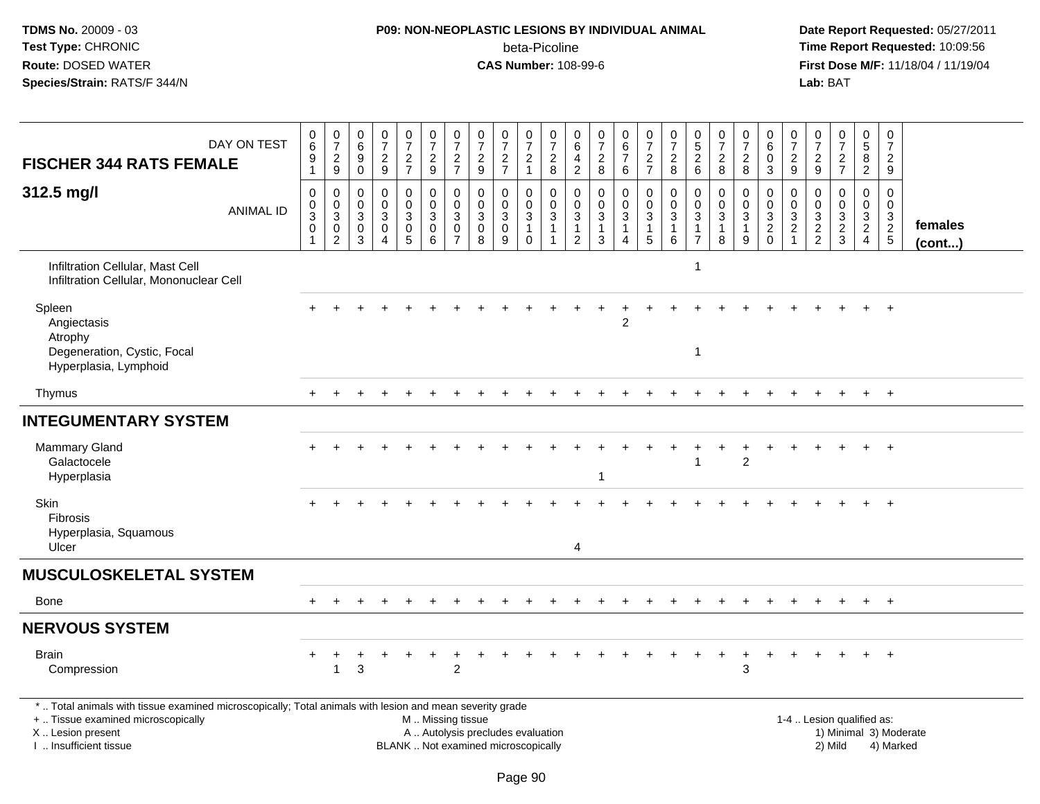**TDMS No.** 20009 - 03
**Test Type:** CHRONIC
**Route:** DOSED WATER
**Species/Strain:** RATS/F 344/N

**P09: NON-NEOPLASTIC LESIONS BY INDIVIDUAL ANIMAL**
beta-Picoline
**CAS Number:** 108-99-6

**Date Report Requested:** 05/27/2011
**Time Report Requested:** 10:09:56
**First Dose M/F:** 11/18/04 / 11/19/04
**Lab:** BAT

| FISCHER 344 RATS FEMALE — DAY ON TEST | 0691 | 0729 | 0690 | 0729 | 0727 | 0729 | 0727 | 0729 | 0727 | 0721 | 0728 | 0642 | 0728 | 0676 | 0727 | 0728 | 0526 | 0728 | 0728 | 0603 | 0729 | 0729 | 0727 | 0582 | 0729 | |
|---|---|---|---|---|---|---|---|---|---|---|---|---|---|---|---|---|---|---|---|---|---|---|---|---|---|---|
| **312.5 mg/l** — ANIMAL ID | 0003001 | 0003002 | 0003003 | 0003004 | 0003005 | 0003006 | 0003007 | 0003008 | 0003009 | 0003010 | 0003011 | 0003012 | 0003013 | 0003014 | 0003015 | 0003016 | 0003017 | 0003018 | 0003019 | 0003020 | 0003021 | 0003022 | 0003023 | 0003024 | 0003025 | **females (cont...)** |
| Infiltration Cellular, Mast Cell | | | | | | | | | | | | | | | | | 1 | | | | | | | | | |
| Infiltration Cellular, Mononuclear Cell | | | | | | | | | | | | | | | | | | | | | | | | | | |
| Spleen | + | + | + | + | + | + | + | + | + | + | + | + | + | + | + | + | + | + | + | + | + | + | + | + | + | |
| Angiectasis | | | | | | | | | | | | | | 2 | | | | | | | | | | | | |
| Atrophy | | | | | | | | | | | | | | | | | | | | | | | | | | |
| Degeneration, Cystic, Focal | | | | | | | | | | | | | | | | | 1 | | | | | | | | | |
| Hyperplasia, Lymphoid | | | | | | | | | | | | | | | | | | | | | | | | | | |
| Thymus | + | + | + | + | + | + | + | + | + | + | + | + | + | + | + | + | + | + | + | + | + | + | + | + | + | |
| **INTEGUMENTARY SYSTEM** | | | | | | | | | | | | | | | | | | | | | | | | | | |
| Mammary Gland | + | + | + | + | + | + | + | + | + | + | + | + | + | + | + | + | + | + | + | + | + | + | + | + | + | |
| Galactocele | | | | | | | | | | | | | | | | | 1 | | 2 | | | | | | | |
| Hyperplasia | | | | | | | | | | | | | 1 | | | | | | | | | | | | | |
| Skin | + | + | + | + | + | + | + | + | + | + | + | + | + | + | + | + | + | + | + | + | + | + | + | + | + | |
| Fibrosis | | | | | | | | | | | | | | | | | | | | | | | | | | |
| Hyperplasia, Squamous | | | | | | | | | | | | | | | | | | | | | | | | | | |
| Ulcer | | | | | | | | | | | | 4 | | | | | | | | | | | | | | |
| **MUSCULOSKELETAL SYSTEM** | | | | | | | | | | | | | | | | | | | | | | | | | | |
| Bone | + | + | + | + | + | + | + | + | + | + | + | + | + | + | + | + | + | + | + | + | + | + | + | + | + | |
| **NERVOUS SYSTEM** | | | | | | | | | | | | | | | | | | | | | | | | | | |
| Brain | + | + | + | + | + | + | + | + | + | + | + | + | + | + | + | + | + | + | + | + | + | + | + | + | + | |
| Compression | | 1 | 3 | | | | 2 | | | | | | | | | | | | 3 | | | | | | | |

* .. Total animals with tissue examined microscopically; Total animals with lesion and mean severity grade
+ .. Tissue examined microscopically
X .. Lesion present
I .. Insufficient tissue

M .. Missing tissue
A .. Autolysis precludes evaluation
BLANK .. Not examined microscopically

1-4 .. Lesion qualified as:
1) Minimal 3) Moderate
2) Mild 4) Marked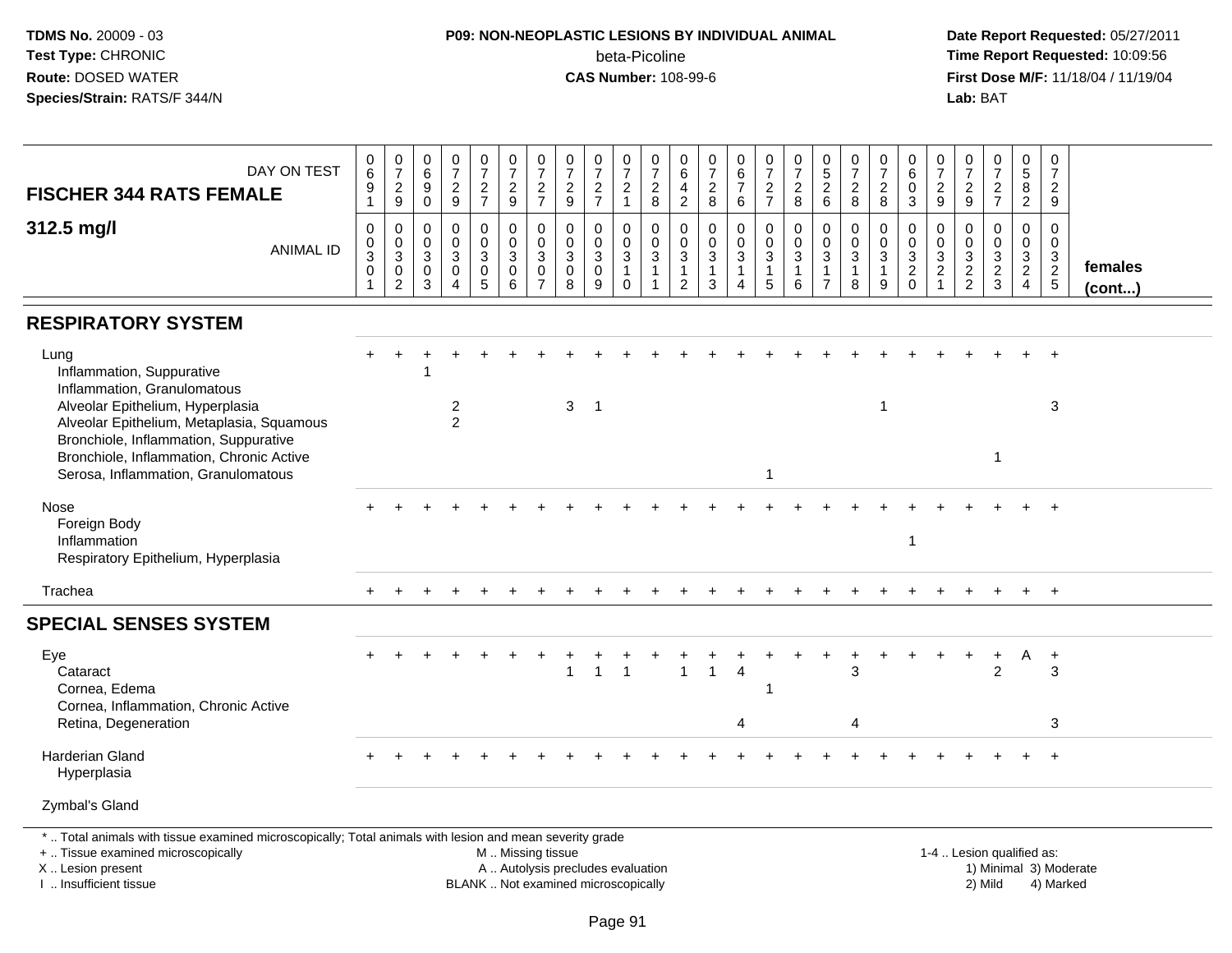**TDMS No.** 20009 - 03
**Test Type:** CHRONIC
**Route:** DOSED WATER
**Species/Strain:** RATS/F 344/N

**P09: NON-NEOPLASTIC LESIONS BY INDIVIDUAL ANIMAL**
beta-Picoline
**CAS Number:** 108-99-6

**Date Report Requested:** 05/27/2011
**Time Report Requested:** 10:09:56
**First Dose M/F:** 11/18/04 / 11/19/04
**Lab:** BAT

## FISCHER 344 RATS FEMALE — 312.5 mg/l

| DAY ON TEST | 0691 | 0729 | 0690 | 0729 | 0727 | 0729 | 0727 | 0729 | 0727 | 0721 | 0728 | 0642 | 0728 | 0676 | 0727 | 0728 | 0526 | 0728 | 0728 | 0603 | 0729 | 0729 | 0727 | 0582 | 0729 | |
|---|---|---|---|---|---|---|---|---|---|---|---|---|---|---|---|---|---|---|---|---|---|---|---|---|---|---|
| **ANIMAL ID** | 0030 1 | 0030 2 | 0030 3 | 0030 4 | 0030 5 | 0030 6 | 0030 7 | 0030 8 | 0030 9 | 0031 0 | 0031 1 | 0031 2 | 0031 3 | 0031 4 | 0031 5 | 0031 6 | 0031 7 | 0031 8 | 0031 9 | 0032 0 | 0032 1 | 0032 2 | 0032 3 | 0032 4 | 0032 5 | **females (cont...)** |
| **RESPIRATORY SYSTEM** | | | | | | | | | | | | | | | | | | | | | | | | | | |
| Lung | + | + | + | + | + | + | + | + | + | + | + | + | + | + | + | + | + | + | + | + | + | + | + | + | + | |
| Inflammation, Suppurative | | | 1 | | | | | | | | | | | | | | | | | | | | | | | |
| Inflammation, Granulomatous | | | | | | | | | | | | | | | | | | | | | | | | | | |
| Alveolar Epithelium, Hyperplasia | | | | 2 | | | | 3 | 1 | | | | | | | | | | 1 | | | | | | 3 | |
| Alveolar Epithelium, Metaplasia, Squamous | | | | 2 | | | | | | | | | | | | | | | | | | | | | | |
| Bronchiole, Inflammation, Suppurative | | | | | | | | | | | | | | | | | | | | | | | | | | |
| Bronchiole, Inflammation, Chronic Active | | | | | | | | | | | | | | | | | | | | | | | 1 | | | |
| Serosa, Inflammation, Granulomatous | | | | | | | | | | | | | | | 1 | | | | | | | | | | | |
| Nose | + | + | + | + | + | + | + | + | + | + | + | + | + | + | + | + | + | + | + | + | + | + | + | + | + | |
| Foreign Body | | | | | | | | | | | | | | | | | | | | | | | | | | |
| Inflammation | | | | | | | | | | | | | | | | | | | | 1 | | | | | | |
| Respiratory Epithelium, Hyperplasia | | | | | | | | | | | | | | | | | | | | | | | | | | |
| Trachea | + | + | + | + | + | + | + | + | + | + | + | + | + | + | + | + | + | + | + | + | + | + | + | + | + | |
| **SPECIAL SENSES SYSTEM** | | | | | | | | | | | | | | | | | | | | | | | | | | |
| Eye | + | + | + | + | + | + | + | + | + | + | + | + | + | + | + | + | + | + | + | + | + | + | + | A | + | |
| Cataract | | | | | | | | 1 | 1 | 1 | | 1 | 1 | 4 | | | | 3 | | | | | 2 | | 3 | |
| Cornea, Edema | | | | | | | | | | | | | | | 1 | | | | | | | | | | | |
| Cornea, Inflammation, Chronic Active | | | | | | | | | | | | | | | | | | | | | | | | | | |
| Retina, Degeneration | | | | | | | | | | | | | | 4 | | | | 4 | | | | | | | 3 | |
| Harderian Gland | + | + | + | + | + | + | + | + | + | + | + | + | + | + | + | + | + | + | + | + | + | + | + | + | + | |
| Hyperplasia | | | | | | | | | | | | | | | | | | | | | | | | | | |
| Zymbal's Gland | | | | | | | | | | | | | | | | | | | | | | | | | | |

* .. Total animals with tissue examined microscopically; Total animals with lesion and mean severity grade
+ .. Tissue examined microscopically
X .. Lesion present
I .. Insufficient tissue

M .. Missing tissue
A .. Autolysis precludes evaluation
BLANK .. Not examined microscopically

1-4 .. Lesion qualified as:
1) Minimal 3) Moderate
2) Mild 4) Marked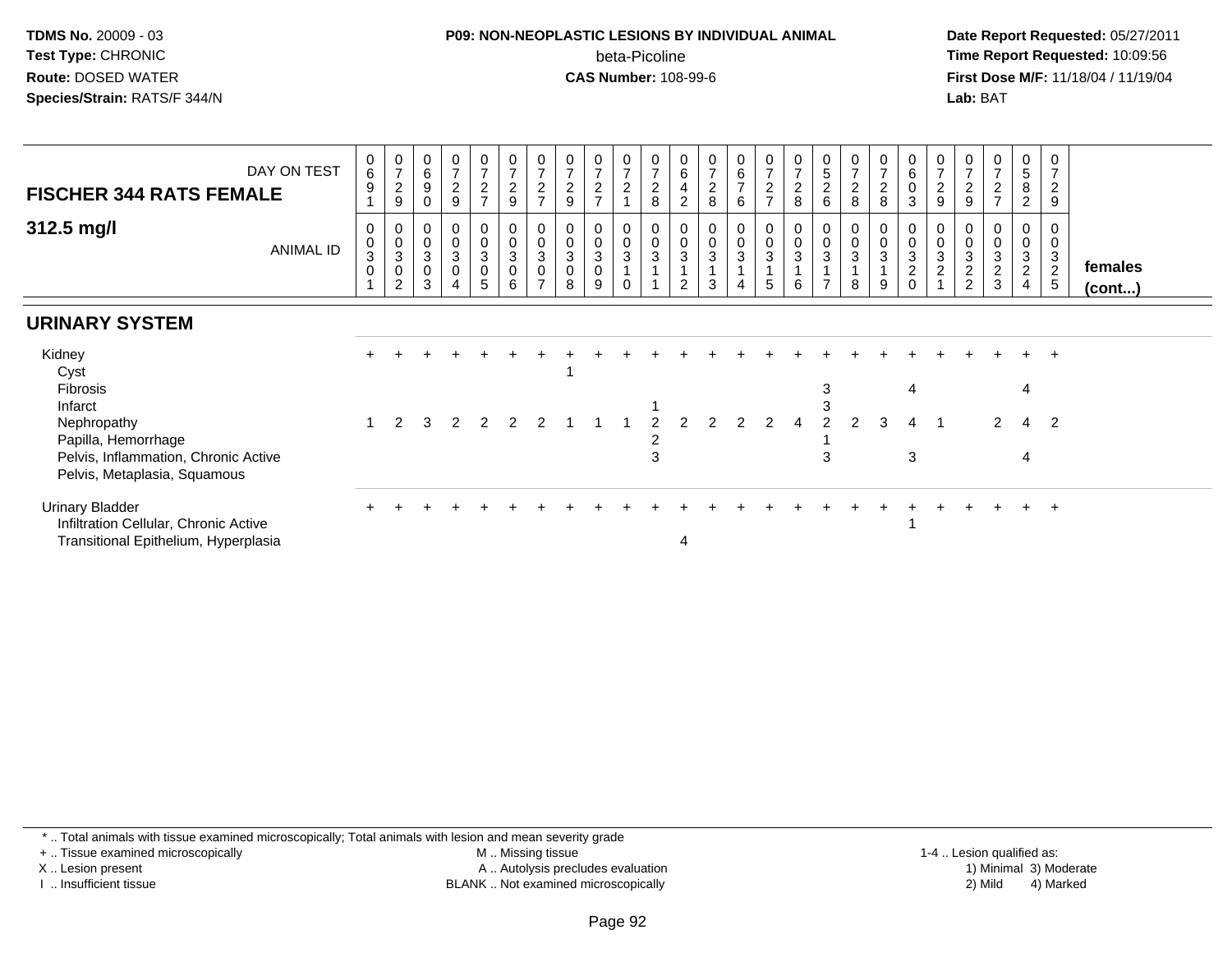**TDMS No.** 20009 - 03
**Test Type:** CHRONIC
**Route:** DOSED WATER
**Species/Strain:** RATS/F 344/N

**P09: NON-NEOPLASTIC LESIONS BY INDIVIDUAL ANIMAL**
beta-Picoline
**CAS Number:** 108-99-6

**Date Report Requested:** 05/27/2011
**Time Report Requested:** 10:09:56
**First Dose M/F:** 11/18/04 / 11/19/04
**Lab:** BAT

| FISCHER 344 RATS FEMALE — DAY ON TEST | 0691 | 0729 | 0690 | 0729 | 0727 | 0729 | 0727 | 0729 | 0727 | 0721 | 0728 | 0642 | 0728 | 0676 | 0727 | 0728 | 0526 | 0728 | 0728 | 0603 | 0729 | 0729 | 0727 | 0582 | 0729 | |
|---|---|---|---|---|---|---|---|---|---|---|---|---|---|---|---|---|---|---|---|---|---|---|---|---|---|---|
| **312.5 mg/l** — ANIMAL ID | 00301 | 00302 | 00303 | 00304 | 00305 | 00306 | 00307 | 00308 | 00309 | 00310 | 00311 | 00312 | 00313 | 00314 | 00315 | 00316 | 00317 | 00318 | 00319 | 00320 | 00321 | 00322 | 00323 | 00324 | 00325 | **females (cont...)** |
| **URINARY SYSTEM** | | | | | | | | | | | | | | | | | | | | | | | | | | |
| Kidney | + | + | + | + | + | + | + | + | + | + | + | + | + | + | + | + | + | + | + | + | + | + | + | + | + | |
| Cyst | | | | | | | | 1 | | | | | | | | | | | | | | | | | | |
| Fibrosis | | | | | | | | | | | | | | | | | 3 | | | 4 | | | | 4 | | |
| Infarct | | | | | | | | | | | 1 | | | | | | 3 | | | | | | | | | |
| Nephropathy | 1 | 2 | 3 | 2 | 2 | 2 | 2 | 1 | 1 | 1 | 2 | 2 | 2 | 2 | 2 | 4 | 2 | 2 | 3 | 4 | 1 | | 2 | 4 | 2 | |
| Papilla, Hemorrhage | | | | | | | | | | | 2 | | | | | | 1 | | | | | | | | | |
| Pelvis, Inflammation, Chronic Active | | | | | | | | | | | 3 | | | | | | 3 | | | 3 | | | | 4 | | |
| Pelvis, Metaplasia, Squamous | | | | | | | | | | | | | | | | | | | | | | | | | | |
| Urinary Bladder | + | + | + | + | + | + | + | + | + | + | + | + | + | + | + | + | + | + | + | + | + | + | + | + | + | |
| Infiltration Cellular, Chronic Active | | | | | | | | | | | | | | | | | | | | 1 | | | | | | |
| Transitional Epithelium, Hyperplasia | | | | | | | | | | | | 4 | | | | | | | | | | | | | | |

\* .. Total animals with tissue examined microscopically; Total animals with lesion and mean severity grade
+ .. Tissue examined microscopically
X .. Lesion present
I .. Insufficient tissue
M .. Missing tissue
A .. Autolysis precludes evaluation
BLANK .. Not examined microscopically
1-4 .. Lesion qualified as: 1) Minimal 2) Mild 3) Moderate 4) Marked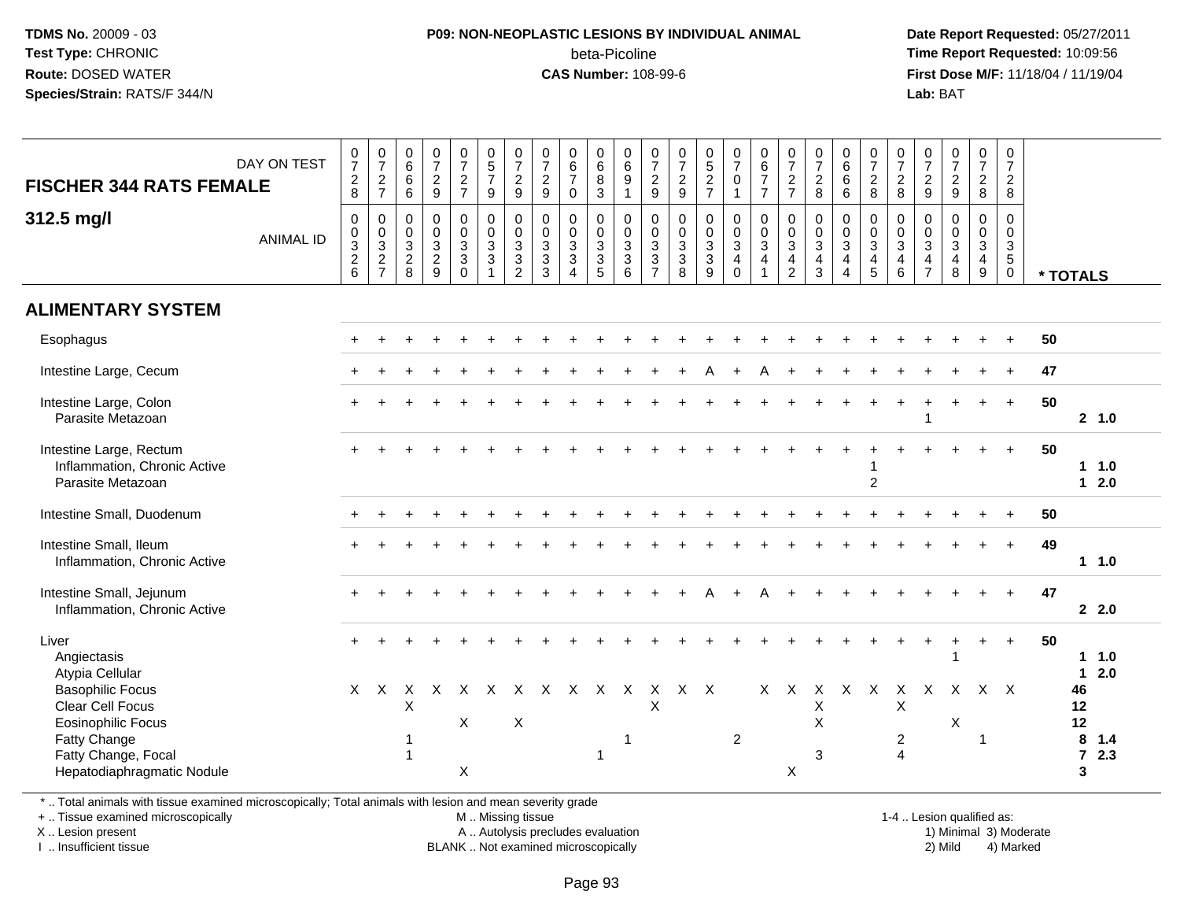**TDMS No.** 20009 - 03
**Test Type:** CHRONIC
**Route:** DOSED WATER
**Species/Strain:** RATS/F 344/N

**P09: NON-NEOPLASTIC LESIONS BY INDIVIDUAL ANIMAL**
beta-Picoline
**CAS Number:** 108-99-6

**Date Report Requested:** 05/27/2011
**Time Report Requested:** 10:09:56
**First Dose M/F:** 11/18/04 / 11/19/04
**Lab:** BAT

| FISCHER 344 RATS FEMALE — DAY ON TEST | 0728 | 0727 | 0666 | 0729 | 0727 | 0579 | 0729 | 0729 | 0670 | 0683 | 0691 | 0729 | 0729 | 0527 | 0701 | 0677 | 0727 | 0728 | 0666 | 0728 | 0728 | 0729 | 0729 | 0728 | 0728 | |
|---|---|---|---|---|---|---|---|---|---|---|---|---|---|---|---|---|---|---|---|---|---|---|---|---|---|---|
| **312.5 mg/l** — ANIMAL ID | 0326 | 0327 | 0328 | 0329 | 0330 | 0331 | 0332 | 0333 | 0334 | 0335 | 0336 | 0337 | 0338 | 0339 | 0340 | 0341 | 0342 | 0343 | 0344 | 0345 | 0346 | 0347 | 0348 | 0349 | 0350 | * TOTALS |
| **ALIMENTARY SYSTEM** | | | | | | | | | | | | | | | | | | | | | | | | | | |
| Esophagus | + | + | + | + | + | + | + | + | + | + | + | + | + | + | + | + | + | + | + | + | + | + | + | + | + | 50 |
| Intestine Large, Cecum | + | + | + | + | + | + | + | + | + | + | + | + | + | A | + | A | + | + | + | + | + | + | + | + | + | 47 |
| Intestine Large, Colon | + | + | + | + | + | + | + | + | + | + | + | + | + | + | + | + | + | + | + | + | + | + | + | + | + | 50 |
| Parasite Metazoan | | | | | | | | | | | | | | | | | | | | | | 1 | | | | 2 1.0 |
| Intestine Large, Rectum | + | + | + | + | + | + | + | + | + | + | + | + | + | + | + | + | + | + | + | + | + | + | + | + | + | 50 |
| Inflammation, Chronic Active | | | | | | | | | | | | | | | | | | | | 1 | | | | | | 1 1.0 |
| Parasite Metazoan | | | | | | | | | | | | | | | | | | | | 2 | | | | | | 1 2.0 |
| Intestine Small, Duodenum | + | + | + | + | + | + | + | + | + | + | + | + | + | + | + | + | + | + | + | + | + | + | + | + | + | 50 |
| Intestine Small, Ileum | + | + | + | + | + | + | + | + | + | + | + | + | + | + | + | + | + | + | + | + | + | + | + | + | + | 49 |
| Inflammation, Chronic Active | | | | | | | | | | | | | | | | | | | | | | | | | | 1 1.0 |
| Intestine Small, Jejunum | + | + | + | + | + | + | + | + | + | + | + | + | + | A | + | A | + | + | + | + | + | + | + | + | + | 47 |
| Inflammation, Chronic Active | | | | | | | | | | | | | | | | | | | | | | | | | | 2 2.0 |
| Liver | + | + | + | + | + | + | + | + | + | + | + | + | + | + | + | + | + | + | + | + | + | + | + | + | + | 50 |
| Angiectasis | | | | | | | | | | | | | | | | | | | | | | | 1 | | | 1 1.0 |
| Atypia Cellular | | | | | | | | | | | | | | | | | | | | | | | | | | 1 2.0 |
| Basophilic Focus | X | X | X | X | X | X | X | X | X | X | X | X | X | X | | X | X | X | X | X | X | X | X | X | X | 46 |
| Clear Cell Focus | | | X | | | | | | | | | X | | | | | | X | | | X | | | | | 12 |
| Eosinophilic Focus | | | | | X | | X | | | | | | | | | | | X | | | | | X | | | 12 |
| Fatty Change | | | 1 | | | | | | | | 1 | | | | 2 | | | | | | 2 | | | 1 | | 8 1.4 |
| Fatty Change, Focal | | | 1 | | | | | | | 1 | | | | | | | | 3 | | | 4 | | | | | 7 2.3 |
| Hepatodiaphragmatic Nodule | | | | | X | | | | | | | | | | | | X | | | | | | | | | 3 |

\* .. Total animals with tissue examined microscopically; Total animals with lesion and mean severity grade
\+ .. Tissue examined microscopically
X .. Lesion present
I .. Insufficient tissue

M .. Missing tissue
A .. Autolysis precludes evaluation
BLANK .. Not examined microscopically

1-4 .. Lesion qualified as:
1) Minimal 3) Moderate
2) Mild 4) Marked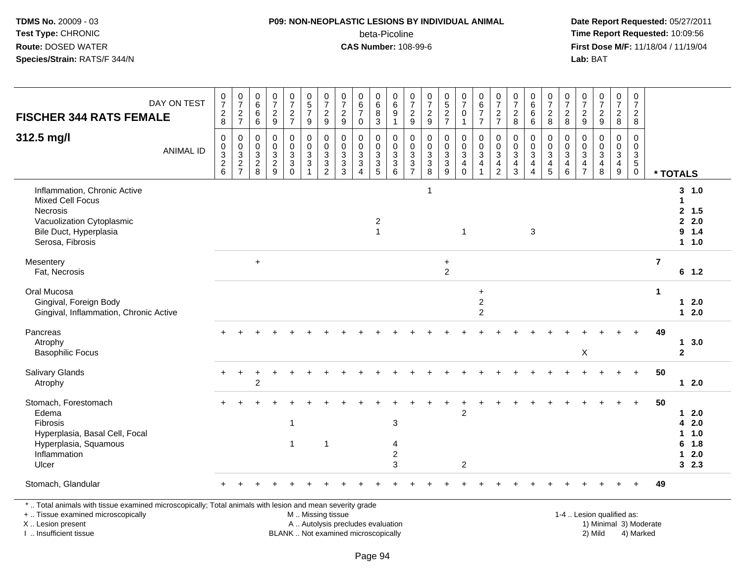**TDMS No.** 20009 - 03
**Test Type:** CHRONIC
**Route:** DOSED WATER
**Species/Strain:** RATS/F 344/N

**P09: NON-NEOPLASTIC LESIONS BY INDIVIDUAL ANIMAL**
beta-Picoline
**CAS Number:** 108-99-6

**Date Report Requested:** 05/27/2011
**Time Report Requested:** 10:09:56
**First Dose M/F:** 11/18/04 / 11/19/04
**Lab:** BAT

| FISCHER 344 RATS FEMALE 312.5 mg/l — DAY ON TEST | 0728 | 0727 | 0666 | 0729 | 0727 | 0579 | 0729 | 0729 | 0670 | 0683 | 0691 | 0729 | 0729 | 0527 | 0701 | 0677 | 0727 | 0728 | 0666 | 0728 | 0728 | 0729 | 0729 | 0728 | 0728 | |
|---|---|---|---|---|---|---|---|---|---|---|---|---|---|---|---|---|---|---|---|---|---|---|---|---|---|---|
| **ANIMAL ID** | 00326 | 00327 | 00328 | 00329 | 00330 | 00331 | 00332 | 00333 | 00334 | 00335 | 00336 | 00337 | 00338 | 00339 | 00340 | 00341 | 00342 | 00343 | 00344 | 00345 | 00346 | 00347 | 00348 | 00349 | 00350 | *** TOTALS** |
| Inflammation, Chronic Active | | | | | | | | | | | | | 1 | | | | | | | | | | | | | 3 1.0 |
| Mixed Cell Focus | | | | | | | | | | | | | | | | | | | | | | | | | | 1 |
| Necrosis | | | | | | | | | | | | | | | | | | | | | | | | | | 2 1.5 |
| Vacuolization Cytoplasmic | | | | | | | | | | 2 | | | | | | | | | | | | | | | | 2 2.0 |
| Bile Duct, Hyperplasia | | | | | | | | | | 1 | | | | | 1 | | | | 3 | | | | | | | 9 1.4 |
| Serosa, Fibrosis | | | | | | | | | | | | | | | | | | | | | | | | | | 1 1.0 |
| Mesentery | | | + | | | | | | | | | | | + | | | | | | | | | | | | 7 |
| Fat, Necrosis | | | | | | | | | | | | | | 2 | | | | | | | | | | | | 6 1.2 |
| Oral Mucosa | | | | | | | | | | | | | | | | + | | | | | | | | | | 1 |
| Gingival, Foreign Body | | | | | | | | | | | | | | | | 2 | | | | | | | | | | 1 2.0 |
| Gingival, Inflammation, Chronic Active | | | | | | | | | | | | | | | | 2 | | | | | | | | | | 1 2.0 |
| Pancreas | + | + | + | + | + | + | + | + | + | + | + | + | + | + | + | + | + | + | + | + | + | + | + | + | + | 49 |
| Atrophy | | | | | | | | | | | | | | | | | | | | | | | | | | 1 3.0 |
| Basophilic Focus | | | | | | | | | | | | | | | | | | | | | | X | | | | 2 |
| Salivary Glands | + | + | + | + | + | + | + | + | + | + | + | + | + | + | + | + | + | + | + | + | + | + | + | + | + | 50 |
| Atrophy | | | 2 | | | | | | | | | | | | | | | | | | | | | | | 1 2.0 |
| Stomach, Forestomach | + | + | + | + | + | + | + | + | + | + | + | + | + | + | + | + | + | + | + | + | + | + | + | + | + | 50 |
| Edema | | | | | | | | | | | | | | | 2 | | | | | | | | | | | 1 2.0 |
| Fibrosis | | | | | 1 | | | | | | 3 | | | | | | | | | | | | | | | 4 2.0 |
| Hyperplasia, Basal Cell, Focal | | | | | | | | | | | | | | | | | | | | | | | | | | 1 1.0 |
| Hyperplasia, Squamous | | | | | 1 | | 1 | | | | 4 | | | | | | | | | | | | | | | 6 1.8 |
| Inflammation | | | | | | | | | | | 2 | | | | | | | | | | | | | | | 1 2.0 |
| Ulcer | | | | | | | | | | | 3 | | | | 2 | | | | | | | | | | | 3 2.3 |
| Stomach, Glandular | + | + | + | + | + | + | + | + | + | + | + | + | + | + | + | + | + | + | + | + | + | + | + | + | + | 49 |

* .. Total animals with tissue examined microscopically; Total animals with lesion and mean severity grade
+ .. Tissue examined microscopically
X .. Lesion present
I .. Insufficient tissue

M .. Missing tissue
A .. Autolysis precludes evaluation
BLANK .. Not examined microscopically

1-4 .. Lesion qualified as:
1) Minimal 3) Moderate
2) Mild 4) Marked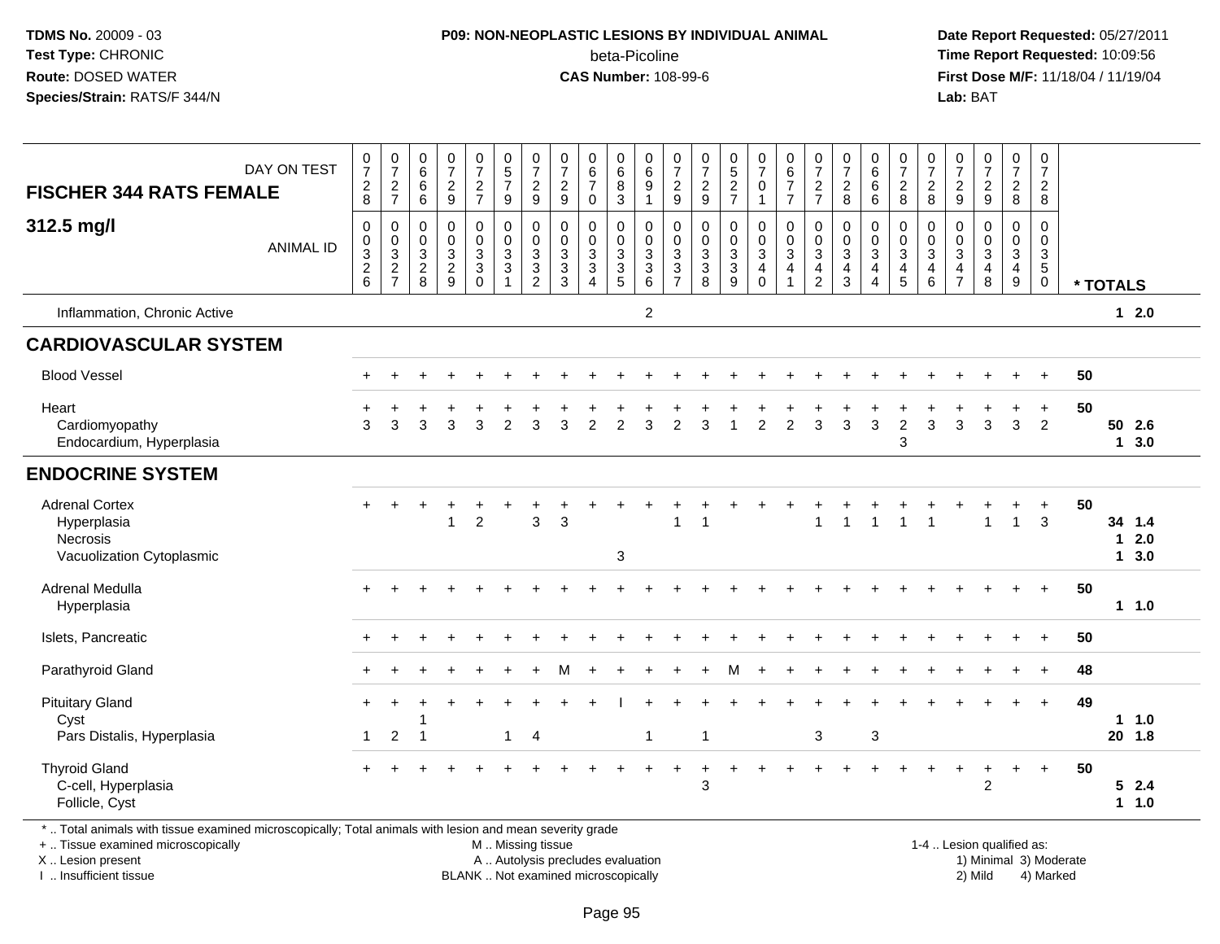**TDMS No.** 20009 - 03
**Test Type:** CHRONIC
**Route:** DOSED WATER
**Species/Strain:** RATS/F 344/N

**P09: NON-NEOPLASTIC LESIONS BY INDIVIDUAL ANIMAL**
beta-Picoline
**CAS Number:** 108-99-6

**Date Report Requested:** 05/27/2011
**Time Report Requested:** 10:09:56
**First Dose M/F:** 11/18/04 / 11/19/04
**Lab:** BAT

| FISCHER 344 RATS FEMALE — DAY ON TEST | 0728 | 0727 | 0666 | 0729 | 0727 | 0579 | 0729 | 0729 | 0670 | 0683 | 0691 | 0729 | 0729 | 0527 | 0701 | 0677 | 0727 | 0728 | 0666 | 0728 | 0728 | 0729 | 0729 | 0728 | 0728 | |
|---|---|---|---|---|---|---|---|---|---|---|---|---|---|---|---|---|---|---|---|---|---|---|---|---|---|---|
| **312.5 mg/l** — ANIMAL ID | 00326 | 00327 | 00328 | 00329 | 00330 | 00331 | 00332 | 00333 | 00334 | 00335 | 00336 | 00337 | 00338 | 00339 | 00340 | 00341 | 00342 | 00343 | 00344 | 00345 | 00346 | 00347 | 00348 | 00349 | 00350 | * TOTALS |
| Inflammation, Chronic Active | | | | | | | | | | | 2 | | | | | | | | | | | | | | | 1 2.0 |
| **CARDIOVASCULAR SYSTEM** | | | | | | | | | | | | | | | | | | | | | | | | | | |
| Blood Vessel | + | + | + | + | + | + | + | + | + | + | + | + | + | + | + | + | + | + | + | + | + | + | + | + | + | 50 |
| Heart | + | + | + | + | + | + | + | + | + | + | + | + | + | + | + | + | + | + | + | + | + | + | + | + | + | 50 |
| Cardiomyopathy | 3 | 3 | 3 | 3 | 3 | 2 | 3 | 3 | 2 | 2 | 3 | 2 | 3 | 1 | 2 | 2 | 3 | 3 | 3 | 2 | 3 | 3 | 3 | 3 | 2 | 50 2.6 |
| Endocardium, Hyperplasia | | | | | | | | | | | | | | | | | | | | 3 | | | | | | 1 3.0 |
| **ENDOCRINE SYSTEM** | | | | | | | | | | | | | | | | | | | | | | | | | | |
| Adrenal Cortex | + | + | + | + | + | + | + | + | + | + | + | + | + | + | + | + | + | + | + | + | + | + | + | + | + | 50 |
| Hyperplasia | | | | 1 | 2 | | 3 | 3 | | | | 1 | 1 | | | | 1 | 1 | 1 | 1 | 1 | | 1 | 1 | 3 | 34 1.4 |
| Necrosis | | | | | | | | | | | | | | | | | | | | | | | | | | 1 2.0 |
| Vacuolization Cytoplasmic | | | | | | | | | | 3 | | | | | | | | | | | | | | | | 1 3.0 |
| Adrenal Medulla | + | + | + | + | + | + | + | + | + | + | + | + | + | + | + | + | + | + | + | + | + | + | + | + | + | 50 |
| Hyperplasia | | | | | | | | | | | | | | | | | | | | | | | | | | 1 1.0 |
| Islets, Pancreatic | + | + | + | + | + | + | + | + | + | + | + | + | + | + | + | + | + | + | + | + | + | + | + | + | + | 50 |
| Parathyroid Gland | + | + | + | + | + | + | + | M | + | + | + | + | + | M | + | + | + | + | + | + | + | + | + | + | + | 48 |
| Pituitary Gland | + | + | + | + | + | + | + | + | + | I | + | + | + | + | + | + | + | + | + | + | + | + | + | + | + | 49 |
| Cyst | | | 1 | | | | | | | | | | | | | | | | | | | | | | | 1 1.0 |
| Pars Distalis, Hyperplasia | 1 | 2 | 1 | | | 1 | 4 | | | | 1 | | 1 | | | | 3 | | 3 | | | | | | | 20 1.8 |
| Thyroid Gland | + | + | + | + | + | + | + | + | + | + | + | + | + | + | + | + | + | + | + | + | + | + | + | + | + | 50 |
| C-cell, Hyperplasia | | | | | | | | | | | | | 3 | | | | | | | | | | 2 | | | 5 2.4 |
| Follicle, Cyst | | | | | | | | | | | | | | | | | | | | | | | | | | 1 1.0 |

\* .. Total animals with tissue examined microscopically; Total animals with lesion and mean severity grade
\+ .. Tissue examined microscopically
X .. Lesion present
I .. Insufficient tissue
M .. Missing tissue
A .. Autolysis precludes evaluation
BLANK .. Not examined microscopically
1-4 .. Lesion qualified as: 1) Minimal 2) Mild 3) Moderate 4) Marked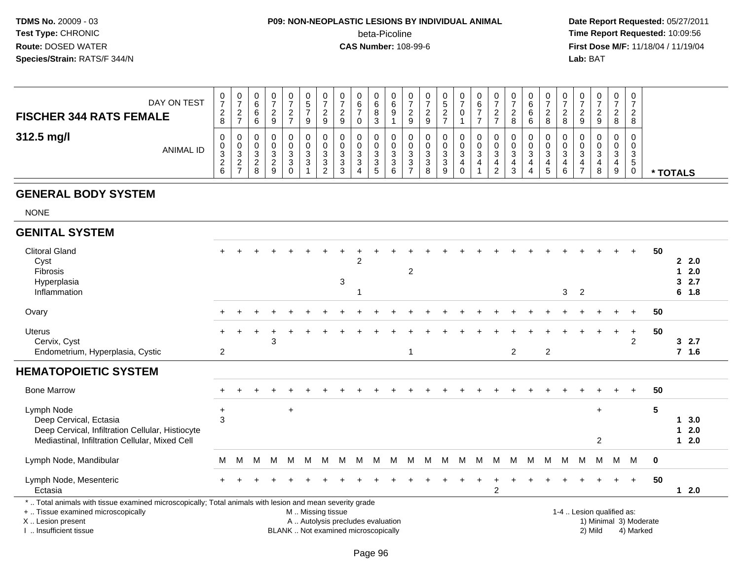**TDMS No.** 20009 - 03
**Test Type:** CHRONIC
**Route:** DOSED WATER
**Species/Strain:** RATS/F 344/N

## P09: NON-NEOPLASTIC LESIONS BY INDIVIDUAL ANIMAL

beta-Picoline

**CAS Number:** 108-99-6

**Date Report Requested:** 05/27/2011
**Time Report Requested:** 10:09:56
**First Dose M/F:** 11/18/04 / 11/19/04
**Lab:** BAT

| FISCHER 344 RATS FEMALE — DAY ON TEST | 0728 | 0727 | 0666 | 0729 | 0727 | 0579 | 0729 | 0729 | 0670 | 0683 | 0691 | 0729 | 0729 | 0527 | 0701 | 0677 | 0727 | 0728 | 0666 | 0728 | 0728 | 0729 | 0729 | 0728 | 0728 | |
|---|---|---|---|---|---|---|---|---|---|---|---|---|---|---|---|---|---|---|---|---|---|---|---|---|---|---|
| **312.5 mg/l** — ANIMAL ID | 00326 | 00327 | 00328 | 00329 | 00330 | 00331 | 00332 | 00333 | 00334 | 00335 | 00336 | 00337 | 00338 | 00339 | 00340 | 00341 | 00342 | 00343 | 00344 | 00345 | 00346 | 00347 | 00348 | 00349 | 00350 | *** TOTALS** |
| **GENERAL BODY SYSTEM** | | | | | | | | | | | | | | | | | | | | | | | | | | |
| NONE | | | | | | | | | | | | | | | | | | | | | | | | | | |
| **GENITAL SYSTEM** | | | | | | | | | | | | | | | | | | | | | | | | | | |
| Clitoral Gland | + | + | + | + | + | + | + | + | + | + | + | + | + | + | + | + | + | + | + | + | + | + | + | + | + | 50 |
| Cyst | | | | | | | | | 2 | | | | | | | | | | | | | | | | | 2 2.0 |
| Fibrosis | | | | | | | | | | | | 2 | | | | | | | | | | | | | | 1 2.0 |
| Hyperplasia | | | | | | | | 3 | | | | | | | | | | | | | | | | | | 3 2.7 |
| Inflammation | | | | | | | | | 1 | | | | | | | | | | | | 3 | 2 | | | | 6 1.8 |
| Ovary | + | + | + | + | + | + | + | + | + | + | + | + | + | + | + | + | + | + | + | + | + | + | + | + | + | 50 |
| Uterus | + | + | + | + | + | + | + | + | + | + | + | + | + | + | + | + | + | + | + | + | + | + | + | + | + | 50 |
| Cervix, Cyst | | | | 3 | | | | | | | | | | | | | | | | | | | | | 2 | 3 2.7 |
| Endometrium, Hyperplasia, Cystic | 2 | | | | | | | | | | | 1 | | | | | | 2 | | 2 | | | | | | 7 1.6 |
| **HEMATOPOIETIC SYSTEM** | | | | | | | | | | | | | | | | | | | | | | | | | | |
| Bone Marrow | + | + | + | + | + | + | + | + | + | + | + | + | + | + | + | + | + | + | + | + | + | + | + | + | + | 50 |
| Lymph Node | + | | | | + | | | | | | | | | | | | | | | | | | + | | | 5 |
| Deep Cervical, Ectasia | 3 | | | | | | | | | | | | | | | | | | | | | | | | | 1 3.0 |
| Deep Cervical, Infiltration Cellular, Histiocyte | | | | | | | | | | | | | | | | | | | | | | | | | | 1 2.0 |
| Mediastinal, Infiltration Cellular, Mixed Cell | | | | | | | | | | | | | | | | | | | | | | | 2 | | | 1 2.0 |
| Lymph Node, Mandibular | M | M | M | M | M | M | M | M | M | M | M | M | M | M | M | M | M | M | M | M | M | M | M | M | M | 0 |
| Lymph Node, Mesenteric | + | + | + | + | + | + | + | + | + | + | + | + | + | + | + | + | + | + | + | + | + | + | + | + | + | 50 |
| Ectasia | | | | | | | | | | | | | | | | | 2 | | | | | | | | | 1 2.0 |

\* .. Total animals with tissue examined microscopically; Total animals with lesion and mean severity grade
+ .. Tissue examined microscopically
X .. Lesion present
I .. Insufficient tissue

M .. Missing tissue
A .. Autolysis precludes evaluation
BLANK .. Not examined microscopically

1-4 .. Lesion qualified as:
1) Minimal 3) Moderate
2) Mild 4) Marked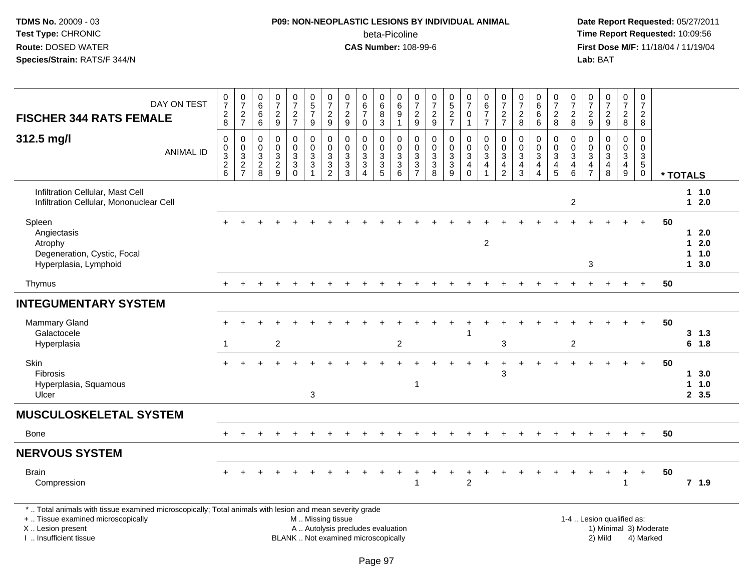**TDMS No.** 20009 - 03
**Test Type:** CHRONIC
**Route:** DOSED WATER
**Species/Strain:** RATS/F 344/N

**P09: NON-NEOPLASTIC LESIONS BY INDIVIDUAL ANIMAL**
beta-Picoline
**CAS Number:** 108-99-6

**Date Report Requested:** 05/27/2011
**Time Report Requested:** 10:09:56
**First Dose M/F:** 11/18/04 / 11/19/04
**Lab:** BAT

| FISCHER 344 RATS FEMALE — DAY ON TEST | 0728 | 0727 | 0666 | 0729 | 0727 | 0579 | 0729 | 0729 | 0670 | 0683 | 0691 | 0729 | 0729 | 0527 | 0701 | 0677 | 0727 | 0728 | 0666 | 0728 | 0728 | 0729 | 0729 | 0728 | 0728 | |
|---|---|---|---|---|---|---|---|---|---|---|---|---|---|---|---|---|---|---|---|---|---|---|---|---|---|---|
| **312.5 mg/l** — ANIMAL ID | 00326 | 00327 | 00328 | 00329 | 00330 | 00331 | 00332 | 00333 | 00334 | 00335 | 00336 | 00337 | 00338 | 00339 | 00340 | 00341 | 00342 | 00343 | 00344 | 00345 | 00346 | 00347 | 00348 | 00349 | 00350 | * TOTALS |
| Infiltration Cellular, Mast Cell | | | | | | | | | | | | | | | | | | | | | | | | | | 1 1.0 |
| Infiltration Cellular, Mononuclear Cell | | | | | | | | | | | | | | | | | | | | | 2 | | | | | 1 2.0 |
| Spleen | + | + | + | + | + | + | + | + | + | + | + | + | + | + | + | + | + | + | + | + | + | + | + | + | + | 50 |
| Angiectasis | | | | | | | | | | | | | | | | | | | | | | | | | | 1 2.0 |
| Atrophy | | | | | | | | | | | | | | | | 2 | | | | | | | | | | 1 2.0 |
| Degeneration, Cystic, Focal | | | | | | | | | | | | | | | | | | | | | | | | | | 1 1.0 |
| Hyperplasia, Lymphoid | | | | | | | | | | | | | | | | | | | | | | 3 | | | | 1 3.0 |
| Thymus | + | + | + | + | + | + | + | + | + | + | + | + | + | + | + | + | + | + | + | + | + | + | + | + | + | 50 |
| **INTEGUMENTARY SYSTEM** | | | | | | | | | | | | | | | | | | | | | | | | | | |
| Mammary Gland | + | + | + | + | + | + | + | + | + | + | + | + | + | + | + | + | + | + | + | + | + | + | + | + | + | 50 |
| Galactocele | | | | | | | | | | | | | | | 1 | | | | | | | | | | | 3 1.3 |
| Hyperplasia | 1 | | | 2 | | | | | | | 2 | | | | | | 3 | | | | 2 | | | | | 6 1.8 |
| Skin | + | + | + | + | + | + | + | + | + | + | + | + | + | + | + | + | + | + | + | + | + | + | + | + | + | 50 |
| Fibrosis | | | | | | | | | | | | | | | | | 3 | | | | | | | | | 1 3.0 |
| Hyperplasia, Squamous | | | | | | | | | | | | 1 | | | | | | | | | | | | | | 1 1.0 |
| Ulcer | | | | | | 3 | | | | | | | | | | | | | | | | | | | | 2 3.5 |
| **MUSCULOSKELETAL SYSTEM** | | | | | | | | | | | | | | | | | | | | | | | | | | |
| Bone | + | + | + | + | + | + | + | + | + | + | + | + | + | + | + | + | + | + | + | + | + | + | + | + | + | 50 |
| **NERVOUS SYSTEM** | | | | | | | | | | | | | | | | | | | | | | | | | | |
| Brain | + | + | + | + | + | + | + | + | + | + | + | + | + | + | + | + | + | + | + | + | + | + | + | + | + | 50 |
| Compression | | | | | | | | | | | | 1 | | | 2 | | | | | | | | | 1 | | 7 1.9 |

* .. Total animals with tissue examined microscopically; Total animals with lesion and mean severity grade
+ .. Tissue examined microscopically
X .. Lesion present
I .. Insufficient tissue

M .. Missing tissue
A .. Autolysis precludes evaluation
BLANK .. Not examined microscopically

1-4 .. Lesion qualified as:
1) Minimal 3) Moderate
2) Mild 4) Marked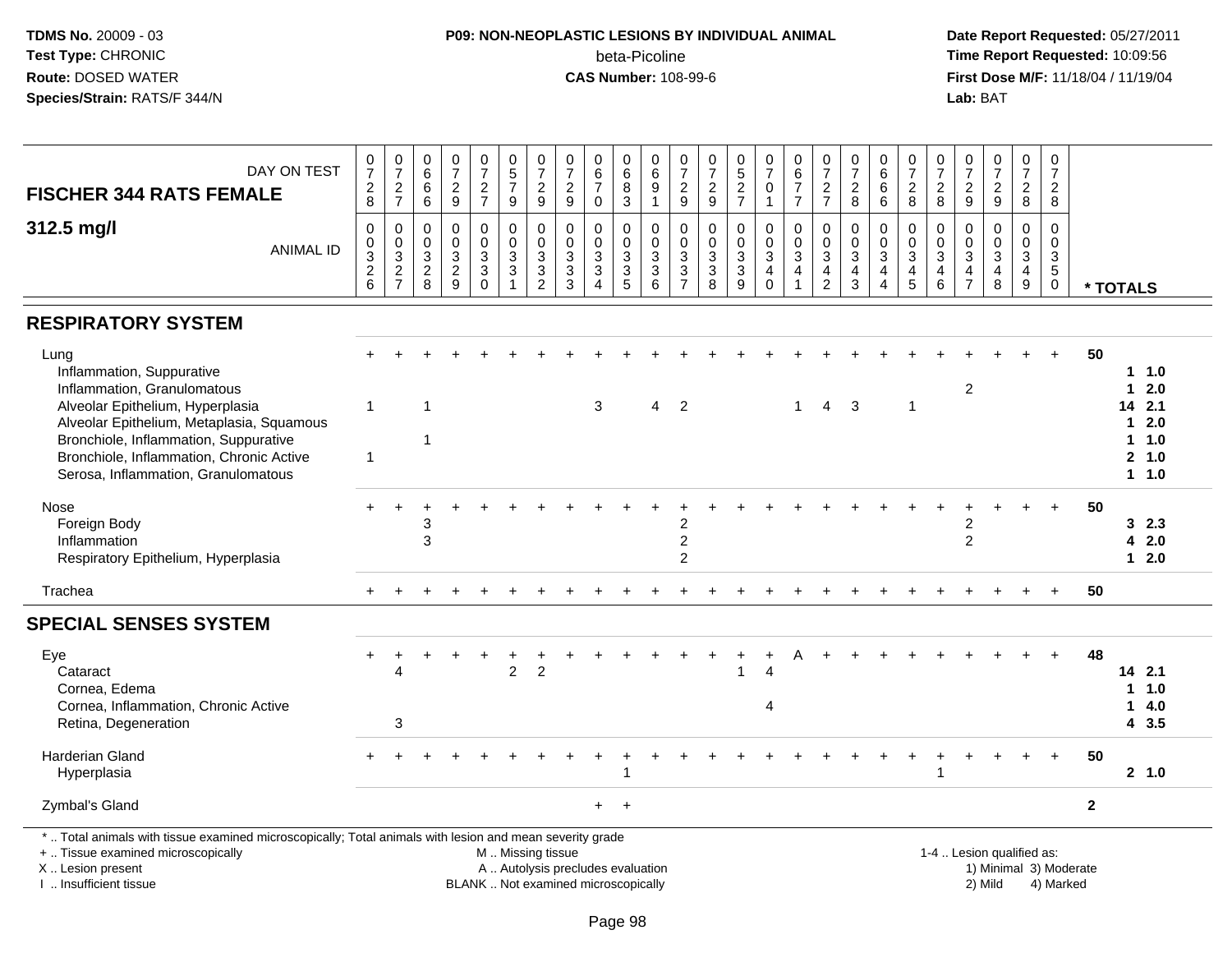**TDMS No.** 20009 - 03
**Test Type:** CHRONIC
**Route:** DOSED WATER
**Species/Strain:** RATS/F 344/N

**P09: NON-NEOPLASTIC LESIONS BY INDIVIDUAL ANIMAL**
beta-Picoline
**CAS Number:** 108-99-6

**Date Report Requested:** 05/27/2011
**Time Report Requested:** 10:09:56
**First Dose M/F:** 11/18/04 / 11/19/04
**Lab:** BAT

## FISCHER 344 RATS FEMALE
## 312.5 mg/l

| DAY ON TEST | 0728 | 0727 | 0666 | 0729 | 0727 | 0579 | 0729 | 0729 | 0670 | 0683 | 0691 | 0729 | 0729 | 0527 | 0701 | 0677 | 0727 | 0728 | 0666 | 0728 | 0728 | 0729 | 0729 | 0728 | 0728 | |
|---|---|---|---|---|---|---|---|---|---|---|---|---|---|---|---|---|---|---|---|---|---|---|---|---|---|---|
| **ANIMAL ID** | 00326 | 00327 | 00328 | 00329 | 00330 | 00331 | 00332 | 00333 | 00334 | 00335 | 00336 | 00337 | 00338 | 00339 | 00340 | 00341 | 00342 | 00343 | 00344 | 00345 | 00346 | 00347 | 00348 | 00349 | 00350 | *** TOTALS** |
| **RESPIRATORY SYSTEM** | | | | | | | | | | | | | | | | | | | | | | | | | | |
| Lung | + | + | + | + | + | + | + | + | + | + | + | + | + | + | + | + | + | + | + | + | + | + | + | + | + | 50 |
| Inflammation, Suppurative | | | | | | | | | | | | | | | | | | | | | | | | | | 1 1.0 |
| Inflammation, Granulomatous | | | | | | | | | | | | | | | | | | | | | | 2 | | | | 1 2.0 |
| Alveolar Epithelium, Hyperplasia | 1 | | 1 | | | | | | 3 | | 4 | 2 | | | | 1 | 4 | 3 | | 1 | | | | | | 14 2.1 |
| Alveolar Epithelium, Metaplasia, Squamous | | | | | | | | | | | | | | | | | | | | | | | | | | 1 2.0 |
| Bronchiole, Inflammation, Suppurative | | | 1 | | | | | | | | | | | | | | | | | | | | | | | 1 1.0 |
| Bronchiole, Inflammation, Chronic Active | 1 | | | | | | | | | | | | | | | | | | | | | | | | | 2 1.0 |
| Serosa, Inflammation, Granulomatous | | | | | | | | | | | | | | | | | | | | | | | | | | 1 1.0 |
| Nose | + | + | + | + | + | + | + | + | + | + | + | + | + | + | + | + | + | + | + | + | + | + | + | + | + | 50 |
| Foreign Body | | | 3 | | | | | | | | | 2 | | | | | | | | | | 2 | | | | 3 2.3 |
| Inflammation | | | 3 | | | | | | | | | 2 | | | | | | | | | | 2 | | | | 4 2.0 |
| Respiratory Epithelium, Hyperplasia | | | | | | | | | | | | 2 | | | | | | | | | | | | | | 1 2.0 |
| Trachea | + | + | + | + | + | + | + | + | + | + | + | + | + | + | + | + | + | + | + | + | + | + | + | + | + | 50 |
| **SPECIAL SENSES SYSTEM** | | | | | | | | | | | | | | | | | | | | | | | | | | |
| Eye | + | + | + | + | + | + | + | + | + | + | + | + | + | + | + | A | + | + | + | + | + | + | + | + | + | 48 |
| Cataract | | 4 | | | | 2 | 2 | | | | | | | 1 | 4 | | | | | | | | | | | 14 2.1 |
| Cornea, Edema | | | | | | | | | | | | | | | | | | | | | | | | | | 1 1.0 |
| Cornea, Inflammation, Chronic Active | | | | | | | | | | | | | | | 4 | | | | | | | | | | | 1 4.0 |
| Retina, Degeneration | | 3 | | | | | | | | | | | | | | | | | | | | | | | | 4 3.5 |
| Harderian Gland | + | + | + | + | + | + | + | + | + | + | + | + | + | + | + | + | + | + | + | + | + | + | + | + | + | 50 |
| Hyperplasia | | | | | | | | | | 1 | | | | | | | | | | | 1 | | | | | 2 1.0 |
| Zymbal's Gland | | | | | | | | | + | + | | | | | | | | | | | | | | | | 2 |

\* .. Total animals with tissue examined microscopically; Total animals with lesion and mean severity grade
\+ .. Tissue examined microscopically
X .. Lesion present
I .. Insufficient tissue

M .. Missing tissue
A .. Autolysis precludes evaluation
BLANK .. Not examined microscopically

1-4 .. Lesion qualified as:
1) Minimal 3) Moderate
2) Mild 4) Marked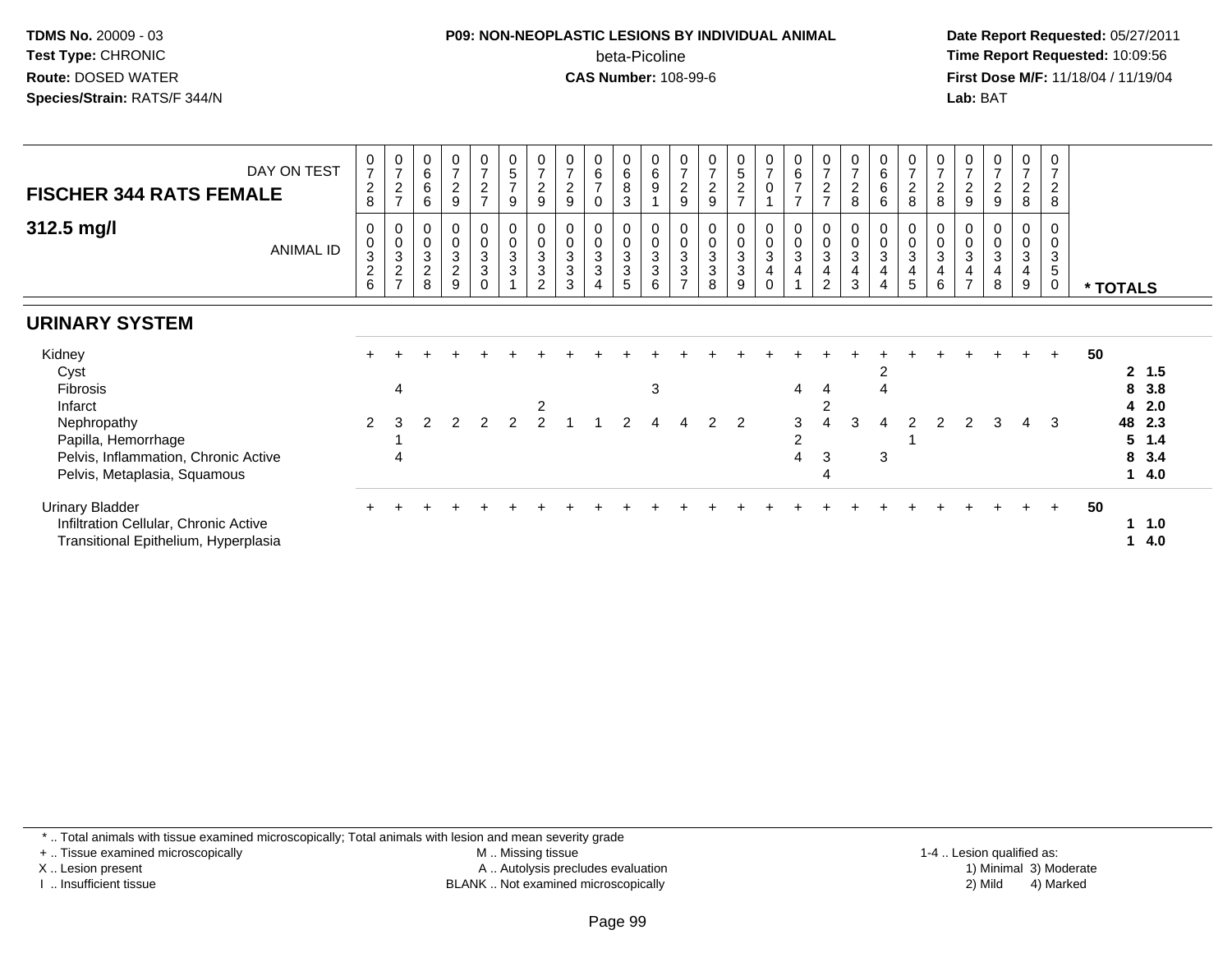**TDMS No.** 20009 - 03
**Test Type:** CHRONIC
**Route:** DOSED WATER
**Species/Strain:** RATS/F 344/N

**P09: NON-NEOPLASTIC LESIONS BY INDIVIDUAL ANIMAL**
beta-Picoline
**CAS Number:** 108-99-6

**Date Report Requested:** 05/27/2011
**Time Report Requested:** 10:09:56
**First Dose M/F:** 11/18/04 / 11/19/04
**Lab:** BAT

## FISCHER 344 RATS FEMALE — 312.5 mg/l

| DAY ON TEST | 0728 | 0727 | 0666 | 0729 | 0727 | 0579 | 0729 | 0729 | 0670 | 0683 | 0691 | 0729 | 0729 | 0527 | 0701 | 0677 | 0727 | 0728 | 0666 | 0728 | 0728 | 0729 | 0729 | 0728 | 0728 | |
|---|---|---|---|---|---|---|---|---|---|---|---|---|---|---|---|---|---|---|---|---|---|---|---|---|---|---|
| **ANIMAL ID** | 0326 | 0327 | 0328 | 0329 | 0330 | 0331 | 0332 | 0333 | 0334 | 0335 | 0336 | 0337 | 0338 | 0339 | 0340 | 0341 | 0342 | 0343 | 0344 | 0345 | 0346 | 0347 | 0348 | 0349 | 0350 | *** TOTALS** |
| **URINARY SYSTEM** | | | | | | | | | | | | | | | | | | | | | | | | | | |
| Kidney | + | + | + | + | + | + | + | + | + | + | + | + | + | + | + | + | + | + | + | + | + | + | + | + | + | 50 |
| Cyst | | | | | | | | | | | | | | | | | | | 2 | | | | | | | 2 1.5 |
| Fibrosis | | 4 | | | | | | | | | 3 | | | | | 4 | 4 | | 4 | | | | | | | 8 3.8 |
| Infarct | | | | | | | 2 | | | | | | | | | | 2 | | | | | | | | | 4 2.0 |
| Nephropathy | 2 | 3 | 2 | 2 | 2 | 2 | 2 | 1 | 1 | 2 | 4 | 4 | 2 | 2 | | 3 | 4 | 3 | 4 | 2 | 2 | 2 | 3 | 4 | 3 | 48 2.3 |
| Papilla, Hemorrhage | | 1 | | | | | | | | | | | | | | 2 | | | | 1 | | | | | | 5 1.4 |
| Pelvis, Inflammation, Chronic Active | | 4 | | | | | | | | | | | | | | 4 | 3 | | 3 | | | | | | | 8 3.4 |
| Pelvis, Metaplasia, Squamous | | | | | | | | | | | | | | | | | 4 | | | | | | | | | 1 4.0 |
| Urinary Bladder | + | + | + | + | + | + | + | + | + | + | + | + | + | + | + | + | + | + | + | + | + | + | + | + | + | 50 |
| Infiltration Cellular, Chronic Active | | | | | | | | | | | | | | | | | | | | | | | | | | 1 1.0 |
| Transitional Epithelium, Hyperplasia | | | | | | | | | | | | | | | | | | | | | | | | | | 1 4.0 |

* .. Total animals with tissue examined microscopically; Total animals with lesion and mean severity grade
+ .. Tissue examined microscopically
X .. Lesion present
I .. Insufficient tissue
M .. Missing tissue
A .. Autolysis precludes evaluation
BLANK .. Not examined microscopically
1-4 .. Lesion qualified as: 1) Minimal 2) Mild 3) Moderate 4) Marked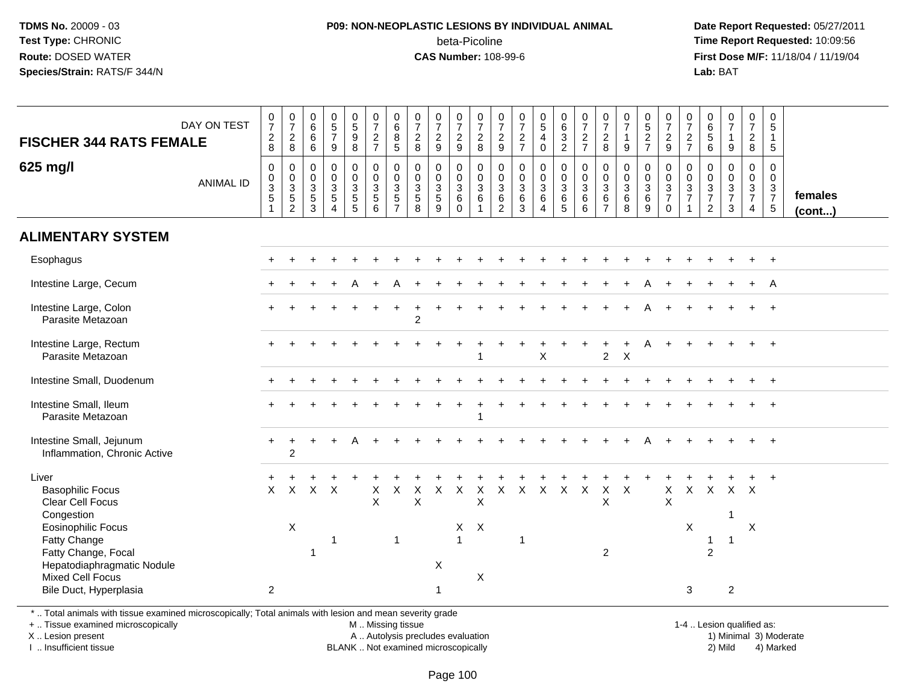TDMS No. 20009 - 03
Test Type: CHRONIC
Route: DOSED WATER
Species/Strain: RATS/F 344/N

**P09: NON-NEOPLASTIC LESIONS BY INDIVIDUAL ANIMAL**
beta-Picoline
**CAS Number:** 108-99-6

Date Report Requested: 05/27/2011
Time Report Requested: 10:09:56
First Dose M/F: 11/18/04 / 11/19/04
Lab: BAT

| FISCHER 344 RATS FEMALE 625 mg/l | | | | | | | | | | | | | | | | | | | | | | | | | | |
|---|---|---|---|---|---|---|---|---|---|---|---|---|---|---|---|---|---|---|---|---|---|---|---|---|---|---|
| DAY ON TEST | 0728 | 0728 | 0666 | 0579 | 0598 | 0727 | 0685 | 0728 | 0729 | 0729 | 0728 | 0729 | 0727 | 0540 | 0632 | 0727 | 0728 | 0719 | 0527 | 0729 | 0727 | 0656 | 0719 | 0728 | 0515 | |
| ANIMAL ID | 00351 | 00352 | 00353 | 00354 | 00355 | 00356 | 00357 | 00358 | 00359 | 00360 | 00361 | 00362 | 00363 | 00364 | 00365 | 00366 | 00367 | 00368 | 00369 | 00370 | 00371 | 00372 | 00373 | 00374 | 00375 | females (cont...) |
| **ALIMENTARY SYSTEM** | | | | | | | | | | | | | | | | | | | | | | | | | | |
| Esophagus | + | + | + | + | + | + | + | + | + | + | + | + | + | + | + | + | + | + | + | + | + | + | + | + | + | |
| Intestine Large, Cecum | + | + | + | + | A | + | A | + | + | + | + | + | + | + | + | + | + | + | A | + | + | + | + | + | A | |
| Intestine Large, Colon | + | + | + | + | + | + | + | + | + | + | + | + | + | + | + | + | + | + | A | + | + | + | + | + | + | |
| Parasite Metazoan | | | | | | | | 2 | | | | | | | | | | | | | | | | | | |
| Intestine Large, Rectum | + | + | + | + | + | + | + | + | + | + | + | + | + | + | + | + | + | + | A | + | + | + | + | + | + | |
| Parasite Metazoan | | | | | | | | | | | 1 | | | X | | | 2 | X | | | | | | | | |
| Intestine Small, Duodenum | + | + | + | + | + | + | + | + | + | + | + | + | + | + | + | + | + | + | + | + | + | + | + | + | + | |
| Intestine Small, Ileum | + | + | + | + | + | + | + | + | + | + | + | + | + | + | + | + | + | + | + | + | + | + | + | + | + | |
| Parasite Metazoan | | | | | | | | | | | 1 | | | | | | | | | | | | | | | |
| Intestine Small, Jejunum | + | + | + | + | A | + | + | + | + | + | + | + | + | + | + | + | + | + | A | + | + | + | + | + | + | |
| Inflammation, Chronic Active | | 2 | | | | | | | | | | | | | | | | | | | | | | | | |
| Liver | + | + | + | + | + | + | + | + | + | + | + | + | + | + | + | + | + | + | + | + | + | + | + | + | + | |
| Basophilic Focus | X | X | X | X | | X | X | X | X | X | X | X | X | X | X | X | X | X | | X | X | X | X | X | | |
| Clear Cell Focus | | | | | | X | | X | | | X | | | | | | X | | | X | | | | | | |
| Congestion | | | | | | | | | | | | | | | | | | | | | | | 1 | | | |
| Eosinophilic Focus | | X | | | | | | | | X | X | | | | | | | | | | X | | | X | | |
| Fatty Change | | | | 1 | | | 1 | | | 1 | | | 1 | | | | | | | | | 1 | 1 | | | |
| Fatty Change, Focal | | | 1 | | | | | | | | | | | | | | 2 | | | | | 2 | | | | |
| Hepatodiaphragmatic Nodule | | | | | | | | | X | | | | | | | | | | | | | | | | | |
| Mixed Cell Focus | | | | | | | | | | | X | | | | | | | | | | | | | | | |
| Bile Duct, Hyperplasia | 2 | | | | | | | | 1 | | | | | | | | | | | | 3 | | 2 | | | |

* .. Total animals with tissue examined microscopically; Total animals with lesion and mean severity grade
+ .. Tissue examined microscopically
X .. Lesion present
I .. Insufficient tissue
M .. Missing tissue
A .. Autolysis precludes evaluation
BLANK .. Not examined microscopically
1-4 .. Lesion qualified as: 1) Minimal 2) Mild 3) Moderate 4) Marked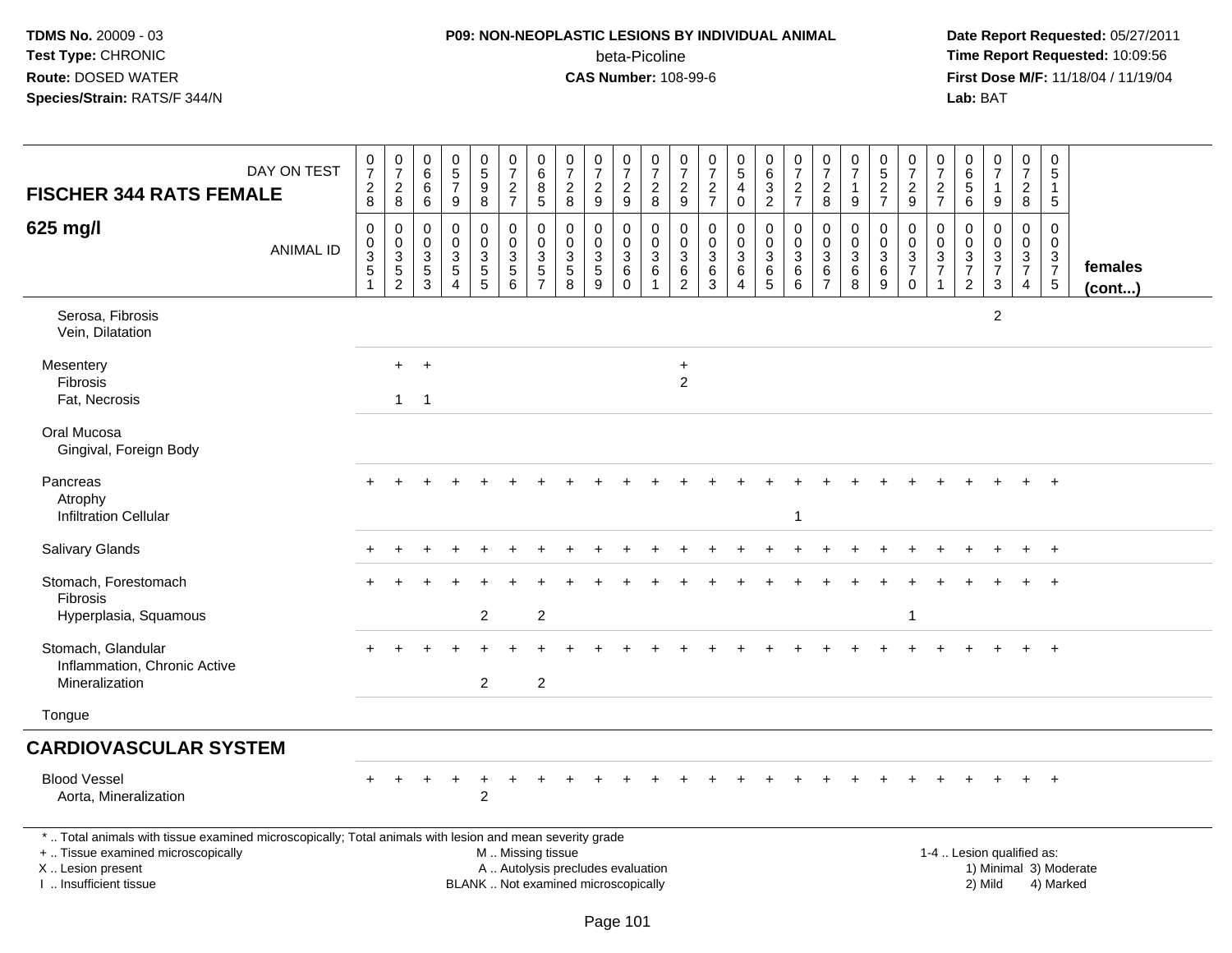**TDMS No.** 20009 - 03
**Test Type:** CHRONIC
**Route:** DOSED WATER
**Species/Strain:** RATS/F 344/N

**P09: NON-NEOPLASTIC LESIONS BY INDIVIDUAL ANIMAL**
beta-Picoline
**CAS Number:** 108-99-6

**Date Report Requested:** 05/27/2011
**Time Report Requested:** 10:09:56
**First Dose M/F:** 11/18/04 / 11/19/04
**Lab:** BAT

| FISCHER 344 RATS FEMALE 625 mg/l — DAY ON TEST | 0728 | 0728 | 0666 | 0579 | 0598 | 0727 | 0685 | 0728 | 0729 | 0729 | 0728 | 0729 | 0727 | 0540 | 0632 | 0727 | 0728 | 0719 | 0527 | 0729 | 0727 | 0656 | 0719 | 0728 | 0515 | |
|---|---|---|---|---|---|---|---|---|---|---|---|---|---|---|---|---|---|---|---|---|---|---|---|---|---|---|
| ANIMAL ID | 00351 | 00352 | 00353 | 00354 | 00355 | 00356 | 00357 | 00358 | 00359 | 00360 | 00361 | 00362 | 00363 | 00364 | 00365 | 00366 | 00367 | 00368 | 00369 | 00370 | 00371 | 00372 | 00373 | 00374 | 00375 | females (cont...) |
| Serosa, Fibrosis | | | | | | | | | | | | | | | | | | | | | | | 2 | | | |
| Vein, Dilatation | | | | | | | | | | | | | | | | | | | | | | | | | | |
| Mesentery | | + | + | | | | | | | | | + | | | | | | | | | | | | | | |
| Fibrosis | | | | | | | | | | | | 2 | | | | | | | | | | | | | | |
| Fat, Necrosis | | 1 | 1 | | | | | | | | | | | | | | | | | | | | | | | |
| Oral Mucosa | | | | | | | | | | | | | | | | | | | | | | | | | | |
| Gingival, Foreign Body | | | | | | | | | | | | | | | | | | | | | | | | | | |
| Pancreas | + | + | + | + | + | + | + | + | + | + | + | + | + | + | + | + | + | + | + | + | + | + | + | + | + | |
| Atrophy | | | | | | | | | | | | | | | | | | | | | | | | | | |
| Infiltration Cellular | | | | | | | | | | | | | | | | 1 | | | | | | | | | | |
| Salivary Glands | + | + | + | + | + | + | + | + | + | + | + | + | + | + | + | + | + | + | + | + | + | + | + | + | + | |
| Stomach, Forestomach | + | + | + | + | + | + | + | + | + | + | + | + | + | + | + | + | + | + | + | + | + | + | + | + | + | |
| Fibrosis | | | | | | | | | | | | | | | | | | | | | | | | | | |
| Hyperplasia, Squamous | | | | | 2 | | 2 | | | | | | | | | | | | | 1 | | | | | | |
| Stomach, Glandular | + | + | + | + | + | + | + | + | + | + | + | + | + | + | + | + | + | + | + | + | + | + | + | + | + | |
| Inflammation, Chronic Active | | | | | | | | | | | | | | | | | | | | | | | | | | |
| Mineralization | | | | | 2 | | 2 | | | | | | | | | | | | | | | | | | | |
| Tongue | | | | | | | | | | | | | | | | | | | | | | | | | | |
| **CARDIOVASCULAR SYSTEM** | | | | | | | | | | | | | | | | | | | | | | | | | | |
| Blood Vessel | + | + | + | + | + | + | + | + | + | + | + | + | + | + | + | + | + | + | + | + | + | + | + | + | + | |
| Aorta, Mineralization | | | | | 2 | | | | | | | | | | | | | | | | | | | | | |

\* .. Total animals with tissue examined microscopically; Total animals with lesion and mean severity grade
+ .. Tissue examined microscopically
X .. Lesion present
I .. Insufficient tissue

M .. Missing tissue
A .. Autolysis precludes evaluation
BLANK .. Not examined microscopically

1-4 .. Lesion qualified as:
1) Minimal 3) Moderate
2) Mild 4) Marked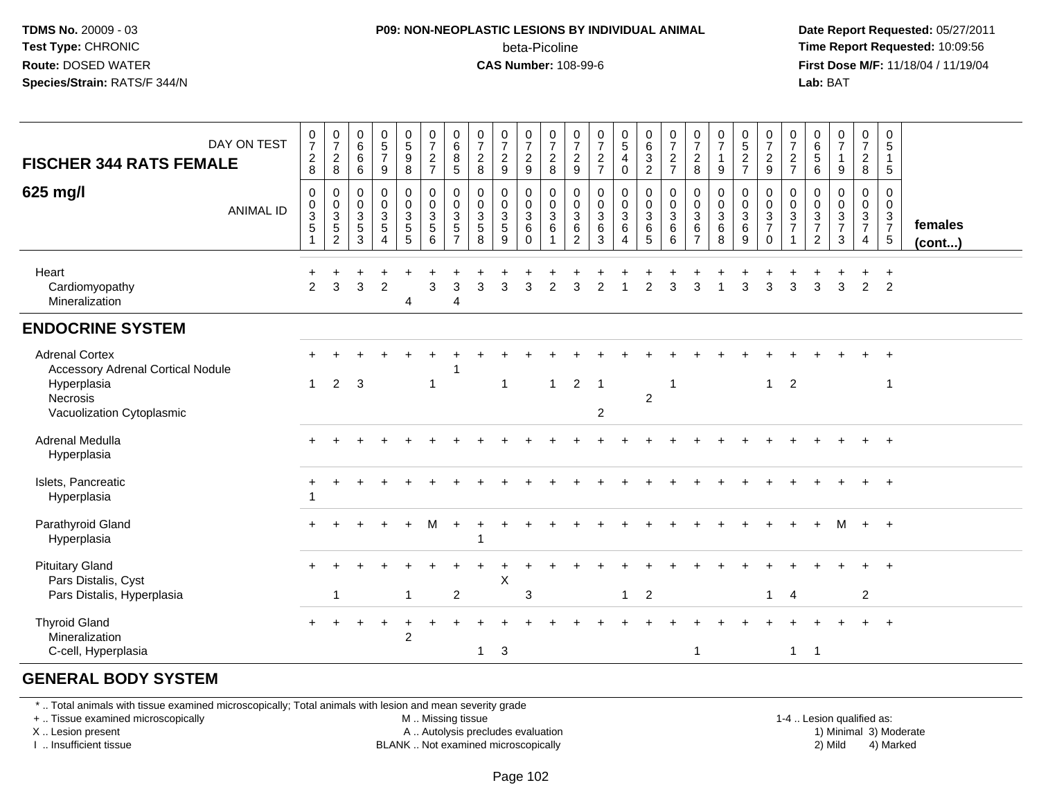**TDMS No.** 20009 - 03
**Test Type:** CHRONIC
**Route:** DOSED WATER
**Species/Strain:** RATS/F 344/N

**P09: NON-NEOPLASTIC LESIONS BY INDIVIDUAL ANIMAL**
beta-Picoline
**CAS Number:** 108-99-6

**Date Report Requested:** 05/27/2011
**Time Report Requested:** 10:09:56
**First Dose M/F:** 11/18/04 / 11/19/04
**Lab:** BAT

| FISCHER 344 RATS FEMALE — DAY ON TEST | 0728 | 0728 | 0666 | 0579 | 0598 | 0727 | 0685 | 0728 | 0729 | 0729 | 0728 | 0729 | 0727 | 0540 | 0632 | 0727 | 0728 | 0719 | 0527 | 0729 | 0727 | 0656 | 0719 | 0728 | 0515 | |
|---|---|---|---|---|---|---|---|---|---|---|---|---|---|---|---|---|---|---|---|---|---|---|---|---|---|---|
| **625 mg/l** — ANIMAL ID | 00351 | 00352 | 00353 | 00354 | 00355 | 00356 | 00357 | 00358 | 00359 | 00360 | 00361 | 00362 | 00363 | 00364 | 00365 | 00366 | 00367 | 00368 | 00369 | 00370 | 00371 | 00372 | 00373 | 00374 | 00375 | **females (cont...)** |
| Heart | + | + | + | + | + | + | + | + | + | + | + | + | + | + | + | + | + | + | + | + | + | + | + | + | + | |
| Cardiomyopathy | 2 | 3 | 3 | 2 | | 3 | 3 | 3 | 3 | 3 | 2 | 3 | 2 | 1 | 2 | 3 | 3 | 1 | 3 | 3 | 3 | 3 | 3 | 2 | 2 | |
| Mineralization | | | | | 4 | | 4 | | | | | | | | | | | | | | | | | | | |
| **ENDOCRINE SYSTEM** | | | | | | | | | | | | | | | | | | | | | | | | | | |
| Adrenal Cortex | + | + | + | + | + | + | + | + | + | + | + | + | + | + | + | + | + | + | + | + | + | + | + | + | + | |
| Accessory Adrenal Cortical Nodule | | | | | | | 1 | | | | | | | | | | | | | | | | | | | |
| Hyperplasia | 1 | 2 | 3 | | | 1 | | | 1 | | 1 | 2 | 1 | | | 1 | | | | 1 | 2 | | | | 1 | |
| Necrosis | | | | | | | | | | | | | | | 2 | | | | | | | | | | | |
| Vacuolization Cytoplasmic | | | | | | | | | | | | | 2 | | | | | | | | | | | | | |
| Adrenal Medulla | + | + | + | + | + | + | + | + | + | + | + | + | + | + | + | + | + | + | + | + | + | + | + | + | + | |
| Hyperplasia | | | | | | | | | | | | | | | | | | | | | | | | | | |
| Islets, Pancreatic | + | + | + | + | + | + | + | + | + | + | + | + | + | + | + | + | + | + | + | + | + | + | + | + | + | |
| Hyperplasia | 1 | | | | | | | | | | | | | | | | | | | | | | | | | |
| Parathyroid Gland | + | + | + | + | + | M | + | + | + | + | + | + | + | + | + | + | + | + | + | + | + | + | M | + | + | |
| Hyperplasia | | | | | | | | 1 | | | | | | | | | | | | | | | | | | |
| Pituitary Gland | + | + | + | + | + | + | + | + | + | + | + | + | + | + | + | + | + | + | + | + | + | + | + | + | + | |
| Pars Distalis, Cyst | | | | | | | | | X | | | | | | | | | | | | | | | | | |
| Pars Distalis, Hyperplasia | | 1 | | | 1 | | 2 | | | 3 | | | | 1 | 2 | | | | | 1 | 4 | | | 2 | | |
| Thyroid Gland | + | + | + | + | + | + | + | + | + | + | + | + | + | + | + | + | + | + | + | + | + | + | + | + | + | |
| Mineralization | | | | | 2 | | | | | | | | | | | | | | | | | | | | | |
| C-cell, Hyperplasia | | | | | | | | 1 | 3 | | | | | | | | 1 | | | | 1 | 1 | | | | |
| **GENERAL BODY SYSTEM** | | | | | | | | | | | | | | | | | | | | | | | | | | |

\* .. Total animals with tissue examined microscopically; Total animals with lesion and mean severity grade
\+ .. Tissue examined microscopically
X .. Lesion present
I .. Insufficient tissue
M .. Missing tissue
A .. Autolysis precludes evaluation
BLANK .. Not examined microscopically
1-4 .. Lesion qualified as: 1) Minimal 2) Mild 3) Moderate 4) Marked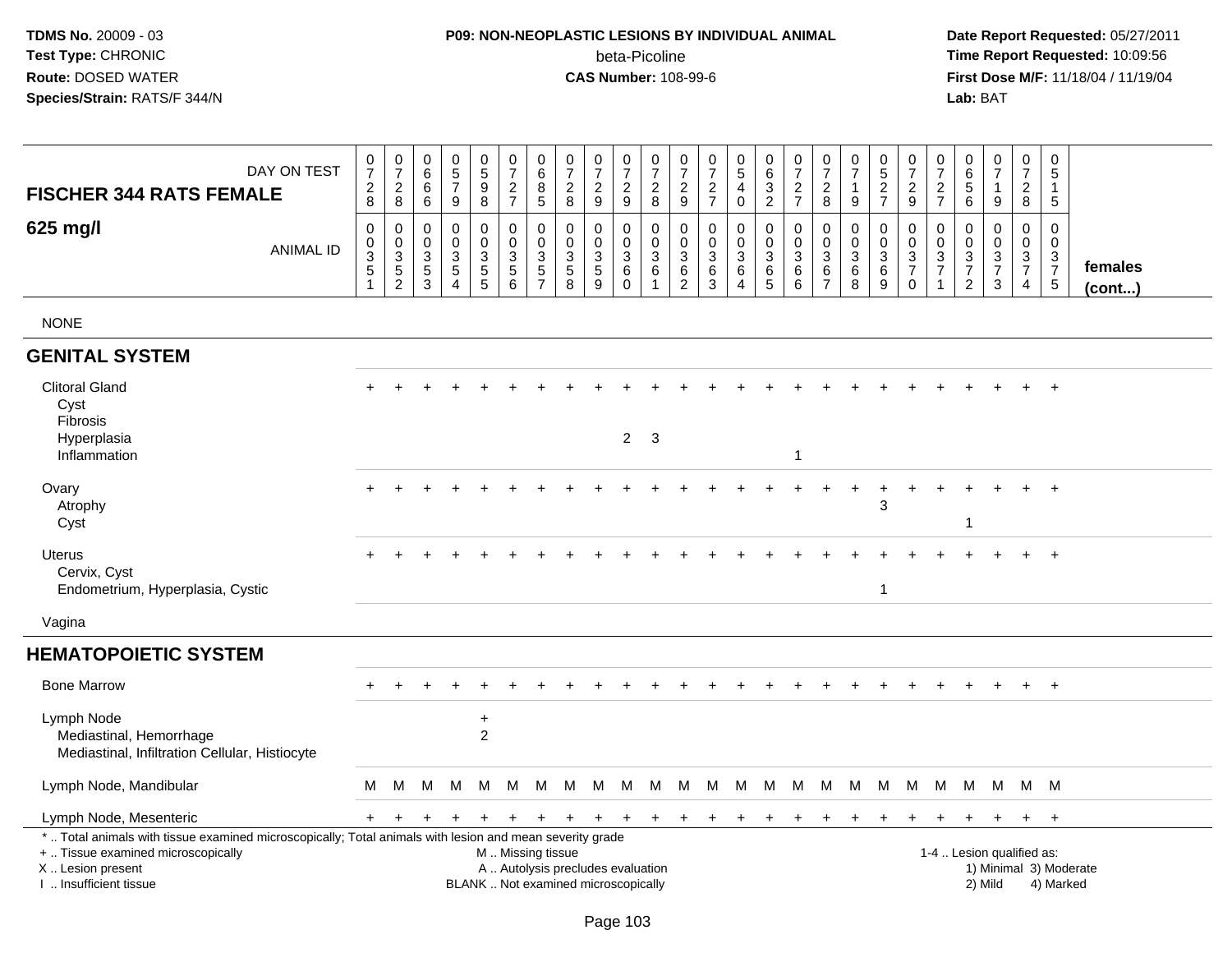**TDMS No.** 20009 - 03
**Test Type:** CHRONIC
**Route:** DOSED WATER
**Species/Strain:** RATS/F 344/N

**P09: NON-NEOPLASTIC LESIONS BY INDIVIDUAL ANIMAL**
beta-Picoline
**CAS Number:** 108-99-6

**Date Report Requested:** 05/27/2011
**Time Report Requested:** 10:09:56
**First Dose M/F:** 11/18/04 / 11/19/04
**Lab:** BAT

| FISCHER 344 RATS FEMALE<br>625 mg/l | DAY ON TEST | 0728 | 0728 | 0666 | 0579 | 0598 | 0727 | 0685 | 0728 | 0729 | 0729 | 0728 | 0729 | 0727 | 0540 | 0632 | 0727 | 0728 | 0719 | 0527 | 0729 | 0727 | 0656 | 0719 | 0728 | 0515 | |
|---|---|---|---|---|---|---|---|---|---|---|---|---|---|---|---|---|---|---|---|---|---|---|---|---|---|---|---|
| | ANIMAL ID | 0035 1 | 0035 2 | 0035 3 | 0035 4 | 0035 5 | 0035 6 | 0035 7 | 0035 8 | 0035 9 | 0036 0 | 0036 1 | 0036 2 | 0036 3 | 0036 4 | 0036 5 | 0036 6 | 0036 7 | 0036 8 | 0036 9 | 0037 0 | 0037 1 | 0037 2 | 0037 3 | 0037 4 | 0037 5 | females (cont...) |
| NONE | | | | | | | | | | | | | | | | | | | | | | | | | | | |
| **GENITAL SYSTEM** | | | | | | | | | | | | | | | | | | | | | | | | | | | |
| Clitoral Gland | | + | + | + | + | + | + | + | + | + | + | + | + | + | + | + | + | + | + | + | + | + | + | + | + | + | |
| Cyst | | | | | | | | | | | | | | | | | | | | | | | | | | | |
| Fibrosis | | | | | | | | | | | | | | | | | | | | | | | | | | | |
| Hyperplasia | | | | | | | | | | | 2 | 3 | | | | | | | | | | | | | | | |
| Inflammation | | | | | | | | | | | | | | | | | 1 | | | | | | | | | | |
| Ovary | | + | + | + | + | + | + | + | + | + | + | + | + | + | + | + | + | + | + | + | + | + | + | + | + | + | |
| Atrophy | | | | | | | | | | | | | | | | | | | | 3 | | | | | | | |
| Cyst | | | | | | | | | | | | | | | | | | | | | | | 1 | | | | |
| Uterus | | + | + | + | + | + | + | + | + | + | + | + | + | + | + | + | + | + | + | + | + | + | + | + | + | + | |
| Cervix, Cyst | | | | | | | | | | | | | | | | | | | | | | | | | | | |
| Endometrium, Hyperplasia, Cystic | | | | | | | | | | | | | | | | | | | | 1 | | | | | | | |
| Vagina | | | | | | | | | | | | | | | | | | | | | | | | | | | |
| **HEMATOPOIETIC SYSTEM** | | | | | | | | | | | | | | | | | | | | | | | | | | | |
| Bone Marrow | | + | + | + | + | + | + | + | + | + | + | + | + | + | + | + | + | + | + | + | + | + | + | + | + | + | |
| Lymph Node | | | | | | + | | | | | | | | | | | | | | | | | | | | | |
| Mediastinal, Hemorrhage | | | | | | 2 | | | | | | | | | | | | | | | | | | | | | |
| Mediastinal, Infiltration Cellular, Histiocyte | | | | | | | | | | | | | | | | | | | | | | | | | | | |
| Lymph Node, Mandibular | | M | M | M | M | M | M | M | M | M | M | M | M | M | M | M | M | M | M | M | M | M | M | M | M | M | |
| Lymph Node, Mesenteric | | + | + | + | + | + | + | + | + | + | + | + | + | + | + | + | + | + | + | + | + | + | + | + | + | + | |

\* .. Total animals with tissue examined microscopically; Total animals with lesion and mean severity grade
\+ .. Tissue examined microscopically
X .. Lesion present
I .. Insufficient tissue

M .. Missing tissue
A .. Autolysis precludes evaluation
BLANK .. Not examined microscopically

1-4 .. Lesion qualified as:
1) Minimal 3) Moderate
2) Mild 4) Marked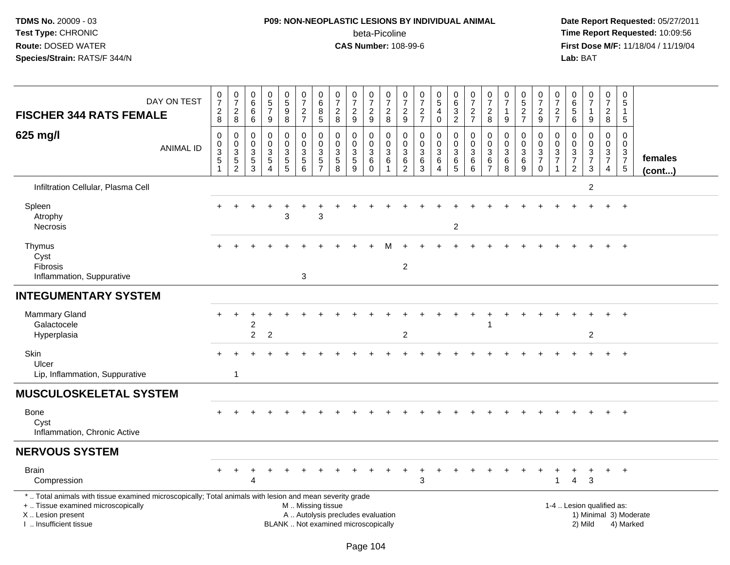**TDMS No.** 20009 - 03
**Test Type:** CHRONIC
**Route:** DOSED WATER
**Species/Strain:** RATS/F 344/N

**P09: NON-NEOPLASTIC LESIONS BY INDIVIDUAL ANIMAL**
beta-Picoline
**CAS Number:** 108-99-6

**Date Report Requested:** 05/27/2011
**Time Report Requested:** 10:09:56
**First Dose M/F:** 11/18/04 / 11/19/04
**Lab:** BAT

| FISCHER 344 RATS FEMALE — DAY ON TEST | 0728 | 0728 | 0666 | 0579 | 0598 | 0727 | 0685 | 0728 | 0729 | 0729 | 0728 | 0729 | 0727 | 0540 | 0632 | 0727 | 0728 | 0719 | 0527 | 0729 | 0727 | 0656 | 0719 | 0728 | 0515 | |
|---|---|---|---|---|---|---|---|---|---|---|---|---|---|---|---|---|---|---|---|---|---|---|---|---|---|---|
| **625 mg/l** — ANIMAL ID | 00351 | 00352 | 00353 | 00354 | 00355 | 00356 | 00357 | 00358 | 00359 | 00360 | 00361 | 00362 | 00363 | 00364 | 00365 | 00366 | 00367 | 00368 | 00369 | 00370 | 00371 | 00372 | 00373 | 00374 | 00375 | **females (cont...)** |
| Infiltration Cellular, Plasma Cell | | | | | | | | | | | | | | | | | | | | | | | 2 | | | |
| Spleen | + | + | + | + | + | + | + | + | + | + | + | + | + | + | + | + | + | + | + | + | + | + | + | + | + | |
| Atrophy | | | | | 3 | | 3 | | | | | | | | | | | | | | | | | | | |
| Necrosis | | | | | | | | | | | | | | | 2 | | | | | | | | | | | |
| Thymus | + | + | + | + | + | + | + | + | + | + | M | + | + | + | + | + | + | + | + | + | + | + | + | + | + | |
| Cyst | | | | | | | | | | | | | | | | | | | | | | | | | | |
| Fibrosis | | | | | | | | | | | | 2 | | | | | | | | | | | | | | |
| Inflammation, Suppurative | | | | | | 3 | | | | | | | | | | | | | | | | | | | | |
| **INTEGUMENTARY SYSTEM** | | | | | | | | | | | | | | | | | | | | | | | | | | |
| Mammary Gland | + | + | + | + | + | + | + | + | + | + | + | + | + | + | + | + | + | + | + | + | + | + | + | + | + | |
| Galactocele | | | 2 | | | | | | | | | | | | | | 1 | | | | | | | | | |
| Hyperplasia | | | 2 | 2 | | | | | | | | 2 | | | | | | | | | | | 2 | | | |
| Skin | + | + | + | + | + | + | + | + | + | + | + | + | + | + | + | + | + | + | + | + | + | + | + | + | + | |
| Ulcer | | | | | | | | | | | | | | | | | | | | | | | | | | |
| Lip, Inflammation, Suppurative | | 1 | | | | | | | | | | | | | | | | | | | | | | | | |
| **MUSCULOSKELETAL SYSTEM** | | | | | | | | | | | | | | | | | | | | | | | | | | |
| Bone | + | + | + | + | + | + | + | + | + | + | + | + | + | + | + | + | + | + | + | + | + | + | + | + | + | |
| Cyst | | | | | | | | | | | | | | | | | | | | | | | | | | |
| Inflammation, Chronic Active | | | | | | | | | | | | | | | | | | | | | | | | | | |
| **NERVOUS SYSTEM** | | | | | | | | | | | | | | | | | | | | | | | | | | |
| Brain | + | + | + | + | + | + | + | + | + | + | + | + | + | + | + | + | + | + | + | + | + | + | + | + | + | |
| Compression | | | 4 | | | | | | | | | | 3 | | | | | | | | 1 | 4 | 3 | | | |

\* .. Total animals with tissue examined microscopically; Total animals with lesion and mean severity grade
+ .. Tissue examined microscopically
X .. Lesion present
I .. Insufficient tissue

M .. Missing tissue
A .. Autolysis precludes evaluation
BLANK .. Not examined microscopically

1-4 .. Lesion qualified as:
1) Minimal 3) Moderate
2) Mild 4) Marked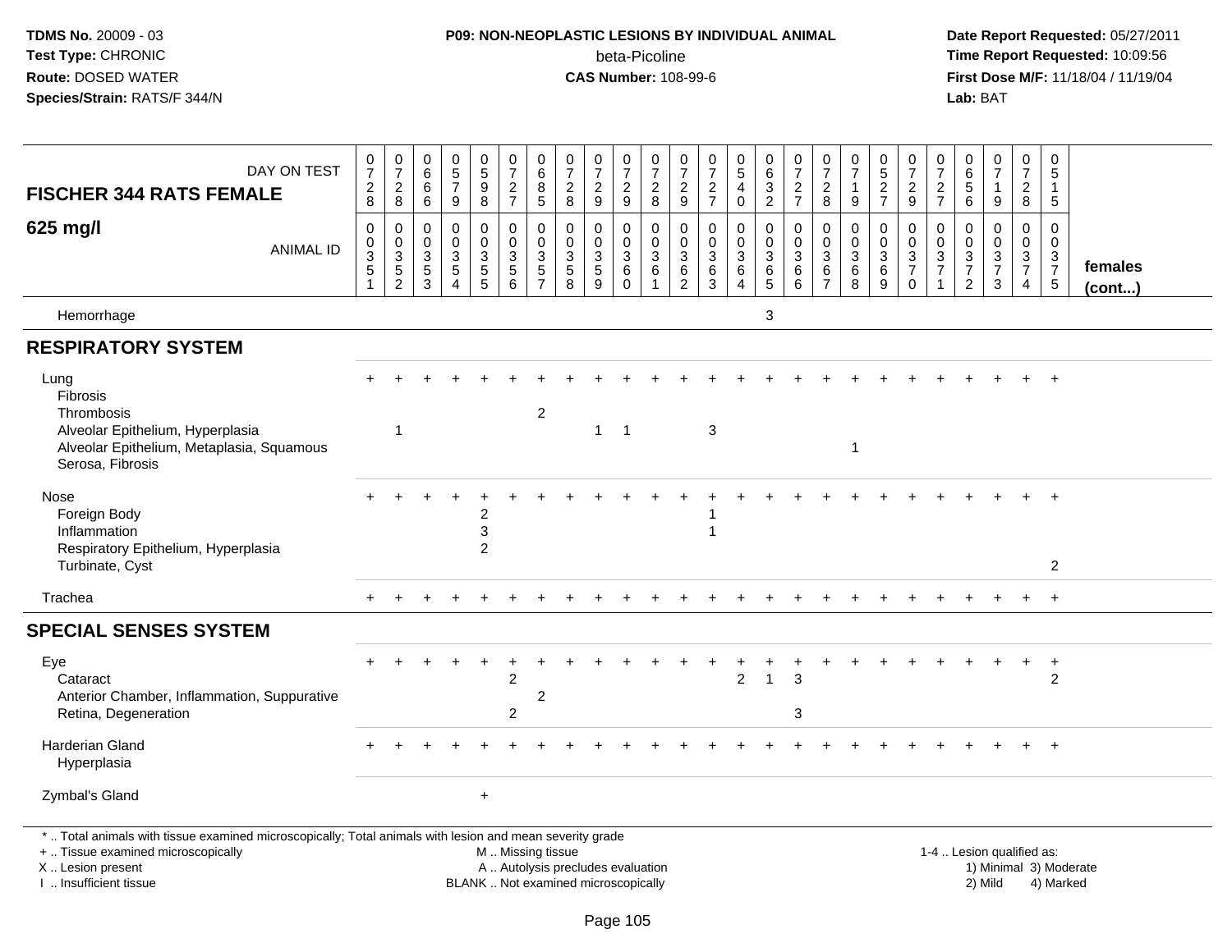**P09: NON-NEOPLASTIC LESIONS BY INDIVIDUAL ANIMAL**
beta-Picoline
**CAS Number:** 108-99-6

**TDMS No.** 20009 - 03
**Test Type:** CHRONIC
**Route:** DOSED WATER
**Species/Strain:** RATS/F 344/N

**Date Report Requested:** 05/27/2011
**Time Report Requested:** 10:09:56
**First Dose M/F:** 11/18/04 / 11/19/04
**Lab:** BAT

| FISCHER 344 RATS FEMALE 625 mg/l — DAY ON TEST | 0728 | 0728 | 0666 | 0579 | 0598 | 0727 | 0685 | 0728 | 0729 | 0729 | 0728 | 0729 | 0727 | 0540 | 0632 | 0727 | 0728 | 0719 | 0527 | 0729 | 0727 | 0656 | 0719 | 0728 | 0515 | |
|---|---|---|---|---|---|---|---|---|---|---|---|---|---|---|---|---|---|---|---|---|---|---|---|---|---|---|
| **ANIMAL ID** | 0351 | 0352 | 0353 | 0354 | 0355 | 0356 | 0357 | 0358 | 0359 | 0360 | 0361 | 0362 | 0363 | 0364 | 0365 | 0366 | 0367 | 0368 | 0369 | 0370 | 0371 | 0372 | 0373 | 0374 | 0375 | **females (cont...)** |
| Hemorrhage | | | | | | | | | | | | | | | 3 | | | | | | | | | | | |
| **RESPIRATORY SYSTEM** | | | | | | | | | | | | | | | | | | | | | | | | | | |
| Lung | + | + | + | + | + | + | + | + | + | + | + | + | + | + | + | + | + | + | + | + | + | + | + | + | + | |
| Fibrosis | | | | | | | | | | | | | | | | | | | | | | | | | | |
| Thrombosis | | | | | | | 2 | | | | | | | | | | | | | | | | | | | |
| Alveolar Epithelium, Hyperplasia | | 1 | | | | | | | 1 | 1 | | | 3 | | | | | | | | | | | | | |
| Alveolar Epithelium, Metaplasia, Squamous | | | | | | | | | | | | | | | | | | 1 | | | | | | | | |
| Serosa, Fibrosis | | | | | | | | | | | | | | | | | | | | | | | | | | |
| Nose | + | + | + | + | + | + | + | + | + | + | + | + | + | + | + | + | + | + | + | + | + | + | + | + | + | |
| Foreign Body | | | | | 2 | | | | | | | | 1 | | | | | | | | | | | | | |
| Inflammation | | | | | 3 | | | | | | | | 1 | | | | | | | | | | | | | |
| Respiratory Epithelium, Hyperplasia | | | | | 2 | | | | | | | | | | | | | | | | | | | | | |
| Turbinate, Cyst | | | | | | | | | | | | | | | | | | | | | | | | | 2 | |
| Trachea | + | + | + | + | + | + | + | + | + | + | + | + | + | + | + | + | + | + | + | + | + | + | + | + | + | |
| **SPECIAL SENSES SYSTEM** | | | | | | | | | | | | | | | | | | | | | | | | | | |
| Eye | + | + | + | + | + | + | + | + | + | + | + | + | + | + | + | + | + | + | + | + | + | + | + | + | + | |
| Cataract | | | | | | 2 | | | | | | | | 2 | 1 | 3 | | | | | | | | | 2 | |
| Anterior Chamber, Inflammation, Suppurative | | | | | | | 2 | | | | | | | | | | | | | | | | | | | |
| Retina, Degeneration | | | | | | 2 | | | | | | | | | | 3 | | | | | | | | | | |
| Harderian Gland | + | + | + | + | + | + | + | + | + | + | + | + | + | + | + | + | + | + | + | + | + | + | + | + | + | |
| Hyperplasia | | | | | | | | | | | | | | | | | | | | | | | | | | |
| Zymbal's Gland | | | | | + | | | | | | | | | | | | | | | | | | | | | |

* .. Total animals with tissue examined microscopically; Total animals with lesion and mean severity grade
+ .. Tissue examined microscopically
X .. Lesion present
I .. Insufficient tissue

M .. Missing tissue
A .. Autolysis precludes evaluation
BLANK .. Not examined microscopically

1-4 .. Lesion qualified as:
1) Minimal 3) Moderate
2) Mild 4) Marked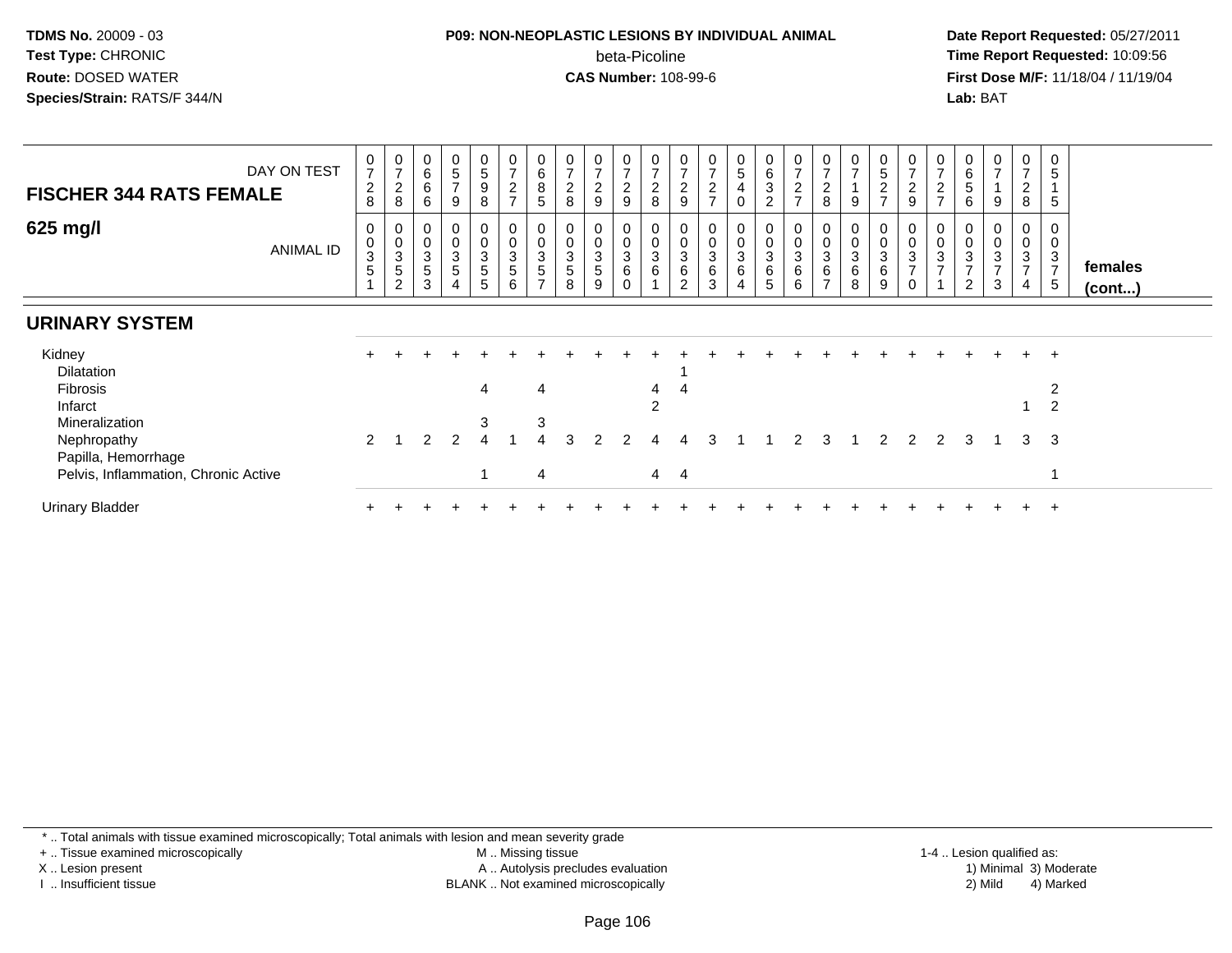**TDMS No.** 20009 - 03
**Test Type:** CHRONIC
**Route:** DOSED WATER
**Species/Strain:** RATS/F 344/N

**P09: NON-NEOPLASTIC LESIONS BY INDIVIDUAL ANIMAL**
beta-Picoline
**CAS Number:** 108-99-6

**Date Report Requested:** 05/27/2011
**Time Report Requested:** 10:09:56
**First Dose M/F:** 11/18/04 / 11/19/04
**Lab:** BAT

| FISCHER 344 RATS FEMALE — DAY ON TEST | 0728 | 0728 | 0666 | 0579 | 0598 | 0727 | 0685 | 0728 | 0729 | 0729 | 0728 | 0729 | 0727 | 0540 | 0632 | 0727 | 0728 | 0719 | 0527 | 0729 | 0727 | 0656 | 0719 | 0728 | 0515 | |
|---|---|---|---|---|---|---|---|---|---|---|---|---|---|---|---|---|---|---|---|---|---|---|---|---|---|---|
| **625 mg/l** — ANIMAL ID | 00351 | 00352 | 00353 | 00354 | 00355 | 00356 | 00357 | 00358 | 00359 | 00360 | 00361 | 00362 | 00363 | 00364 | 00365 | 00366 | 00367 | 00368 | 00369 | 00370 | 00371 | 00372 | 00373 | 00374 | 00375 | **females (cont...)** |
| **URINARY SYSTEM** | | | | | | | | | | | | | | | | | | | | | | | | | | |
| Kidney | + | + | + | + | + | + | + | + | + | + | + | + | + | + | + | + | + | + | + | + | + | + | + | + | + | |
| Dilatation | | | | | | | | | | | | 1 | | | | | | | | | | | | | | |
| Fibrosis | | | | | 4 | | 4 | | | | 4 | 4 | | | | | | | | | | | | | 2 | |
| Infarct | | | | | | | | | | | 2 | | | | | | | | | | | | | 1 | 2 | |
| Mineralization | | | | | 3 | | 3 | | | | | | | | | | | | | | | | | | | |
| Nephropathy | 2 | 1 | 2 | 2 | 4 | 1 | 4 | 3 | 2 | 2 | 4 | 4 | 3 | 1 | 1 | 2 | 3 | 1 | 2 | 2 | 2 | 3 | 1 | 3 | 3 | |
| Papilla, Hemorrhage | | | | | | | | | | | | | | | | | | | | | | | | | | |
| Pelvis, Inflammation, Chronic Active | | | | | 1 | | 4 | | | | 4 | 4 | | | | | | | | | | | | | 1 | |
| Urinary Bladder | + | + | + | + | + | + | + | + | + | + | + | + | + | + | + | + | + | + | + | + | + | + | + | + | + | |

* .. Total animals with tissue examined microscopically; Total animals with lesion and mean severity grade
+ .. Tissue examined microscopically
X .. Lesion present
I .. Insufficient tissue
M .. Missing tissue
A .. Autolysis precludes evaluation
BLANK .. Not examined microscopically
1-4 .. Lesion qualified as: 1) Minimal 2) Mild 3) Moderate 4) Marked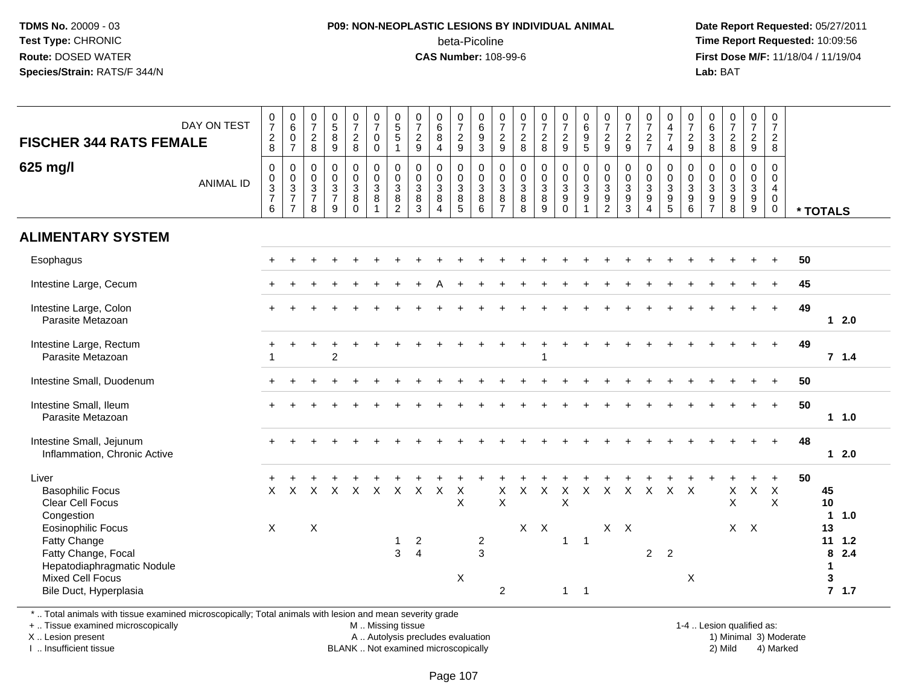TDMS No. 20009 - 03
Test Type: CHRONIC
Route: DOSED WATER
Species/Strain: RATS/F 344/N

**P09: NON-NEOPLASTIC LESIONS BY INDIVIDUAL ANIMAL**
beta-Picoline
**CAS Number:** 108-99-6

Date Report Requested: 05/27/2011
Time Report Requested: 10:09:56
First Dose M/F: 11/18/04 / 11/19/04
Lab: BAT

## FISCHER 344 RATS FEMALE
### 625 mg/l

| DAY ON TEST | 0728 | 0607 | 0728 | 0589 | 0728 | 0700 | 0551 | 0729 | 0684 | 0729 | 0693 | 0729 | 0728 | 0728 | 0729 | 0695 | 0729 | 0729 | 0727 | 0474 | 0729 | 0638 | 0728 | 0729 | 0728 | |
|---|---|---|---|---|---|---|---|---|---|---|---|---|---|---|---|---|---|---|---|---|---|---|---|---|---|---|
| ANIMAL ID | 00376 | 00377 | 00378 | 00379 | 00380 | 00381 | 00382 | 00383 | 00384 | 00385 | 00386 | 00387 | 00388 | 00389 | 00390 | 00391 | 00392 | 00393 | 00394 | 00395 | 00396 | 00397 | 00398 | 00399 | 00400 | * TOTALS |
| **ALIMENTARY SYSTEM** | | | | | | | | | | | | | | | | | | | | | | | | | | |
| Esophagus | + | + | + | + | + | + | + | + | + | + | + | + | + | + | + | + | + | + | + | + | + | + | + | + | + | 50 |
| Intestine Large, Cecum | + | + | + | + | + | + | + | + | A | + | + | + | + | + | + | + | + | + | + | + | + | + | + | + | + | 45 |
| Intestine Large, Colon | + | + | + | + | + | + | + | + | + | + | + | + | + | + | + | + | + | + | + | + | + | + | + | + | + | 49 |
| Parasite Metazoan | | | | | | | | | | | | | | | | | | | | | | | | | | 1 2.0 |
| Intestine Large, Rectum | + | + | + | + | + | + | + | + | + | + | + | + | + | + | + | + | + | + | + | + | + | + | + | + | + | 49 |
| Parasite Metazoan | 1 | | | 2 | | | | | | | | | | 1 | | | | | | | | | | | | 7 1.4 |
| Intestine Small, Duodenum | + | + | + | + | + | + | + | + | + | + | + | + | + | + | + | + | + | + | + | + | + | + | + | + | + | 50 |
| Intestine Small, Ileum | + | + | + | + | + | + | + | + | + | + | + | + | + | + | + | + | + | + | + | + | + | + | + | + | + | 50 |
| Parasite Metazoan | | | | | | | | | | | | | | | | | | | | | | | | | | 1 1.0 |
| Intestine Small, Jejunum | + | + | + | + | + | + | + | + | + | + | + | + | + | + | + | + | + | + | + | + | + | + | + | + | + | 48 |
| Inflammation, Chronic Active | | | | | | | | | | | | | | | | | | | | | | | | | | 1 2.0 |
| Liver | + | + | + | + | + | + | + | + | + | + | + | + | + | + | + | + | + | + | + | + | + | + | + | + | + | 50 |
| Basophilic Focus | X | X | X | X | X | X | X | X | X | X | | X | X | X | X | X | X | X | X | X | X | | X | X | X | 45 |
| Clear Cell Focus | | | | | | | | | | X | | X | | | X | | | | | | | | X | | X | 10 |
| Congestion | | | | | | | | | | | | | | | | | | | | | | | | | | 1 1.0 |
| Eosinophilic Focus | X | | X | | | | | | | | | | X | X | | | X | X | | | | | X | X | | 13 |
| Fatty Change | | | | | | | 1 | 2 | | | 2 | | | | 1 | 1 | | | | | | | | | | 11 1.2 |
| Fatty Change, Focal | | | | | | | 3 | 4 | | | 3 | | | | | | | | 2 | 2 | | | | | | 8 2.4 |
| Hepatodiaphragmatic Nodule | | | | | | | | | | | | | | | | | | | | | | | | | | 1 |
| Mixed Cell Focus | | | | | | | | | | X | | | | | | | | | | | X | | | | | 3 |
| Bile Duct, Hyperplasia | | | | | | | | | | | | 2 | | | 1 | 1 | | | | | | | | | | 7 1.7 |

\* .. Total animals with tissue examined microscopically; Total animals with lesion and mean severity grade
\+ .. Tissue examined microscopically
X .. Lesion present
I .. Insufficient tissue
M .. Missing tissue
A .. Autolysis precludes evaluation
BLANK .. Not examined microscopically
1-4 .. Lesion qualified as: 1) Minimal 2) Mild 3) Moderate 4) Marked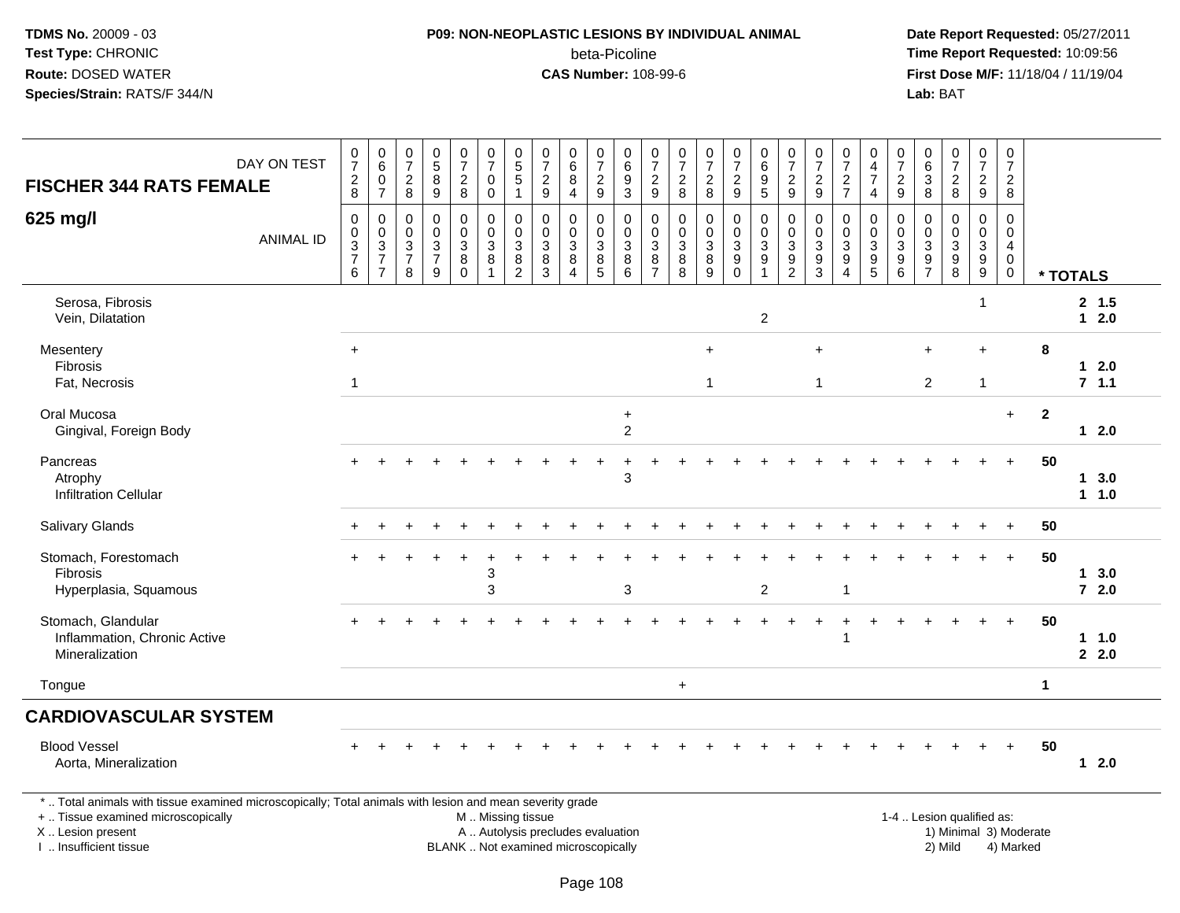**TDMS No.** 20009 - 03
**Test Type:** CHRONIC
**Route:** DOSED WATER
**Species/Strain:** RATS/F 344/N

**P09: NON-NEOPLASTIC LESIONS BY INDIVIDUAL ANIMAL**
beta-Picoline
**CAS Number:** 108-99-6

**Date Report Requested:** 05/27/2011
**Time Report Requested:** 10:09:56
**First Dose M/F:** 11/18/04 / 11/19/04
**Lab:** BAT

## FISCHER 344 RATS FEMALE

### 625 mg/l

| DAY ON TEST | 0728 | 0607 | 0728 | 0589 | 0728 | 0700 | 0551 | 0729 | 0684 | 0729 | 0693 | 0729 | 0728 | 0728 | 0729 | 0695 | 0729 | 0729 | 0727 | 0474 | 0729 | 0638 | 0728 | 0729 | 0728 | | |
|---|---|---|---|---|---|---|---|---|---|---|---|---|---|---|---|---|---|---|---|---|---|---|---|---|---|---|---|
| **ANIMAL ID** | 0376 | 0377 | 0378 | 0379 | 0380 | 0381 | 0382 | 0383 | 0384 | 0385 | 0386 | 0387 | 0388 | 0389 | 0390 | 0391 | 0392 | 0393 | 0394 | 0395 | 0396 | 0397 | 0398 | 0399 | 0400 | **\* TOTALS** | |
| Serosa, Fibrosis | | | | | | | | | | | | | | | | | | | | | | | | 1 | | 2 | 1.5 |
| Vein, Dilatation | | | | | | | | | | | | | | | | 2 | | | | | | | | | | 1 | 2.0 |
| Mesentery | + | | | | | | | | | | | | | + | | | | + | | | | + | | + | | 8 | |
| Fibrosis | | | | | | | | | | | | | | | | | | | | | | | | | | 1 | 2.0 |
| Fat, Necrosis | 1 | | | | | | | | | | | | | 1 | | | | 1 | | | | 2 | | 1 | | 7 | 1.1 |
| Oral Mucosa | | | | | | | | | | | + | | | | | | | | | | | | | | + | 2 | |
| Gingival, Foreign Body | | | | | | | | | | | 2 | | | | | | | | | | | | | | | 1 | 2.0 |
| Pancreas | + | + | + | + | + | + | + | + | + | + | + | + | + | + | + | + | + | + | + | + | + | + | + | + | + | 50 | |
| Atrophy | | | | | | | | | | | 3 | | | | | | | | | | | | | | | 1 | 3.0 |
| Infiltration Cellular | | | | | | | | | | | | | | | | | | | | | | | | | | 1 | 1.0 |
| Salivary Glands | + | + | + | + | + | + | + | + | + | + | + | + | + | + | + | + | + | + | + | + | + | + | + | + | + | 50 | |
| Stomach, Forestomach | + | + | + | + | + | + | + | + | + | + | + | + | + | + | + | + | + | + | + | + | + | + | + | + | + | 50 | |
| Fibrosis | | | | | | 3 | | | | | | | | | | | | | | | | | | | | 1 | 3.0 |
| Hyperplasia, Squamous | | | | | | 3 | | | | | 3 | | | | | 2 | | | 1 | | | | | | | 7 | 2.0 |
| Stomach, Glandular | + | + | + | + | + | + | + | + | + | + | + | + | + | + | + | + | + | + | + | + | + | + | + | + | + | 50 | |
| Inflammation, Chronic Active | | | | | | | | | | | | | | | | | | | 1 | | | | | | | 1 | 1.0 |
| Mineralization | | | | | | | | | | | | | | | | | | | | | | | | | | 2 | 2.0 |
| Tongue | | | | | | | | | | | | | + | | | | | | | | | | | | | 1 | |
| **CARDIOVASCULAR SYSTEM** | | | | | | | | | | | | | | | | | | | | | | | | | | | |
| Blood Vessel | + | + | + | + | + | + | + | + | + | + | + | + | + | + | + | + | + | + | + | + | + | + | + | + | + | 50 | |
| Aorta, Mineralization | | | | | | | | | | | | | | | | | | | | | | | | | | 1 | 2.0 |

\* .. Total animals with tissue examined microscopically; Total animals with lesion and mean severity grade
\+ .. Tissue examined microscopically
X .. Lesion present
I .. Insufficient tissue

M .. Missing tissue
A .. Autolysis precludes evaluation
BLANK .. Not examined microscopically

1-4 .. Lesion qualified as:
1) Minimal 3) Moderate
2) Mild 4) Marked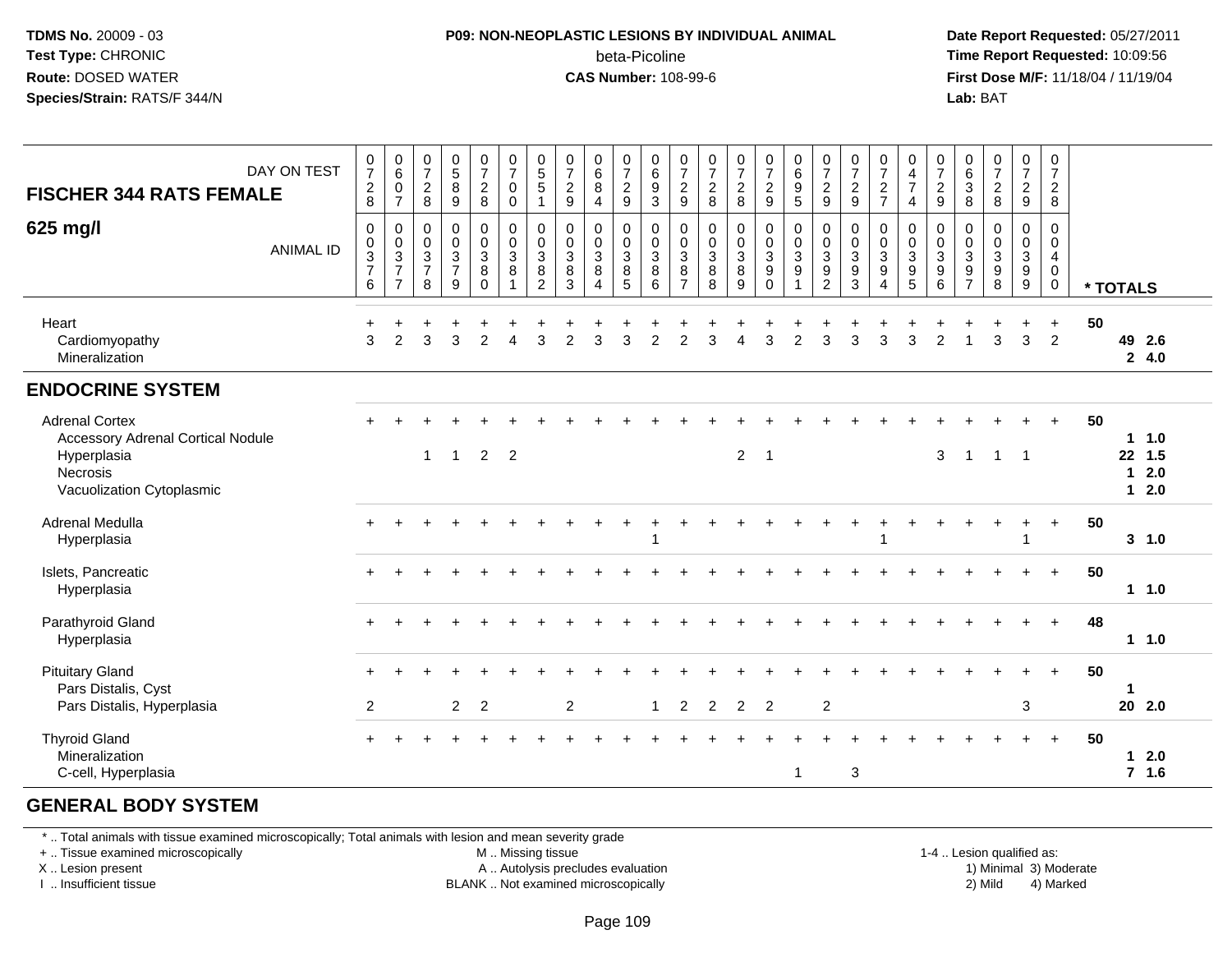**TDMS No.** 20009 - 03
**Test Type:** CHRONIC
**Route:** DOSED WATER
**Species/Strain:** RATS/F 344/N

**P09: NON-NEOPLASTIC LESIONS BY INDIVIDUAL ANIMAL**
beta-Picoline
**CAS Number:** 108-99-6

**Date Report Requested:** 05/27/2011
**Time Report Requested:** 10:09:56
**First Dose M/F:** 11/18/04 / 11/19/04
**Lab:** BAT

| FISCHER 344 RATS FEMALE 625 mg/l — DAY ON TEST | 0728 | 0607 | 0728 | 0589 | 0728 | 0700 | 0551 | 0729 | 0684 | 0729 | 0693 | 0729 | 0728 | 0728 | 0729 | 0695 | 0729 | 0729 | 0727 | 0474 | 0729 | 0638 | 0728 | 0729 | 0728 | |
|---|---|---|---|---|---|---|---|---|---|---|---|---|---|---|---|---|---|---|---|---|---|---|---|---|---|---|
| ANIMAL ID | 00376 | 00377 | 00378 | 00379 | 00380 | 00381 | 00382 | 00383 | 00384 | 00385 | 00386 | 00387 | 00388 | 00389 | 00390 | 00391 | 00392 | 00393 | 00394 | 00395 | 00396 | 00397 | 00398 | 00399 | 00400 | * TOTALS |
| Heart | + | + | + | + | + | + | + | + | + | + | + | + | + | + | + | + | + | + | + | + | + | + | + | + | + | 50 |
| Cardiomyopathy | 3 | 2 | 3 | 3 | 2 | 4 | 3 | 2 | 3 | 3 | 2 | 2 | 3 | 4 | 3 | 2 | 3 | 3 | 3 | 3 | 2 | 1 | 3 | 3 | 2 | 49 2.6 |
| Mineralization | | | | | | | | | | | | | | | | | | | | | | | | | | 2 4.0 |
| **ENDOCRINE SYSTEM** | | | | | | | | | | | | | | | | | | | | | | | | | | |
| Adrenal Cortex | + | + | + | + | + | + | + | + | + | + | + | + | + | + | + | + | + | + | + | + | + | + | + | + | + | 50 |
| Accessory Adrenal Cortical Nodule | | | | | | | | | | | | | | | | | | | | | | | | | | 1 1.0 |
| Hyperplasia | | | 1 | 1 | 2 | 2 | | | | | | | | 2 | 1 | | | | | | 3 | 1 | 1 | 1 | | 22 1.5 |
| Necrosis | | | | | | | | | | | | | | | | | | | | | | | | | | 1 2.0 |
| Vacuolization Cytoplasmic | | | | | | | | | | | | | | | | | | | | | | | | | | 1 2.0 |
| Adrenal Medulla | + | + | + | + | + | + | + | + | + | + | + | + | + | + | + | + | + | + | + | + | + | + | + | + | + | 50 |
| Hyperplasia | | | | | | | | | | | 1 | | | | | | | | 1 | | | | | 1 | | 3 1.0 |
| Islets, Pancreatic | + | + | + | + | + | + | + | + | + | + | + | + | + | + | + | + | + | + | + | + | + | + | + | + | + | 50 |
| Hyperplasia | | | | | | | | | | | | | | | | | | | | | | | | | | 1 1.0 |
| Parathyroid Gland | + | + | + | + | + | + | + | + | + | + | + | + | + | + | + | + | + | + | + | + | + | + | + | + | + | 48 |
| Hyperplasia | | | | | | | | | | | | | | | | | | | | | | | | | | 1 1.0 |
| Pituitary Gland | + | + | + | + | + | + | + | + | + | + | + | + | + | + | + | + | + | + | + | + | + | + | + | + | + | 50 |
| Pars Distalis, Cyst | | | | | | | | | | | | | | | | | | | | | | | | | | 1 |
| Pars Distalis, Hyperplasia | 2 | | | 2 | 2 | | | 2 | | | 1 | 2 | 2 | 2 | 2 | | 2 | | | | | | | 3 | | 20 2.0 |
| Thyroid Gland | + | + | + | + | + | + | + | + | + | + | + | + | + | + | + | + | + | + | + | + | + | + | + | + | + | 50 |
| Mineralization | | | | | | | | | | | | | | | | | | | | | | | | | | 1 2.0 |
| C-cell, Hyperplasia | | | | | | | | | | | | | | | | 1 | | 3 | | | | | | | | 7 1.6 |
| **GENERAL BODY SYSTEM** | | | | | | | | | | | | | | | | | | | | | | | | | | |

\* .. Total animals with tissue examined microscopically; Total animals with lesion and mean severity grade
\+ .. Tissue examined microscopically
X .. Lesion present
I .. Insufficient tissue
M .. Missing tissue
A .. Autolysis precludes evaluation
BLANK .. Not examined microscopically
1-4 .. Lesion qualified as: 1) Minimal 2) Mild 3) Moderate 4) Marked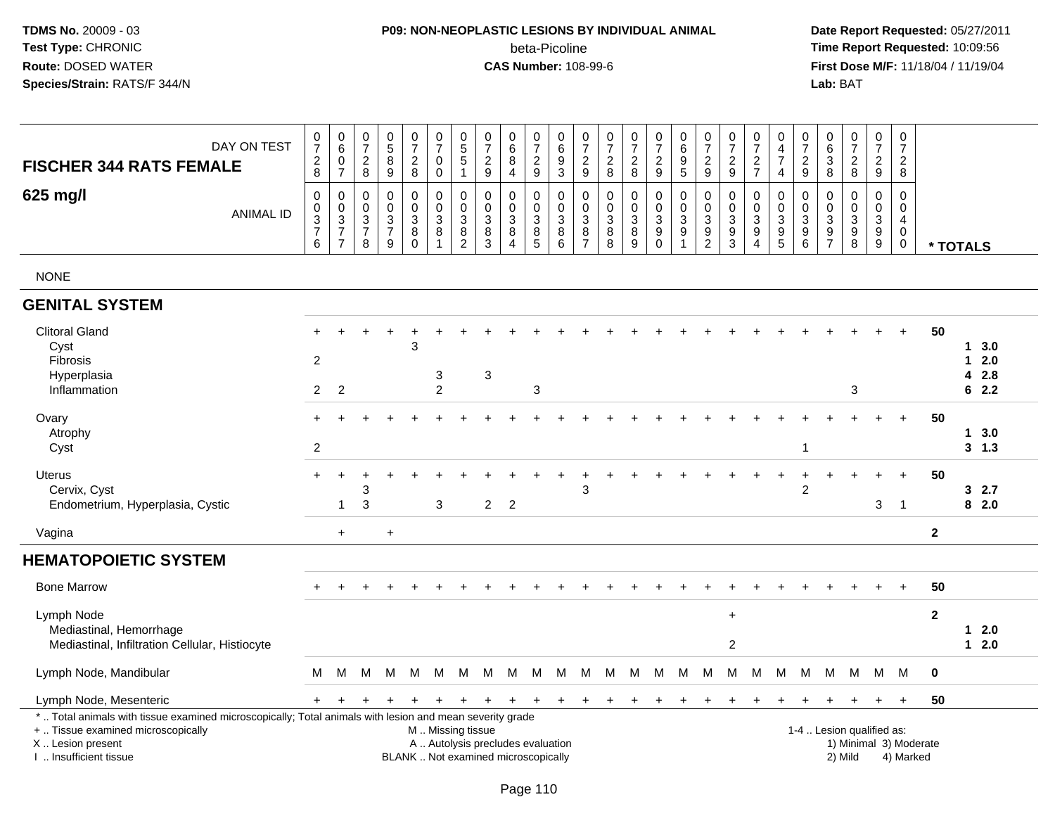**TDMS No.** 20009 - 03
**Test Type:** CHRONIC
**Route:** DOSED WATER
**Species/Strain:** RATS/F 344/N

**P09: NON-NEOPLASTIC LESIONS BY INDIVIDUAL ANIMAL**
beta-Picoline
**CAS Number:** 108-99-6

**Date Report Requested:** 05/27/2011
**Time Report Requested:** 10:09:56
**First Dose M/F:** 11/18/04 / 11/19/04
**Lab:** BAT

| FISCHER 344 RATS FEMALE 625 mg/l | | | | | | | | | | | | | | | | | | | | | | | | | | |
|---|---|---|---|---|---|---|---|---|---|---|---|---|---|---|---|---|---|---|---|---|---|---|---|---|---|---|
| DAY ON TEST | 0728 | 0607 | 0728 | 0589 | 0728 | 0700 | 0551 | 0729 | 0684 | 0729 | 0693 | 0729 | 0728 | 0728 | 0729 | 0695 | 0729 | 0729 | 0727 | 0474 | 0729 | 0638 | 0728 | 0729 | 0728 | |
| ANIMAL ID | 0376 | 0377 | 0378 | 0379 | 0380 | 0381 | 0382 | 0383 | 0384 | 0385 | 0386 | 0387 | 0388 | 0389 | 0390 | 0391 | 0392 | 0393 | 0394 | 0395 | 0396 | 0397 | 0398 | 0399 | 0400 | * TOTALS |
| NONE | | | | | | | | | | | | | | | | | | | | | | | | | | |
| **GENITAL SYSTEM** | | | | | | | | | | | | | | | | | | | | | | | | | | |
| Clitoral Gland | + | + | + | + | + | + | + | + | + | + | + | + | + | + | + | + | + | + | + | + | + | + | + | + | + | 50 |
| Cyst | | | | | 3 | | | | | | | | | | | | | | | | | | | | | 1 3.0 |
| Fibrosis | 2 | | | | | | | | | | | | | | | | | | | | | | | | | 1 2.0 |
| Hyperplasia | | | | | | 3 | | 3 | | | | | | | | | | | | | | | | | | 4 2.8 |
| Inflammation | 2 | 2 | | | | 2 | | | | 3 | | | | | | | | | | | | | 3 | | | 6 2.2 |
| Ovary | + | + | + | + | + | + | + | + | + | + | + | + | + | + | + | + | + | + | + | + | + | + | + | + | + | 50 |
| Atrophy | | | | | | | | | | | | | | | | | | | | | | | | | | 1 3.0 |
| Cyst | 2 | | | | | | | | | | | | | | | | | | | | 1 | | | | | 3 1.3 |
| Uterus | + | + | + | + | + | + | + | + | + | + | + | + | + | + | + | + | + | + | + | + | + | + | + | + | + | 50 |
| Cervix, Cyst | | | 3 | | | | | | | | | 3 | | | | | | | | | 2 | | | | | 3 2.7 |
| Endometrium, Hyperplasia, Cystic | | 1 | 3 | | | 3 | | 2 | 2 | | | | | | | | | | | | | | | 3 | 1 | 8 2.0 |
| Vagina | | + | | + | | | | | | | | | | | | | | | | | | | | | | 2 |
| **HEMATOPOIETIC SYSTEM** | | | | | | | | | | | | | | | | | | | | | | | | | | |
| Bone Marrow | + | + | + | + | + | + | + | + | + | + | + | + | + | + | + | + | + | + | + | + | + | + | + | + | + | 50 |
| Lymph Node | | | | | | | | | | | | | | | | | | + | | | | | | | | 2 |
| Mediastinal, Hemorrhage | | | | | | | | | | | | | | | | | | | | | | | | | | 1 2.0 |
| Mediastinal, Infiltration Cellular, Histiocyte | | | | | | | | | | | | | | | | | | 2 | | | | | | | | 1 2.0 |
| Lymph Node, Mandibular | M | M | M | M | M | M | M | M | M | M | M | M | M | M | M | M | M | M | M | M | M | M | M | M | M | 0 |
| Lymph Node, Mesenteric | + | + | + | + | + | + | + | + | + | + | + | + | + | + | + | + | + | + | + | + | + | + | + | + | + | 50 |

* .. Total animals with tissue examined microscopically; Total animals with lesion and mean severity grade
+ .. Tissue examined microscopically
X .. Lesion present
I .. Insufficient tissue

M .. Missing tissue
A .. Autolysis precludes evaluation
BLANK .. Not examined microscopically

1-4 .. Lesion qualified as:
1) Minimal 3) Moderate
2) Mild 4) Marked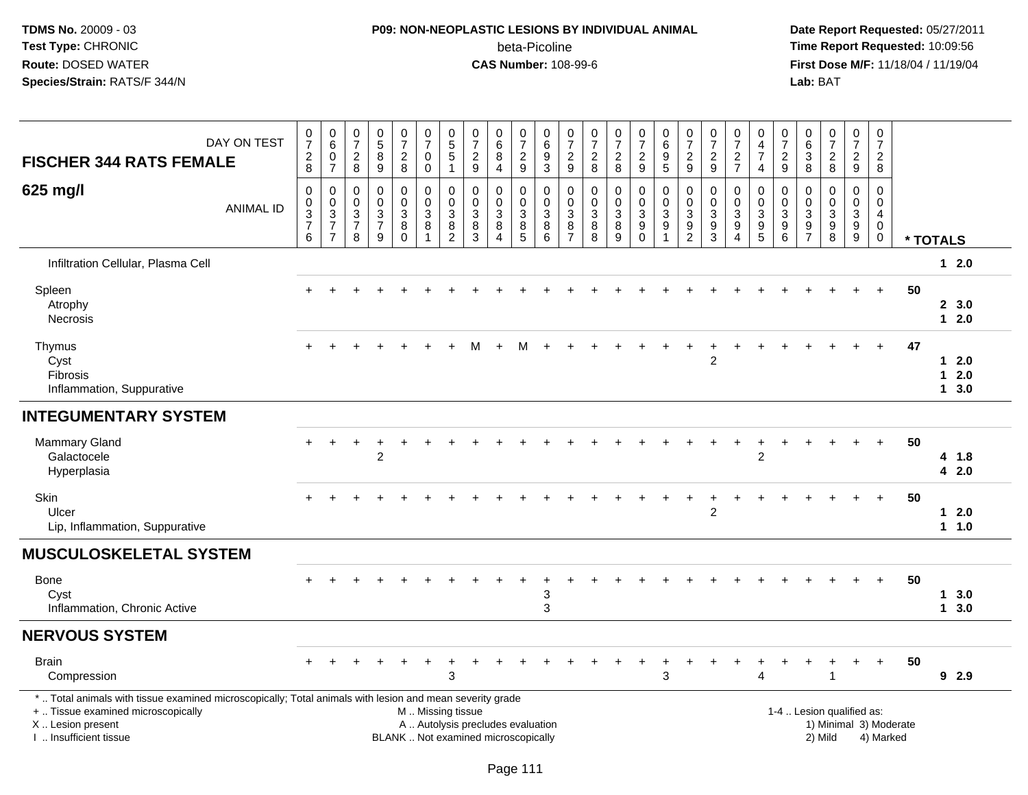TDMS No. 20009 - 03
Test Type: CHRONIC
Route: DOSED WATER
Species/Strain: RATS/F 344/N

**P09: NON-NEOPLASTIC LESIONS BY INDIVIDUAL ANIMAL**
beta-Picoline
**CAS Number:** 108-99-6

Date Report Requested: 05/27/2011
Time Report Requested: 10:09:56
First Dose M/F: 11/18/04 / 11/19/04
Lab: BAT

| FISCHER 344 RATS FEMALE — DAY ON TEST | 0728 | 0607 | 0728 | 0589 | 0728 | 0700 | 0551 | 0729 | 0684 | 0729 | 0693 | 0729 | 0728 | 0728 | 0729 | 0695 | 0729 | 0729 | 0727 | 0474 | 0729 | 0638 | 0728 | 0729 | 0728 | |
|---|---|---|---|---|---|---|---|---|---|---|---|---|---|---|---|---|---|---|---|---|---|---|---|---|---|---|
| **625 mg/l** — ANIMAL ID | 00376 | 00377 | 00378 | 00379 | 00380 | 00381 | 00382 | 00383 | 00384 | 00385 | 00386 | 00387 | 00388 | 00389 | 00390 | 00391 | 00392 | 00393 | 00394 | 00395 | 00396 | 00397 | 00398 | 00399 | 00400 | * TOTALS |
| Infiltration Cellular, Plasma Cell | | | | | | | | | | | | | | | | | | | | | | | | | | 1 2.0 |
| Spleen | + | + | + | + | + | + | + | + | + | + | + | + | + | + | + | + | + | + | + | + | + | + | + | + | + | 50 |
| Atrophy | | | | | | | | | | | | | | | | | | | | | | | | | | 2 3.0 |
| Necrosis | | | | | | | | | | | | | | | | | | | | | | | | | | 1 2.0 |
| Thymus | + | + | + | + | + | + | + | M | + | M | + | + | + | + | + | + | + | + | + | + | + | + | + | + | + | 47 |
| Cyst | | | | | | | | | | | | | | | | | | 2 | | | | | | | | 1 2.0 |
| Fibrosis | | | | | | | | | | | | | | | | | | | | | | | | | | 1 2.0 |
| Inflammation, Suppurative | | | | | | | | | | | | | | | | | | | | | | | | | | 1 3.0 |
| **INTEGUMENTARY SYSTEM** | | | | | | | | | | | | | | | | | | | | | | | | | | |
| Mammary Gland | + | + | + | + | + | + | + | + | + | + | + | + | + | + | + | + | + | + | + | + | + | + | + | + | + | 50 |
| Galactocele | | | | 2 | | | | | | | | | | | | | | | | 2 | | | | | | 4 1.8 |
| Hyperplasia | | | | | | | | | | | | | | | | | | | | | | | | | | 4 2.0 |
| Skin | + | + | + | + | + | + | + | + | + | + | + | + | + | + | + | + | + | + | + | + | + | + | + | + | + | 50 |
| Ulcer | | | | | | | | | | | | | | | | | | 2 | | | | | | | | 1 2.0 |
| Lip, Inflammation, Suppurative | | | | | | | | | | | | | | | | | | | | | | | | | | 1 1.0 |
| **MUSCULOSKELETAL SYSTEM** | | | | | | | | | | | | | | | | | | | | | | | | | | |
| Bone | + | + | + | + | + | + | + | + | + | + | + | + | + | + | + | + | + | + | + | + | + | + | + | + | + | 50 |
| Cyst | | | | | | | | | | | 3 | | | | | | | | | | | | | | | 1 3.0 |
| Inflammation, Chronic Active | | | | | | | | | | | 3 | | | | | | | | | | | | | | | 1 3.0 |
| **NERVOUS SYSTEM** | | | | | | | | | | | | | | | | | | | | | | | | | | |
| Brain | + | + | + | + | + | + | + | + | + | + | + | + | + | + | + | + | + | + | + | + | + | + | + | + | + | 50 |
| Compression | | | | | | | 3 | | | | | | | | | 3 | | | | 4 | | | 1 | | | 9 2.9 |

\* .. Total animals with tissue examined microscopically; Total animals with lesion and mean severity grade
+ .. Tissue examined microscopically
X .. Lesion present
I .. Insufficient tissue
M .. Missing tissue
A .. Autolysis precludes evaluation
BLANK .. Not examined microscopically
1-4 .. Lesion qualified as:
1) Minimal 3) Moderate
2) Mild 4) Marked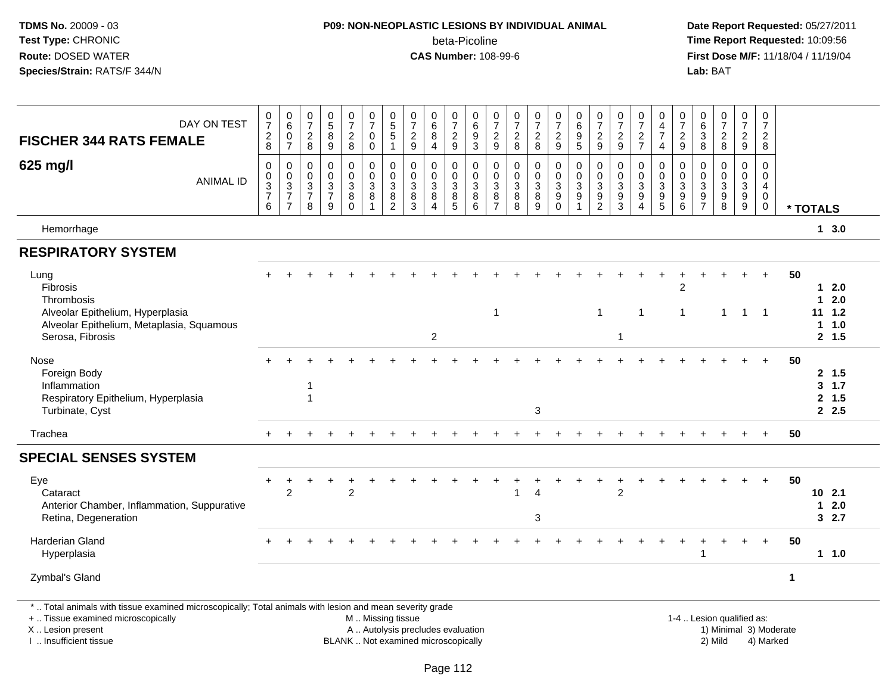TDMS No. 20009 - 03
Test Type: CHRONIC
Route: DOSED WATER
Species/Strain: RATS/F 344/N

**P09: NON-NEOPLASTIC LESIONS BY INDIVIDUAL ANIMAL**
beta-Picoline
**CAS Number:** 108-99-6

Date Report Requested: 05/27/2011
Time Report Requested: 10:09:56
First Dose M/F: 11/18/04 / 11/19/04
Lab: BAT

| FISCHER 344 RATS FEMALE 625 mg/l | DAY ON TEST | 0728 | 0607 | 0728 | 0589 | 0728 | 0700 | 0551 | 0729 | 0684 | 0729 | 0693 | 0729 | 0728 | 0728 | 0729 | 0695 | 0729 | 0729 | 0727 | 0474 | 0729 | 0638 | 0728 | 0729 | 0728 | |
|---|---|---|---|---|---|---|---|---|---|---|---|---|---|---|---|---|---|---|---|---|---|---|---|---|---|---|---|
| | ANIMAL ID | 00376 | 00377 | 00378 | 00379 | 00380 | 00381 | 00382 | 00383 | 00384 | 00385 | 00386 | 00387 | 00388 | 00389 | 00390 | 00391 | 00392 | 00393 | 00394 | 00395 | 00396 | 00397 | 00398 | 00399 | 00400 | * TOTALS |
| Hemorrhage | | | | | | | | | | | | | | | | | | | | | | | | | | | 1 3.0 |
| **RESPIRATORY SYSTEM** | | | | | | | | | | | | | | | | | | | | | | | | | | | |
| Lung | | + | + | + | + | + | + | + | + | + | + | + | + | + | + | + | + | + | + | + | + | + | + | + | + | + | 50 |
| Fibrosis | | | | | | | | | | | | | | | | | | | | | | 2 | | | | | 1 2.0 |
| Thrombosis | | | | | | | | | | | | | | | | | | | | | | | | | | | 1 2.0 |
| Alveolar Epithelium, Hyperplasia | | | | | | | | | | | | | 1 | | | | | 1 | | 1 | | 1 | | 1 | 1 | 1 | 11 1.2 |
| Alveolar Epithelium, Metaplasia, Squamous | | | | | | | | | | | | | | | | | | | | | | | | | | | 1 1.0 |
| Serosa, Fibrosis | | | | | | | | | | 2 | | | | | | | | | 1 | | | | | | | | 2 1.5 |
| Nose | | + | + | + | + | + | + | + | + | + | + | + | + | + | + | + | + | + | + | + | + | + | + | + | + | + | 50 |
| Foreign Body | | | | | | | | | | | | | | | | | | | | | | | | | | | 2 1.5 |
| Inflammation | | | | 1 | | | | | | | | | | | | | | | | | | | | | | | 3 1.7 |
| Respiratory Epithelium, Hyperplasia | | | | 1 | | | | | | | | | | | | | | | | | | | | | | | 2 1.5 |
| Turbinate, Cyst | | | | | | | | | | | | | | | 3 | | | | | | | | | | | | 2 2.5 |
| Trachea | | + | + | + | + | + | + | + | + | + | + | + | + | + | + | + | + | + | + | + | + | + | + | + | + | + | 50 |
| **SPECIAL SENSES SYSTEM** | | | | | | | | | | | | | | | | | | | | | | | | | | | |
| Eye | | + | + | + | + | + | + | + | + | + | + | + | + | + | + | + | + | + | + | + | + | + | + | + | + | + | 50 |
| Cataract | | | 2 | | | 2 | | | | | | | | 1 | 4 | | | | 2 | | | | | | | | 10 2.1 |
| Anterior Chamber, Inflammation, Suppurative | | | | | | | | | | | | | | | | | | | | | | | | | | | 1 2.0 |
| Retina, Degeneration | | | | | | | | | | | | | | | 3 | | | | | | | | | | | | 3 2.7 |
| Harderian Gland | | + | + | + | + | + | + | + | + | + | + | + | + | + | + | + | + | + | + | + | + | + | + | + | + | + | 50 |
| Hyperplasia | | | | | | | | | | | | | | | | | | | | | | | 1 | | | | 1 1.0 |
| Zymbal's Gland | | | | | | | | | | | | | | | | | | | | | | | | | | | 1 |

\* .. Total animals with tissue examined microscopically; Total animals with lesion and mean severity grade
\+ .. Tissue examined microscopically
X .. Lesion present
I .. Insufficient tissue
M .. Missing tissue
A .. Autolysis precludes evaluation
BLANK .. Not examined microscopically
1-4 .. Lesion qualified as: 1) Minimal 2) Mild 3) Moderate 4) Marked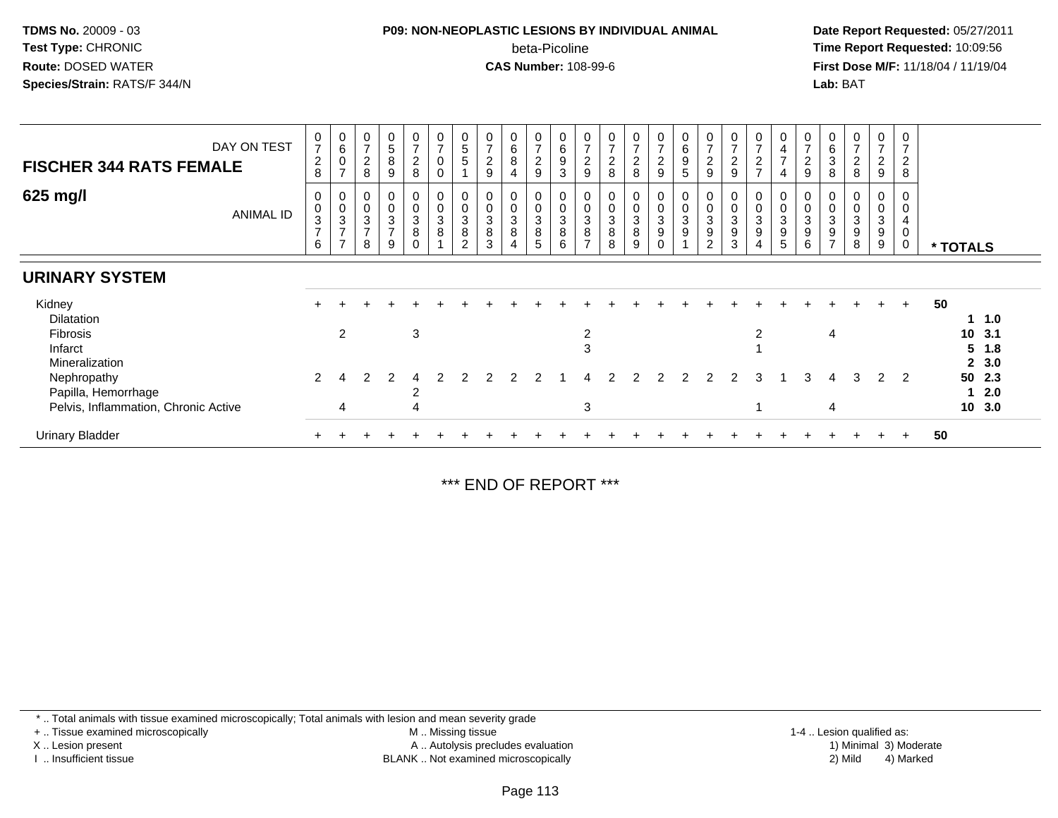**TDMS No.** 20009 - 03
**Test Type:** CHRONIC
**Route:** DOSED WATER
**Species/Strain:** RATS/F 344/N

**P09: NON-NEOPLASTIC LESIONS BY INDIVIDUAL ANIMAL**
beta-Picoline
**CAS Number:** 108-99-6

**Date Report Requested:** 05/27/2011
**Time Report Requested:** 10:09:56
**First Dose M/F:** 11/18/04 / 11/19/04
**Lab:** BAT

| DAY ON TEST | 0728 | 0607 | 0728 | 0589 | 0728 | 0700 | 0551 | 0729 | 0684 | 0729 | 0693 | 0729 | 0728 | 0728 | 0729 | 0695 | 0729 | 0729 | 0727 | 0474 | 0729 | 0638 | 0728 | 0729 | 0728 | |
|---|---|---|---|---|---|---|---|---|---|---|---|---|---|---|---|---|---|---|---|---|---|---|---|---|---|---|
| **FISCHER 344 RATS FEMALE** | | | | | | | | | | | | | | | | | | | | | | | | | | |
| **625 mg/l** ANIMAL ID | 00376 | 00377 | 00378 | 00379 | 00380 | 00381 | 00382 | 00383 | 00384 | 00385 | 00386 | 00387 | 00388 | 00389 | 00390 | 00391 | 00392 | 00393 | 00394 | 00395 | 00396 | 00397 | 00398 | 00399 | 00400 | **\* TOTALS** |
| **URINARY SYSTEM** | | | | | | | | | | | | | | | | | | | | | | | | | | |
| Kidney | + | + | + | + | + | + | + | + | + | + | + | + | + | + | + | + | + | + | + | + | + | + | + | + | + | **50** |
| Dilatation | | | | | | | | | | | | | | | | | | | | | | | | | | **1 1.0** |
| Fibrosis | | 2 | | | 3 | | | | | | | 2 | | | | | | | 2 | | | 4 | | | | **10 3.1** |
| Infarct | | | | | | | | | | | | 3 | | | | | | | 1 | | | | | | | **5 1.8** |
| Mineralization | | | | | | | | | | | | | | | | | | | | | | | | | | **2 3.0** |
| Nephropathy | 2 | 4 | 2 | 2 | 4 | 2 | 2 | 2 | 2 | 2 | 1 | 4 | 2 | 2 | 2 | 2 | 2 | 2 | 3 | 1 | 3 | 4 | 3 | 2 | 2 | **50 2.3** |
| Papilla, Hemorrhage | | | | | 2 | | | | | | | | | | | | | | | | | | | | | **1 2.0** |
| Pelvis, Inflammation, Chronic Active | | 4 | | | 4 | | | | | | | 3 | | | | | | | 1 | | | 4 | | | | **10 3.0** |
| Urinary Bladder | + | + | + | + | + | + | + | + | + | + | + | + | + | + | + | + | + | + | + | + | + | + | + | + | + | **50** |

\*\*\* END OF REPORT \*\*\*

\* .. Total animals with tissue examined microscopically; Total animals with lesion and mean severity grade
\+ .. Tissue examined microscopically
X .. Lesion present
I .. Insufficient tissue
M .. Missing tissue
A .. Autolysis precludes evaluation
BLANK .. Not examined microscopically
1-4 .. Lesion qualified as:
1) Minimal 3) Moderate
2) Mild 4) Marked